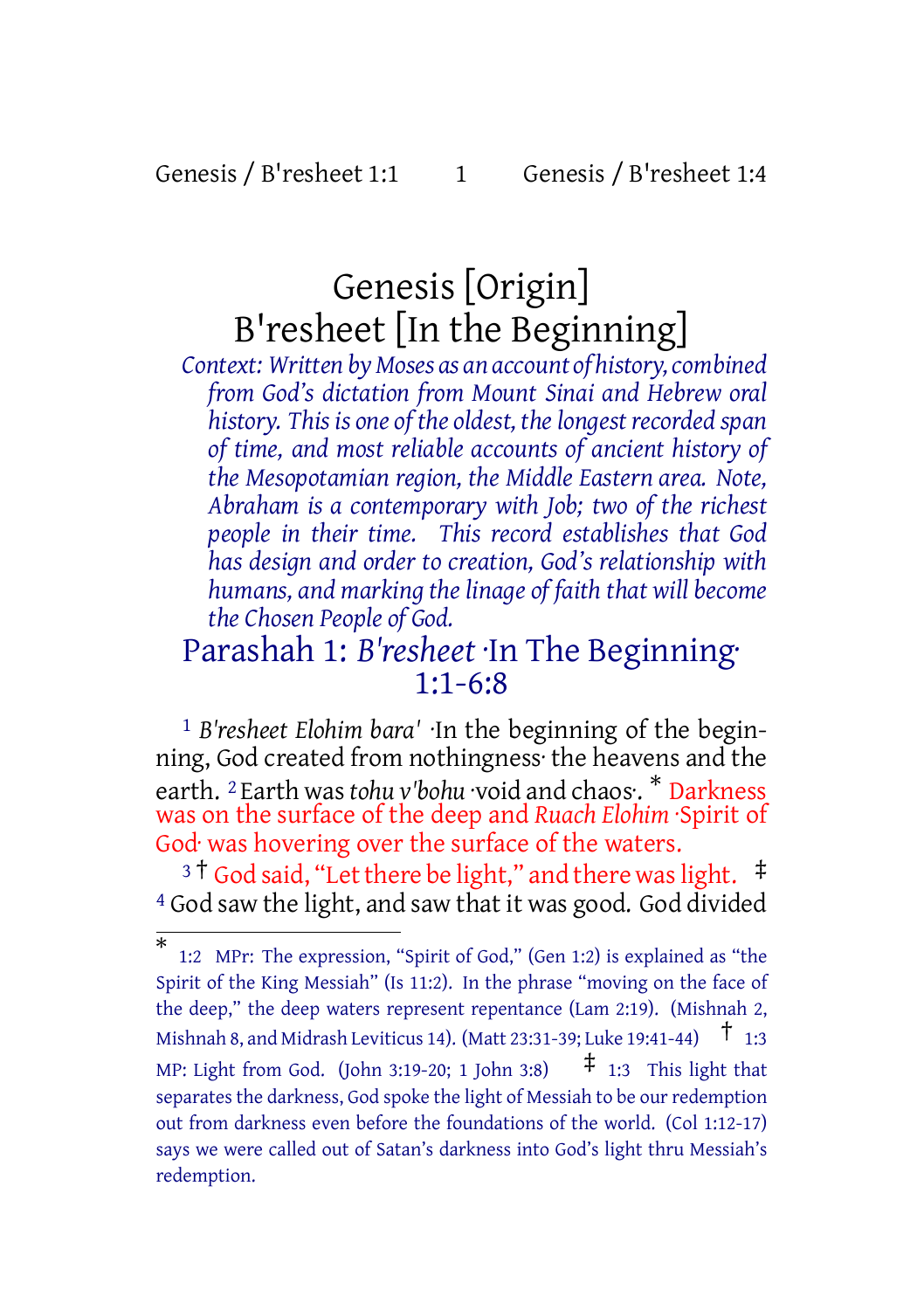# Genesis [Origin] B'resheet [In the Beginning]

*Context: Written by Moses as an account of history, combined from God's dictation from Mount Sinai and Hebrew oral history. This is one of the oldest, the longest recorded span of time, and most reliable accounts of ancient history of the Mesopotamian region, the Middle Eastern area. Note, Abraham is a contemporary with Job; two of the richest people in their time. This record establishes that God has design and order to creation, God's relationship with humans, and marking the linage of faith that will become the Chosen People of God.*

## Parashah 1: *B'resheet* ·In The Beginning· 1:1-6:8

[1] *B'resheet Elohim bara'* ·In the beginning of the beginning, God created from nothingness· the heavens and the earth. [2] Earth was *tohu v'bohu* ·void and chaos·. * Darkness was on the surface of the deep and *Ruach Elohim* ·Spirit of God· was hovering over the surface of the waters.

[3] † God said, "Let there be light," and there was light. ‡ [4] God saw the light, and saw that it was good. God divided

---

* 1:2 MPr: The expression, "Spirit of God," (Gen 1:2) is explained as "the Spirit of the King Messiah" (Is 11:2). In the phrase "moving on the face of the deep," the deep waters represent repentance (Lam 2:19). (Mishnah 2, Mishnah 8, and Midrash Leviticus 14). (Matt 23:31-39; Luke 19:41-44)

† 1:3 MP: Light from God. (John 3:19-20; 1 John 3:8)

‡ 1:3 This light that separates the darkness, God spoke the light of Messiah to be our redemption out from darkness even before the foundations of the world. (Col 1:12-17) says we were called out of Satan's darkness into God's light thru Messiah's redemption.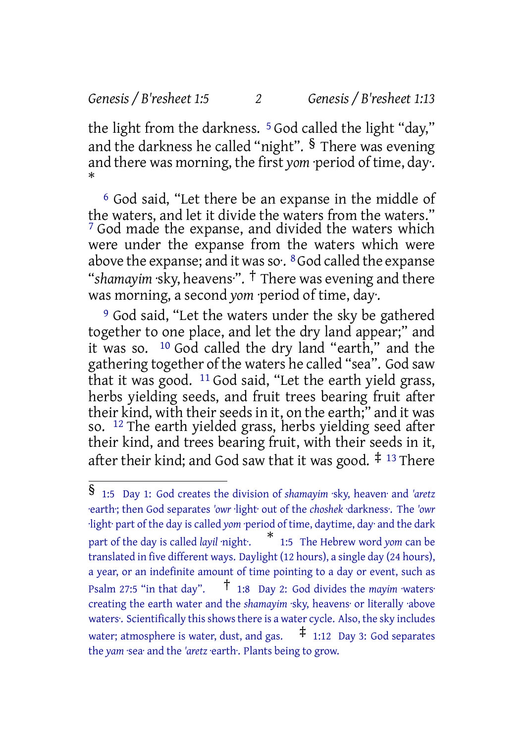the light from the darkness. [5] God called the light "day," and the darkness he called "night". § There was evening and there was morning, the first *yom* ·period of time, day·. *

[6] God said, "Let there be an expanse in the middle of the waters, and let it divide the waters from the waters." [7] God made the expanse, and divided the waters which were under the expanse from the waters which were above the expanse; and it was so·. [8] God called the expanse "*shamayim* ·sky, heavens·". † There was evening and there was morning, a second *yom* ·period of time, day·.

[9] God said, "Let the waters under the sky be gathered together to one place, and let the dry land appear;" and it was so. [10] God called the dry land "earth," and the gathering together of the waters he called "sea". God saw that it was good. [11] God said, "Let the earth yield grass, herbs yielding seeds, and fruit trees bearing fruit after their kind, with their seeds in it, on the earth;" and it was so. [12] The earth yielded grass, herbs yielding seed after their kind, and trees bearing fruit, with their seeds in it, after their kind; and God saw that it was good. ‡ [13] There

---

§ 1:5 Day 1: God creates the division of *shamayim* ·sky, heaven· and *'aretz* ·earth·; then God separates *'owr* ·light· out of the *choshek* ·darkness·. The *'owr* ·light· part of the day is called *yom* ·period of time, daytime, day· and the dark part of the day is called *layil* ·night·. * 1:5 The Hebrew word *yom* can be translated in five different ways. Daylight (12 hours), a single day (24 hours), a year, or an indefinite amount of time pointing to a day or event, such as Psalm 27:5 "in that day". † 1:8 Day 2: God divides the *mayim* ·waters· creating the earth water and the *shamayim* ·sky, heavens· or literally ·above waters·. Scientifically this shows there is a water cycle. Also, the sky includes water; atmosphere is water, dust, and gas. ‡ 1:12 Day 3: God separates the *yam* ·sea· and the *'aretz* ·earth·. Plants being to grow.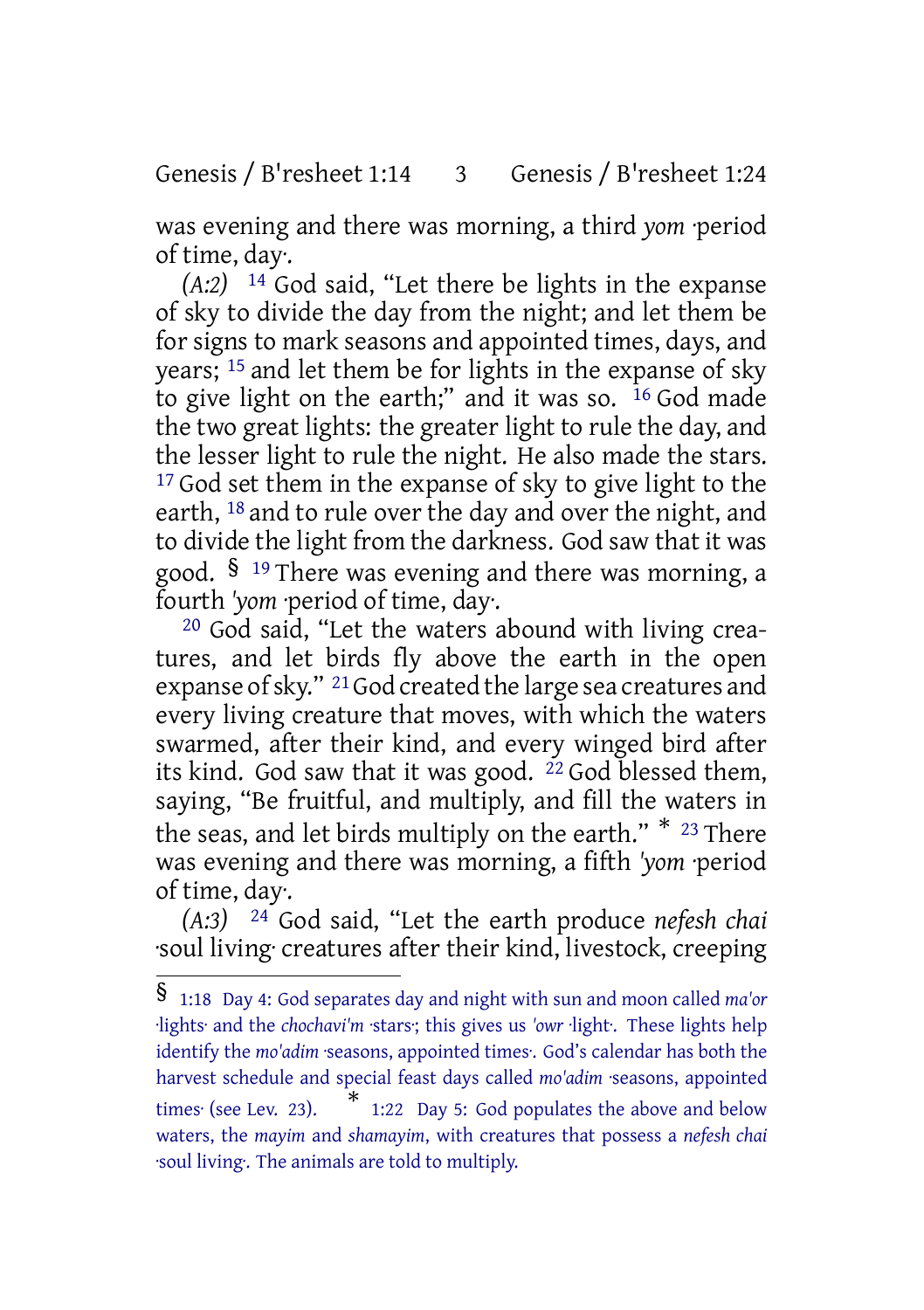was evening and there was morning, a third *yom* ·period of time, day·.

*(A:2)* [14] God said, "Let there be lights in the expanse of sky to divide the day from the night; and let them be for signs to mark seasons and appointed times, days, and years; [15] and let them be for lights in the expanse of sky to give light on the earth;" and it was so. [16] God made the two great lights: the greater light to rule the day, and the lesser light to rule the night. He also made the stars. [17] God set them in the expanse of sky to give light to the earth, [18] and to rule over the day and over the night, and to divide the light from the darkness. God saw that it was good. § [19] There was evening and there was morning, a fourth *'yom* ·period of time, day·.

[20] God said, "Let the waters abound with living creatures, and let birds fly above the earth in the open expanse of sky." [21] God created the large sea creatures and every living creature that moves, with which the waters swarmed, after their kind, and every winged bird after its kind. God saw that it was good. [22] God blessed them, saying, "Be fruitful, and multiply, and fill the waters in the seas, and let birds multiply on the earth." * [23] There was evening and there was morning, a fifth *'yom* ·period of time, day·.

*(A:3)* [24] God said, "Let the earth produce *nefesh chai* ·soul living· creatures after their kind, livestock, creeping

---

§ 1:18 Day 4: God separates day and night with sun and moon called *ma'or* ·lights· and the *chochavi'm* ·stars·; this gives us *'owr* ·light·. These lights help identify the *mo'adim* ·seasons, appointed times·. God's calendar has both the harvest schedule and special feast days called *mo'adim* ·seasons, appointed times· (see Lev. 23). * 1:22 Day 5: God populates the above and below waters, the *mayim* and *shamayim*, with creatures that possess a *nefesh chai* ·soul living·. The animals are told to multiply.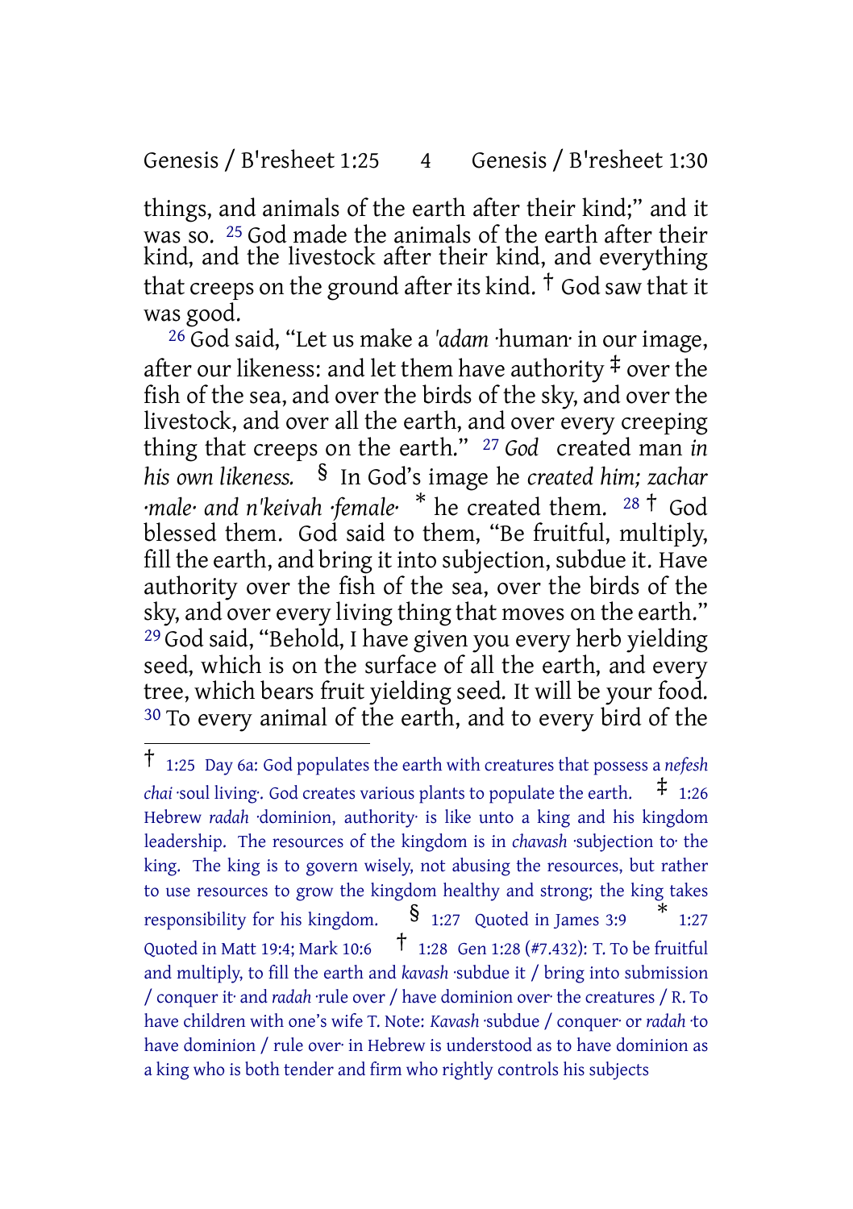things, and animals of the earth after their kind;" and it was so. [25] God made the animals of the earth after their kind, and the livestock after their kind, and everything that creeps on the ground after its kind. † God saw that it was good.

[26] God said, "Let us make a *'adam* ·human· in our image, after our likeness: and let them have authority ‡ over the fish of the sea, and over the birds of the sky, and over the livestock, and over all the earth, and over every creeping thing that creeps on the earth." [27] *God* created man *in his own likeness.* § In God's image he *created him; zachar ·male· and n'keivah ·female·* * he created them. [28] † God blessed them. God said to them, "Be fruitful, multiply, fill the earth, and bring it into subjection, subdue it. Have authority over the fish of the sea, over the birds of the sky, and over every living thing that moves on the earth." [29] God said, "Behold, I have given you every herb yielding seed, which is on the surface of all the earth, and every tree, which bears fruit yielding seed. It will be your food. [30] To every animal of the earth, and to every bird of the

---

† 1:25 Day 6a: God populates the earth with creatures that possess a *nefesh chai* ·soul living·. God creates various plants to populate the earth. ‡ 1:26 Hebrew *radah* ·dominion, authority· is like unto a king and his kingdom leadership. The resources of the kingdom is in *chavash* ·subjection to· the king. The king is to govern wisely, not abusing the resources, but rather to use resources to grow the kingdom healthy and strong; the king takes responsibility for his kingdom. § 1:27 Quoted in James 3:9 * 1:27 Quoted in Matt 19:4; Mark 10:6 † 1:28 Gen 1:28 (#7.432): T. To be fruitful and multiply, to fill the earth and *kavash* ·subdue it / bring into submission / conquer it· and *radah* ·rule over / have dominion over· the creatures / R. To have children with one's wife T. Note: *Kavash* ·subdue / conquer· or *radah* ·to have dominion / rule over· in Hebrew is understood as to have dominion as a king who is both tender and firm who rightly controls his subjects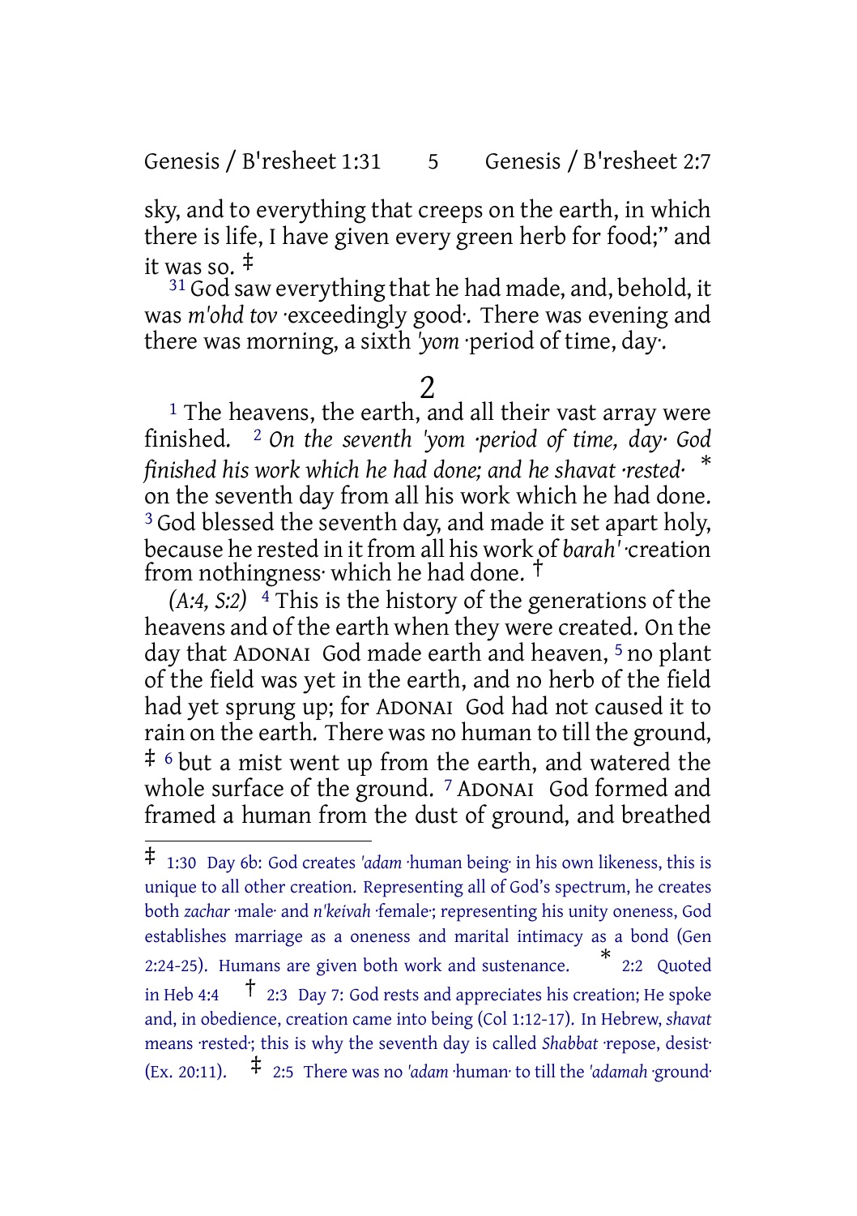sky, and to everything that creeps on the earth, in which there is life, I have given every green herb for food;" and it was so. ‡

[31] God saw everything that he had made, and, behold, it was *m'ohd tov* ·exceedingly good·. There was evening and there was morning, a sixth *'yom* ·period of time, day·.

## 2

[1] The heavens, the earth, and all their vast array were finished. [2] *On the seventh 'yom ·period of time, day· God finished his work which he had done; and he shavat ·rested·* * on the seventh day from all his work which he had done. [3] God blessed the seventh day, and made it set apart holy, because he rested in it from all his work of *barah'* ·creation from nothingness· which he had done. †

*(A:4, S:2)* [4] This is the history of the generations of the heavens and of the earth when they were created. On the day that ADONAI God made earth and heaven, [5] no plant of the field was yet in the earth, and no herb of the field had yet sprung up; for ADONAI God had not caused it to rain on the earth. There was no human to till the ground, ‡ [6] but a mist went up from the earth, and watered the whole surface of the ground. [7] ADONAI God formed and framed a human from the dust of ground, and breathed

---

‡ 1:30 Day 6b: God creates *'adam* ·human being· in his own likeness, this is unique to all other creation. Representing all of God's spectrum, he creates both *zachar* ·male· and *n'keivah* ·female·; representing his unity oneness, God establishes marriage as a oneness and marital intimacy as a bond (Gen 2:24-25). Humans are given both work and sustenance. * 2:2 Quoted in Heb 4:4 † 2:3 Day 7: God rests and appreciates his creation; He spoke and, in obedience, creation came into being (Col 1:12-17). In Hebrew, *shavat* means ·rested·; this is why the seventh day is called *Shabbat* ·repose, desist· (Ex. 20:11). ‡ 2:5 There was no *'adam* ·human· to till the *'adamah* ·ground·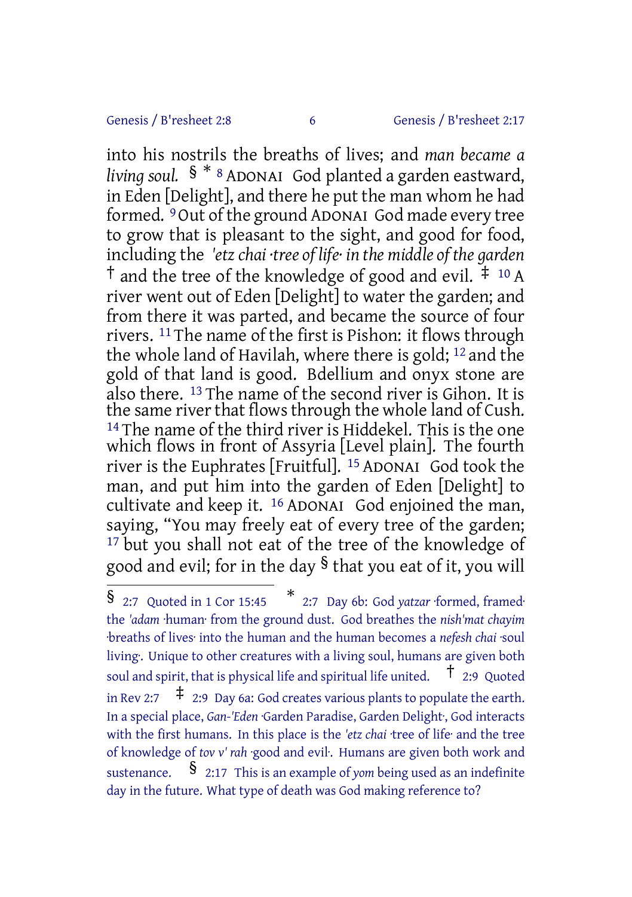into his nostrils the breaths of lives; and *man became a living soul.* § * [8] ADONAI God planted a garden eastward, in Eden [Delight], and there he put the man whom he had formed. [9] Out of the ground ADONAI God made every tree to grow that is pleasant to the sight, and good for food, including the *'etz chai ·tree of life· in the middle of the garden* † and the tree of the knowledge of good and evil. ‡ [10] A river went out of Eden [Delight] to water the garden; and from there it was parted, and became the source of four rivers. [11] The name of the first is Pishon: it flows through the whole land of Havilah, where there is gold; [12] and the gold of that land is good. Bdellium and onyx stone are also there. [13] The name of the second river is Gihon. It is the same river that flows through the whole land of Cush. [14] The name of the third river is Hiddekel. This is the one which flows in front of Assyria [Level plain]. The fourth river is the Euphrates [Fruitful]. [15] ADONAI God took the man, and put him into the garden of Eden [Delight] to cultivate and keep it. [16] ADONAI God enjoined the man, saying, "You may freely eat of every tree of the garden; [17] but you shall not eat of the tree of the knowledge of good and evil; for in the day § that you eat of it, you will

---

§ 2:7 Quoted in 1 Cor 15:45 * 2:7 Day 6b: God *yatzar* ·formed, framed· the *'adam* ·human· from the ground dust. God breathes the *nish'mat chayim* ·breaths of lives· into the human and the human becomes a *nefesh chai* ·soul living·. Unique to other creatures with a living soul, humans are given both soul and spirit, that is physical life and spiritual life united. † 2:9 Quoted in Rev 2:7 ‡ 2:9 Day 6a: God creates various plants to populate the earth. In a special place, *Gan-'Eden* ·Garden Paradise, Garden Delight·, God interacts with the first humans. In this place is the *'etz chai* ·tree of life· and the tree of knowledge of *tov v' rah* ·good and evil·. Humans are given both work and sustenance. § 2:17 This is an example of *yom* being used as an indefinite day in the future. What type of death was God making reference to?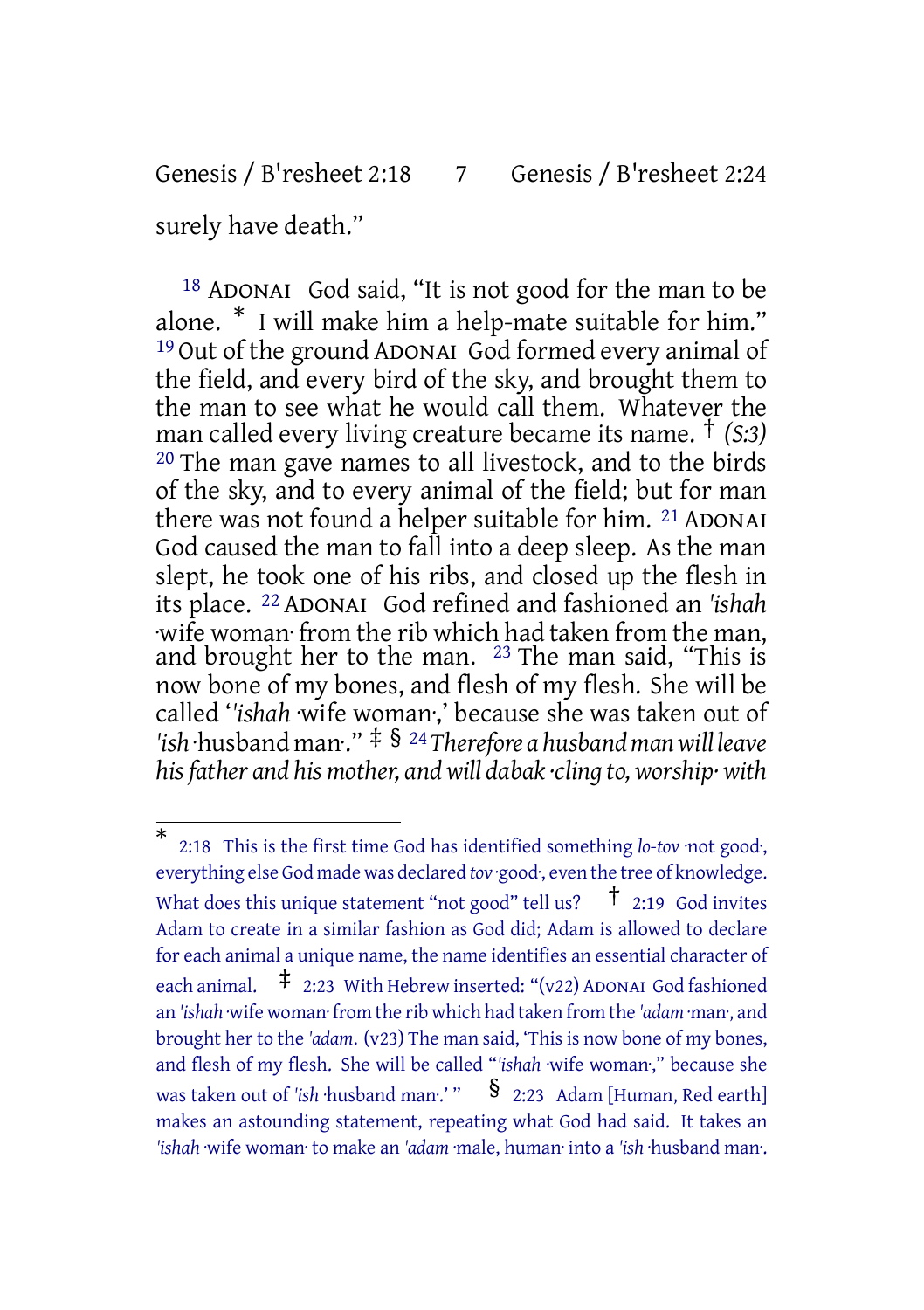surely have death."

[18] ADONAI God said, "It is not good for the man to be alone. * I will make him a help-mate suitable for him." [19] Out of the ground ADONAI God formed every animal of the field, and every bird of the sky, and brought them to the man to see what he would call them. Whatever the man called every living creature became its name. † *(S:3)* [20] The man gave names to all livestock, and to the birds of the sky, and to every animal of the field; but for man there was not found a helper suitable for him. [21] ADONAI God caused the man to fall into a deep sleep. As the man slept, he took one of his ribs, and closed up the flesh in its place. [22] ADONAI God refined and fashioned an *'ishah* ·wife woman· from the rib which had taken from the man, and brought her to the man. [23] The man said, "This is now bone of my bones, and flesh of my flesh. She will be called '*'ishah* ·wife woman·,' because she was taken out of *'ish* ·husband man·." ‡ § [24] *Therefore a husband man will leave his father and his mother, and will dabak ·cling to, worship· with*

---

* 2:18 This is the first time God has identified something *lo-tov* ·not good·, everything else God made was declared *tov* ·good·, even the tree of knowledge. What does this unique statement "not good" tell us? † 2:19 God invites Adam to create in a similar fashion as God did; Adam is allowed to declare for each animal a unique name, the name identifies an essential character of each animal. ‡ 2:23 With Hebrew inserted: "(v22) ADONAI God fashioned an *'ishah* ·wife woman· from the rib which had taken from the *'adam* ·man·, and brought her to the *'adam*. (v23) The man said, 'This is now bone of my bones, and flesh of my flesh. She will be called "*'ishah* ·wife woman·," because she was taken out of *'ish* ·husband man·.' " § 2:23 Adam [Human, Red earth] makes an astounding statement, repeating what God had said. It takes an *'ishah* ·wife woman· to make an *'adam* ·male, human· into a *'ish* ·husband man·.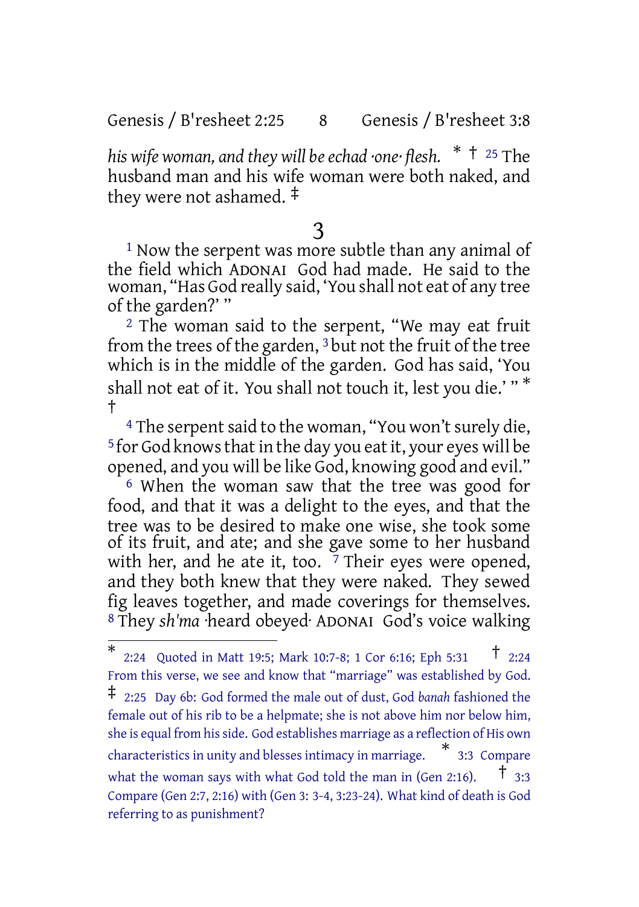*his wife woman, and they will be echad ·one· flesh.* * † [25] The husband man and his wife woman were both naked, and they were not ashamed. ‡

# 3

[1] Now the serpent was more subtle than any animal of the field which ADONAI God had made. He said to the woman, "Has God really said, 'You shall not eat of any tree of the garden?' "

[2] The woman said to the serpent, "We may eat fruit from the trees of the garden, [3] but not the fruit of the tree which is in the middle of the garden. God has said, 'You shall not eat of it. You shall not touch it, lest you die.' " * †

[4] The serpent said to the woman, "You won't surely die, [5] for God knows that in the day you eat it, your eyes will be opened, and you will be like God, knowing good and evil."

[6] When the woman saw that the tree was good for food, and that it was a delight to the eyes, and that the tree was to be desired to make one wise, she took some of its fruit, and ate; and she gave some to her husband with her, and he ate it, too. [7] Their eyes were opened, and they both knew that they were naked. They sewed fig leaves together, and made coverings for themselves. [8] They *sh'ma* ·heard obeyed· ADONAI God's voice walking

---

* 2:24 Quoted in Matt 19:5; Mark 10:7-8; 1 Cor 6:16; Eph 5:31 † 2:24 From this verse, we see and know that "marriage" was established by God. ‡ 2:25 Day 6b: God formed the male out of dust, God *banah* fashioned the female out of his rib to be a helpmate; she is not above him nor below him, she is equal from his side. God establishes marriage as a reflection of His own characteristics in unity and blesses intimacy in marriage. * 3:3 Compare what the woman says with what God told the man in (Gen 2:16). † 3:3 Compare (Gen 2:7, 2:16) with (Gen 3: 3-4, 3:23-24). What kind of death is God referring to as punishment?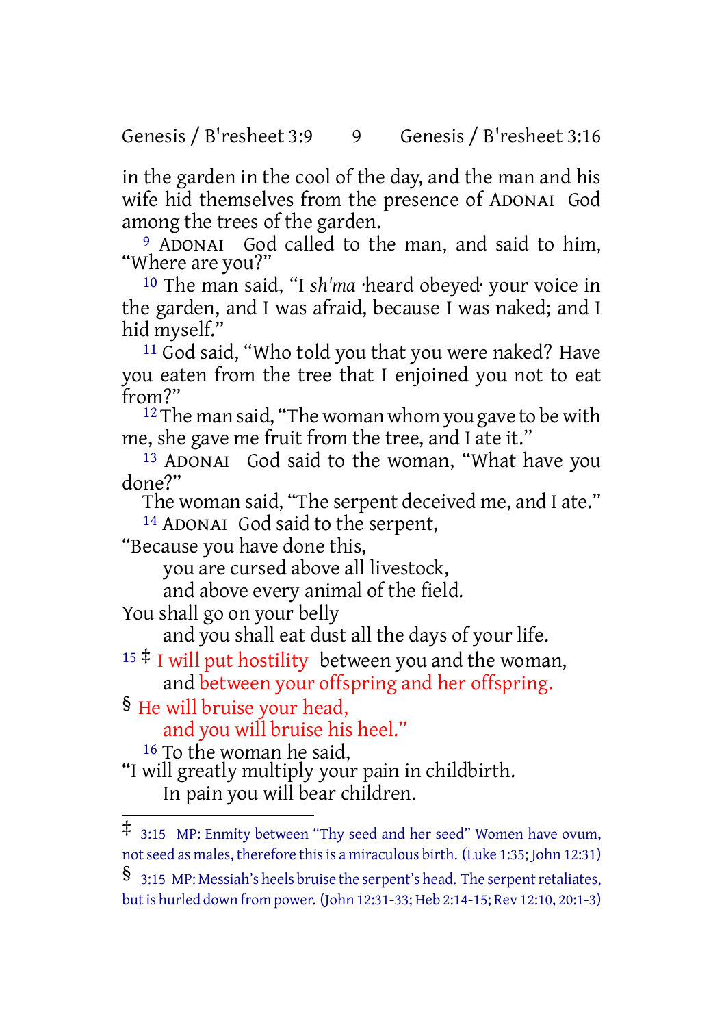in the garden in the cool of the day, and the man and his wife hid themselves from the presence of ADONAI God among the trees of the garden.

[9] ADONAI God called to the man, and said to him, "Where are you?"

[10] The man said, "I *sh'ma* ·heard obeyed· your voice in the garden, and I was afraid, because I was naked; and I hid myself."

[11] God said, "Who told you that you were naked? Have you eaten from the tree that I enjoined you not to eat from?"

[12] The man said, "The woman whom you gave to be with me, she gave me fruit from the tree, and I ate it."

[13] ADONAI God said to the woman, "What have you done?"

The woman said, "The serpent deceived me, and I ate."

[14] ADONAI God said to the serpent,

"Because you have done this,
you are cursed above all livestock,
and above every animal of the field.
You shall go on your belly
and you shall eat dust all the days of your life.

[15] ‡ I will put hostility between you and the woman,
and between your offspring and her offspring.
§ He will bruise your head,
and you will bruise his heel."

[16] To the woman he said,

"I will greatly multiply your pain in childbirth.
In pain you will bear children.

---

‡ 3:15 MP: Enmity between "Thy seed and her seed" Women have ovum, not seed as males, therefore this is a miraculous birth. (Luke 1:35; John 12:31)

§ 3:15 MP: Messiah's heels bruise the serpent's head. The serpent retaliates, but is hurled down from power. (John 12:31-33; Heb 2:14-15; Rev 12:10, 20:1-3)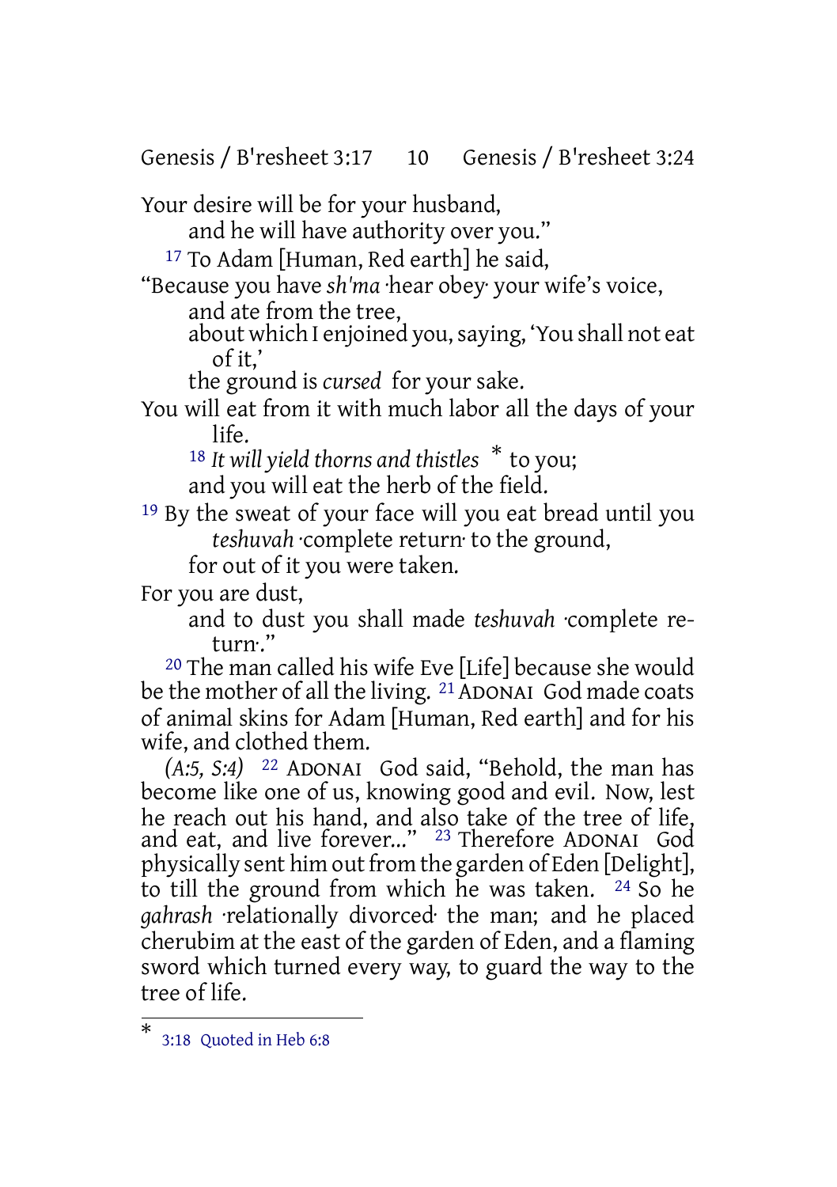Your desire will be for your husband,
and he will have authority over you."

[17] To Adam [Human, Red earth] he said,
"Because you have *sh'ma* ·hear obey· your wife's voice,
and ate from the tree,
about which I enjoined you, saying, 'You shall not eat of it,'
the ground is *cursed* for your sake.
You will eat from it with much labor all the days of your life.
[18] *It will yield thorns and thistles* * to you;
and you will eat the herb of the field.
[19] By the sweat of your face will you eat bread until you *teshuvah* ·complete return· to the ground,
for out of it you were taken.
For you are dust,
and to dust you shall made *teshuvah* ·complete return·."

[20] The man called his wife Eve [Life] because she would be the mother of all the living. [21] ADONAI God made coats of animal skins for Adam [Human, Red earth] and for his wife, and clothed them.

*(A:5, S:4)* [22] ADONAI God said, "Behold, the man has become like one of us, knowing good and evil. Now, lest he reach out his hand, and also take of the tree of life, and eat, and live forever..." [23] Therefore ADONAI God physically sent him out from the garden of Eden [Delight], to till the ground from which he was taken. [24] So he *gahrash* ·relationally divorced· the man; and he placed cherubim at the east of the garden of Eden, and a flaming sword which turned every way, to guard the way to the tree of life.

---

* 3:18 Quoted in Heb 6:8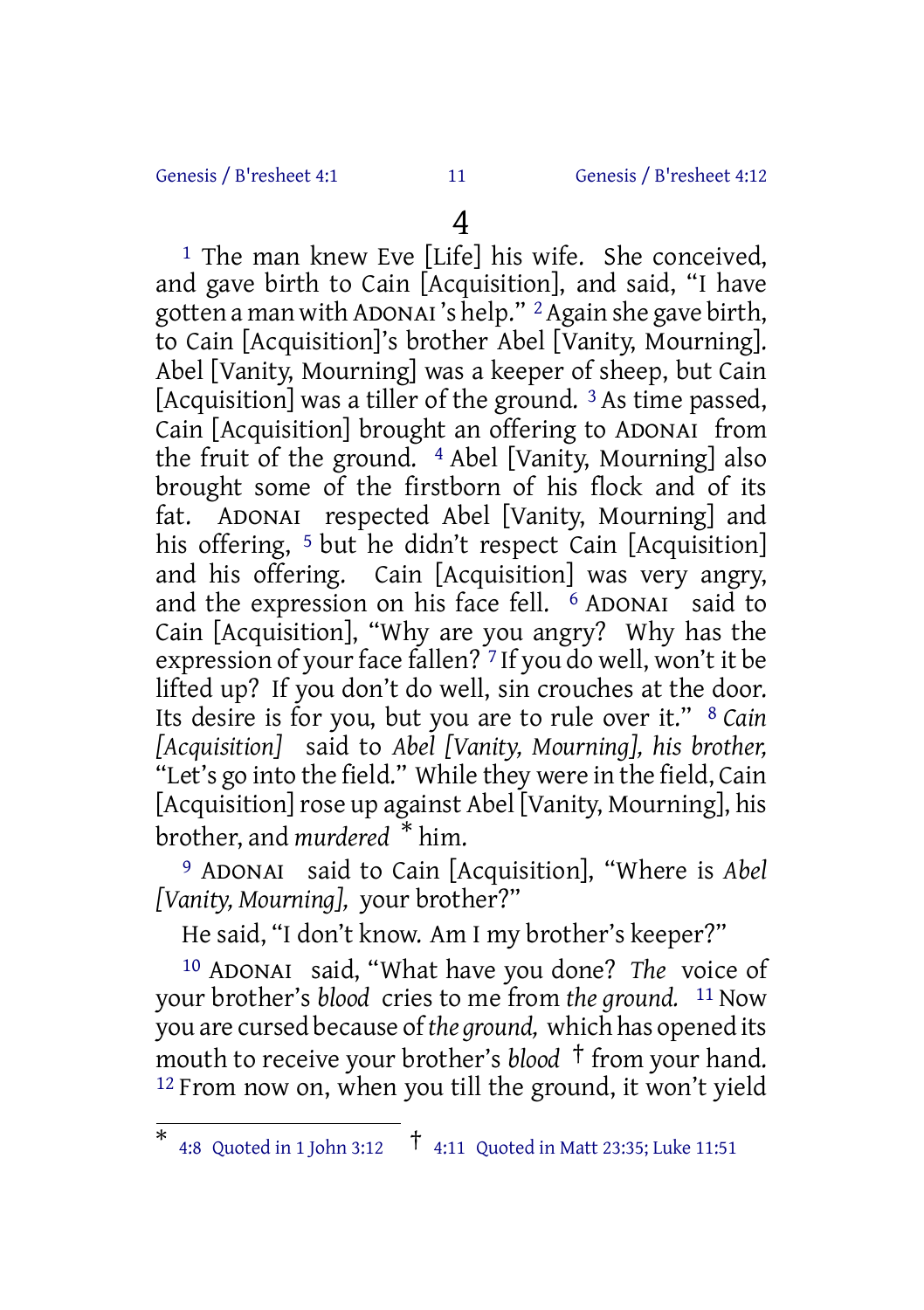# 4

[1] The man knew Eve [Life] his wife. She conceived, and gave birth to Cain [Acquisition], and said, "I have gotten a man with ADONAI 's help." [2] Again she gave birth, to Cain [Acquisition]'s brother Abel [Vanity, Mourning]. Abel [Vanity, Mourning] was a keeper of sheep, but Cain [Acquisition] was a tiller of the ground. [3] As time passed, Cain [Acquisition] brought an offering to ADONAI from the fruit of the ground. [4] Abel [Vanity, Mourning] also brought some of the firstborn of his flock and of its fat. ADONAI respected Abel [Vanity, Mourning] and his offering, [5] but he didn't respect Cain [Acquisition] and his offering. Cain [Acquisition] was very angry, and the expression on his face fell. [6] ADONAI said to Cain [Acquisition], "Why are you angry? Why has the expression of your face fallen? [7] If you do well, won't it be lifted up? If you don't do well, sin crouches at the door. Its desire is for you, but you are to rule over it." [8] *Cain [Acquisition]* said to *Abel [Vanity, Mourning], his brother,* "Let's go into the field." While they were in the field, Cain [Acquisition] rose up against Abel [Vanity, Mourning], his brother, and *murdered* * him.

[9] ADONAI said to Cain [Acquisition], "Where is *Abel [Vanity, Mourning],* your brother?"

He said, "I don't know. Am I my brother's keeper?"

[10] ADONAI said, "What have you done? *The* voice of your brother's *blood* cries to me from *the ground.* [11] Now you are cursed because of *the ground,* which has opened its mouth to receive your brother's *blood* † from your hand. [12] From now on, when you till the ground, it won't yield

---

* 4:8 Quoted in 1 John 3:12 † 4:11 Quoted in Matt 23:35; Luke 11:51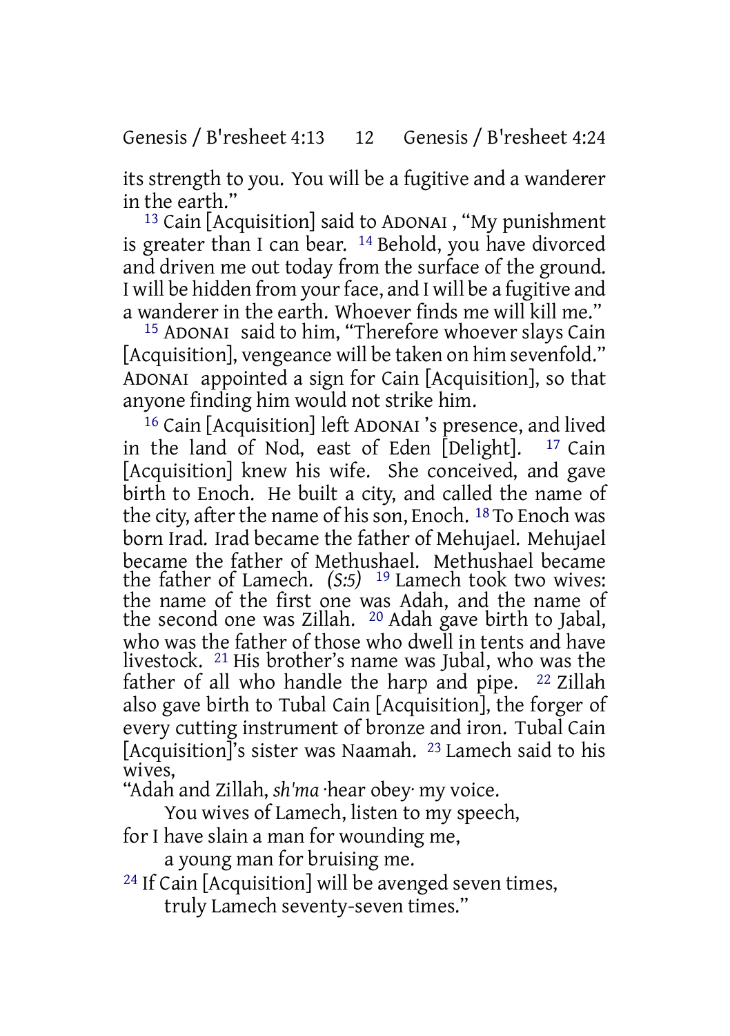its strength to you. You will be a fugitive and a wanderer in the earth."

[13] Cain [Acquisition] said to ADONAI , "My punishment is greater than I can bear. [14] Behold, you have divorced and driven me out today from the surface of the ground. I will be hidden from your face, and I will be a fugitive and a wanderer in the earth. Whoever finds me will kill me."

[15] ADONAI said to him, "Therefore whoever slays Cain [Acquisition], vengeance will be taken on him sevenfold." ADONAI appointed a sign for Cain [Acquisition], so that anyone finding him would not strike him.

[16] Cain [Acquisition] left ADONAI 's presence, and lived in the land of Nod, east of Eden [Delight]. [17] Cain [Acquisition] knew his wife. She conceived, and gave birth to Enoch. He built a city, and called the name of the city, after the name of his son, Enoch. [18] To Enoch was born Irad. Irad became the father of Mehujael. Mehujael became the father of Methushael. Methushael became the father of Lamech. *(S:5)* [19] Lamech took two wives: the name of the first one was Adah, and the name of the second one was Zillah. [20] Adah gave birth to Jabal, who was the father of those who dwell in tents and have livestock. [21] His brother's name was Jubal, who was the father of all who handle the harp and pipe. [22] Zillah also gave birth to Tubal Cain [Acquisition], the forger of every cutting instrument of bronze and iron. Tubal Cain [Acquisition]'s sister was Naamah. [23] Lamech said to his wives,

"Adah and Zillah, *sh'ma* ·hear obey· my voice.
  You wives of Lamech, listen to my speech,
for I have slain a man for wounding me,
  a young man for bruising me.
[24] If Cain [Acquisition] will be avenged seven times,
  truly Lamech seventy-seven times."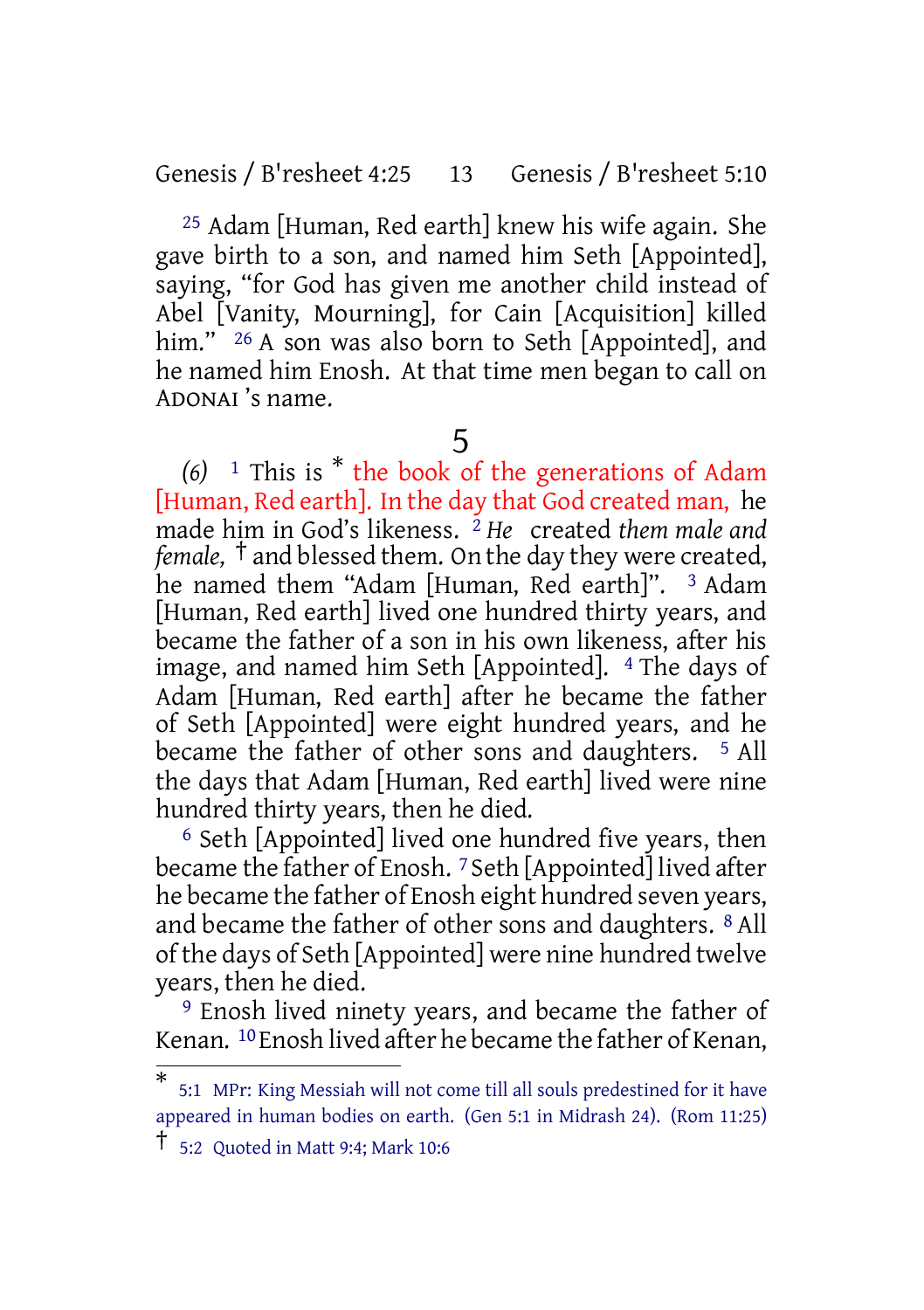[25] Adam [Human, Red earth] knew his wife again. She gave birth to a son, and named him Seth [Appointed], saying, "for God has given me another child instead of Abel [Vanity, Mourning], for Cain [Acquisition] killed him." [26] A son was also born to Seth [Appointed], and he named him Enosh. At that time men began to call on ADONAI 's name.

# 5

*(6)* [1] This is [*] the book of the generations of Adam [Human, Red earth]. In the day that God created man, he made him in God's likeness. [2] *He* created *them male and female,* [†] and blessed them. On the day they were created, he named them "Adam [Human, Red earth]". [3] Adam [Human, Red earth] lived one hundred thirty years, and became the father of a son in his own likeness, after his image, and named him Seth [Appointed]. [4] The days of Adam [Human, Red earth] after he became the father of Seth [Appointed] were eight hundred years, and he became the father of other sons and daughters. [5] All the days that Adam [Human, Red earth] lived were nine hundred thirty years, then he died.

[6] Seth [Appointed] lived one hundred five years, then became the father of Enosh. [7] Seth [Appointed] lived after he became the father of Enosh eight hundred seven years, and became the father of other sons and daughters. [8] All of the days of Seth [Appointed] were nine hundred twelve years, then he died.

[9] Enosh lived ninety years, and became the father of Kenan. [10] Enosh lived after he became the father of Kenan,

---

[*] 5:1 MPr: King Messiah will not come till all souls predestined for it have appeared in human bodies on earth. (Gen 5:1 in Midrash 24). (Rom 11:25)

[†] 5:2 Quoted in Matt 9:4; Mark 10:6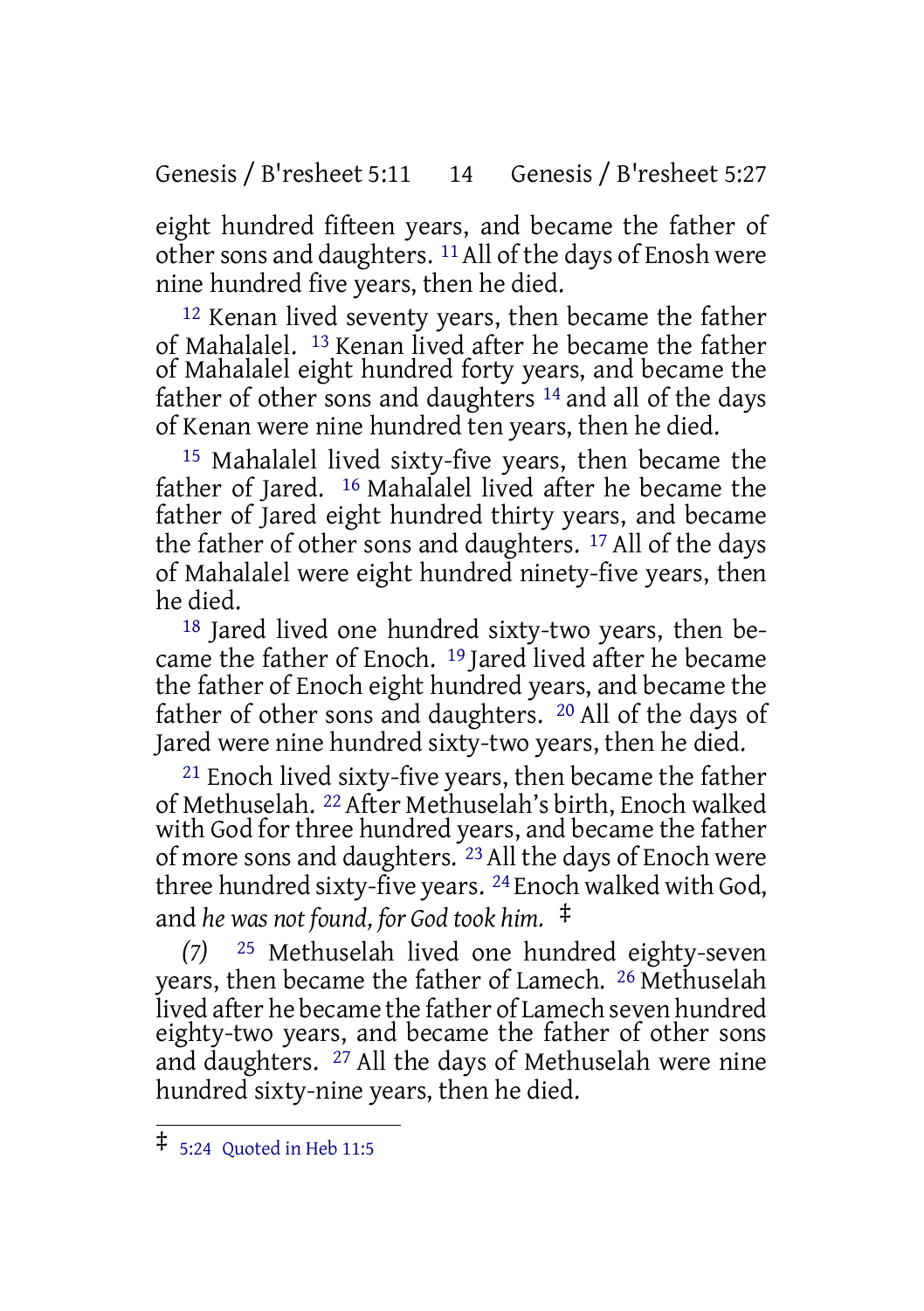eight hundred fifteen years, and became the father of other sons and daughters. [11] All of the days of Enosh were nine hundred five years, then he died.

[12] Kenan lived seventy years, then became the father of Mahalalel. [13] Kenan lived after he became the father of Mahalalel eight hundred forty years, and became the father of other sons and daughters [14] and all of the days of Kenan were nine hundred ten years, then he died.

[15] Mahalalel lived sixty-five years, then became the father of Jared. [16] Mahalalel lived after he became the father of Jared eight hundred thirty years, and became the father of other sons and daughters. [17] All of the days of Mahalalel were eight hundred ninety-five years, then he died.

[18] Jared lived one hundred sixty-two years, then became the father of Enoch. [19] Jared lived after he became the father of Enoch eight hundred years, and became the father of other sons and daughters. [20] All of the days of Jared were nine hundred sixty-two years, then he died.

[21] Enoch lived sixty-five years, then became the father of Methuselah. [22] After Methuselah's birth, Enoch walked with God for three hundred years, and became the father of more sons and daughters. [23] All the days of Enoch were three hundred sixty-five years. [24] Enoch walked with God, and *he was not found, for God took him.* ‡

*(7)* [25] Methuselah lived one hundred eighty-seven years, then became the father of Lamech. [26] Methuselah lived after he became the father of Lamech seven hundred eighty-two years, and became the father of other sons and daughters. [27] All the days of Methuselah were nine hundred sixty-nine years, then he died.

---

‡ 5:24 Quoted in Heb 11:5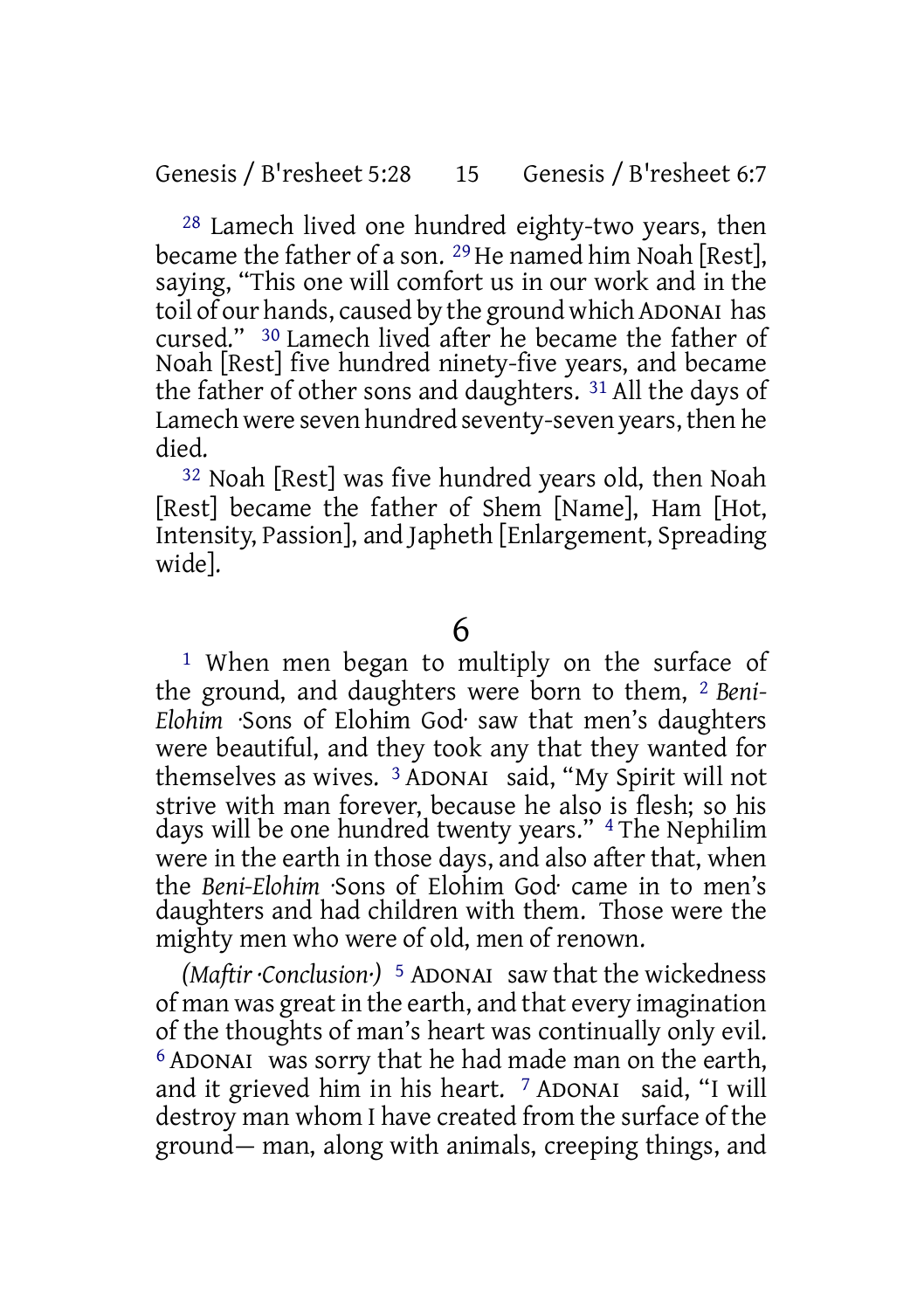[28] Lamech lived one hundred eighty-two years, then became the father of a son. [29] He named him Noah [Rest], saying, "This one will comfort us in our work and in the toil of our hands, caused by the ground which ADONAI has cursed." [30] Lamech lived after he became the father of Noah [Rest] five hundred ninety-five years, and became the father of other sons and daughters. [31] All the days of Lamech were seven hundred seventy-seven years, then he died.

[32] Noah [Rest] was five hundred years old, then Noah [Rest] became the father of Shem [Name], Ham [Hot, Intensity, Passion], and Japheth [Enlargement, Spreading wide].

## 6

[1] When men began to multiply on the surface of the ground, and daughters were born to them, [2] *Beni-Elohim* ·Sons of Elohim God· saw that men's daughters were beautiful, and they took any that they wanted for themselves as wives. [3] ADONAI said, "My Spirit will not strive with man forever, because he also is flesh; so his days will be one hundred twenty years." [4] The Nephilim were in the earth in those days, and also after that, when the *Beni-Elohim* ·Sons of Elohim God· came in to men's daughters and had children with them. Those were the mighty men who were of old, men of renown.

*(Maftir ·Conclusion·)* [5] ADONAI saw that the wickedness of man was great in the earth, and that every imagination of the thoughts of man's heart was continually only evil. [6] ADONAI was sorry that he had made man on the earth, and it grieved him in his heart. [7] ADONAI said, "I will destroy man whom I have created from the surface of the ground— man, along with animals, creeping things, and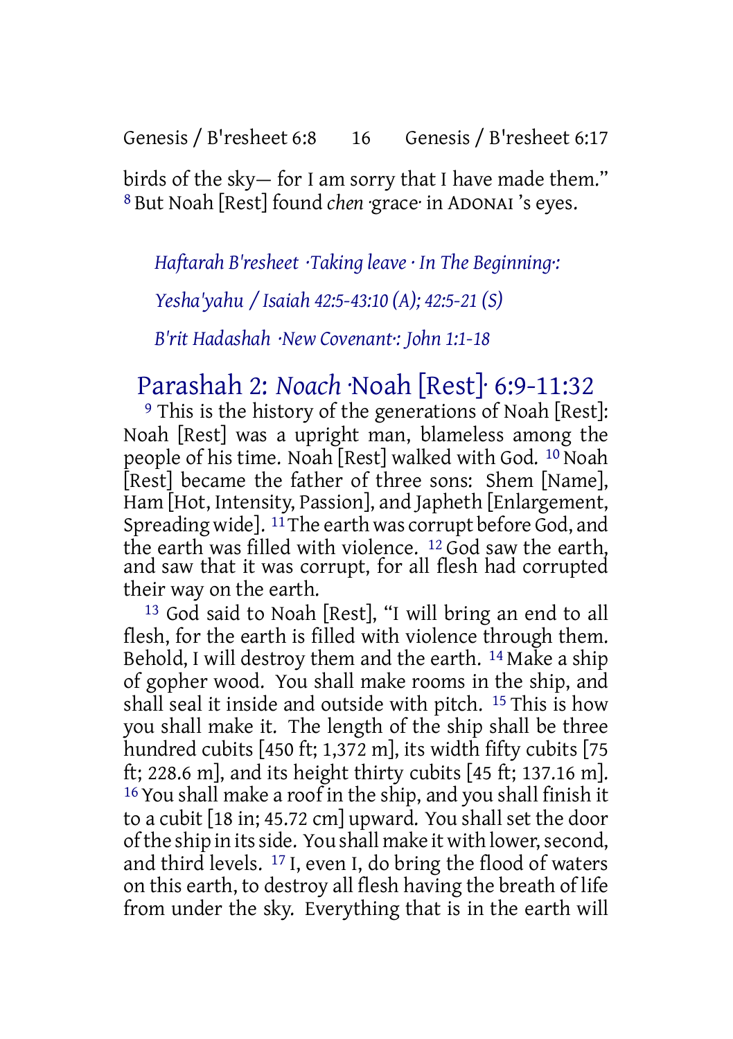birds of the sky— for I am sorry that I have made them.” [8] But Noah [Rest] found *chen* ·grace· in ADONAI ’s eyes.

*Haftarah B'resheet ·Taking leave · In The Beginning·:*

*Yesha'yahu / Isaiah 42:5-43:10 (A); 42:5-21 (S)*

*B'rit Hadashah ·New Covenant·: John 1:1-18*

## Parashah 2: *Noach* ·Noah [Rest]· 6:9-11:32

[9] This is the history of the generations of Noah [Rest]: Noah [Rest] was a upright man, blameless among the people of his time. Noah [Rest] walked with God. [10] Noah [Rest] became the father of three sons: Shem [Name], Ham [Hot, Intensity, Passion], and Japheth [Enlargement, Spreading wide]. [11] The earth was corrupt before God, and the earth was filled with violence. [12] God saw the earth, and saw that it was corrupt, for all flesh had corrupted their way on the earth.

[13] God said to Noah [Rest], “I will bring an end to all flesh, for the earth is filled with violence through them. Behold, I will destroy them and the earth. [14] Make a ship of gopher wood. You shall make rooms in the ship, and shall seal it inside and outside with pitch. [15] This is how you shall make it. The length of the ship shall be three hundred cubits [450 ft; 1,372 m], its width fifty cubits [75 ft; 228.6 m], and its height thirty cubits [45 ft; 137.16 m]. [16] You shall make a roof in the ship, and you shall finish it to a cubit [18 in; 45.72 cm] upward. You shall set the door of the ship in its side. You shall make it with lower, second, and third levels. [17] I, even I, do bring the flood of waters on this earth, to destroy all flesh having the breath of life from under the sky. Everything that is in the earth will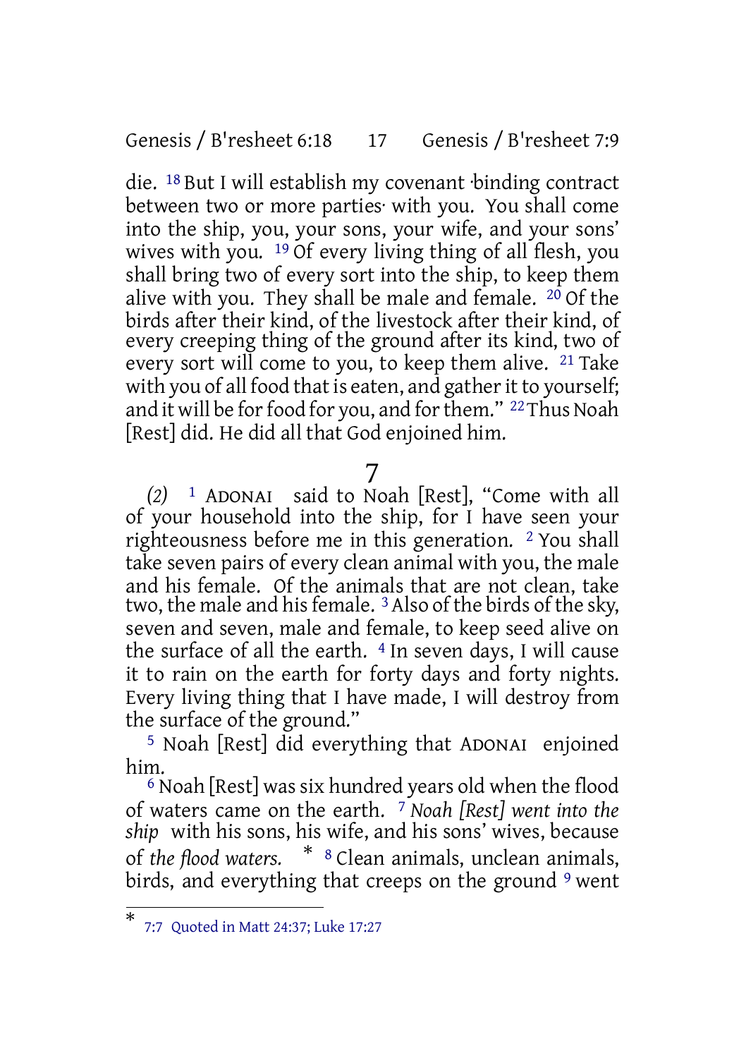die. [18] But I will establish my covenant ·binding contract between two or more parties· with you. You shall come into the ship, you, your sons, your wife, and your sons' wives with you. [19] Of every living thing of all flesh, you shall bring two of every sort into the ship, to keep them alive with you. They shall be male and female. [20] Of the birds after their kind, of the livestock after their kind, of every creeping thing of the ground after its kind, two of every sort will come to you, to keep them alive. [21] Take with you of all food that is eaten, and gather it to yourself; and it will be for food for you, and for them." [22] Thus Noah [Rest] did. He did all that God enjoined him.

# 7

*(2)* [1] ADONAI said to Noah [Rest], "Come with all of your household into the ship, for I have seen your righteousness before me in this generation. [2] You shall take seven pairs of every clean animal with you, the male and his female. Of the animals that are not clean, take two, the male and his female. [3] Also of the birds of the sky, seven and seven, male and female, to keep seed alive on the surface of all the earth. [4] In seven days, I will cause it to rain on the earth for forty days and forty nights. Every living thing that I have made, I will destroy from the surface of the ground."

[5] Noah [Rest] did everything that ADONAI enjoined him.

[6] Noah [Rest] was six hundred years old when the flood of waters came on the earth. [7] *Noah [Rest] went into the ship* with his sons, his wife, and his sons' wives, because of *the flood waters.* * [8] Clean animals, unclean animals, birds, and everything that creeps on the ground [9] went

---

* 7:7 Quoted in Matt 24:37; Luke 17:27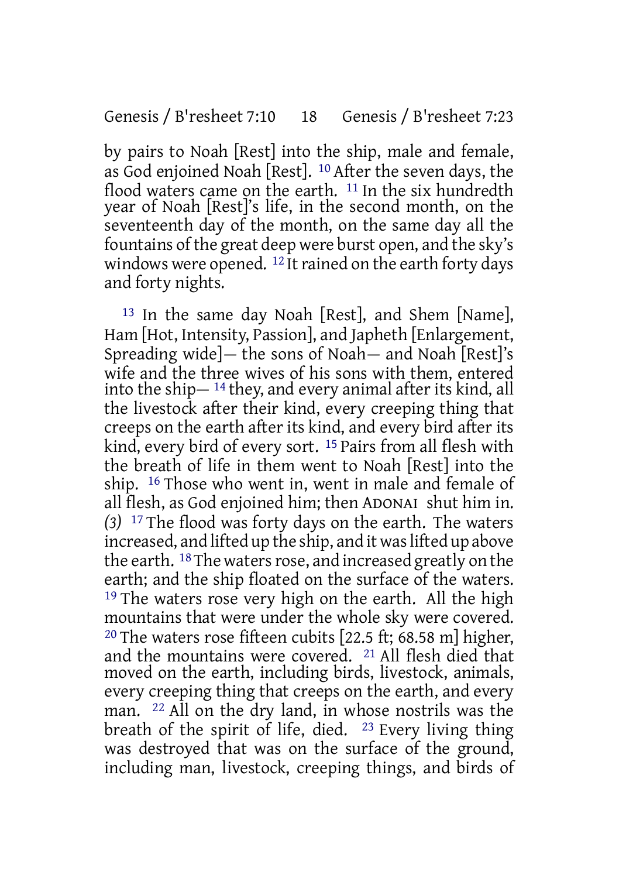by pairs to Noah [Rest] into the ship, male and female, as God enjoined Noah [Rest]. 10 After the seven days, the flood waters came on the earth. 11 In the six hundredth year of Noah [Rest]'s life, in the second month, on the seventeenth day of the month, on the same day all the fountains of the great deep were burst open, and the sky's windows were opened. 12 It rained on the earth forty days and forty nights.

13 In the same day Noah [Rest], and Shem [Name], Ham [Hot, Intensity, Passion], and Japheth [Enlargement, Spreading wide]— the sons of Noah— and Noah [Rest]'s wife and the three wives of his sons with them, entered into the ship— 14 they, and every animal after its kind, all the livestock after their kind, every creeping thing that creeps on the earth after its kind, and every bird after its kind, every bird of every sort. 15 Pairs from all flesh with the breath of life in them went to Noah [Rest] into the ship. 16 Those who went in, went in male and female of all flesh, as God enjoined him; then ADONAI shut him in. *(3)* 17 The flood was forty days on the earth. The waters increased, and lifted up the ship, and it was lifted up above the earth. 18 The waters rose, and increased greatly on the earth; and the ship floated on the surface of the waters. 19 The waters rose very high on the earth. All the high mountains that were under the whole sky were covered. 20 The waters rose fifteen cubits [22.5 ft; 68.58 m] higher, and the mountains were covered. 21 All flesh died that moved on the earth, including birds, livestock, animals, every creeping thing that creeps on the earth, and every man. 22 All on the dry land, in whose nostrils was the breath of the spirit of life, died. 23 Every living thing was destroyed that was on the surface of the ground, including man, livestock, creeping things, and birds of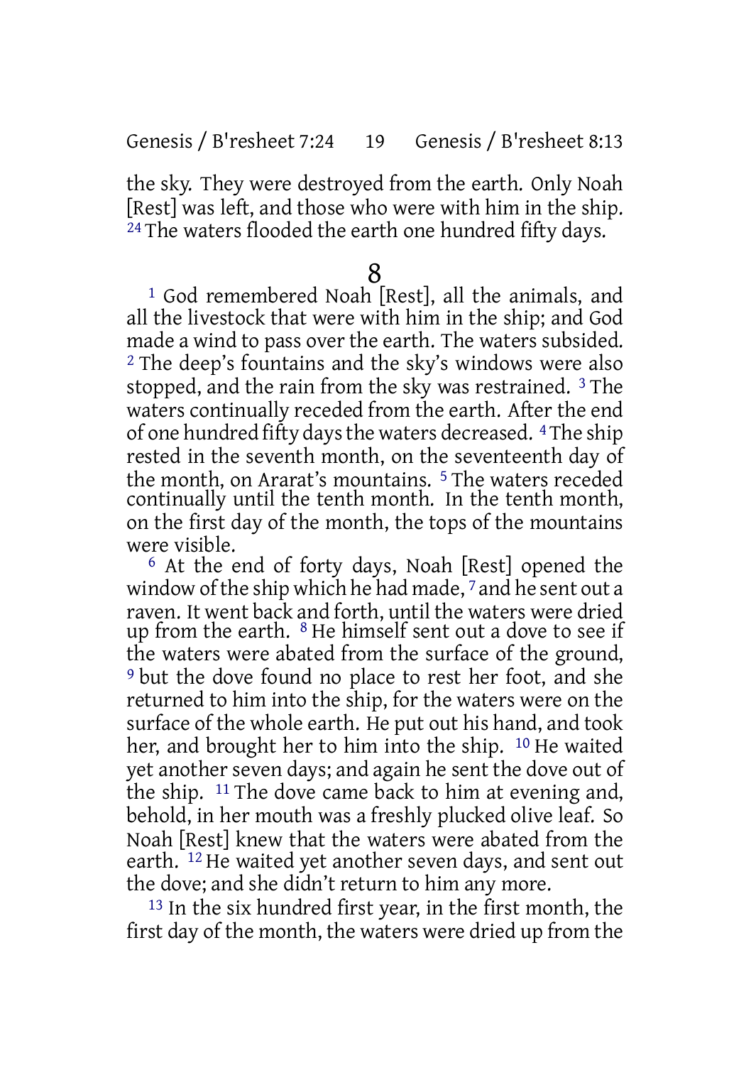the sky. They were destroyed from the earth. Only Noah [Rest] was left, and those who were with him in the ship. [24] The waters flooded the earth one hundred fifty days.

# 8

[1] God remembered Noah [Rest], all the animals, and all the livestock that were with him in the ship; and God made a wind to pass over the earth. The waters subsided. [2] The deep's fountains and the sky's windows were also stopped, and the rain from the sky was restrained. [3] The waters continually receded from the earth. After the end of one hundred fifty days the waters decreased. [4] The ship rested in the seventh month, on the seventeenth day of the month, on Ararat's mountains. [5] The waters receded continually until the tenth month. In the tenth month, on the first day of the month, the tops of the mountains were visible.

[6] At the end of forty days, Noah [Rest] opened the window of the ship which he had made, [7] and he sent out a raven. It went back and forth, until the waters were dried up from the earth. [8] He himself sent out a dove to see if the waters were abated from the surface of the ground, [9] but the dove found no place to rest her foot, and she returned to him into the ship, for the waters were on the surface of the whole earth. He put out his hand, and took her, and brought her to him into the ship. [10] He waited yet another seven days; and again he sent the dove out of the ship. [11] The dove came back to him at evening and, behold, in her mouth was a freshly plucked olive leaf. So Noah [Rest] knew that the waters were abated from the earth. [12] He waited yet another seven days, and sent out the dove; and she didn't return to him any more.

[13] In the six hundred first year, in the first month, the first day of the month, the waters were dried up from the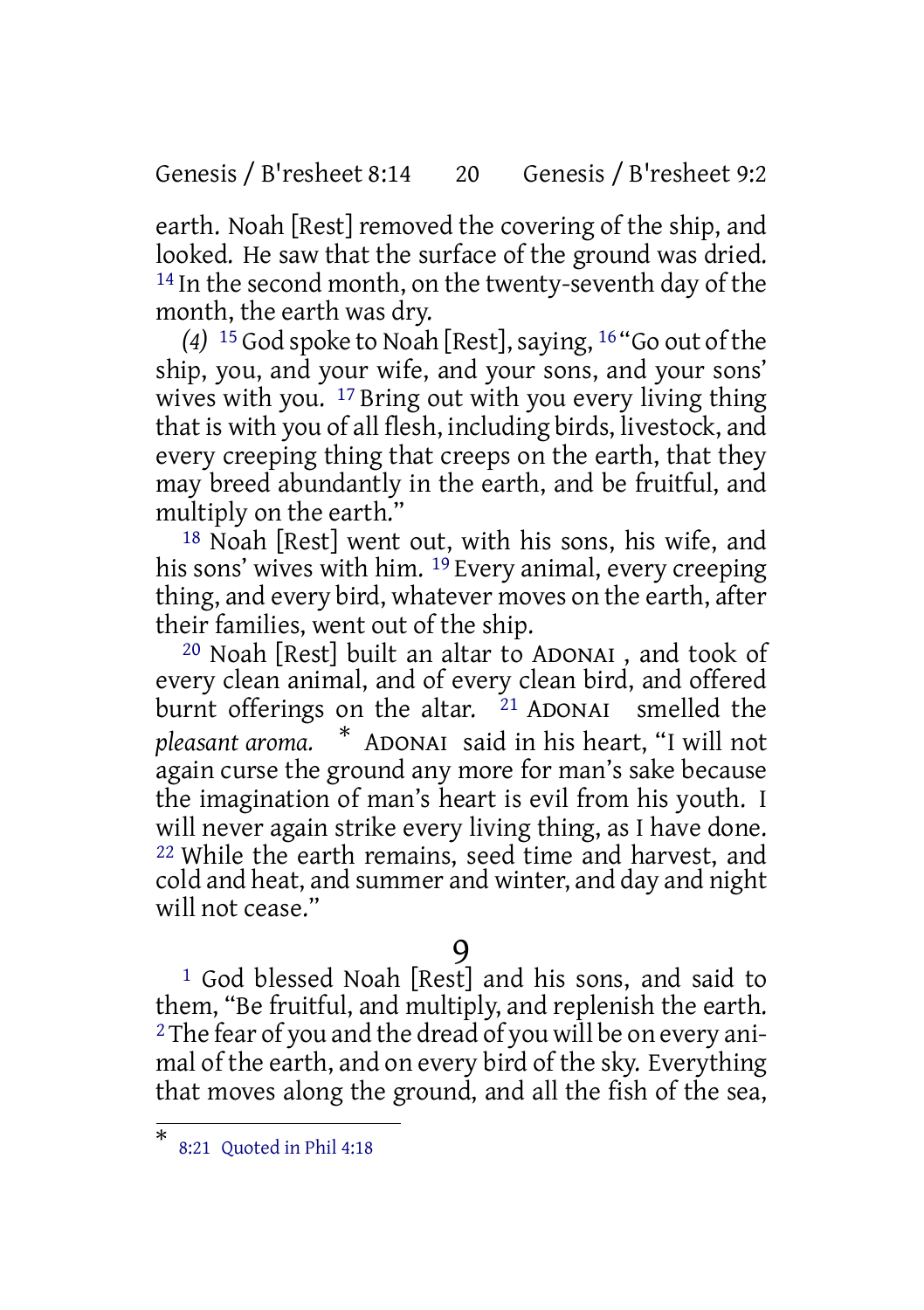earth. Noah [Rest] removed the covering of the ship, and looked. He saw that the surface of the ground was dried. [14] In the second month, on the twenty-seventh day of the month, the earth was dry.

*(4)* [15] God spoke to Noah [Rest], saying, [16] "Go out of the ship, you, and your wife, and your sons, and your sons' wives with you. [17] Bring out with you every living thing that is with you of all flesh, including birds, livestock, and every creeping thing that creeps on the earth, that they may breed abundantly in the earth, and be fruitful, and multiply on the earth."

[18] Noah [Rest] went out, with his sons, his wife, and his sons' wives with him. [19] Every animal, every creeping thing, and every bird, whatever moves on the earth, after their families, went out of the ship.

[20] Noah [Rest] built an altar to ADONAI , and took of every clean animal, and of every clean bird, and offered burnt offerings on the altar. [21] ADONAI smelled the *pleasant aroma.* * ADONAI said in his heart, "I will not again curse the ground any more for man's sake because the imagination of man's heart is evil from his youth. I will never again strike every living thing, as I have done. [22] While the earth remains, seed time and harvest, and cold and heat, and summer and winter, and day and night will not cease."

## 9

[1] God blessed Noah [Rest] and his sons, and said to them, "Be fruitful, and multiply, and replenish the earth. [2] The fear of you and the dread of you will be on every animal of the earth, and on every bird of the sky. Everything that moves along the ground, and all the fish of the sea,

---

* 8:21 Quoted in Phil 4:18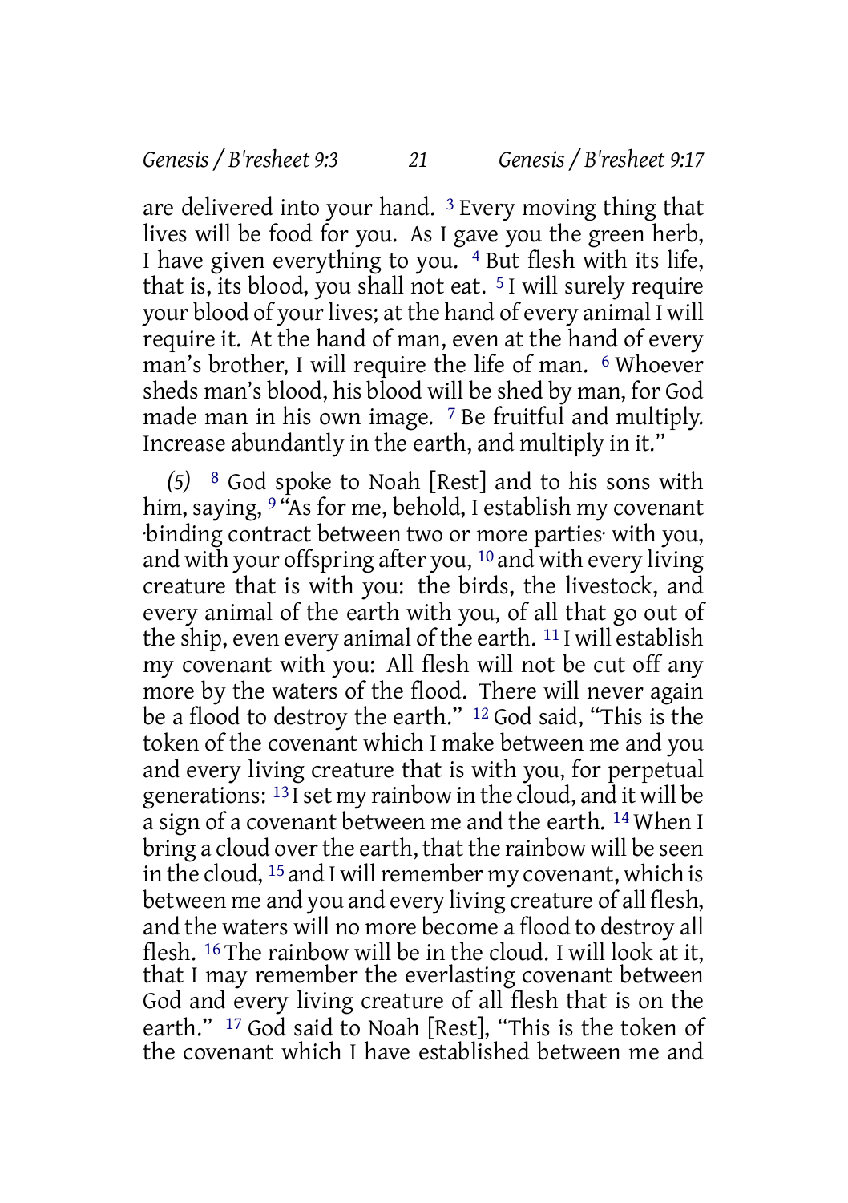are delivered into your hand. [3] Every moving thing that lives will be food for you. As I gave you the green herb, I have given everything to you. [4] But flesh with its life, that is, its blood, you shall not eat. [5] I will surely require your blood of your lives; at the hand of every animal I will require it. At the hand of man, even at the hand of every man's brother, I will require the life of man. [6] Whoever sheds man's blood, his blood will be shed by man, for God made man in his own image. [7] Be fruitful and multiply. Increase abundantly in the earth, and multiply in it."

*(5)* [8] God spoke to Noah [Rest] and to his sons with him, saying, [9] "As for me, behold, I establish my covenant ·binding contract between two or more parties· with you, and with your offspring after you, [10] and with every living creature that is with you: the birds, the livestock, and every animal of the earth with you, of all that go out of the ship, even every animal of the earth. [11] I will establish my covenant with you: All flesh will not be cut off any more by the waters of the flood. There will never again be a flood to destroy the earth." [12] God said, "This is the token of the covenant which I make between me and you and every living creature that is with you, for perpetual generations: [13] I set my rainbow in the cloud, and it will be a sign of a covenant between me and the earth. [14] When I bring a cloud over the earth, that the rainbow will be seen in the cloud, [15] and I will remember my covenant, which is between me and you and every living creature of all flesh, and the waters will no more become a flood to destroy all flesh. [16] The rainbow will be in the cloud. I will look at it, that I may remember the everlasting covenant between God and every living creature of all flesh that is on the earth." [17] God said to Noah [Rest], "This is the token of the covenant which I have established between me and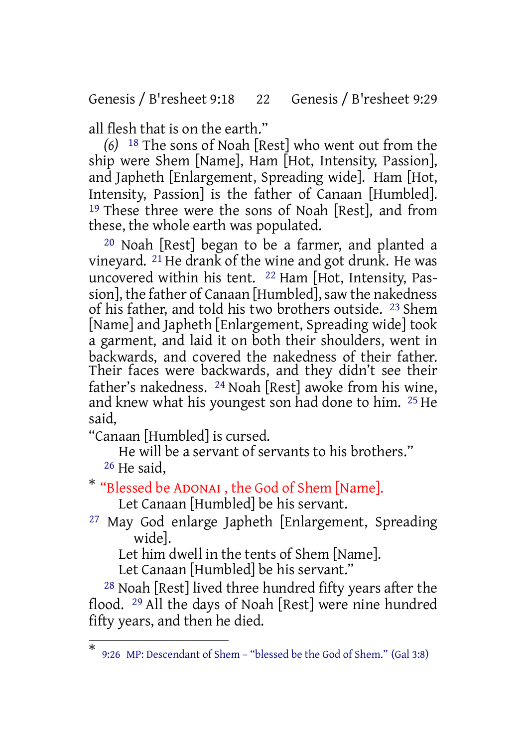all flesh that is on the earth."

*(6)* 18 The sons of Noah [Rest] who went out from the ship were Shem [Name], Ham [Hot, Intensity, Passion], and Japheth [Enlargement, Spreading wide]. Ham [Hot, Intensity, Passion] is the father of Canaan [Humbled]. 19 These three were the sons of Noah [Rest], and from these, the whole earth was populated.

20 Noah [Rest] began to be a farmer, and planted a vineyard. 21 He drank of the wine and got drunk. He was uncovered within his tent. 22 Ham [Hot, Intensity, Passion], the father of Canaan [Humbled], saw the nakedness of his father, and told his two brothers outside. 23 Shem [Name] and Japheth [Enlargement, Spreading wide] took a garment, and laid it on both their shoulders, went in backwards, and covered the nakedness of their father. Their faces were backwards, and they didn't see their father's nakedness. 24 Noah [Rest] awoke from his wine, and knew what his youngest son had done to him. 25 He said,

"Canaan [Humbled] is cursed.
He will be a servant of servants to his brothers."

26 He said,

* "Blessed be ADONAI , the God of Shem [Name].
Let Canaan [Humbled] be his servant.

27 May God enlarge Japheth [Enlargement, Spreading wide].
Let him dwell in the tents of Shem [Name].
Let Canaan [Humbled] be his servant."

28 Noah [Rest] lived three hundred fifty years after the flood. 29 All the days of Noah [Rest] were nine hundred fifty years, and then he died.

---

* 9:26 MP: Descendant of Shem – "blessed be the God of Shem." (Gal 3:8)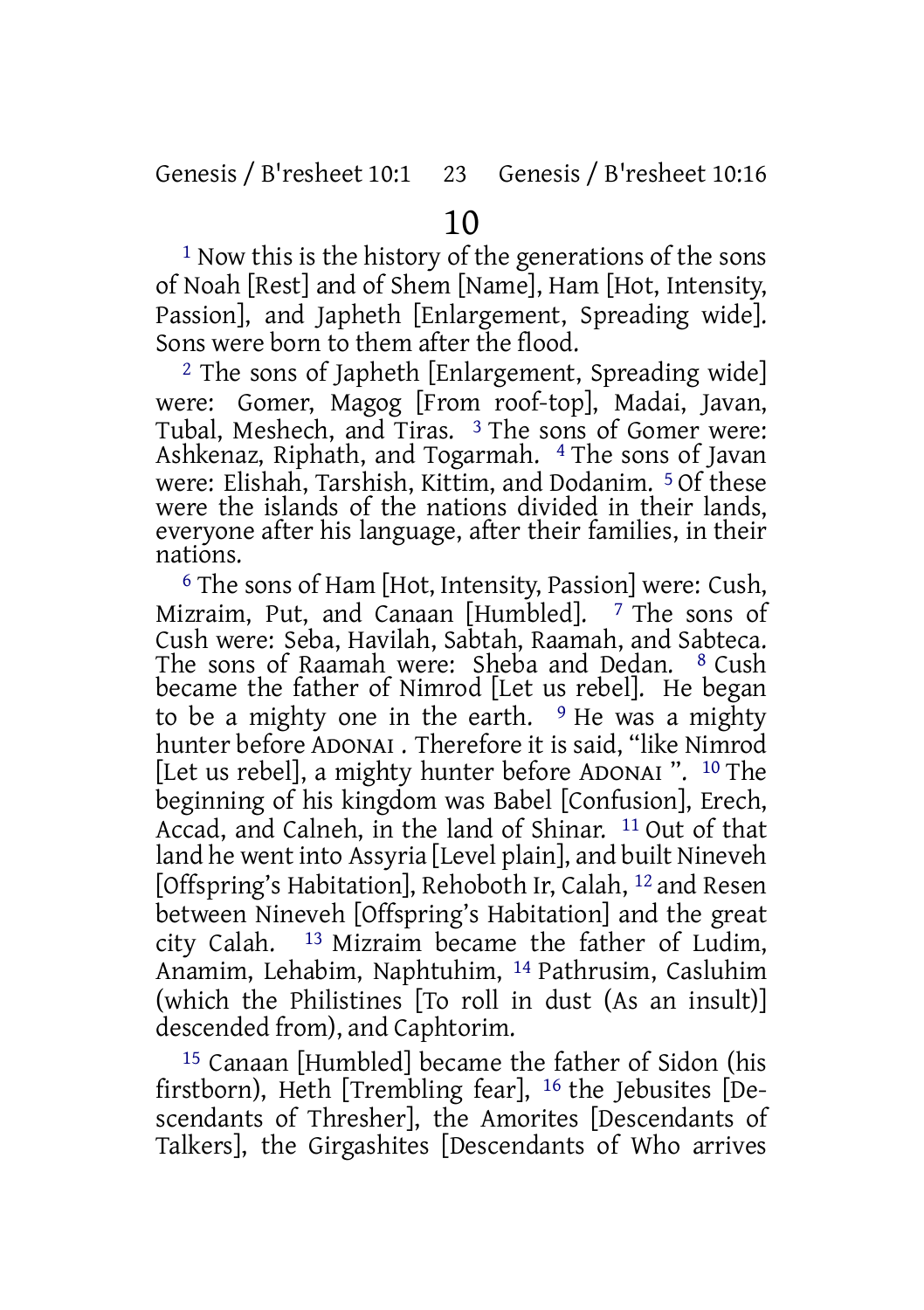# 10

[1] Now this is the history of the generations of the sons of Noah [Rest] and of Shem [Name], Ham [Hot, Intensity, Passion], and Japheth [Enlargement, Spreading wide]. Sons were born to them after the flood.

[2] The sons of Japheth [Enlargement, Spreading wide] were: Gomer, Magog [From roof-top], Madai, Javan, Tubal, Meshech, and Tiras. [3] The sons of Gomer were: Ashkenaz, Riphath, and Togarmah. [4] The sons of Javan were: Elishah, Tarshish, Kittim, and Dodanim. [5] Of these were the islands of the nations divided in their lands, everyone after his language, after their families, in their nations.

[6] The sons of Ham [Hot, Intensity, Passion] were: Cush, Mizraim, Put, and Canaan [Humbled]. [7] The sons of Cush were: Seba, Havilah, Sabtah, Raamah, and Sabteca. The sons of Raamah were: Sheba and Dedan. [8] Cush became the father of Nimrod [Let us rebel]. He began to be a mighty one in the earth. [9] He was a mighty hunter before ADONAI . Therefore it is said, "like Nimrod [Let us rebel], a mighty hunter before ADONAI ". [10] The beginning of his kingdom was Babel [Confusion], Erech, Accad, and Calneh, in the land of Shinar. [11] Out of that land he went into Assyria [Level plain], and built Nineveh [Offspring's Habitation], Rehoboth Ir, Calah, [12] and Resen between Nineveh [Offspring's Habitation] and the great city Calah. [13] Mizraim became the father of Ludim, Anamim, Lehabim, Naphtuhim, [14] Pathrusim, Casluhim (which the Philistines [To roll in dust (As an insult)] descended from), and Caphtorim.

[15] Canaan [Humbled] became the father of Sidon (his firstborn), Heth [Trembling fear], [16] the Jebusites [Descendants of Thresher], the Amorites [Descendants of Talkers], the Girgashites [Descendants of Who arrives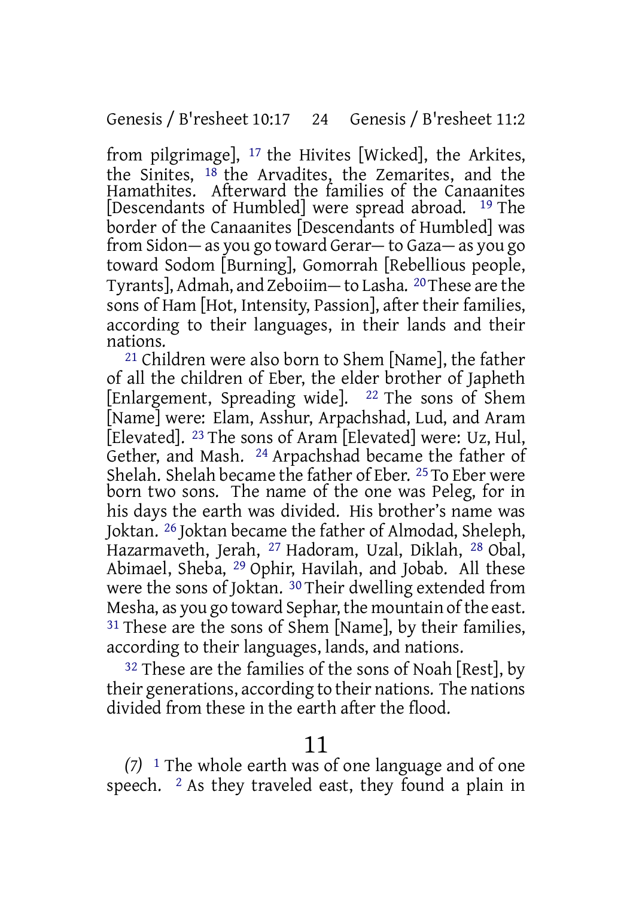from pilgrimage], [17] the Hivites [Wicked], the Arkites, the Sinites, [18] the Arvadites, the Zemarites, and the Hamathites. Afterward the families of the Canaanites [Descendants of Humbled] were spread abroad. [19] The border of the Canaanites [Descendants of Humbled] was from Sidon— as you go toward Gerar— to Gaza— as you go toward Sodom [Burning], Gomorrah [Rebellious people, Tyrants], Admah, and Zeboiim— to Lasha. [20] These are the sons of Ham [Hot, Intensity, Passion], after their families, according to their languages, in their lands and their nations.

[21] Children were also born to Shem [Name], the father of all the children of Eber, the elder brother of Japheth [Enlargement, Spreading wide]. [22] The sons of Shem [Name] were: Elam, Asshur, Arpachshad, Lud, and Aram [Elevated]. [23] The sons of Aram [Elevated] were: Uz, Hul, Gether, and Mash. [24] Arpachshad became the father of Shelah. Shelah became the father of Eber. [25] To Eber were born two sons. The name of the one was Peleg, for in his days the earth was divided. His brother's name was Joktan. [26] Joktan became the father of Almodad, Sheleph, Hazarmaveth, Jerah, [27] Hadoram, Uzal, Diklah, [28] Obal, Abimael, Sheba, [29] Ophir, Havilah, and Jobab. All these were the sons of Joktan. [30] Their dwelling extended from Mesha, as you go toward Sephar, the mountain of the east. [31] These are the sons of Shem [Name], by their families, according to their languages, lands, and nations.

[32] These are the families of the sons of Noah [Rest], by their generations, according to their nations. The nations divided from these in the earth after the flood.

## 11

*(7)* [1] The whole earth was of one language and of one speech. [2] As they traveled east, they found a plain in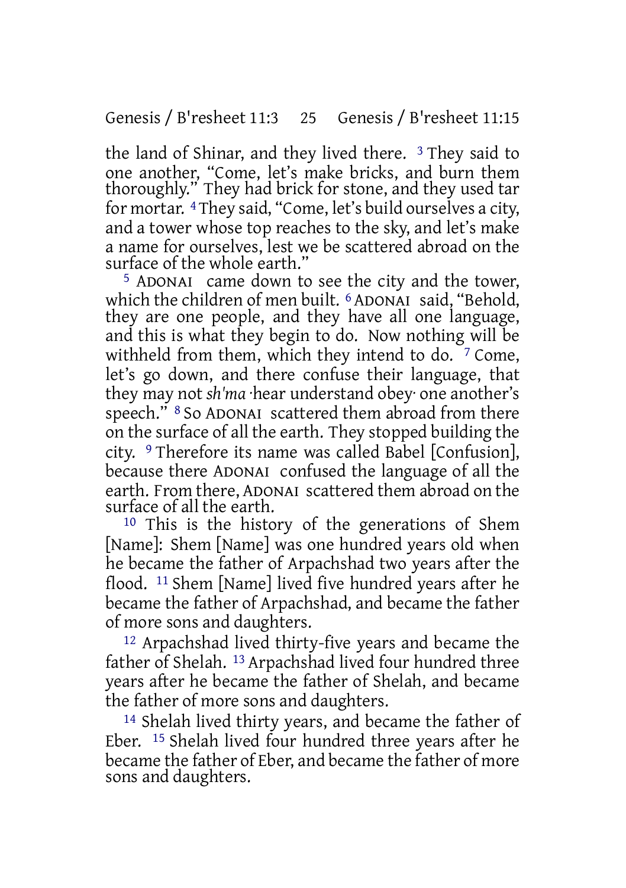the land of Shinar, and they lived there. [3] They said to one another, "Come, let's make bricks, and burn them thoroughly." They had brick for stone, and they used tar for mortar. [4] They said, "Come, let's build ourselves a city, and a tower whose top reaches to the sky, and let's make a name for ourselves, lest we be scattered abroad on the surface of the whole earth."

[5] ADONAI came down to see the city and the tower, which the children of men built. [6] ADONAI said, "Behold, they are one people, and they have all one language, and this is what they begin to do. Now nothing will be withheld from them, which they intend to do. [7] Come, let's go down, and there confuse their language, that they may not *sh'ma* ·hear understand obey· one another's speech." [8] So ADONAI scattered them abroad from there on the surface of all the earth. They stopped building the city. [9] Therefore its name was called Babel [Confusion], because there ADONAI confused the language of all the earth. From there, ADONAI scattered them abroad on the surface of all the earth.

[10] This is the history of the generations of Shem [Name]: Shem [Name] was one hundred years old when he became the father of Arpachshad two years after the flood. [11] Shem [Name] lived five hundred years after he became the father of Arpachshad, and became the father of more sons and daughters.

[12] Arpachshad lived thirty-five years and became the father of Shelah. [13] Arpachshad lived four hundred three years after he became the father of Shelah, and became the father of more sons and daughters.

[14] Shelah lived thirty years, and became the father of Eber. [15] Shelah lived four hundred three years after he became the father of Eber, and became the father of more sons and daughters.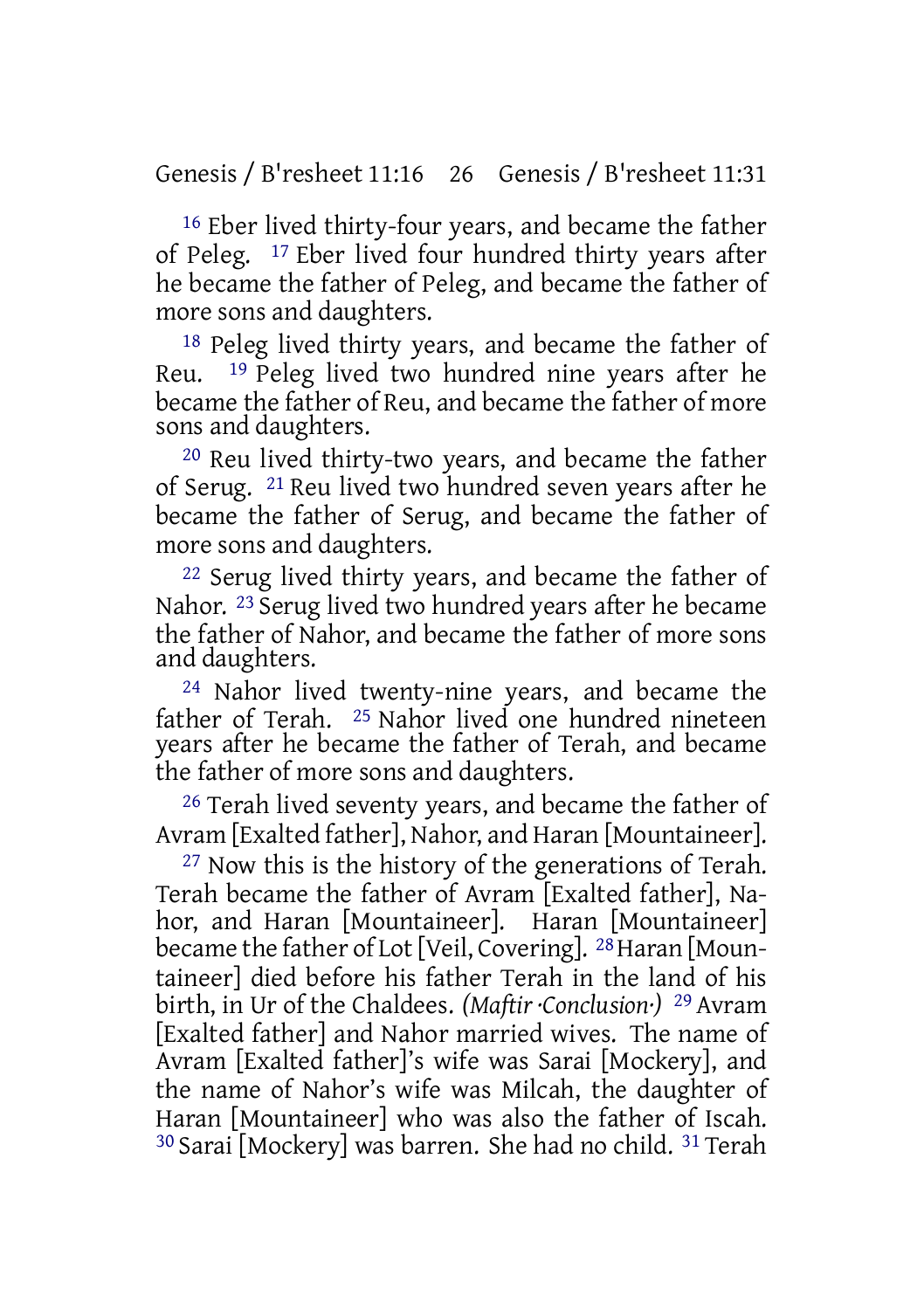[16] Eber lived thirty-four years, and became the father of Peleg. [17] Eber lived four hundred thirty years after he became the father of Peleg, and became the father of more sons and daughters.

[18] Peleg lived thirty years, and became the father of Reu. [19] Peleg lived two hundred nine years after he became the father of Reu, and became the father of more sons and daughters.

[20] Reu lived thirty-two years, and became the father of Serug. [21] Reu lived two hundred seven years after he became the father of Serug, and became the father of more sons and daughters.

[22] Serug lived thirty years, and became the father of Nahor. [23] Serug lived two hundred years after he became the father of Nahor, and became the father of more sons and daughters.

[24] Nahor lived twenty-nine years, and became the father of Terah. [25] Nahor lived one hundred nineteen years after he became the father of Terah, and became the father of more sons and daughters.

[26] Terah lived seventy years, and became the father of Avram [Exalted father], Nahor, and Haran [Mountaineer].

[27] Now this is the history of the generations of Terah. Terah became the father of Avram [Exalted father], Nahor, and Haran [Mountaineer]. Haran [Mountaineer] became the father of Lot [Veil, Covering]. [28] Haran [Mountaineer] died before his father Terah in the land of his birth, in Ur of the Chaldees. *(Maftir ·Conclusion·)* [29] Avram [Exalted father] and Nahor married wives. The name of Avram [Exalted father]'s wife was Sarai [Mockery], and the name of Nahor's wife was Milcah, the daughter of Haran [Mountaineer] who was also the father of Iscah. [30] Sarai [Mockery] was barren. She had no child. [31] Terah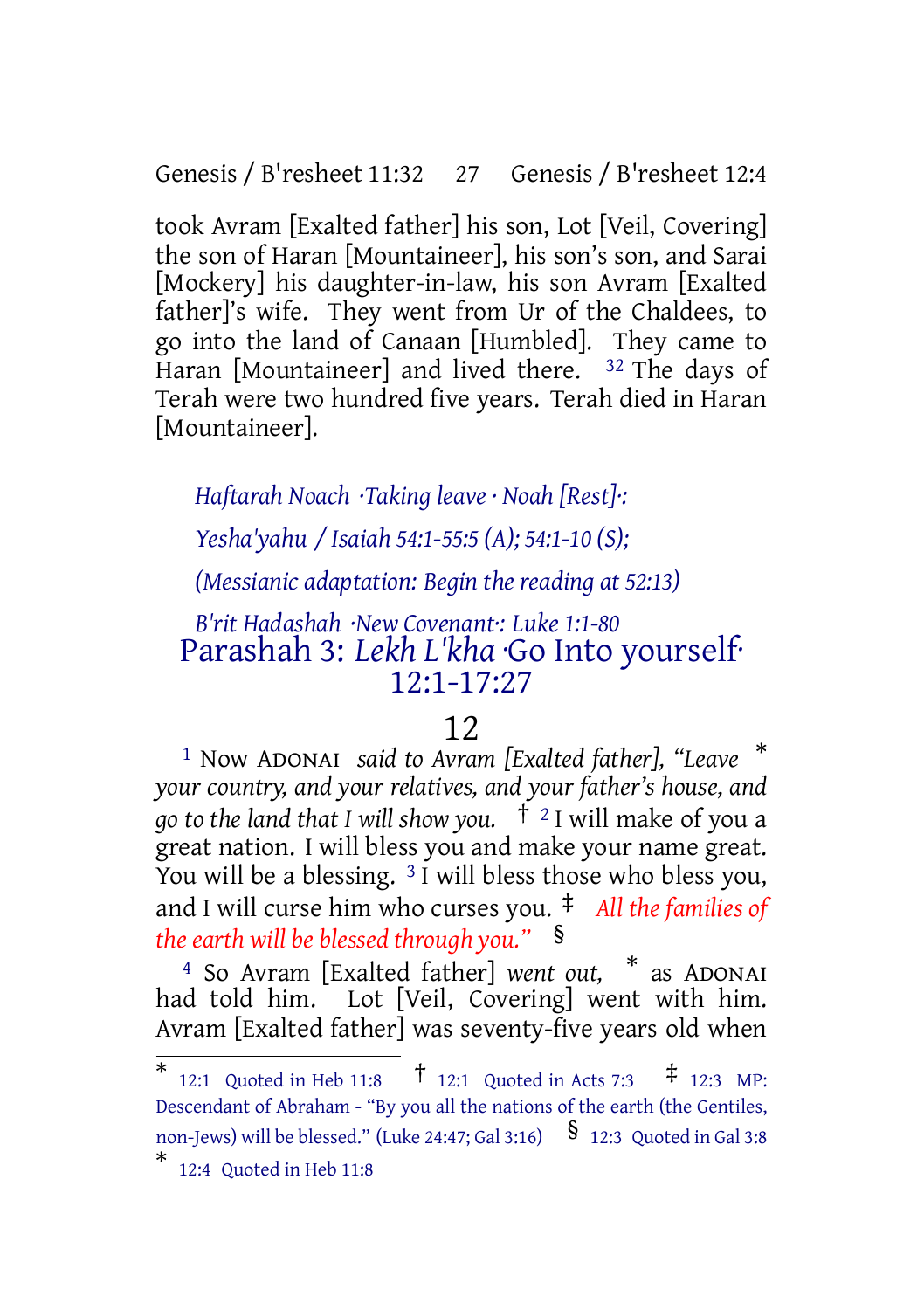took Avram [Exalted father] his son, Lot [Veil, Covering] the son of Haran [Mountaineer], his son's son, and Sarai [Mockery] his daughter-in-law, his son Avram [Exalted father]'s wife. They went from Ur of the Chaldees, to go into the land of Canaan [Humbled]. They came to Haran [Mountaineer] and lived there. [32] The days of Terah were two hundred five years. Terah died in Haran [Mountaineer].

*Haftarah Noach ·Taking leave · Noah [Rest]·:*

*Yesha'yahu / Isaiah 54:1-55:5 (A); 54:1-10 (S);*

*(Messianic adaptation: Begin the reading at 52:13)*

*B'rit Hadashah ·New Covenant·: Luke 1:1-80*

## Parashah 3: *Lekh L'kha* ·Go Into yourself· 12:1-17:27

### 12

[1] Now ADONAI *said to Avram [Exalted father], "Leave* * *your country, and your relatives, and your father's house, and go to the land that I will show you.* † [2] I will make of you a great nation. I will bless you and make your name great. You will be a blessing. [3] I will bless those who bless you, and I will curse him who curses you. ‡ *All the families of the earth will be blessed through you."* §

[4] So Avram [Exalted father] *went out,* * as ADONAI had told him. Lot [Veil, Covering] went with him. Avram [Exalted father] was seventy-five years old when

---

* 12:1 Quoted in Heb 11:8 † 12:1 Quoted in Acts 7:3 ‡ 12:3 MP: Descendant of Abraham - "By you all the nations of the earth (the Gentiles, non-Jews) will be blessed." (Luke 24:47; Gal 3:16) § 12:3 Quoted in Gal 3:8

* 12:4 Quoted in Heb 11:8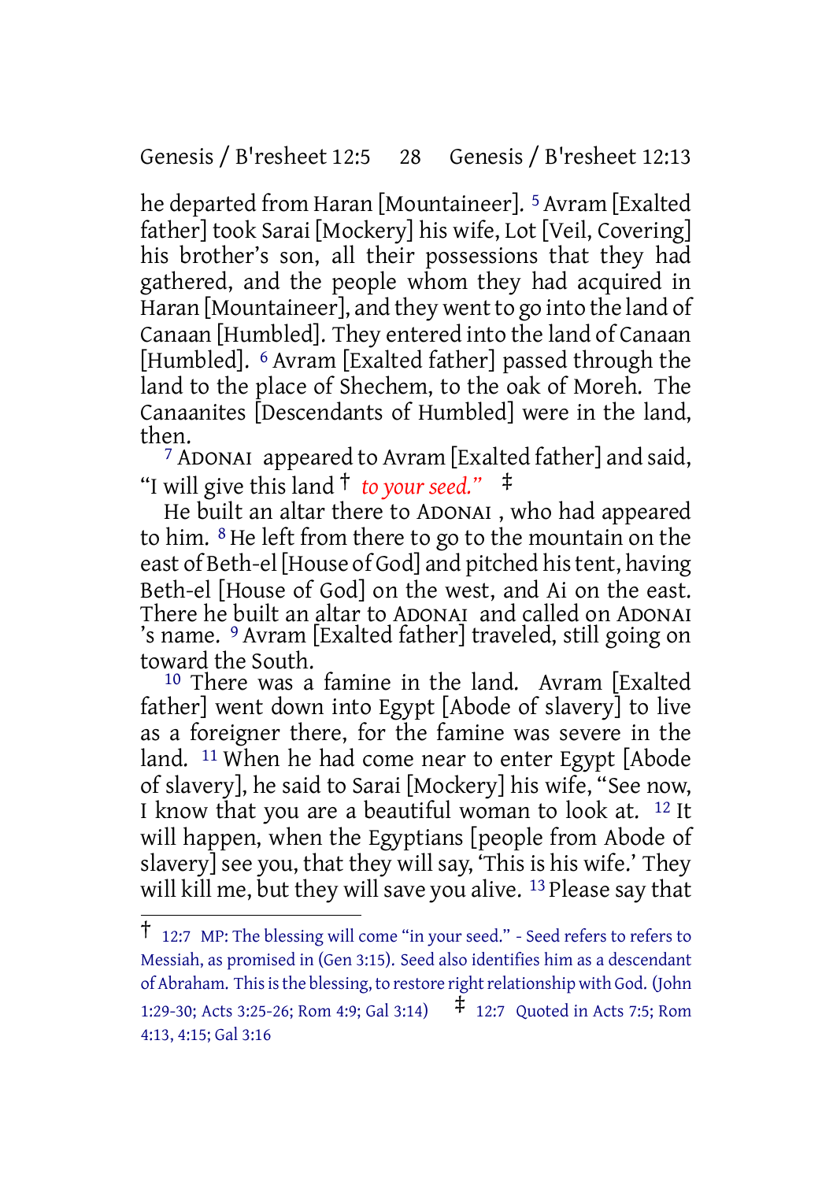he departed from Haran [Mountaineer]. [5] Avram [Exalted father] took Sarai [Mockery] his wife, Lot [Veil, Covering] his brother's son, all their possessions that they had gathered, and the people whom they had acquired in Haran [Mountaineer], and they went to go into the land of Canaan [Humbled]. They entered into the land of Canaan [Humbled]. [6] Avram [Exalted father] passed through the land to the place of Shechem, to the oak of Moreh. The Canaanites [Descendants of Humbled] were in the land, then.

[7] ADONAI appeared to Avram [Exalted father] and said, "I will give this land † *to your seed."* ‡

He built an altar there to ADONAI , who had appeared to him. [8] He left from there to go to the mountain on the east of Beth-el [House of God] and pitched his tent, having Beth-el [House of God] on the west, and Ai on the east. There he built an altar to ADONAI and called on ADONAI 's name. [9] Avram [Exalted father] traveled, still going on toward the South.

[10] There was a famine in the land. Avram [Exalted father] went down into Egypt [Abode of slavery] to live as a foreigner there, for the famine was severe in the land. [11] When he had come near to enter Egypt [Abode of slavery], he said to Sarai [Mockery] his wife, "See now, I know that you are a beautiful woman to look at. [12] It will happen, when the Egyptians [people from Abode of slavery] see you, that they will say, 'This is his wife.' They will kill me, but they will save you alive. [13] Please say that

---

† 12:7 MP: The blessing will come "in your seed." - Seed refers to refers to Messiah, as promised in (Gen 3:15). Seed also identifies him as a descendant of Abraham. This is the blessing, to restore right relationship with God. (John 1:29-30; Acts 3:25-26; Rom 4:9; Gal 3:14) ‡ 12:7 Quoted in Acts 7:5; Rom 4:13, 4:15; Gal 3:16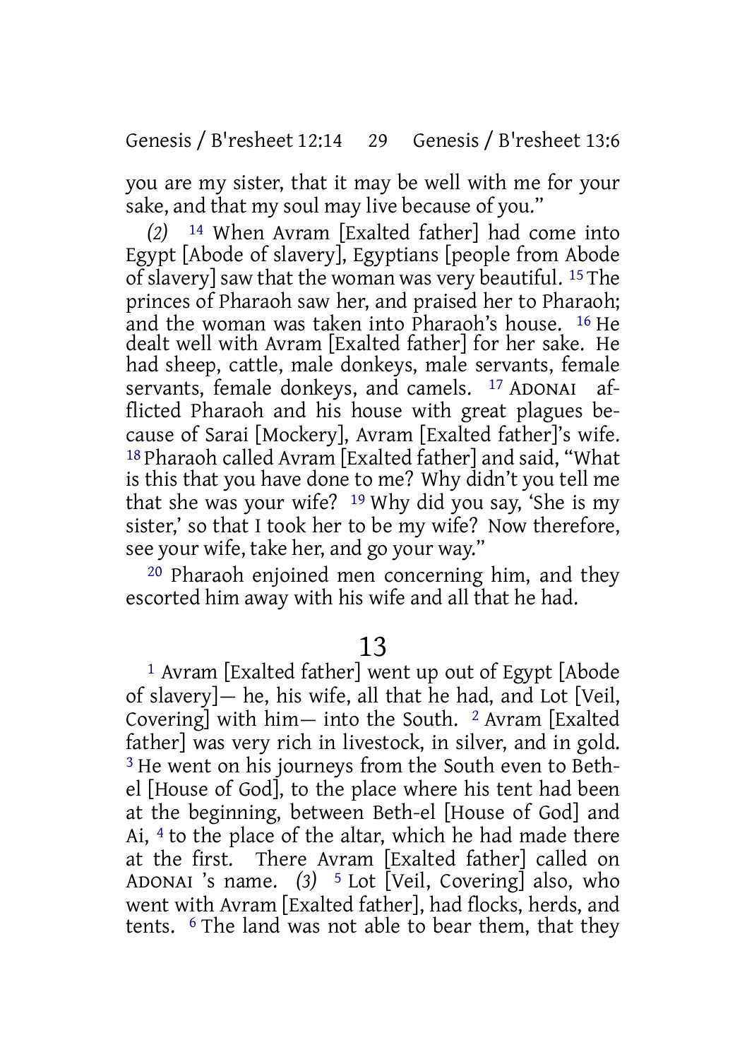you are my sister, that it may be well with me for your sake, and that my soul may live because of you."

*(2)* 14 When Avram [Exalted father] had come into Egypt [Abode of slavery], Egyptians [people from Abode of slavery] saw that the woman was very beautiful. 15 The princes of Pharaoh saw her, and praised her to Pharaoh; and the woman was taken into Pharaoh's house. 16 He dealt well with Avram [Exalted father] for her sake. He had sheep, cattle, male donkeys, male servants, female servants, female donkeys, and camels. 17 ADONAI afflicted Pharaoh and his house with great plagues because of Sarai [Mockery], Avram [Exalted father]'s wife. 18 Pharaoh called Avram [Exalted father] and said, "What is this that you have done to me? Why didn't you tell me that she was your wife? 19 Why did you say, 'She is my sister,' so that I took her to be my wife? Now therefore, see your wife, take her, and go your way."

20 Pharaoh enjoined men concerning him, and they escorted him away with his wife and all that he had.

## 13

1 Avram [Exalted father] went up out of Egypt [Abode of slavery]— he, his wife, all that he had, and Lot [Veil, Covering] with him— into the South. 2 Avram [Exalted father] was very rich in livestock, in silver, and in gold. 3 He went on his journeys from the South even to Beth-el [House of God], to the place where his tent had been at the beginning, between Beth-el [House of God] and Ai, 4 to the place of the altar, which he had made there at the first. There Avram [Exalted father] called on ADONAI 's name. *(3)* 5 Lot [Veil, Covering] also, who went with Avram [Exalted father], had flocks, herds, and tents. 6 The land was not able to bear them, that they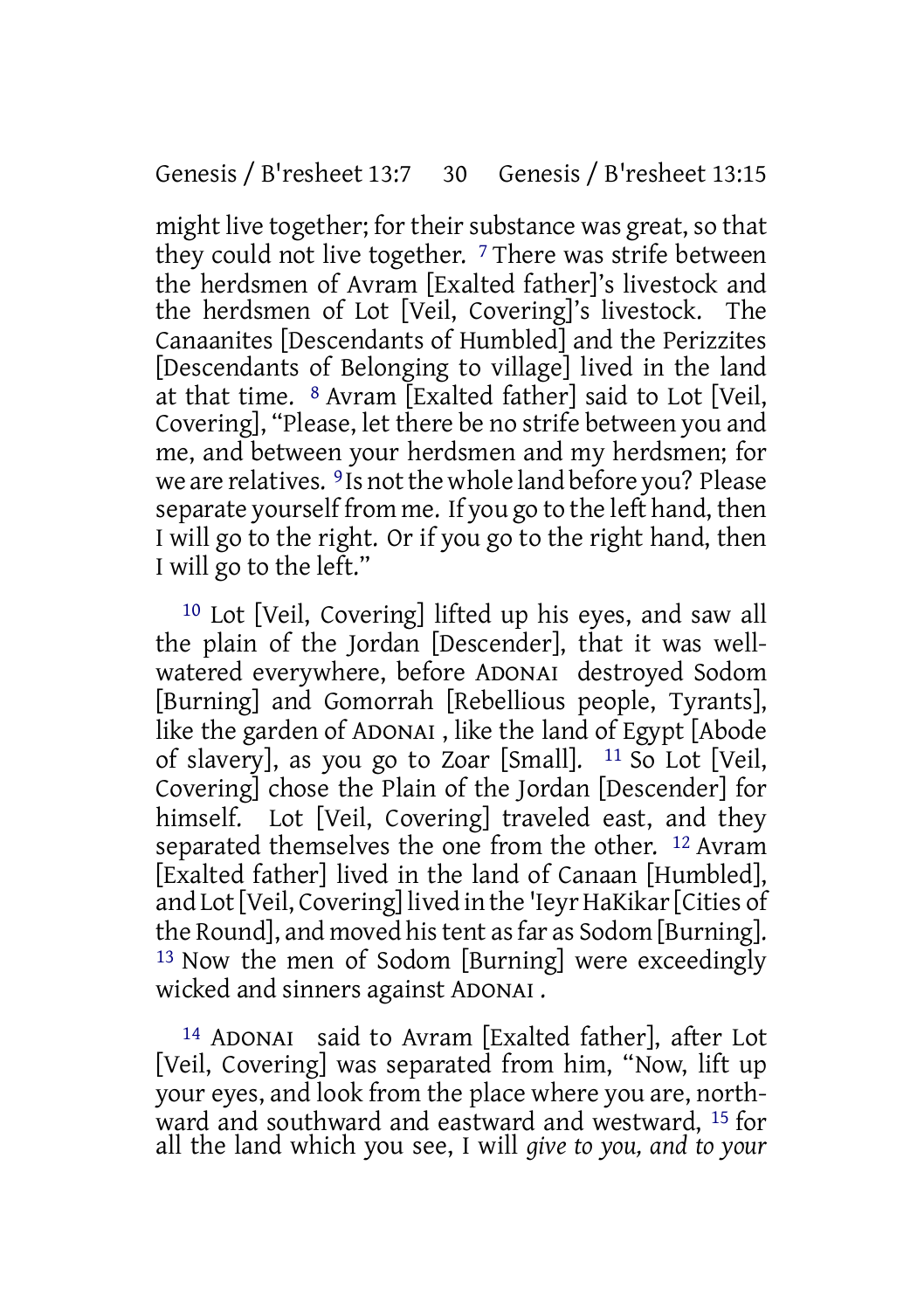might live together; for their substance was great, so that they could not live together. [7] There was strife between the herdsmen of Avram [Exalted father]'s livestock and the herdsmen of Lot [Veil, Covering]'s livestock. The Canaanites [Descendants of Humbled] and the Perizzites [Descendants of Belonging to village] lived in the land at that time. [8] Avram [Exalted father] said to Lot [Veil, Covering], "Please, let there be no strife between you and me, and between your herdsmen and my herdsmen; for we are relatives. [9] Is not the whole land before you? Please separate yourself from me. If you go to the left hand, then I will go to the right. Or if you go to the right hand, then I will go to the left."

[10] Lot [Veil, Covering] lifted up his eyes, and saw all the plain of the Jordan [Descender], that it was well-watered everywhere, before ADONAI destroyed Sodom [Burning] and Gomorrah [Rebellious people, Tyrants], like the garden of ADONAI , like the land of Egypt [Abode of slavery], as you go to Zoar [Small]. [11] So Lot [Veil, Covering] chose the Plain of the Jordan [Descender] for himself. Lot [Veil, Covering] traveled east, and they separated themselves the one from the other. [12] Avram [Exalted father] lived in the land of Canaan [Humbled], and Lot [Veil, Covering] lived in the 'Ieyr HaKikar [Cities of the Round], and moved his tent as far as Sodom [Burning]. [13] Now the men of Sodom [Burning] were exceedingly wicked and sinners against ADONAI .

[14] ADONAI said to Avram [Exalted father], after Lot [Veil, Covering] was separated from him, "Now, lift up your eyes, and look from the place where you are, northward and southward and eastward and westward, [15] for all the land which you see, I will *give to you, and to your*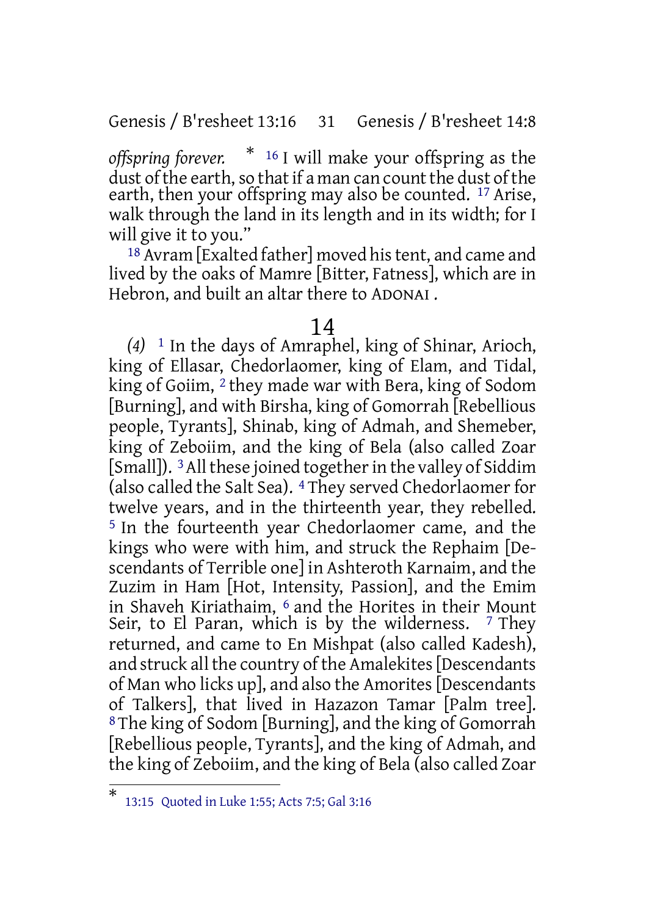*offspring forever.* * [16] I will make your offspring as the dust of the earth, so that if a man can count the dust of the earth, then your offspring may also be counted. [17] Arise, walk through the land in its length and in its width; for I will give it to you."

[18] Avram [Exalted father] moved his tent, and came and lived by the oaks of Mamre [Bitter, Fatness], which are in Hebron, and built an altar there to ADONAI .

# 14

*(4)* [1] In the days of Amraphel, king of Shinar, Arioch, king of Ellasar, Chedorlaomer, king of Elam, and Tidal, king of Goiim, [2] they made war with Bera, king of Sodom [Burning], and with Birsha, king of Gomorrah [Rebellious people, Tyrants], Shinab, king of Admah, and Shemeber, king of Zeboiim, and the king of Bela (also called Zoar [Small]). [3] All these joined together in the valley of Siddim (also called the Salt Sea). [4] They served Chedorlaomer for twelve years, and in the thirteenth year, they rebelled. [5] In the fourteenth year Chedorlaomer came, and the kings who were with him, and struck the Rephaim [Descendants of Terrible one] in Ashteroth Karnaim, and the Zuzim in Ham [Hot, Intensity, Passion], and the Emim in Shaveh Kiriathaim, [6] and the Horites in their Mount Seir, to El Paran, which is by the wilderness. [7] They returned, and came to En Mishpat (also called Kadesh), and struck all the country of the Amalekites [Descendants of Man who licks up], and also the Amorites [Descendants of Talkers], that lived in Hazazon Tamar [Palm tree]. [8] The king of Sodom [Burning], and the king of Gomorrah [Rebellious people, Tyrants], and the king of Admah, and the king of Zeboiim, and the king of Bela (also called Zoar

---

* 13:15 Quoted in Luke 1:55; Acts 7:5; Gal 3:16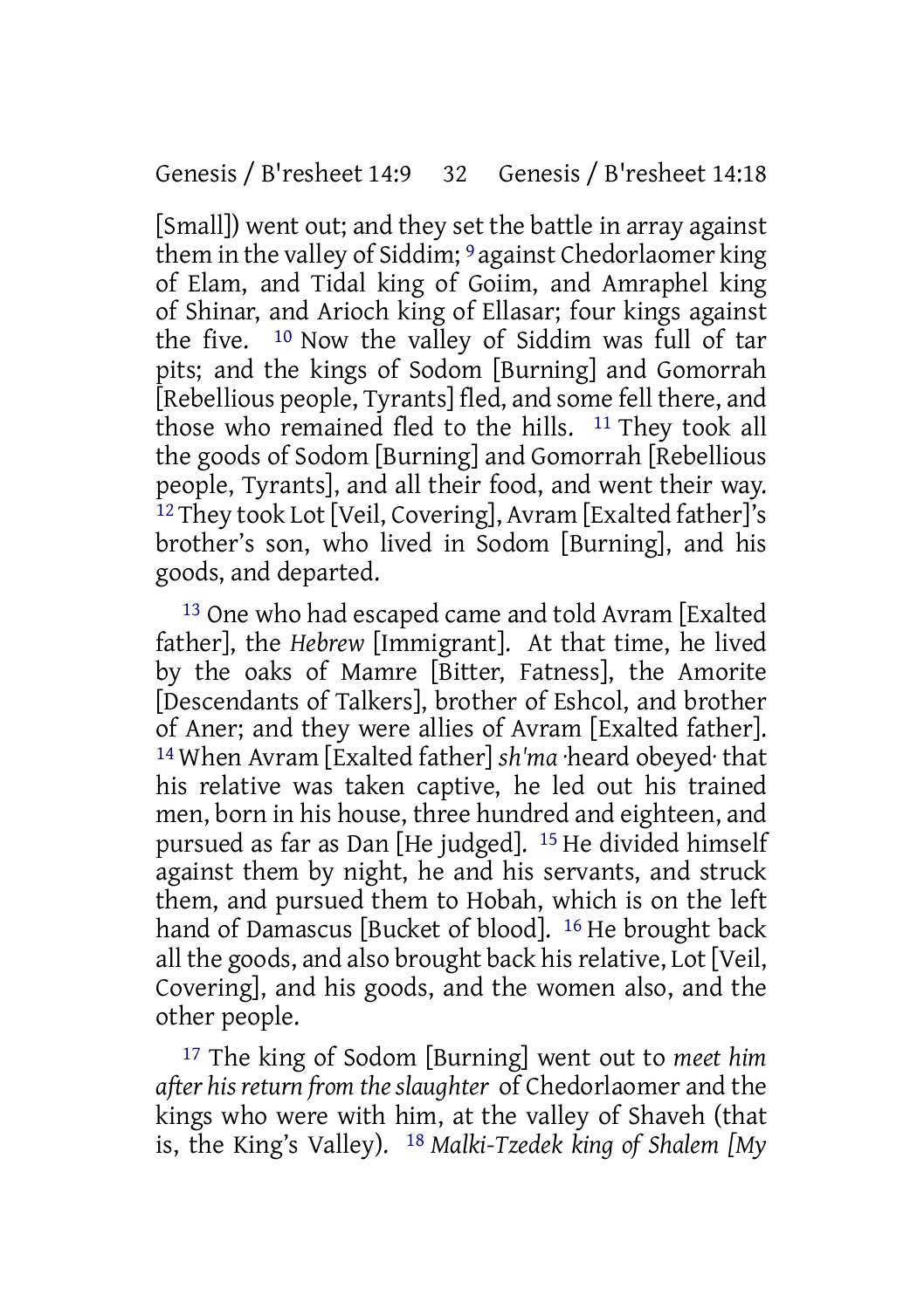[Small]) went out; and they set the battle in array against them in the valley of Siddim; [9] against Chedorlaomer king of Elam, and Tidal king of Goiim, and Amraphel king of Shinar, and Arioch king of Ellasar; four kings against the five. [10] Now the valley of Siddim was full of tar pits; and the kings of Sodom [Burning] and Gomorrah [Rebellious people, Tyrants] fled, and some fell there, and those who remained fled to the hills. [11] They took all the goods of Sodom [Burning] and Gomorrah [Rebellious people, Tyrants], and all their food, and went their way. [12] They took Lot [Veil, Covering], Avram [Exalted father]'s brother's son, who lived in Sodom [Burning], and his goods, and departed.

[13] One who had escaped came and told Avram [Exalted father], the *Hebrew* [Immigrant]. At that time, he lived by the oaks of Mamre [Bitter, Fatness], the Amorite [Descendants of Talkers], brother of Eshcol, and brother of Aner; and they were allies of Avram [Exalted father]. [14] When Avram [Exalted father] *sh'ma* ·heard obeyed· that his relative was taken captive, he led out his trained men, born in his house, three hundred and eighteen, and pursued as far as Dan [He judged]. [15] He divided himself against them by night, he and his servants, and struck them, and pursued them to Hobah, which is on the left hand of Damascus [Bucket of blood]. [16] He brought back all the goods, and also brought back his relative, Lot [Veil, Covering], and his goods, and the women also, and the other people.

[17] The king of Sodom [Burning] went out to *meet him after his return from the slaughter* of Chedorlaomer and the kings who were with him, at the valley of Shaveh (that is, the King's Valley). [18] *Malki-Tzedek king of Shalem [My*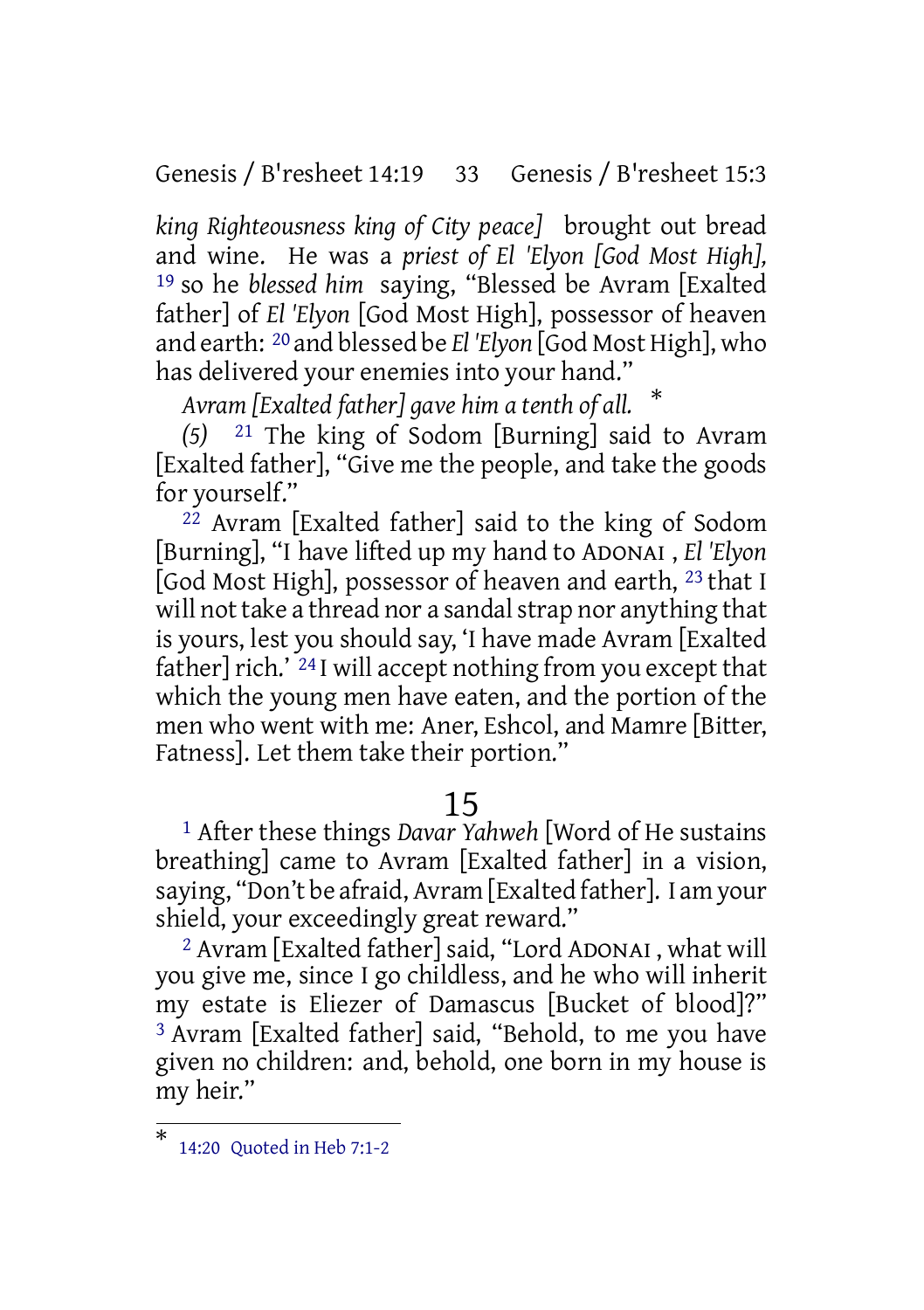*king Righteousness king of City peace]* brought out bread and wine. He was a *priest of El 'Elyon [God Most High],* [19] so he *blessed him* saying, "Blessed be Avram [Exalted father] of *El 'Elyon* [God Most High], possessor of heaven and earth: [20] and blessed be *El 'Elyon* [God Most High], who has delivered your enemies into your hand."

*Avram [Exalted father] gave him a tenth of all.* *

*(5)* [21] The king of Sodom [Burning] said to Avram [Exalted father], "Give me the people, and take the goods for yourself."

[22] Avram [Exalted father] said to the king of Sodom [Burning], "I have lifted up my hand to ADONAI , *El 'Elyon* [God Most High], possessor of heaven and earth, [23] that I will not take a thread nor a sandal strap nor anything that is yours, lest you should say, 'I have made Avram [Exalted father] rich.' [24] I will accept nothing from you except that which the young men have eaten, and the portion of the men who went with me: Aner, Eshcol, and Mamre [Bitter, Fatness]. Let them take their portion."

## 15

[1] After these things *Davar Yahweh* [Word of He sustains breathing] came to Avram [Exalted father] in a vision, saying, "Don't be afraid, Avram [Exalted father]. I am your shield, your exceedingly great reward."

[2] Avram [Exalted father] said, "Lord ADONAI , what will you give me, since I go childless, and he who will inherit my estate is Eliezer of Damascus [Bucket of blood]?" [3] Avram [Exalted father] said, "Behold, to me you have given no children: and, behold, one born in my house is my heir."

---

* 14:20 Quoted in Heb 7:1-2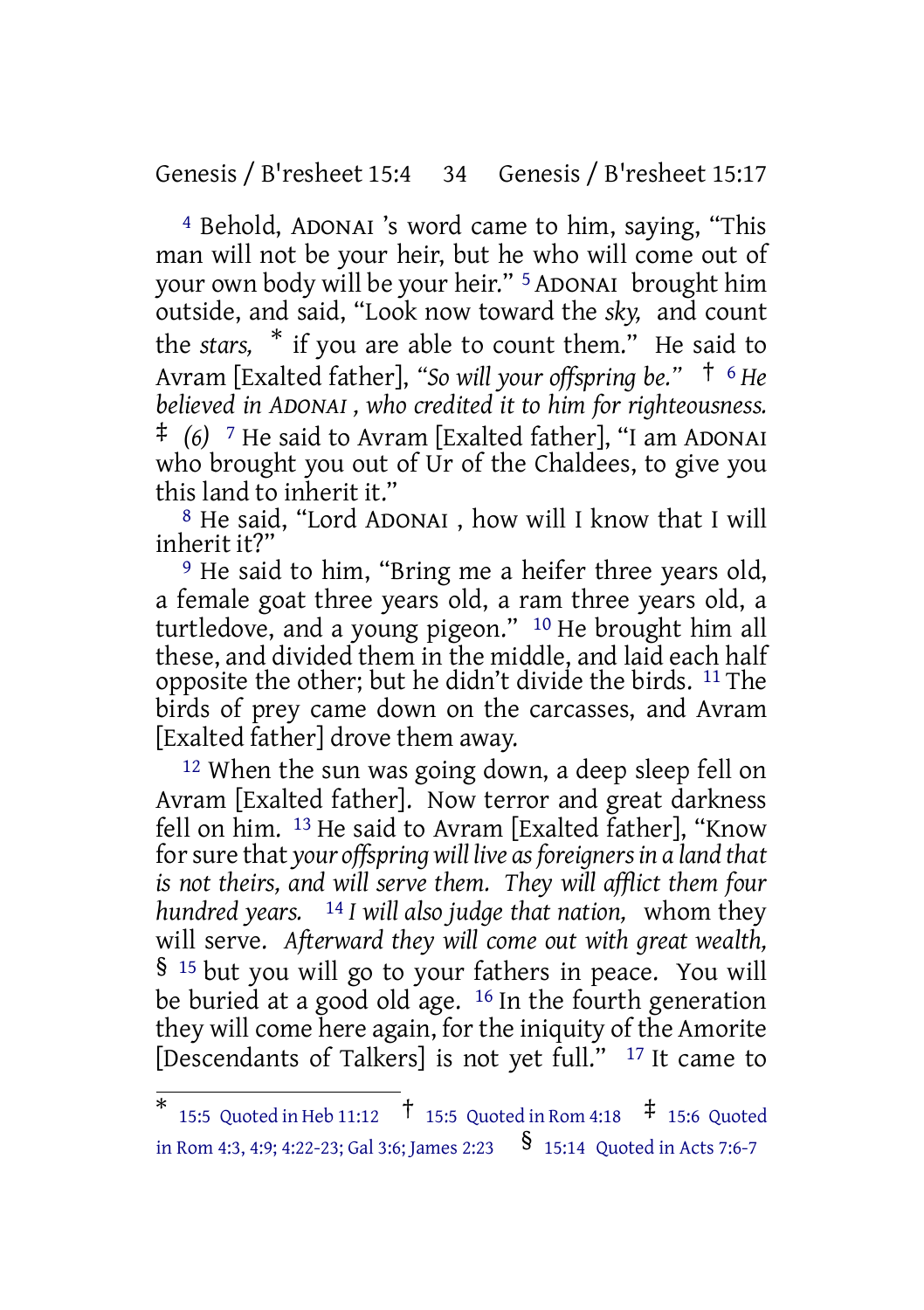[4] Behold, ADONAI 's word came to him, saying, "This man will not be your heir, but he who will come out of your own body will be your heir." [5] ADONAI brought him outside, and said, "Look now toward the *sky,* and count the *stars,* * if you are able to count them." He said to Avram [Exalted father], *"So will your offspring be."* † [6] *He believed in ADONAI , who credited it to him for righteousness.* ‡ *(6)* [7] He said to Avram [Exalted father], "I am ADONAI who brought you out of Ur of the Chaldees, to give you this land to inherit it."

[8] He said, "Lord ADONAI , how will I know that I will inherit it?"

[9] He said to him, "Bring me a heifer three years old, a female goat three years old, a ram three years old, a turtledove, and a young pigeon." [10] He brought him all these, and divided them in the middle, and laid each half opposite the other; but he didn't divide the birds. [11] The birds of prey came down on the carcasses, and Avram [Exalted father] drove them away.

[12] When the sun was going down, a deep sleep fell on Avram [Exalted father]. Now terror and great darkness fell on him. [13] He said to Avram [Exalted father], "Know for sure that *your offspring will live as foreigners in a land that is not theirs, and will serve them. They will afflict them four hundred years.* [14] *I will also judge that nation,* whom they will serve. *Afterward they will come out with great wealth,* § [15] but you will go to your fathers in peace. You will be buried at a good old age. [16] In the fourth generation they will come here again, for the iniquity of the Amorite [Descendants of Talkers] is not yet full." [17] It came to

---

* 15:5 Quoted in Heb 11:12 † 15:5 Quoted in Rom 4:18 ‡ 15:6 Quoted in Rom 4:3, 4:9; 4:22-23; Gal 3:6; James 2:23 § 15:14 Quoted in Acts 7:6-7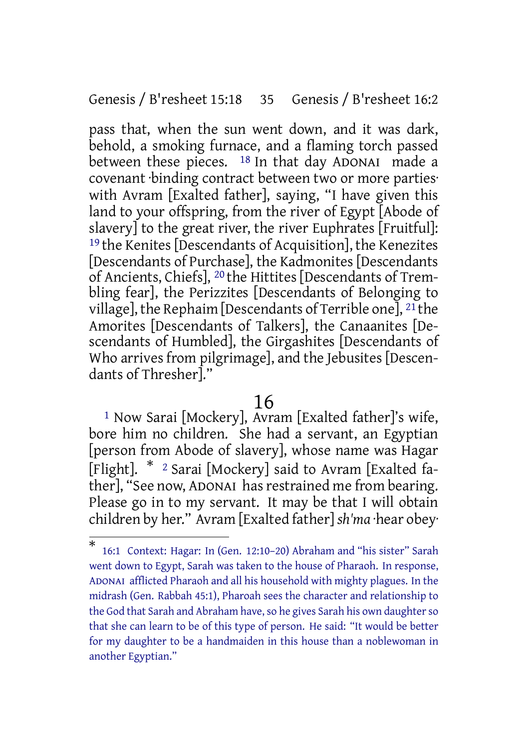pass that, when the sun went down, and it was dark, behold, a smoking furnace, and a flaming torch passed between these pieces. [18] In that day ADONAI made a covenant ·binding contract between two or more parties· with Avram [Exalted father], saying, "I have given this land to your offspring, from the river of Egypt [Abode of slavery] to the great river, the river Euphrates [Fruitful]: [19] the Kenites [Descendants of Acquisition], the Kenezites [Descendants of Purchase], the Kadmonites [Descendants of Ancients, Chiefs], [20] the Hittites [Descendants of Trembling fear], the Perizzites [Descendants of Belonging to village], the Rephaim [Descendants of Terrible one], [21] the Amorites [Descendants of Talkers], the Canaanites [Descendants of Humbled], the Girgashites [Descendants of Who arrives from pilgrimage], and the Jebusites [Descendants of Thresher]."

# 16

[1] Now Sarai [Mockery], Avram [Exalted father]'s wife, bore him no children. She had a servant, an Egyptian [person from Abode of slavery], whose name was Hagar [Flight]. * [2] Sarai [Mockery] said to Avram [Exalted father], "See now, ADONAI has restrained me from bearing. Please go in to my servant. It may be that I will obtain children by her." Avram [Exalted father] *sh'ma* ·hear obey·

---

\* 16:1 Context: Hagar: In (Gen. 12:10–20) Abraham and "his sister" Sarah went down to Egypt, Sarah was taken to the house of Pharaoh. In response, ADONAI afflicted Pharaoh and all his household with mighty plagues. In the midrash (Gen. Rabbah 45:1), Pharoah sees the character and relationship to the God that Sarah and Abraham have, so he gives Sarah his own daughter so that she can learn to be of this type of person. He said: "It would be better for my daughter to be a handmaiden in this house than a noblewoman in another Egyptian."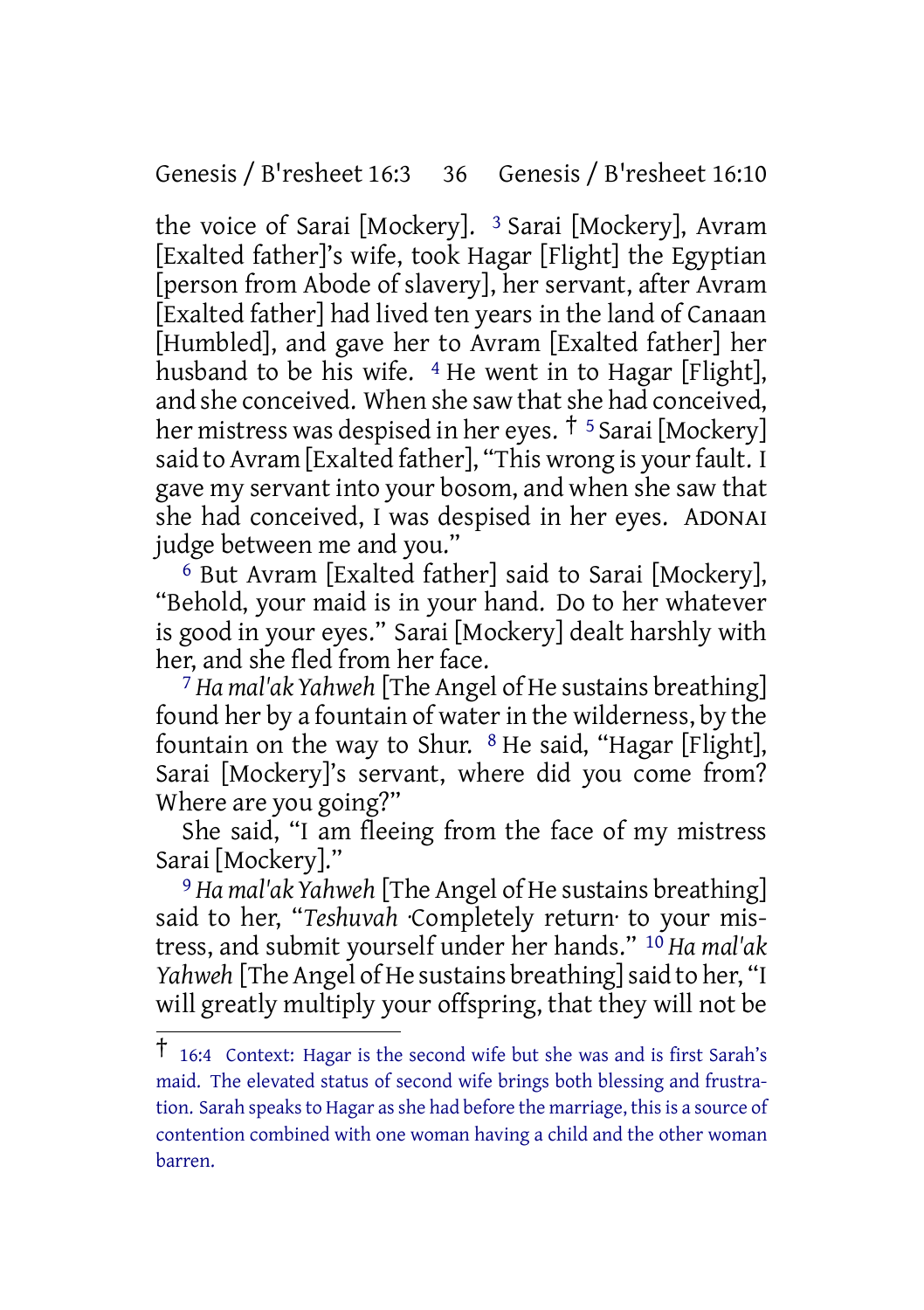the voice of Sarai [Mockery]. [3] Sarai [Mockery], Avram [Exalted father]'s wife, took Hagar [Flight] the Egyptian [person from Abode of slavery], her servant, after Avram [Exalted father] had lived ten years in the land of Canaan [Humbled], and gave her to Avram [Exalted father] her husband to be his wife. [4] He went in to Hagar [Flight], and she conceived. When she saw that she had conceived, her mistress was despised in her eyes. † [5] Sarai [Mockery] said to Avram [Exalted father], "This wrong is your fault. I gave my servant into your bosom, and when she saw that she had conceived, I was despised in her eyes. ADONAI judge between me and you."

[6] But Avram [Exalted father] said to Sarai [Mockery], "Behold, your maid is in your hand. Do to her whatever is good in your eyes." Sarai [Mockery] dealt harshly with her, and she fled from her face.

[7] *Ha mal'ak Yahweh* [The Angel of He sustains breathing] found her by a fountain of water in the wilderness, by the fountain on the way to Shur. [8] He said, "Hagar [Flight], Sarai [Mockery]'s servant, where did you come from? Where are you going?"

She said, "I am fleeing from the face of my mistress Sarai [Mockery]."

[9] *Ha mal'ak Yahweh* [The Angel of He sustains breathing] said to her, "*Teshuvah* ·Completely return· to your mistress, and submit yourself under her hands." [10] *Ha mal'ak Yahweh* [The Angel of He sustains breathing] said to her, "I will greatly multiply your offspring, that they will not be

---

† 16:4 Context: Hagar is the second wife but she was and is first Sarah's maid. The elevated status of second wife brings both blessing and frustration. Sarah speaks to Hagar as she had before the marriage, this is a source of contention combined with one woman having a child and the other woman barren.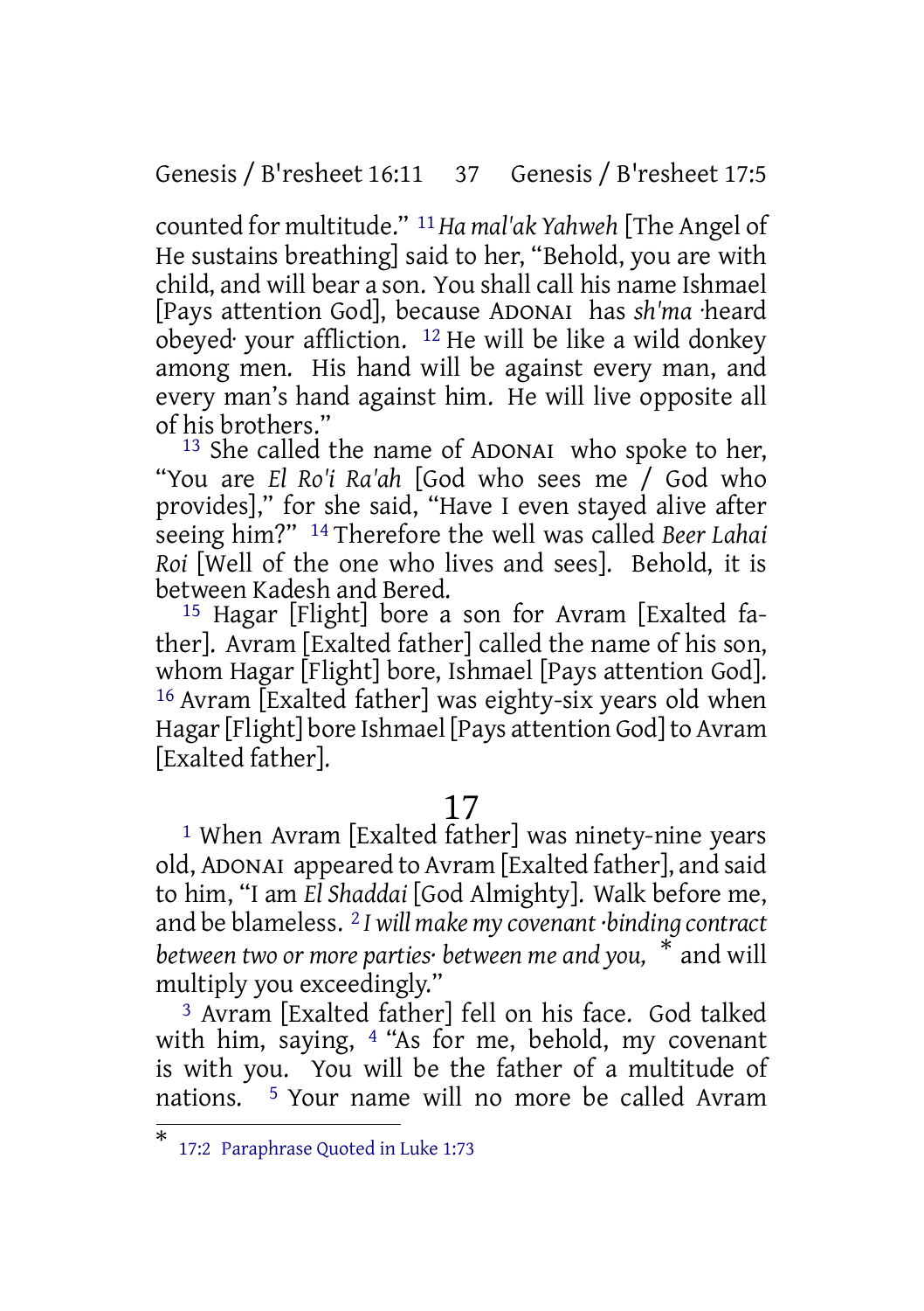counted for multitude." [11] *Ha mal'ak Yahweh* [The Angel of He sustains breathing] said to her, "Behold, you are with child, and will bear a son. You shall call his name Ishmael [Pays attention God], because ADONAI has *sh'ma* ·heard obeyed· your affliction. [12] He will be like a wild donkey among men. His hand will be against every man, and every man's hand against him. He will live opposite all of his brothers."

[13] She called the name of ADONAI who spoke to her, "You are *El Ro'i Ra'ah* [God who sees me / God who provides]," for she said, "Have I even stayed alive after seeing him?" [14] Therefore the well was called *Beer Lahai Roi* [Well of the one who lives and sees]. Behold, it is between Kadesh and Bered.

[15] Hagar [Flight] bore a son for Avram [Exalted father]. Avram [Exalted father] called the name of his son, whom Hagar [Flight] bore, Ishmael [Pays attention God]. [16] Avram [Exalted father] was eighty-six years old when Hagar [Flight] bore Ishmael [Pays attention God] to Avram [Exalted father].

# 17

[1] When Avram [Exalted father] was ninety-nine years old, ADONAI appeared to Avram [Exalted father], and said to him, "I am *El Shaddai* [God Almighty]. Walk before me, and be blameless. [2] *I will make my covenant ·binding contract between two or more parties· between me and you,* * and will multiply you exceedingly."

[3] Avram [Exalted father] fell on his face. God talked with him, saying, [4] "As for me, behold, my covenant is with you. You will be the father of a multitude of nations. [5] Your name will no more be called Avram

---

* 17:2 Paraphrase Quoted in Luke 1:73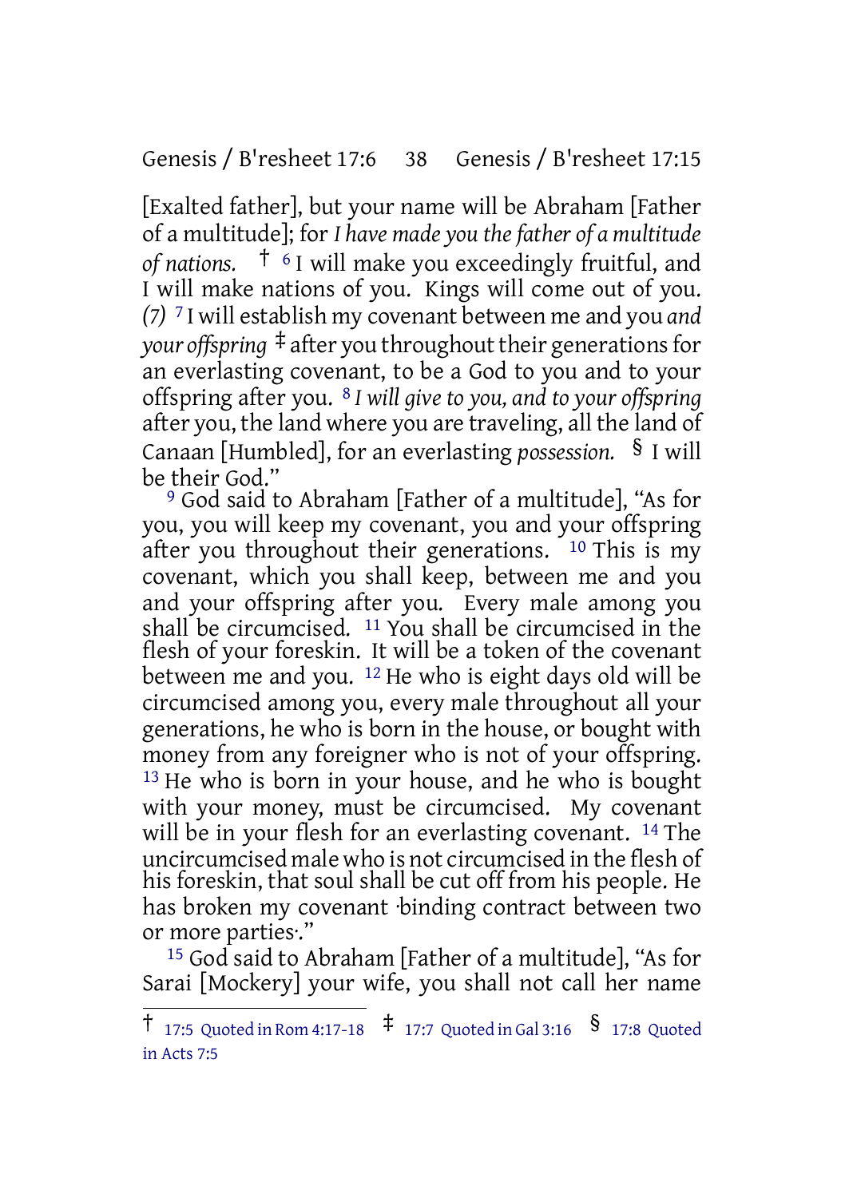[Exalted father], but your name will be Abraham [Father of a multitude]; for *I have made you the father of a multitude of nations.* † [6] I will make you exceedingly fruitful, and I will make nations of you. Kings will come out of you. *(7)* [7] I will establish my covenant between me and you *and your offspring* ‡ after you throughout their generations for an everlasting covenant, to be a God to you and to your offspring after you. [8] *I will give to you, and to your offspring* after you, the land where you are traveling, all the land of Canaan [Humbled], for an everlasting *possession.* § I will be their God."

[9] God said to Abraham [Father of a multitude], "As for you, you will keep my covenant, you and your offspring after you throughout their generations. [10] This is my covenant, which you shall keep, between me and you and your offspring after you. Every male among you shall be circumcised. [11] You shall be circumcised in the flesh of your foreskin. It will be a token of the covenant between me and you. [12] He who is eight days old will be circumcised among you, every male throughout all your generations, he who is born in the house, or bought with money from any foreigner who is not of your offspring. [13] He who is born in your house, and he who is bought with your money, must be circumcised. My covenant will be in your flesh for an everlasting covenant. [14] The uncircumcised male who is not circumcised in the flesh of his foreskin, that soul shall be cut off from his people. He has broken my covenant ·binding contract between two or more parties·."

[15] God said to Abraham [Father of a multitude], "As for Sarai [Mockery] your wife, you shall not call her name

---

† 17:5 Quoted in Rom 4:17-18 ‡ 17:7 Quoted in Gal 3:16 § 17:8 Quoted in Acts 7:5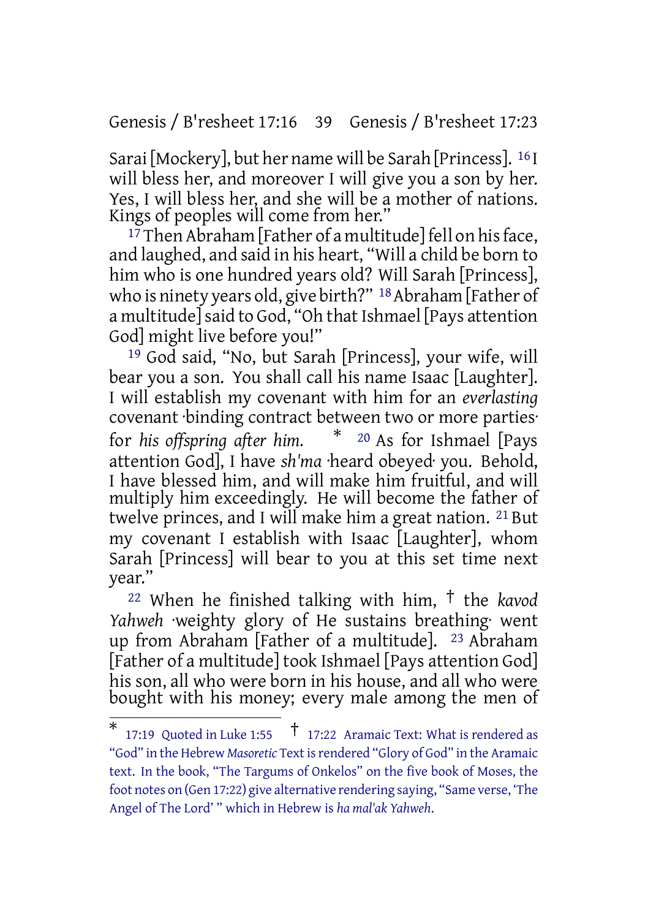Sarai [Mockery], but her name will be Sarah [Princess]. [16] I will bless her, and moreover I will give you a son by her. Yes, I will bless her, and she will be a mother of nations. Kings of peoples will come from her."

[17] Then Abraham [Father of a multitude] fell on his face, and laughed, and said in his heart, "Will a child be born to him who is one hundred years old? Will Sarah [Princess], who is ninety years old, give birth?" [18] Abraham [Father of a multitude] said to God, "Oh that Ishmael [Pays attention God] might live before you!"

[19] God said, "No, but Sarah [Princess], your wife, will bear you a son. You shall call his name Isaac [Laughter]. I will establish my covenant with him for an *everlasting* covenant ·binding contract between two or more parties· for *his offspring after him.* * [20] As for Ishmael [Pays attention God], I have *sh'ma* ·heard obeyed· you. Behold, I have blessed him, and will make him fruitful, and will multiply him exceedingly. He will become the father of twelve princes, and I will make him a great nation. [21] But my covenant I establish with Isaac [Laughter], whom Sarah [Princess] will bear to you at this set time next year."

[22] When he finished talking with him, † the *kavod Yahweh* ·weighty glory of He sustains breathing· went up from Abraham [Father of a multitude]. [23] Abraham [Father of a multitude] took Ishmael [Pays attention God] his son, all who were born in his house, and all who were bought with his money; every male among the men of

---

* 17:19 Quoted in Luke 1:55 † 17:22 Aramaic Text: What is rendered as "God" in the Hebrew *Masoretic* Text is rendered "Glory of God" in the Aramaic text. In the book, "The Targums of Onkelos" on the five book of Moses, the foot notes on (Gen 17:22) give alternative rendering saying, "Same verse, 'The Angel of The Lord' " which in Hebrew is *ha mal'ak Yahweh*.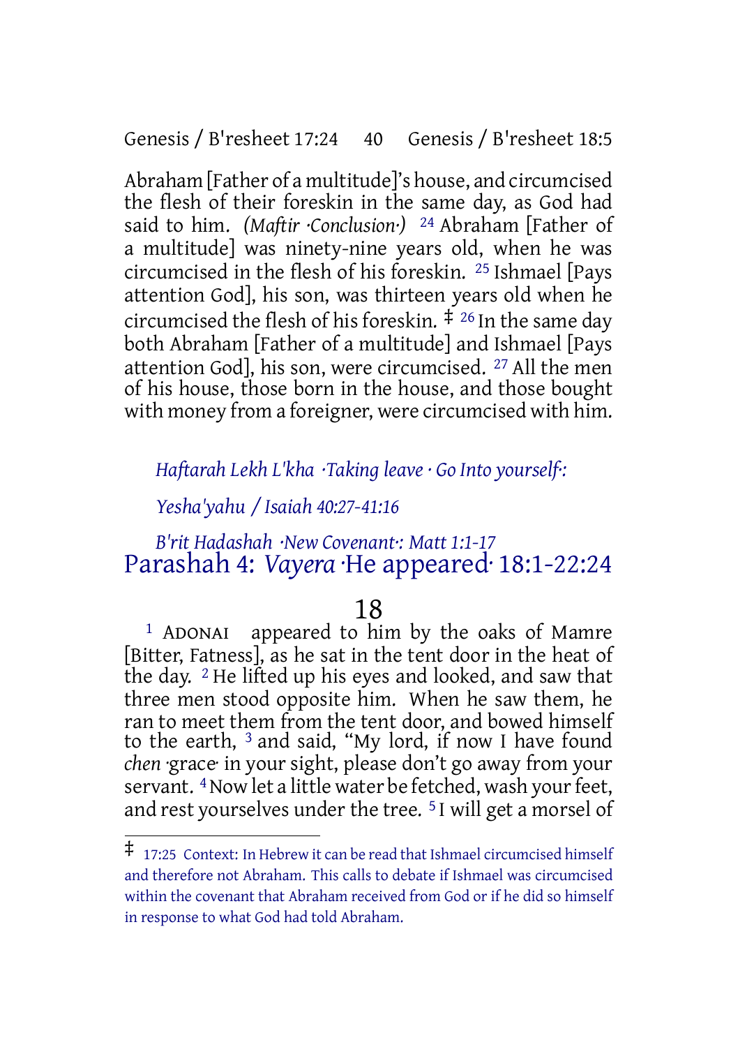Abraham [Father of a multitude]'s house, and circumcised the flesh of their foreskin in the same day, as God had said to him. *(Maftir ·Conclusion·)* [24] Abraham [Father of a multitude] was ninety-nine years old, when he was circumcised in the flesh of his foreskin. [25] Ishmael [Pays attention God], his son, was thirteen years old when he circumcised the flesh of his foreskin. ‡ [26] In the same day both Abraham [Father of a multitude] and Ishmael [Pays attention God], his son, were circumcised. [27] All the men of his house, those born in the house, and those bought with money from a foreigner, were circumcised with him.

*Haftarah Lekh L'kha ·Taking leave · Go Into yourself·:*

*Yesha'yahu / Isaiah 40:27-41:16*

*B'rit Hadashah ·New Covenant·: Matt 1:1-17*

# Parashah 4: *Vayera* ·He appeared· 18:1-22:24

## 18

[1] ADONAI appeared to him by the oaks of Mamre [Bitter, Fatness], as he sat in the tent door in the heat of the day. [2] He lifted up his eyes and looked, and saw that three men stood opposite him. When he saw them, he ran to meet them from the tent door, and bowed himself to the earth, [3] and said, "My lord, if now I have found *chen* ·grace· in your sight, please don't go away from your servant. [4] Now let a little water be fetched, wash your feet, and rest yourselves under the tree. [5] I will get a morsel of

---

‡ 17:25 Context: In Hebrew it can be read that Ishmael circumcised himself and therefore not Abraham. This calls to debate if Ishmael was circumcised within the covenant that Abraham received from God or if he did so himself in response to what God had told Abraham.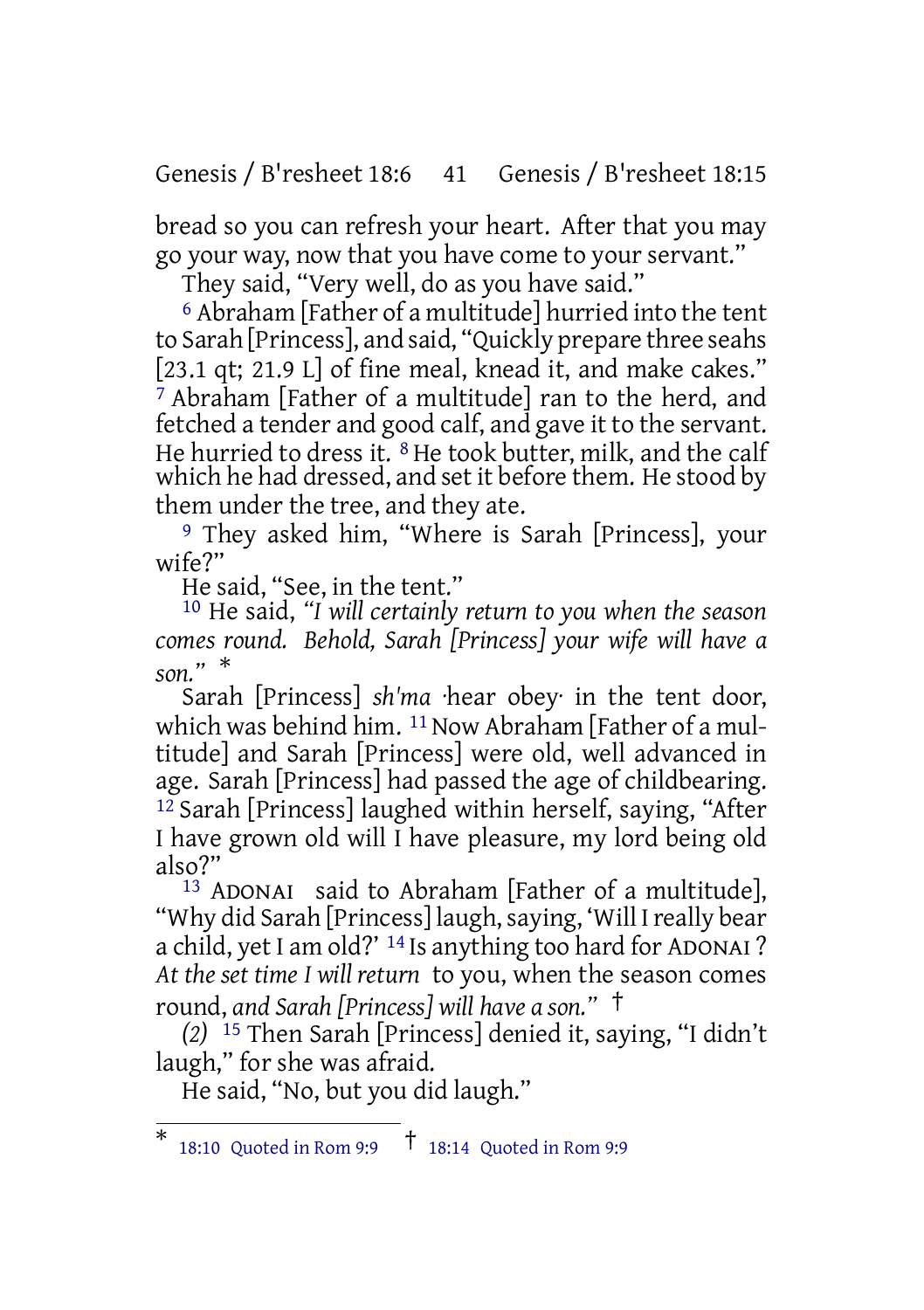bread so you can refresh your heart. After that you may go your way, now that you have come to your servant."

They said, "Very well, do as you have said."

6 Abraham [Father of a multitude] hurried into the tent to Sarah [Princess], and said, "Quickly prepare three seahs [23.1 qt; 21.9 L] of fine meal, knead it, and make cakes." 7 Abraham [Father of a multitude] ran to the herd, and fetched a tender and good calf, and gave it to the servant. He hurried to dress it. 8 He took butter, milk, and the calf which he had dressed, and set it before them. He stood by them under the tree, and they ate.

9 They asked him, "Where is Sarah [Princess], your wife?"

He said, "See, in the tent."

10 He said, *"I will certainly return to you when the season comes round. Behold, Sarah [Princess] your wife will have a son."* *

Sarah [Princess] *sh'ma* ·hear obey· in the tent door, which was behind him. 11 Now Abraham [Father of a multitude] and Sarah [Princess] were old, well advanced in age. Sarah [Princess] had passed the age of childbearing. 12 Sarah [Princess] laughed within herself, saying, "After I have grown old will I have pleasure, my lord being old also?"

13 ADONAI said to Abraham [Father of a multitude], "Why did Sarah [Princess] laugh, saying, 'Will I really bear a child, yet I am old?' 14 Is anything too hard for ADONAI? *At the set time I will return* to you, when the season comes round, *and Sarah [Princess] will have a son."* †

*(2)* 15 Then Sarah [Princess] denied it, saying, "I didn't laugh," for she was afraid.

He said, "No, but you did laugh."

---

* 18:10 Quoted in Rom 9:9 † 18:14 Quoted in Rom 9:9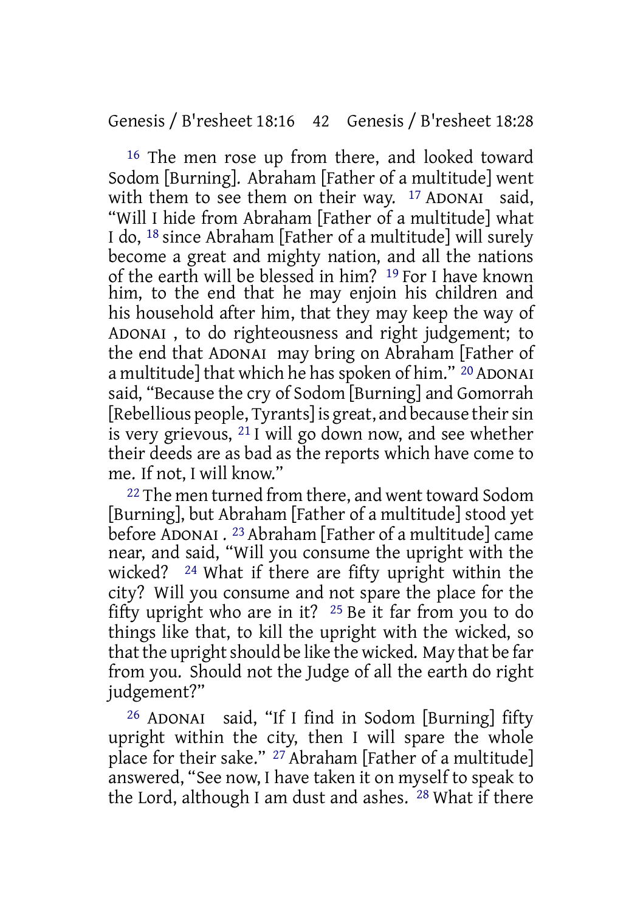[16] The men rose up from there, and looked toward Sodom [Burning]. Abraham [Father of a multitude] went with them to see them on their way. [17] ADONAI said, "Will I hide from Abraham [Father of a multitude] what I do, [18] since Abraham [Father of a multitude] will surely become a great and mighty nation, and all the nations of the earth will be blessed in him? [19] For I have known him, to the end that he may enjoin his children and his household after him, that they may keep the way of ADONAI , to do righteousness and right judgement; to the end that ADONAI may bring on Abraham [Father of a multitude] that which he has spoken of him." [20] ADONAI said, "Because the cry of Sodom [Burning] and Gomorrah [Rebellious people, Tyrants] is great, and because their sin is very grievous, [21] I will go down now, and see whether their deeds are as bad as the reports which have come to me. If not, I will know."

[22] The men turned from there, and went toward Sodom [Burning], but Abraham [Father of a multitude] stood yet before ADONAI . [23] Abraham [Father of a multitude] came near, and said, "Will you consume the upright with the wicked? [24] What if there are fifty upright within the city? Will you consume and not spare the place for the fifty upright who are in it? [25] Be it far from you to do things like that, to kill the upright with the wicked, so that the upright should be like the wicked. May that be far from you. Should not the Judge of all the earth do right judgement?"

[26] ADONAI said, "If I find in Sodom [Burning] fifty upright within the city, then I will spare the whole place for their sake." [27] Abraham [Father of a multitude] answered, "See now, I have taken it on myself to speak to the Lord, although I am dust and ashes. [28] What if there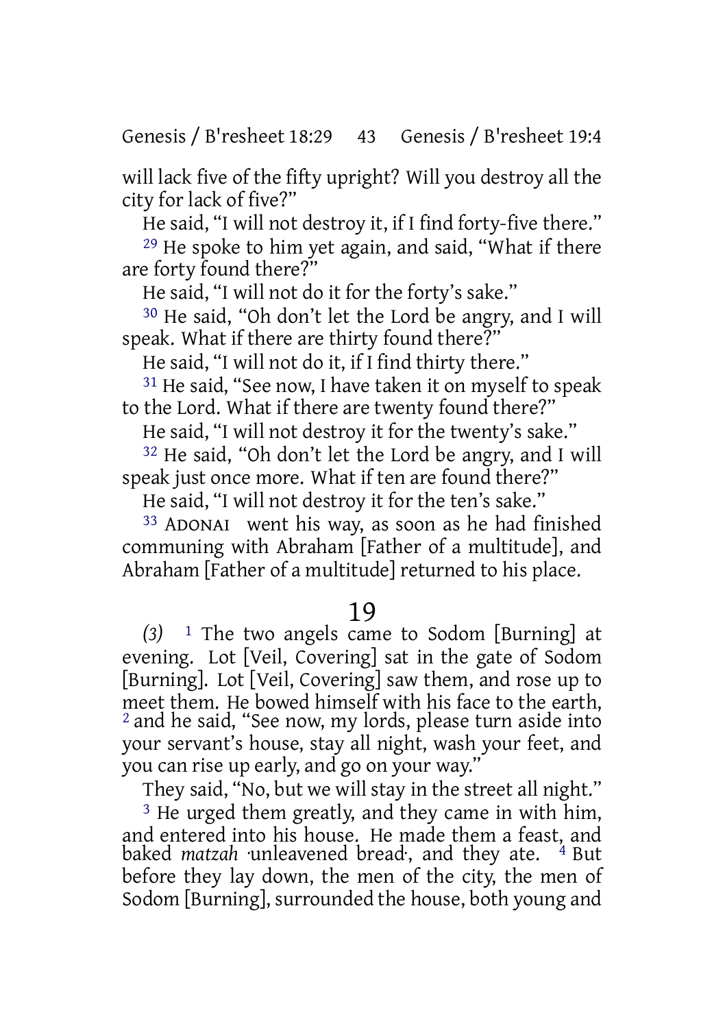will lack five of the fifty upright? Will you destroy all the city for lack of five?"

He said, "I will not destroy it, if I find forty-five there."

[29] He spoke to him yet again, and said, "What if there are forty found there?"

He said, "I will not do it for the forty's sake."

[30] He said, "Oh don't let the Lord be angry, and I will speak. What if there are thirty found there?"

He said, "I will not do it, if I find thirty there."

[31] He said, "See now, I have taken it on myself to speak to the Lord. What if there are twenty found there?"

He said, "I will not destroy it for the twenty's sake."

[32] He said, "Oh don't let the Lord be angry, and I will speak just once more. What if ten are found there?"

He said, "I will not destroy it for the ten's sake."

[33] ADONAI went his way, as soon as he had finished communing with Abraham [Father of a multitude], and Abraham [Father of a multitude] returned to his place.

# 19

*(3)* [1] The two angels came to Sodom [Burning] at evening. Lot [Veil, Covering] sat in the gate of Sodom [Burning]. Lot [Veil, Covering] saw them, and rose up to meet them. He bowed himself with his face to the earth, [2] and he said, "See now, my lords, please turn aside into your servant's house, stay all night, wash your feet, and you can rise up early, and go on your way."

They said, "No, but we will stay in the street all night."

[3] He urged them greatly, and they came in with him, and entered into his house. He made them a feast, and baked *matzah* ·unleavened bread·, and they ate. [4] But before they lay down, the men of the city, the men of Sodom [Burning], surrounded the house, both young and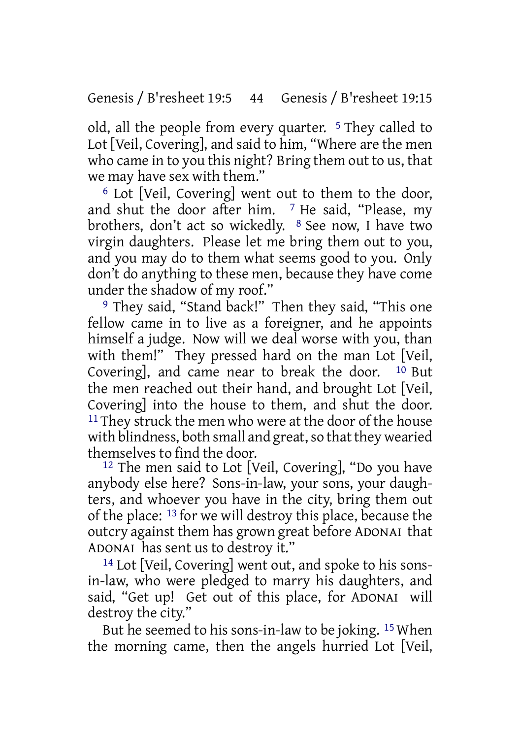old, all the people from every quarter. [5] They called to Lot [Veil, Covering], and said to him, "Where are the men who came in to you this night? Bring them out to us, that we may have sex with them."

[6] Lot [Veil, Covering] went out to them to the door, and shut the door after him. [7] He said, "Please, my brothers, don't act so wickedly. [8] See now, I have two virgin daughters. Please let me bring them out to you, and you may do to them what seems good to you. Only don't do anything to these men, because they have come under the shadow of my roof."

[9] They said, "Stand back!" Then they said, "This one fellow came in to live as a foreigner, and he appoints himself a judge. Now will we deal worse with you, than with them!" They pressed hard on the man Lot [Veil, Covering], and came near to break the door. [10] But the men reached out their hand, and brought Lot [Veil, Covering] into the house to them, and shut the door. [11] They struck the men who were at the door of the house with blindness, both small and great, so that they wearied themselves to find the door.

[12] The men said to Lot [Veil, Covering], "Do you have anybody else here? Sons-in-law, your sons, your daughters, and whoever you have in the city, bring them out of the place: [13] for we will destroy this place, because the outcry against them has grown great before ADONAI that ADONAI has sent us to destroy it."

[14] Lot [Veil, Covering] went out, and spoke to his sons-in-law, who were pledged to marry his daughters, and said, "Get up! Get out of this place, for ADONAI will destroy the city."

But he seemed to his sons-in-law to be joking. [15] When the morning came, then the angels hurried Lot [Veil,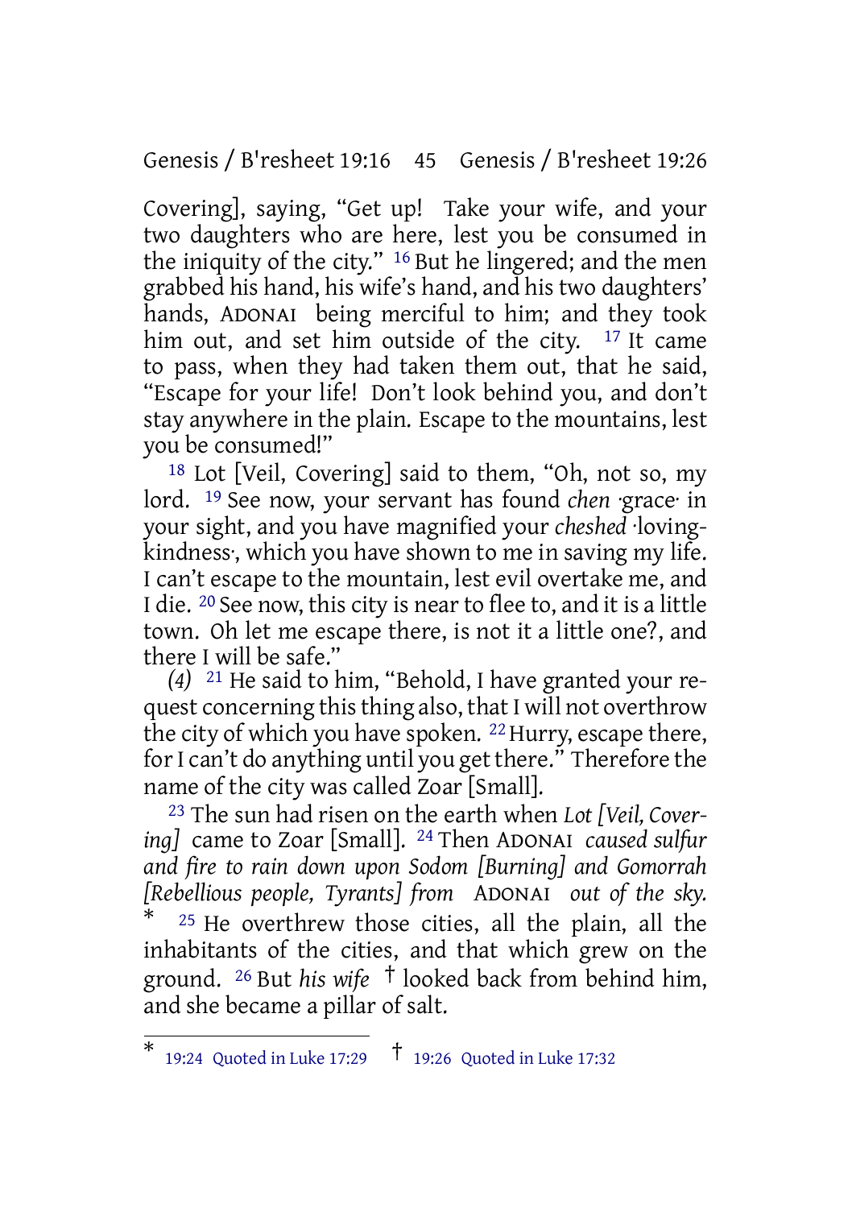Covering], saying, "Get up! Take your wife, and your two daughters who are here, lest you be consumed in the iniquity of the city." 16 But he lingered; and the men grabbed his hand, his wife's hand, and his two daughters' hands, ADONAI being merciful to him; and they took him out, and set him outside of the city. 17 It came to pass, when they had taken them out, that he said, "Escape for your life! Don't look behind you, and don't stay anywhere in the plain. Escape to the mountains, lest you be consumed!"

18 Lot [Veil, Covering] said to them, "Oh, not so, my lord. 19 See now, your servant has found *chen* ·grace· in your sight, and you have magnified your *cheshed* ·loving-kindness·, which you have shown to me in saving my life. I can't escape to the mountain, lest evil overtake me, and I die. 20 See now, this city is near to flee to, and it is a little town. Oh let me escape there, is not it a little one?, and there I will be safe."

*(4)* 21 He said to him, "Behold, I have granted your request concerning this thing also, that I will not overthrow the city of which you have spoken. 22 Hurry, escape there, for I can't do anything until you get there." Therefore the name of the city was called Zoar [Small].

23 The sun had risen on the earth when *Lot [Veil, Covering]* came to Zoar [Small]. 24 Then ADONAI *caused sulfur and fire to rain down upon Sodom [Burning] and Gomorrah [Rebellious people, Tyrants] from ADONAI out of the sky.* * 25 He overthrew those cities, all the plain, all the inhabitants of the cities, and that which grew on the ground. 26 But *his wife* † looked back from behind him, and she became a pillar of salt.

---

* 19:24 Quoted in Luke 17:29 † 19:26 Quoted in Luke 17:32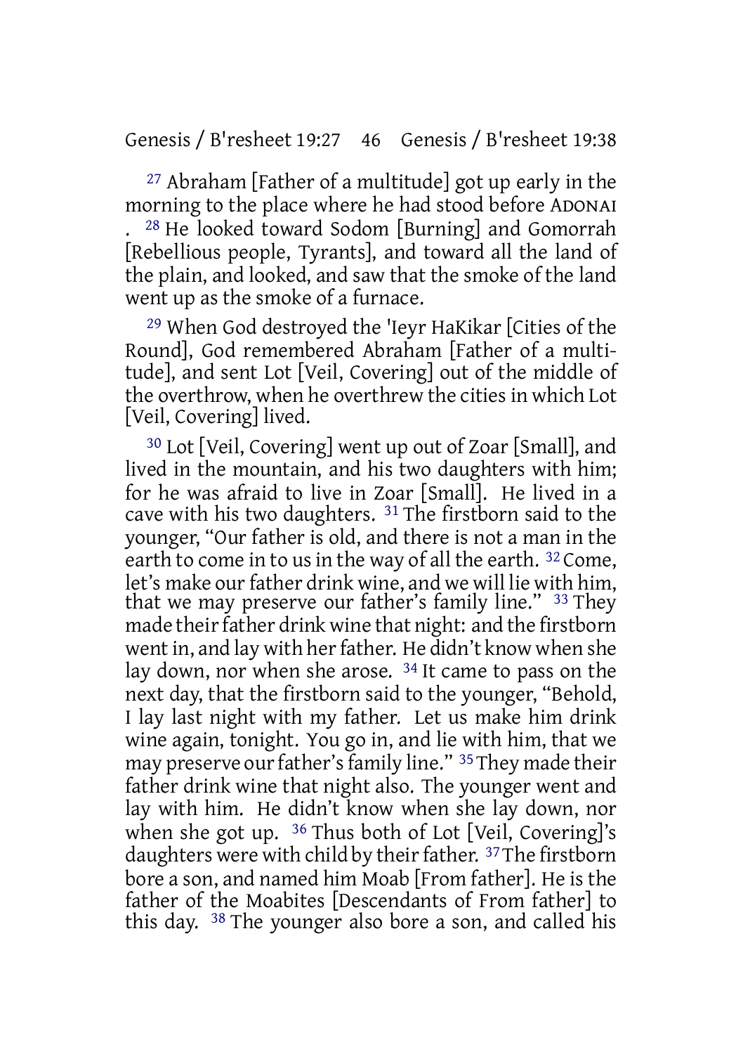[27] Abraham [Father of a multitude] got up early in the morning to the place where he had stood before ADONAI . [28] He looked toward Sodom [Burning] and Gomorrah [Rebellious people, Tyrants], and toward all the land of the plain, and looked, and saw that the smoke of the land went up as the smoke of a furnace.

[29] When God destroyed the 'Ieyr HaKikar [Cities of the Round], God remembered Abraham [Father of a multitude], and sent Lot [Veil, Covering] out of the middle of the overthrow, when he overthrew the cities in which Lot [Veil, Covering] lived.

[30] Lot [Veil, Covering] went up out of Zoar [Small], and lived in the mountain, and his two daughters with him; for he was afraid to live in Zoar [Small]. He lived in a cave with his two daughters. [31] The firstborn said to the younger, "Our father is old, and there is not a man in the earth to come in to us in the way of all the earth. [32] Come, let's make our father drink wine, and we will lie with him, that we may preserve our father's family line." [33] They made their father drink wine that night: and the firstborn went in, and lay with her father. He didn't know when she lay down, nor when she arose. [34] It came to pass on the next day, that the firstborn said to the younger, "Behold, I lay last night with my father. Let us make him drink wine again, tonight. You go in, and lie with him, that we may preserve our father's family line." [35] They made their father drink wine that night also. The younger went and lay with him. He didn't know when she lay down, nor when she got up. [36] Thus both of Lot [Veil, Covering]'s daughters were with child by their father. [37] The firstborn bore a son, and named him Moab [From father]. He is the father of the Moabites [Descendants of From father] to this day. [38] The younger also bore a son, and called his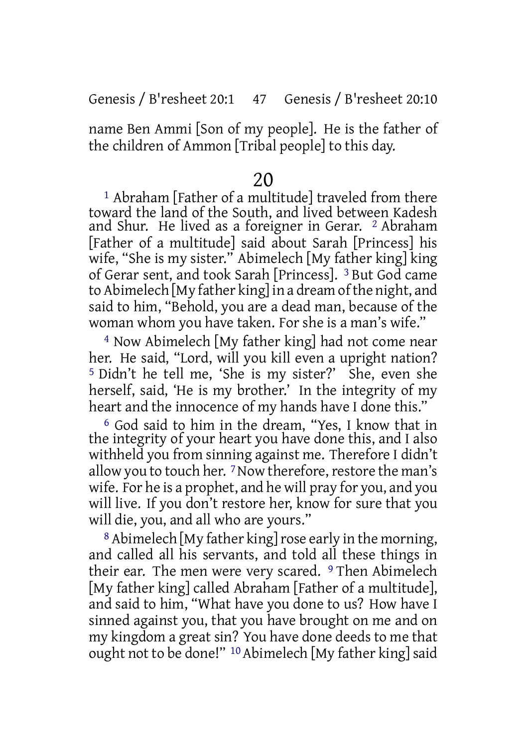name Ben Ammi [Son of my people]. He is the father of the children of Ammon [Tribal people] to this day.

## 20

1 Abraham [Father of a multitude] traveled from there toward the land of the South, and lived between Kadesh and Shur. He lived as a foreigner in Gerar. 2 Abraham [Father of a multitude] said about Sarah [Princess] his wife, "She is my sister." Abimelech [My father king] king of Gerar sent, and took Sarah [Princess]. 3 But God came to Abimelech [My father king] in a dream of the night, and said to him, "Behold, you are a dead man, because of the woman whom you have taken. For she is a man's wife."

4 Now Abimelech [My father king] had not come near her. He said, "Lord, will you kill even a upright nation? 5 Didn't he tell me, 'She is my sister?' She, even she herself, said, 'He is my brother.' In the integrity of my heart and the innocence of my hands have I done this."

6 God said to him in the dream, "Yes, I know that in the integrity of your heart you have done this, and I also withheld you from sinning against me. Therefore I didn't allow you to touch her. 7 Now therefore, restore the man's wife. For he is a prophet, and he will pray for you, and you will live. If you don't restore her, know for sure that you will die, you, and all who are yours."

8 Abimelech [My father king] rose early in the morning, and called all his servants, and told all these things in their ear. The men were very scared. 9 Then Abimelech [My father king] called Abraham [Father of a multitude], and said to him, "What have you done to us? How have I sinned against you, that you have brought on me and on my kingdom a great sin? You have done deeds to me that ought not to be done!" 10 Abimelech [My father king] said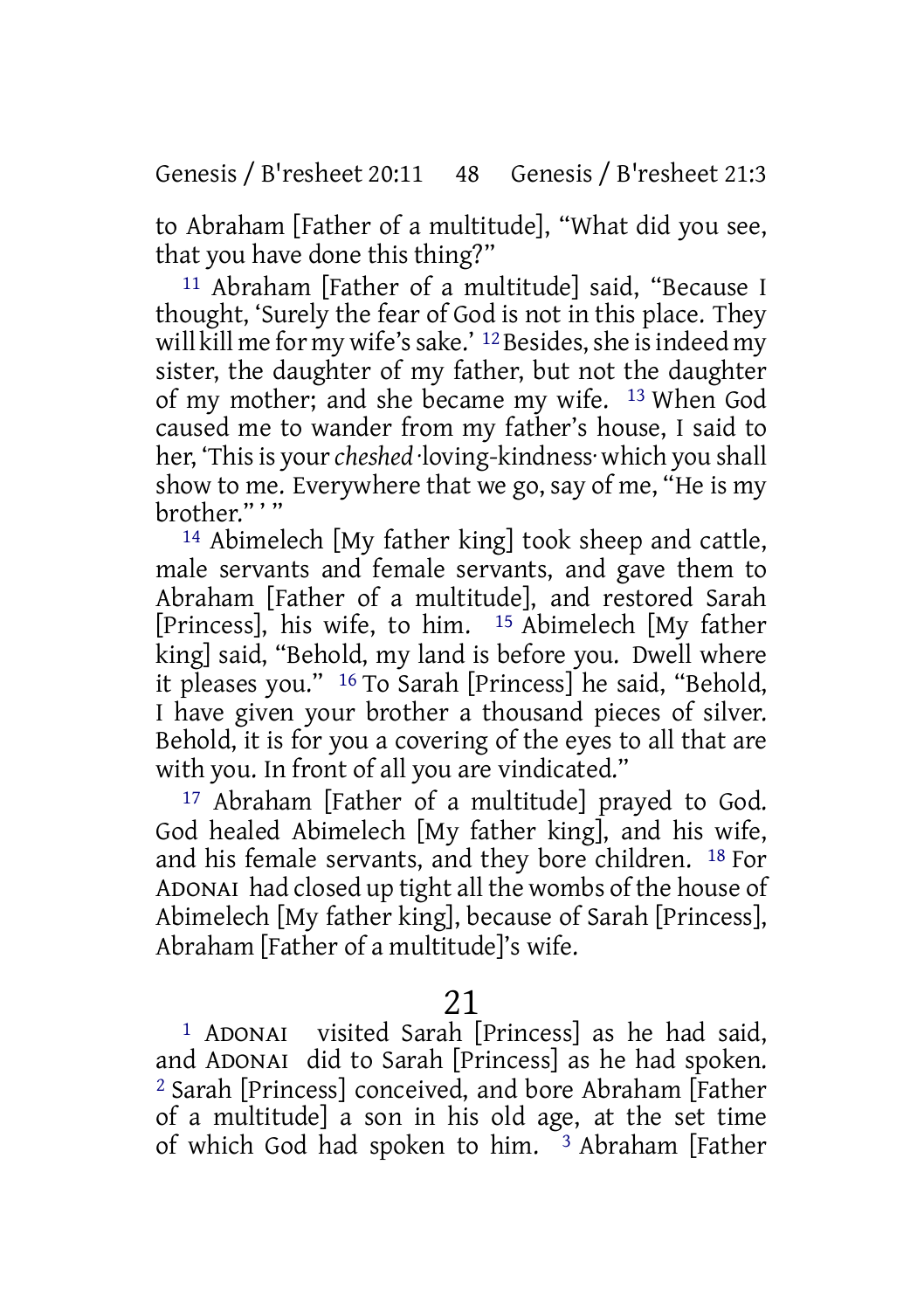to Abraham [Father of a multitude], "What did you see, that you have done this thing?"

[11] Abraham [Father of a multitude] said, "Because I thought, 'Surely the fear of God is not in this place. They will kill me for my wife's sake.' [12] Besides, she is indeed my sister, the daughter of my father, but not the daughter of my mother; and she became my wife. [13] When God caused me to wander from my father's house, I said to her, 'This is your *cheshed* ·loving-kindness· which you shall show to me. Everywhere that we go, say of me, "He is my brother." ' "

[14] Abimelech [My father king] took sheep and cattle, male servants and female servants, and gave them to Abraham [Father of a multitude], and restored Sarah [Princess], his wife, to him. [15] Abimelech [My father king] said, "Behold, my land is before you. Dwell where it pleases you." [16] To Sarah [Princess] he said, "Behold, I have given your brother a thousand pieces of silver. Behold, it is for you a covering of the eyes to all that are with you. In front of all you are vindicated."

[17] Abraham [Father of a multitude] prayed to God. God healed Abimelech [My father king], and his wife, and his female servants, and they bore children. [18] For ADONAI had closed up tight all the wombs of the house of Abimelech [My father king], because of Sarah [Princess], Abraham [Father of a multitude]'s wife.

# 21

[1] ADONAI visited Sarah [Princess] as he had said, and ADONAI did to Sarah [Princess] as he had spoken. [2] Sarah [Princess] conceived, and bore Abraham [Father of a multitude] a son in his old age, at the set time of which God had spoken to him. [3] Abraham [Father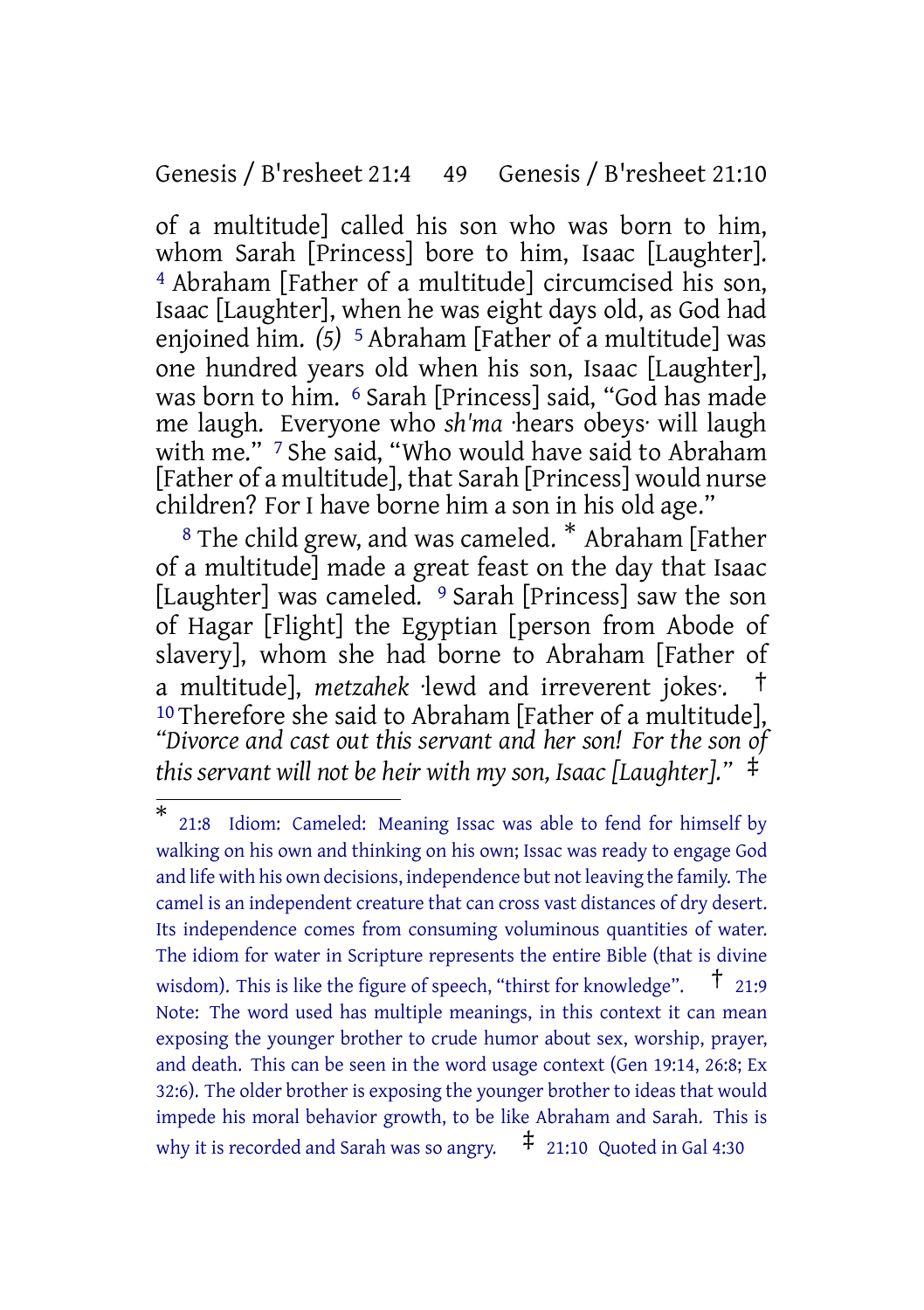of a multitude] called his son who was born to him, whom Sarah [Princess] bore to him, Isaac [Laughter]. [4] Abraham [Father of a multitude] circumcised his son, Isaac [Laughter], when he was eight days old, as God had enjoined him. *(5)* [5] Abraham [Father of a multitude] was one hundred years old when his son, Isaac [Laughter], was born to him. [6] Sarah [Princess] said, "God has made me laugh. Everyone who *sh'ma* ·hears obeys· will laugh with me." [7] She said, "Who would have said to Abraham [Father of a multitude], that Sarah [Princess] would nurse children? For I have borne him a son in his old age."

[8] The child grew, and was cameled. * Abraham [Father of a multitude] made a great feast on the day that Isaac [Laughter] was cameled. [9] Sarah [Princess] saw the son of Hagar [Flight] the Egyptian [person from Abode of slavery], whom she had borne to Abraham [Father of a multitude], *metzahek* ·lewd and irreverent jokes·. † [10] Therefore she said to Abraham [Father of a multitude], *"Divorce and cast out this servant and her son! For the son of this servant will not be heir with my son, Isaac [Laughter]."* ‡

---

\* 21:8 Idiom: Cameled: Meaning Issac was able to fend for himself by walking on his own and thinking on his own; Issac was ready to engage God and life with his own decisions, independence but not leaving the family. The camel is an independent creature that can cross vast distances of dry desert. Its independence comes from consuming voluminous quantities of water. The idiom for water in Scripture represents the entire Bible (that is divine wisdom). This is like the figure of speech, "thirst for knowledge". † 21:9 Note: The word used has multiple meanings, in this context it can mean exposing the younger brother to crude humor about sex, worship, prayer, and death. This can be seen in the word usage context (Gen 19:14, 26:8; Ex 32:6). The older brother is exposing the younger brother to ideas that would impede his moral behavior growth, to be like Abraham and Sarah. This is why it is recorded and Sarah was so angry. ‡ 21:10 Quoted in Gal 4:30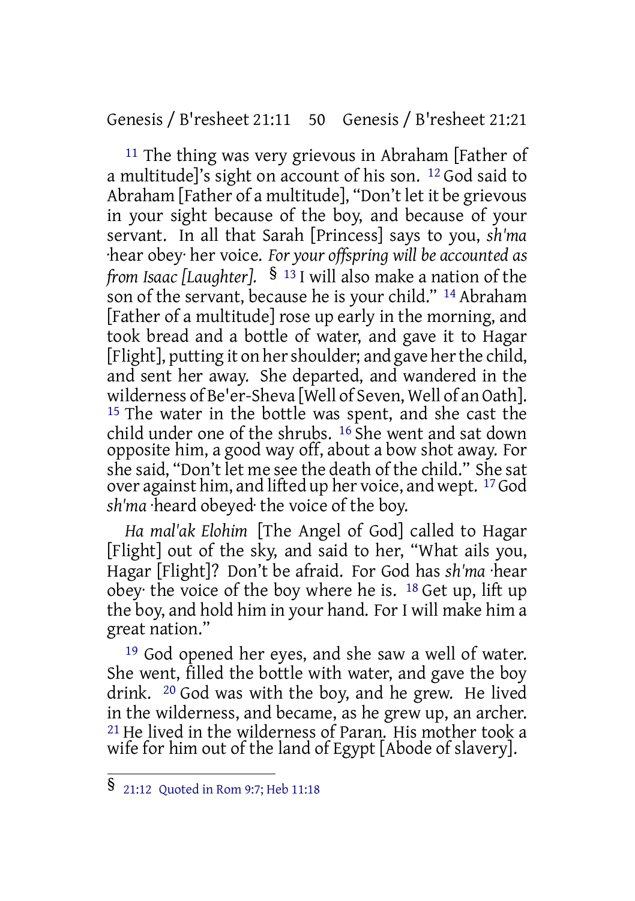[11] The thing was very grievous in Abraham [Father of a multitude]'s sight on account of his son. [12] God said to Abraham [Father of a multitude], "Don't let it be grievous in your sight because of the boy, and because of your servant. In all that Sarah [Princess] says to you, *sh'ma* ·hear obey· her voice. *For your offspring will be accounted as from Isaac [Laughter].* § [13] I will also make a nation of the son of the servant, because he is your child." [14] Abraham [Father of a multitude] rose up early in the morning, and took bread and a bottle of water, and gave it to Hagar [Flight], putting it on her shoulder; and gave her the child, and sent her away. She departed, and wandered in the wilderness of Be'er-Sheva [Well of Seven, Well of an Oath]. [15] The water in the bottle was spent, and she cast the child under one of the shrubs. [16] She went and sat down opposite him, a good way off, about a bow shot away. For she said, "Don't let me see the death of the child." She sat over against him, and lifted up her voice, and wept. [17] God *sh'ma* ·heard obeyed· the voice of the boy.

*Ha mal'ak Elohim* [The Angel of God] called to Hagar [Flight] out of the sky, and said to her, "What ails you, Hagar [Flight]? Don't be afraid. For God has *sh'ma* ·hear obey· the voice of the boy where he is. [18] Get up, lift up the boy, and hold him in your hand. For I will make him a great nation."

[19] God opened her eyes, and she saw a well of water. She went, filled the bottle with water, and gave the boy drink. [20] God was with the boy, and he grew. He lived in the wilderness, and became, as he grew up, an archer. [21] He lived in the wilderness of Paran. His mother took a wife for him out of the land of Egypt [Abode of slavery].

---

§ 21:12 Quoted in Rom 9:7; Heb 11:18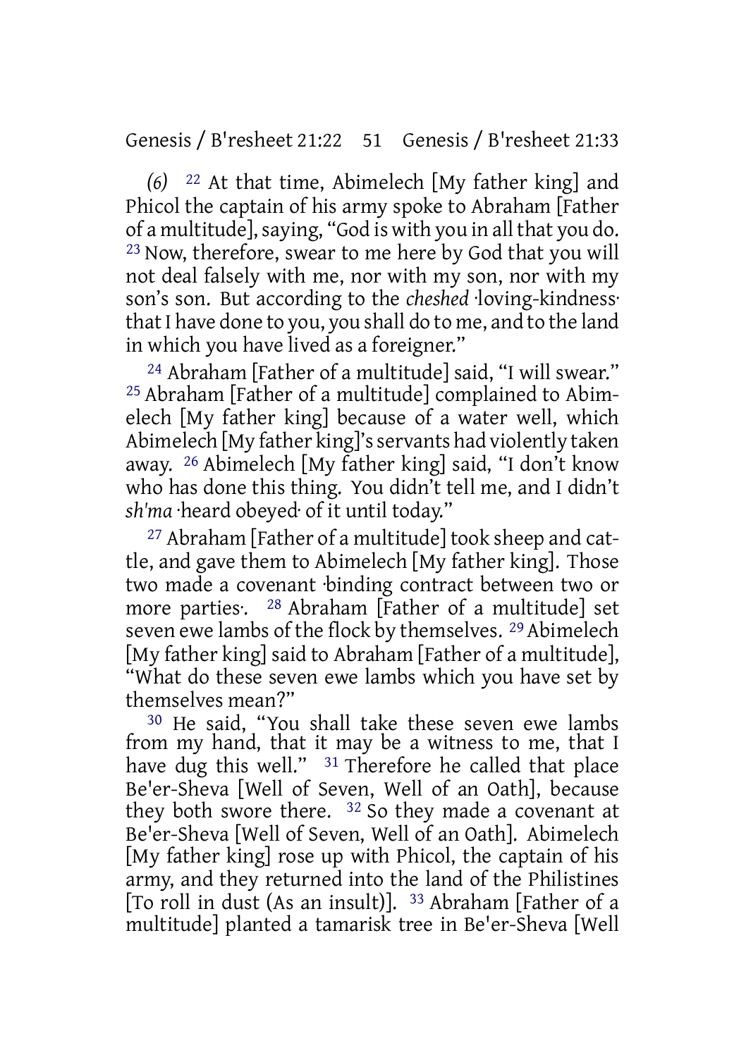*(6)* [22] At that time, Abimelech [My father king] and Phicol the captain of his army spoke to Abraham [Father of a multitude], saying, "God is with you in all that you do. [23] Now, therefore, swear to me here by God that you will not deal falsely with me, nor with my son, nor with my son's son. But according to the *cheshed* ·loving-kindness· that I have done to you, you shall do to me, and to the land in which you have lived as a foreigner."

[24] Abraham [Father of a multitude] said, "I will swear." [25] Abraham [Father of a multitude] complained to Abimelech [My father king] because of a water well, which Abimelech [My father king]'s servants had violently taken away. [26] Abimelech [My father king] said, "I don't know who has done this thing. You didn't tell me, and I didn't *sh'ma* ·heard obeyed· of it until today."

[27] Abraham [Father of a multitude] took sheep and cattle, and gave them to Abimelech [My father king]. Those two made a covenant ·binding contract between two or more parties·. [28] Abraham [Father of a multitude] set seven ewe lambs of the flock by themselves. [29] Abimelech [My father king] said to Abraham [Father of a multitude], "What do these seven ewe lambs which you have set by themselves mean?"

[30] He said, "You shall take these seven ewe lambs from my hand, that it may be a witness to me, that I have dug this well." [31] Therefore he called that place Be'er-Sheva [Well of Seven, Well of an Oath], because they both swore there. [32] So they made a covenant at Be'er-Sheva [Well of Seven, Well of an Oath]. Abimelech [My father king] rose up with Phicol, the captain of his army, and they returned into the land of the Philistines [To roll in dust (As an insult)]. [33] Abraham [Father of a multitude] planted a tamarisk tree in Be'er-Sheva [Well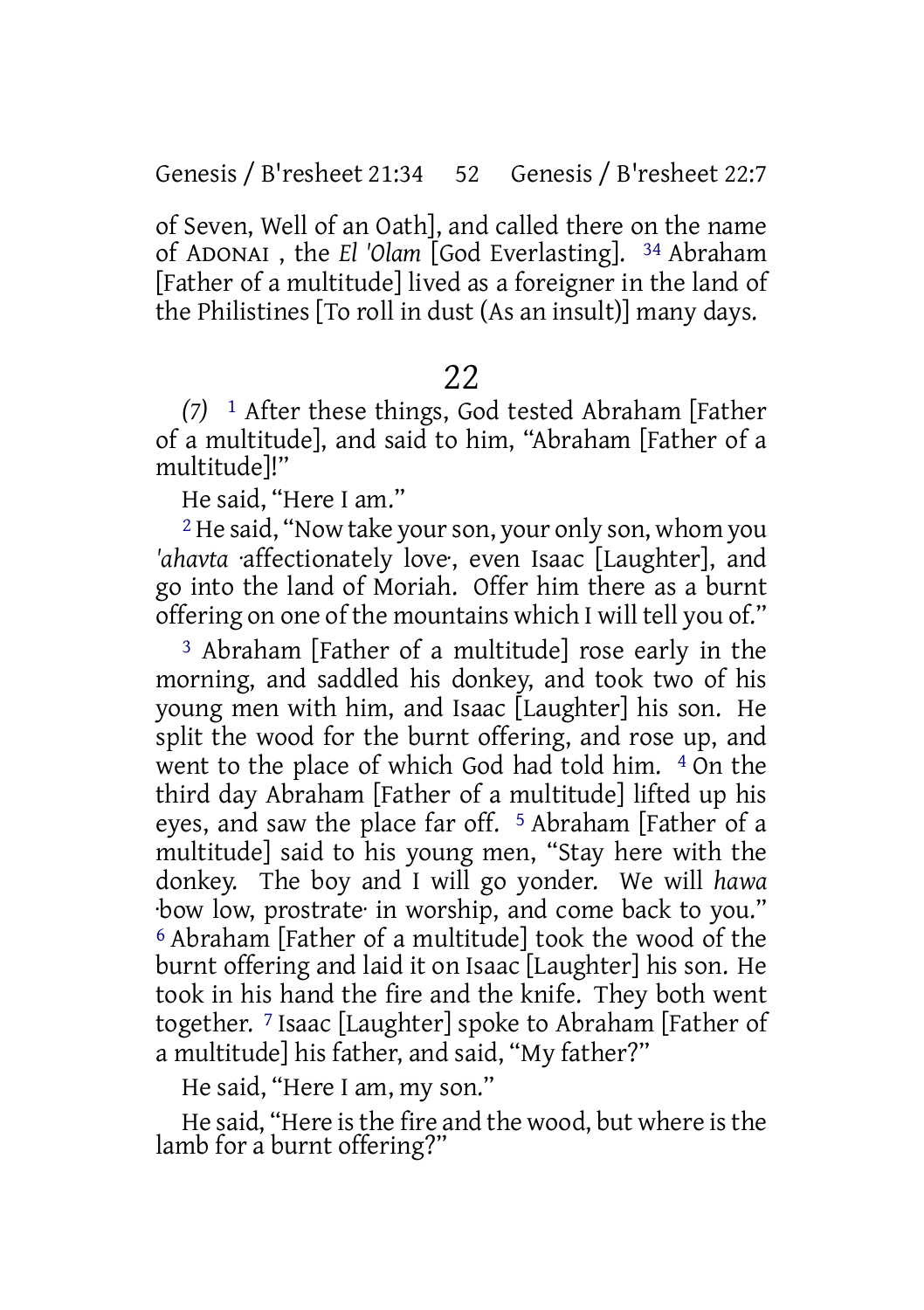of Seven, Well of an Oath], and called there on the name of ADONAI , the *El 'Olam* [God Everlasting]. [34] Abraham [Father of a multitude] lived as a foreigner in the land of the Philistines [To roll in dust (As an insult)] many days.

## 22

*(7)* [1] After these things, God tested Abraham [Father of a multitude], and said to him, "Abraham [Father of a multitude]!"

He said, "Here I am."

[2] He said, "Now take your son, your only son, whom you *'ahavta* ·affectionately love·, even Isaac [Laughter], and go into the land of Moriah. Offer him there as a burnt offering on one of the mountains which I will tell you of."

[3] Abraham [Father of a multitude] rose early in the morning, and saddled his donkey, and took two of his young men with him, and Isaac [Laughter] his son. He split the wood for the burnt offering, and rose up, and went to the place of which God had told him. [4] On the third day Abraham [Father of a multitude] lifted up his eyes, and saw the place far off. [5] Abraham [Father of a multitude] said to his young men, "Stay here with the donkey. The boy and I will go yonder. We will *hawa* ·bow low, prostrate· in worship, and come back to you." [6] Abraham [Father of a multitude] took the wood of the burnt offering and laid it on Isaac [Laughter] his son. He took in his hand the fire and the knife. They both went together. [7] Isaac [Laughter] spoke to Abraham [Father of a multitude] his father, and said, "My father?"

He said, "Here I am, my son."

He said, "Here is the fire and the wood, but where is the lamb for a burnt offering?"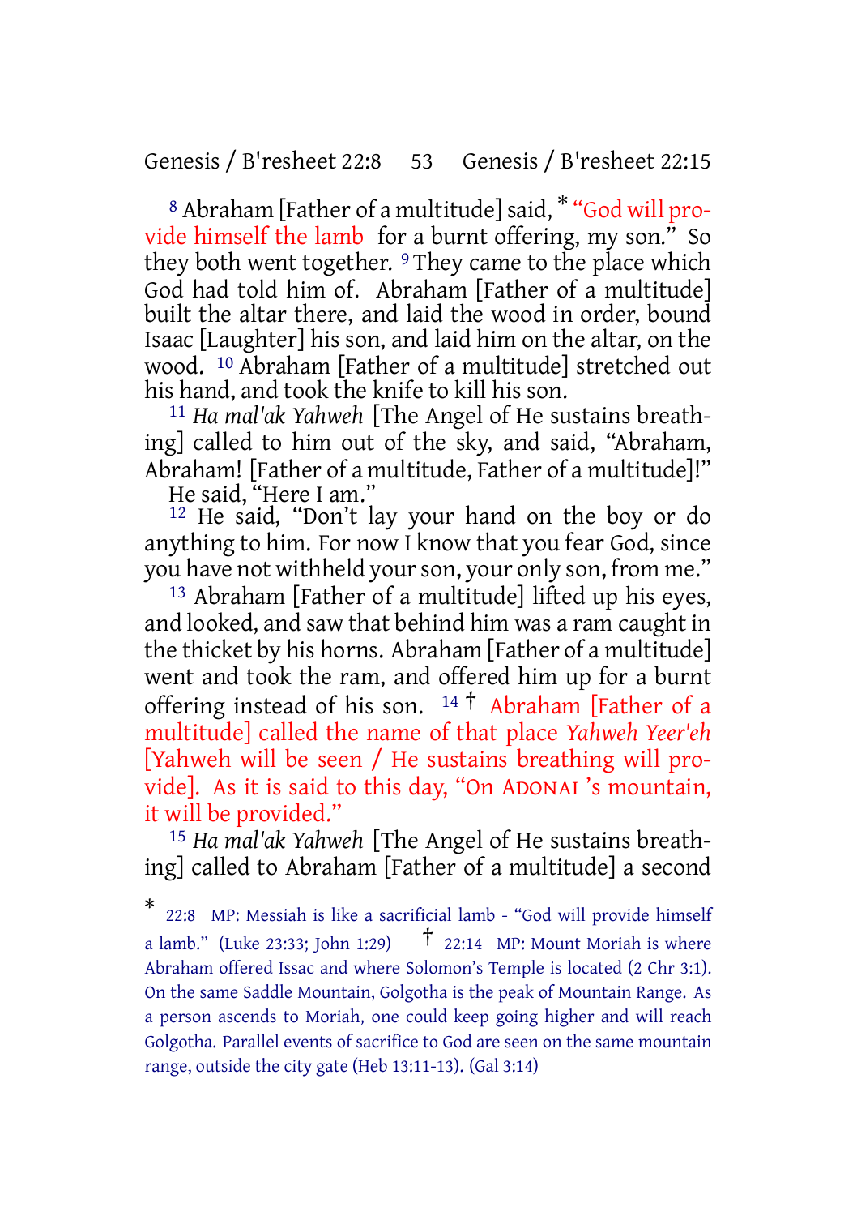[8] Abraham [Father of a multitude] said, * "God will provide himself the lamb for a burnt offering, my son." So they both went together. [9] They came to the place which God had told him of. Abraham [Father of a multitude] built the altar there, and laid the wood in order, bound Isaac [Laughter] his son, and laid him on the altar, on the wood. [10] Abraham [Father of a multitude] stretched out his hand, and took the knife to kill his son.

[11] *Ha mal'ak Yahweh* [The Angel of He sustains breathing] called to him out of the sky, and said, "Abraham, Abraham! [Father of a multitude, Father of a multitude]!"

He said, "Here I am."

[12] He said, "Don't lay your hand on the boy or do anything to him. For now I know that you fear God, since you have not withheld your son, your only son, from me."

[13] Abraham [Father of a multitude] lifted up his eyes, and looked, and saw that behind him was a ram caught in the thicket by his horns. Abraham [Father of a multitude] went and took the ram, and offered him up for a burnt offering instead of his son. [14] † Abraham [Father of a multitude] called the name of that place *Yahweh Yeer'eh* [Yahweh will be seen / He sustains breathing will provide]. As it is said to this day, "On ADONAI 's mountain, it will be provided."

[15] *Ha mal'ak Yahweh* [The Angel of He sustains breathing] called to Abraham [Father of a multitude] a second

---

* 22:8 MP: Messiah is like a sacrificial lamb - "God will provide himself a lamb." (Luke 23:33; John 1:29) † 22:14 MP: Mount Moriah is where Abraham offered Issac and where Solomon's Temple is located (2 Chr 3:1). On the same Saddle Mountain, Golgotha is the peak of Mountain Range. As a person ascends to Moriah, one could keep going higher and will reach Golgotha. Parallel events of sacrifice to God are seen on the same mountain range, outside the city gate (Heb 13:11-13). (Gal 3:14)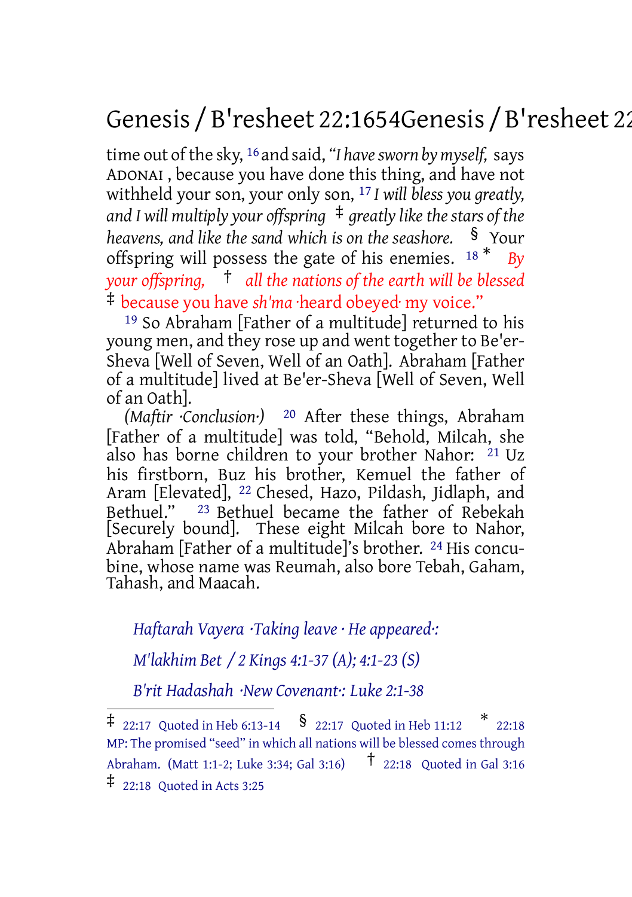time out of the sky, [16] and said, *"I have sworn by myself,* says ADONAI , because you have done this thing, and have not withheld your son, your only son, [17] *I will bless you greatly, and I will multiply your offspring* ‡ *greatly like the stars of the heavens, and like the sand which is on the seashore.* § Your offspring will possess the gate of his enemies. [18] * *By your offspring,* † *all the nations of the earth will be blessed* ‡ because you have *sh'ma* ·heard obeyed· my voice."

[19] So Abraham [Father of a multitude] returned to his young men, and they rose up and went together to Be'er-Sheva [Well of Seven, Well of an Oath]. Abraham [Father of a multitude] lived at Be'er-Sheva [Well of Seven, Well of an Oath].

*(Maftir ·Conclusion·)* [20] After these things, Abraham [Father of a multitude] was told, "Behold, Milcah, she also has borne children to your brother Nahor: [21] Uz his firstborn, Buz his brother, Kemuel the father of Aram [Elevated], [22] Chesed, Hazo, Pildash, Jidlaph, and Bethuel." [23] Bethuel became the father of Rebekah [Securely bound]. These eight Milcah bore to Nahor, Abraham [Father of a multitude]'s brother. [24] His concubine, whose name was Reumah, also bore Tebah, Gaham, Tahash, and Maacah.

*Haftarah Vayera ·Taking leave · He appeared·:*

*M'lakhim Bet / 2 Kings 4:1-37 (A); 4:1-23 (S)*

*B'rit Hadashah ·New Covenant·: Luke 2:1-38*

---

‡ 22:17 Quoted in Heb 6:13-14 § 22:17 Quoted in Heb 11:12 * 22:18 MP: The promised "seed" in which all nations will be blessed comes through Abraham. (Matt 1:1-2; Luke 3:34; Gal 3:16) † 22:18 Quoted in Gal 3:16 ‡ 22:18 Quoted in Acts 3:25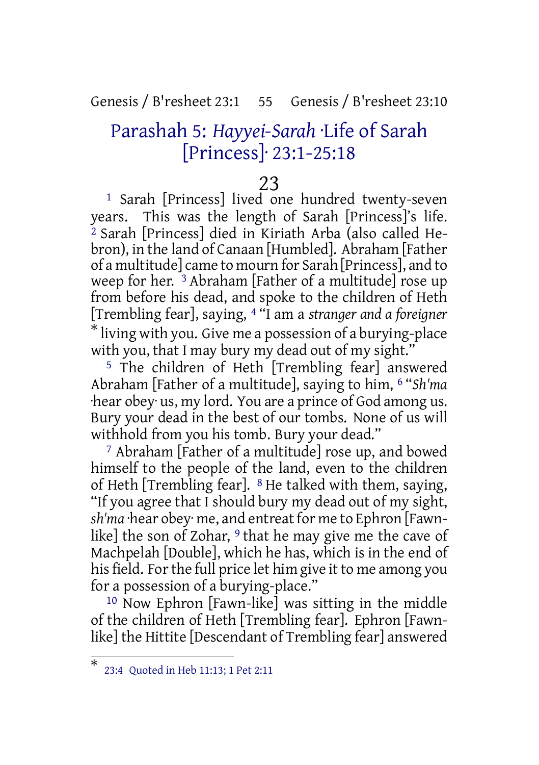## Parashah 5: *Hayyei-Sarah* ·Life of Sarah [Princess]· 23:1-25:18

### 23

[1] Sarah [Princess] lived one hundred twenty-seven years. This was the length of Sarah [Princess]'s life. [2] Sarah [Princess] died in Kiriath Arba (also called Hebron), in the land of Canaan [Humbled]. Abraham [Father of a multitude] came to mourn for Sarah [Princess], and to weep for her. [3] Abraham [Father of a multitude] rose up from before his dead, and spoke to the children of Heth [Trembling fear], saying, [4] "I am a *stranger and a foreigner* * living with you. Give me a possession of a burying-place with you, that I may bury my dead out of my sight."

[5] The children of Heth [Trembling fear] answered Abraham [Father of a multitude], saying to him, [6] "*Sh'ma* ·hear obey· us, my lord. You are a prince of God among us. Bury your dead in the best of our tombs. None of us will withhold from you his tomb. Bury your dead."

[7] Abraham [Father of a multitude] rose up, and bowed himself to the people of the land, even to the children of Heth [Trembling fear]. [8] He talked with them, saying, "If you agree that I should bury my dead out of my sight, *sh'ma* ·hear obey· me, and entreat for me to Ephron [Fawn-like] the son of Zohar, [9] that he may give me the cave of Machpelah [Double], which he has, which is in the end of his field. For the full price let him give it to me among you for a possession of a burying-place."

[10] Now Ephron [Fawn-like] was sitting in the middle of the children of Heth [Trembling fear]. Ephron [Fawn-like] the Hittite [Descendant of Trembling fear] answered

---

* 23:4 Quoted in Heb 11:13; 1 Pet 2:11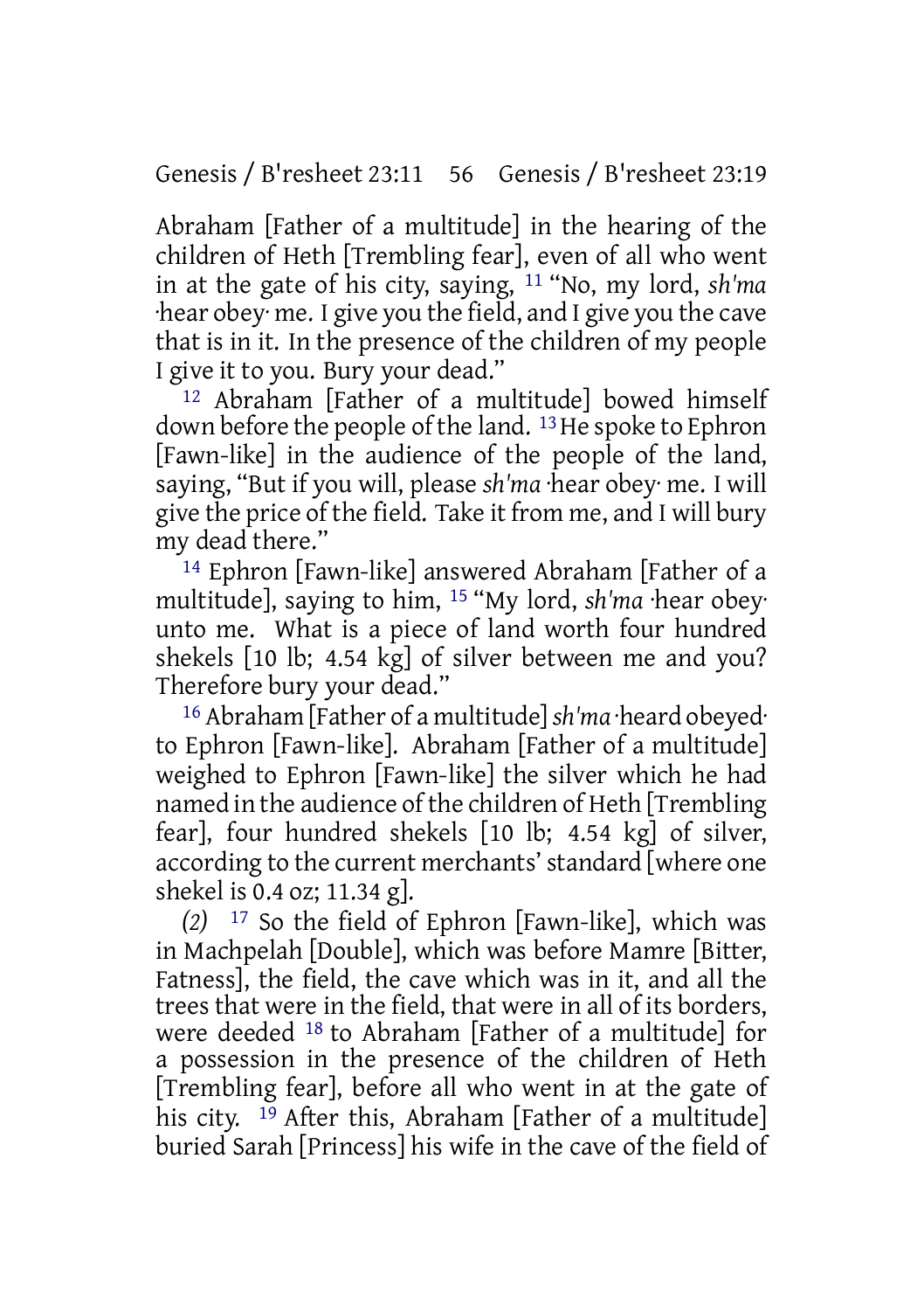Abraham [Father of a multitude] in the hearing of the children of Heth [Trembling fear], even of all who went in at the gate of his city, saying, [11] “No, my lord, *sh'ma* ·hear obey· me. I give you the field, and I give you the cave that is in it. In the presence of the children of my people I give it to you. Bury your dead.”

[12] Abraham [Father of a multitude] bowed himself down before the people of the land. [13] He spoke to Ephron [Fawn-like] in the audience of the people of the land, saying, “But if you will, please *sh'ma* ·hear obey· me. I will give the price of the field. Take it from me, and I will bury my dead there.”

[14] Ephron [Fawn-like] answered Abraham [Father of a multitude], saying to him, [15] “My lord, *sh'ma* ·hear obey· unto me. What is a piece of land worth four hundred shekels [10 lb; 4.54 kg] of silver between me and you? Therefore bury your dead.”

[16] Abraham [Father of a multitude] *sh'ma* ·heard obeyed· to Ephron [Fawn-like]. Abraham [Father of a multitude] weighed to Ephron [Fawn-like] the silver which he had named in the audience of the children of Heth [Trembling fear], four hundred shekels [10 lb; 4.54 kg] of silver, according to the current merchants’ standard [where one shekel is 0.4 oz; 11.34 g].

*(2)* [17] So the field of Ephron [Fawn-like], which was in Machpelah [Double], which was before Mamre [Bitter, Fatness], the field, the cave which was in it, and all the trees that were in the field, that were in all of its borders, were deeded [18] to Abraham [Father of a multitude] for a possession in the presence of the children of Heth [Trembling fear], before all who went in at the gate of his city. [19] After this, Abraham [Father of a multitude] buried Sarah [Princess] his wife in the cave of the field of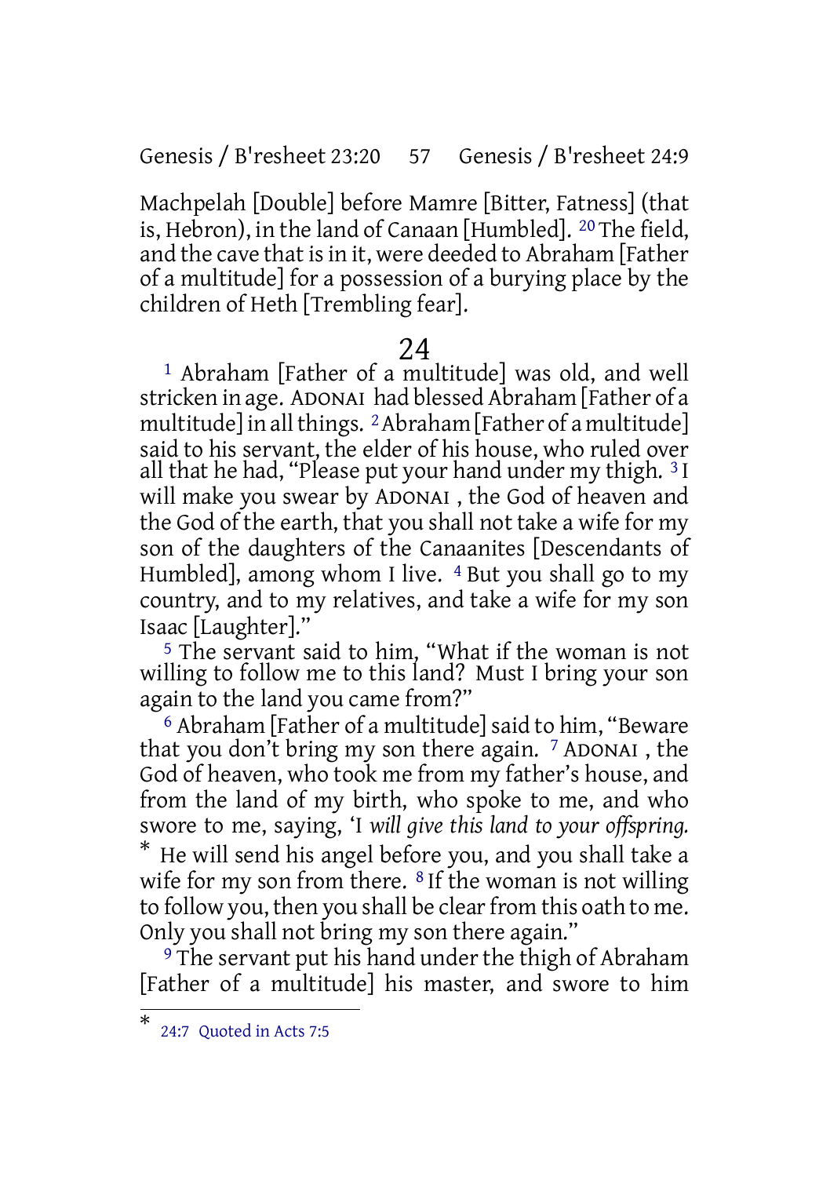Machpelah [Double] before Mamre [Bitter, Fatness] (that is, Hebron), in the land of Canaan [Humbled]. [20] The field, and the cave that is in it, were deeded to Abraham [Father of a multitude] for a possession of a burying place by the children of Heth [Trembling fear].

# 24

[1] Abraham [Father of a multitude] was old, and well stricken in age. ADONAI had blessed Abraham [Father of a multitude] in all things. [2] Abraham [Father of a multitude] said to his servant, the elder of his house, who ruled over all that he had, "Please put your hand under my thigh. [3] I will make you swear by ADONAI, the God of heaven and the God of the earth, that you shall not take a wife for my son of the daughters of the Canaanites [Descendants of Humbled], among whom I live. [4] But you shall go to my country, and to my relatives, and take a wife for my son Isaac [Laughter]."

[5] The servant said to him, "What if the woman is not willing to follow me to this land? Must I bring your son again to the land you came from?"

[6] Abraham [Father of a multitude] said to him, "Beware that you don't bring my son there again. [7] ADONAI, the God of heaven, who took me from my father's house, and from the land of my birth, who spoke to me, and who swore to me, saying, 'I *will give this land to your offspring.** He will send his angel before you, and you shall take a wife for my son from there. [8] If the woman is not willing to follow you, then you shall be clear from this oath to me. Only you shall not bring my son there again."

[9] The servant put his hand under the thigh of Abraham [Father of a multitude] his master, and swore to him

---

* 24:7 Quoted in Acts 7:5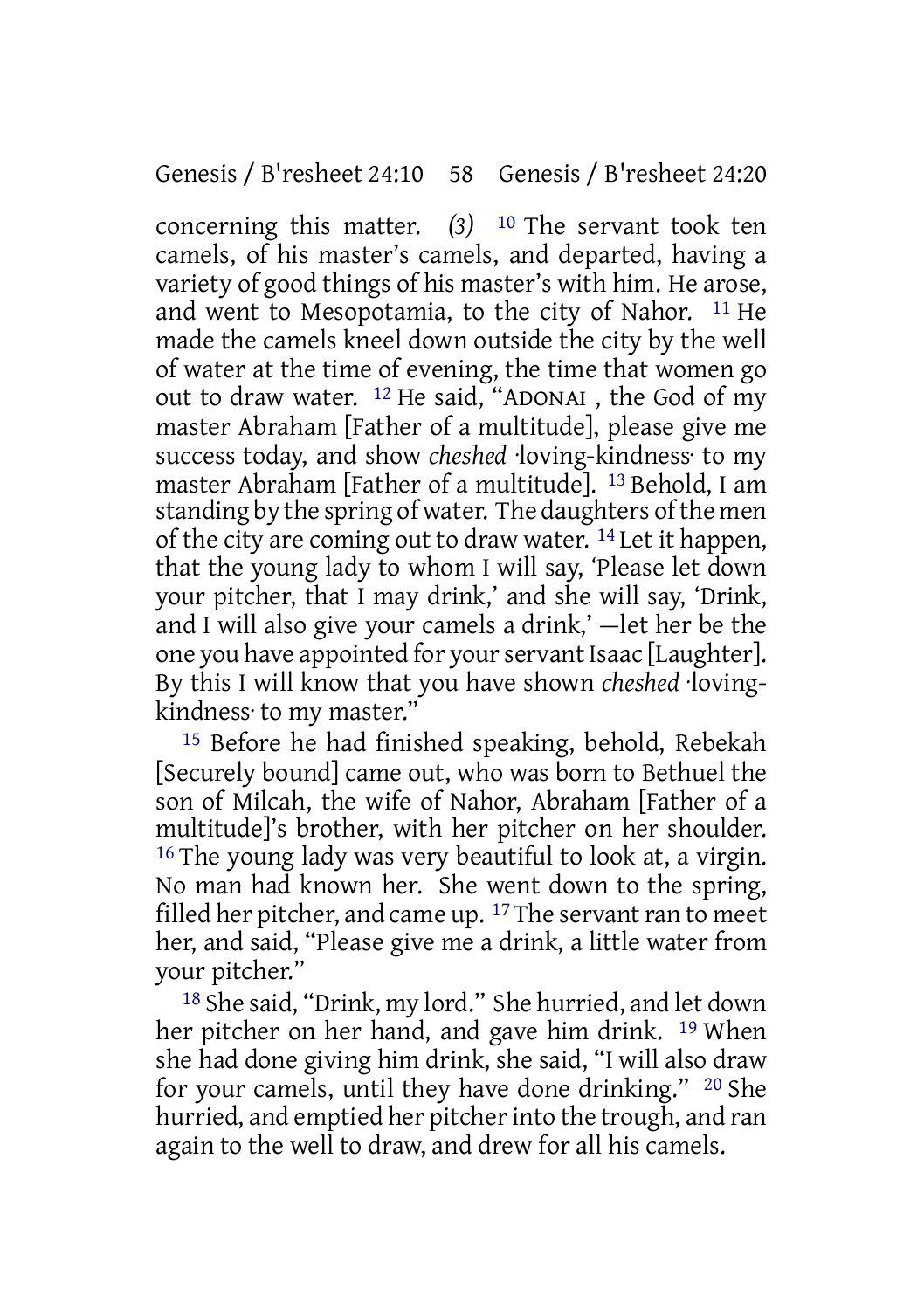concerning this matter. *(3)* [10] The servant took ten camels, of his master's camels, and departed, having a variety of good things of his master's with him. He arose, and went to Mesopotamia, to the city of Nahor. [11] He made the camels kneel down outside the city by the well of water at the time of evening, the time that women go out to draw water. [12] He said, "ADONAI , the God of my master Abraham [Father of a multitude], please give me success today, and show *cheshed* ·loving-kindness· to my master Abraham [Father of a multitude]. [13] Behold, I am standing by the spring of water. The daughters of the men of the city are coming out to draw water. [14] Let it happen, that the young lady to whom I will say, 'Please let down your pitcher, that I may drink,' and she will say, 'Drink, and I will also give your camels a drink,' —let her be the one you have appointed for your servant Isaac [Laughter]. By this I will know that you have shown *cheshed* ·loving-kindness· to my master."

[15] Before he had finished speaking, behold, Rebekah [Securely bound] came out, who was born to Bethuel the son of Milcah, the wife of Nahor, Abraham [Father of a multitude]'s brother, with her pitcher on her shoulder. [16] The young lady was very beautiful to look at, a virgin. No man had known her. She went down to the spring, filled her pitcher, and came up. [17] The servant ran to meet her, and said, "Please give me a drink, a little water from your pitcher."

[18] She said, "Drink, my lord." She hurried, and let down her pitcher on her hand, and gave him drink. [19] When she had done giving him drink, she said, "I will also draw for your camels, until they have done drinking." [20] She hurried, and emptied her pitcher into the trough, and ran again to the well to draw, and drew for all his camels.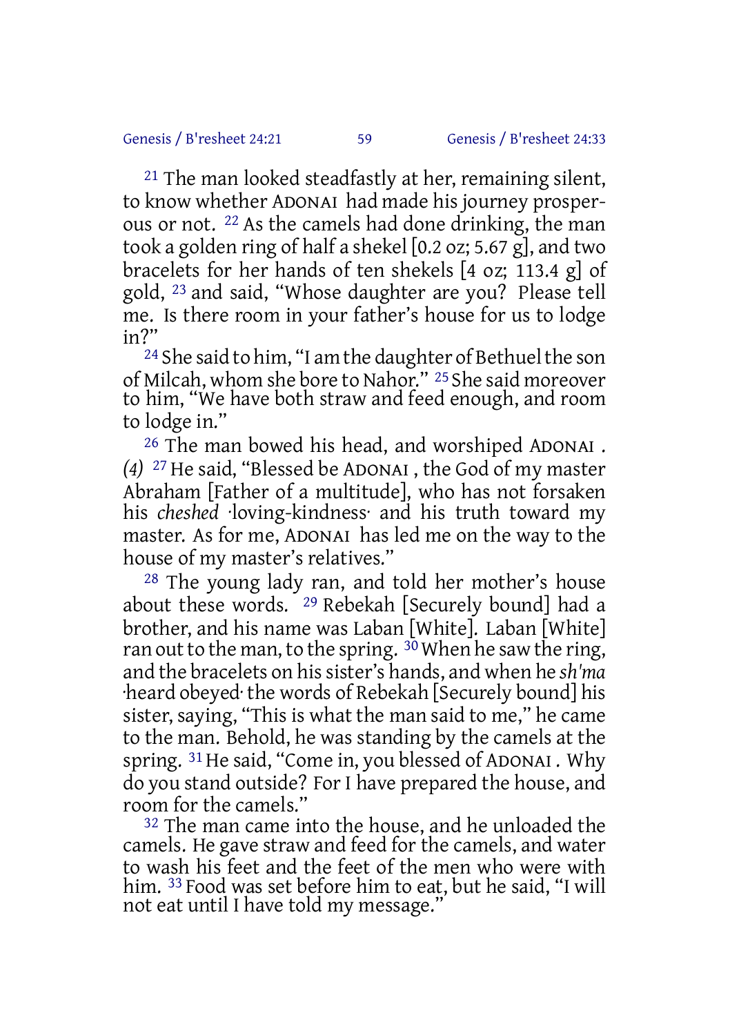[21] The man looked steadfastly at her, remaining silent, to know whether ADONAI had made his journey prosperous or not. [22] As the camels had done drinking, the man took a golden ring of half a shekel [0.2 oz; 5.67 g], and two bracelets for her hands of ten shekels [4 oz; 113.4 g] of gold, [23] and said, "Whose daughter are you? Please tell me. Is there room in your father's house for us to lodge in?"

[24] She said to him, "I am the daughter of Bethuel the son of Milcah, whom she bore to Nahor." [25] She said moreover to him, "We have both straw and feed enough, and room to lodge in."

[26] The man bowed his head, and worshiped ADONAI . *(4)* [27] He said, "Blessed be ADONAI , the God of my master Abraham [Father of a multitude], who has not forsaken his *cheshed* ·loving-kindness· and his truth toward my master. As for me, ADONAI has led me on the way to the house of my master's relatives."

[28] The young lady ran, and told her mother's house about these words. [29] Rebekah [Securely bound] had a brother, and his name was Laban [White]. Laban [White] ran out to the man, to the spring. [30] When he saw the ring, and the bracelets on his sister's hands, and when he *sh'ma* ·heard obeyed· the words of Rebekah [Securely bound] his sister, saying, "This is what the man said to me," he came to the man. Behold, he was standing by the camels at the spring. [31] He said, "Come in, you blessed of ADONAI . Why do you stand outside? For I have prepared the house, and room for the camels."

[32] The man came into the house, and he unloaded the camels. He gave straw and feed for the camels, and water to wash his feet and the feet of the men who were with him. [33] Food was set before him to eat, but he said, "I will not eat until I have told my message."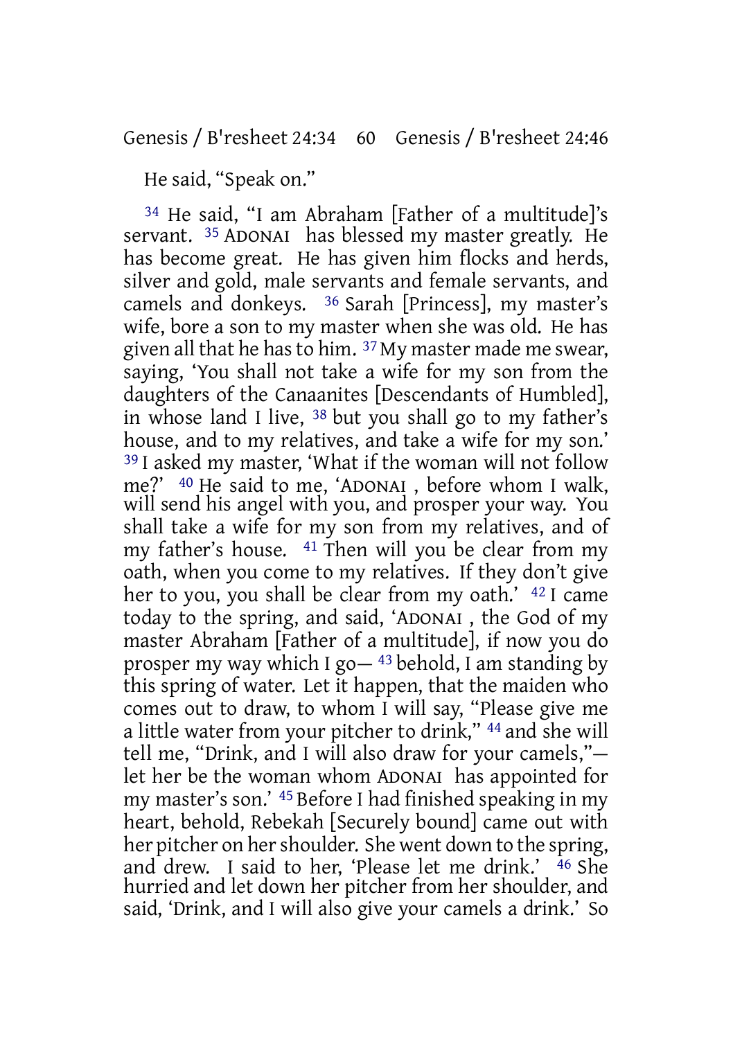He said, "Speak on."

34 He said, "I am Abraham [Father of a multitude]'s servant. 35 ADONAI has blessed my master greatly. He has become great. He has given him flocks and herds, silver and gold, male servants and female servants, and camels and donkeys. 36 Sarah [Princess], my master's wife, bore a son to my master when she was old. He has given all that he has to him. 37 My master made me swear, saying, 'You shall not take a wife for my son from the daughters of the Canaanites [Descendants of Humbled], in whose land I live, 38 but you shall go to my father's house, and to my relatives, and take a wife for my son.' 39 I asked my master, 'What if the woman will not follow me?' 40 He said to me, 'ADONAI , before whom I walk, will send his angel with you, and prosper your way. You shall take a wife for my son from my relatives, and of my father's house. 41 Then will you be clear from my oath, when you come to my relatives. If they don't give her to you, you shall be clear from my oath.' 42 I came today to the spring, and said, 'ADONAI , the God of my master Abraham [Father of a multitude], if now you do prosper my way which I go— 43 behold, I am standing by this spring of water. Let it happen, that the maiden who comes out to draw, to whom I will say, "Please give me a little water from your pitcher to drink," 44 and she will tell me, "Drink, and I will also draw for your camels,"— let her be the woman whom ADONAI has appointed for my master's son.' 45 Before I had finished speaking in my heart, behold, Rebekah [Securely bound] came out with her pitcher on her shoulder. She went down to the spring, and drew. I said to her, 'Please let me drink.' 46 She hurried and let down her pitcher from her shoulder, and said, 'Drink, and I will also give your camels a drink.' So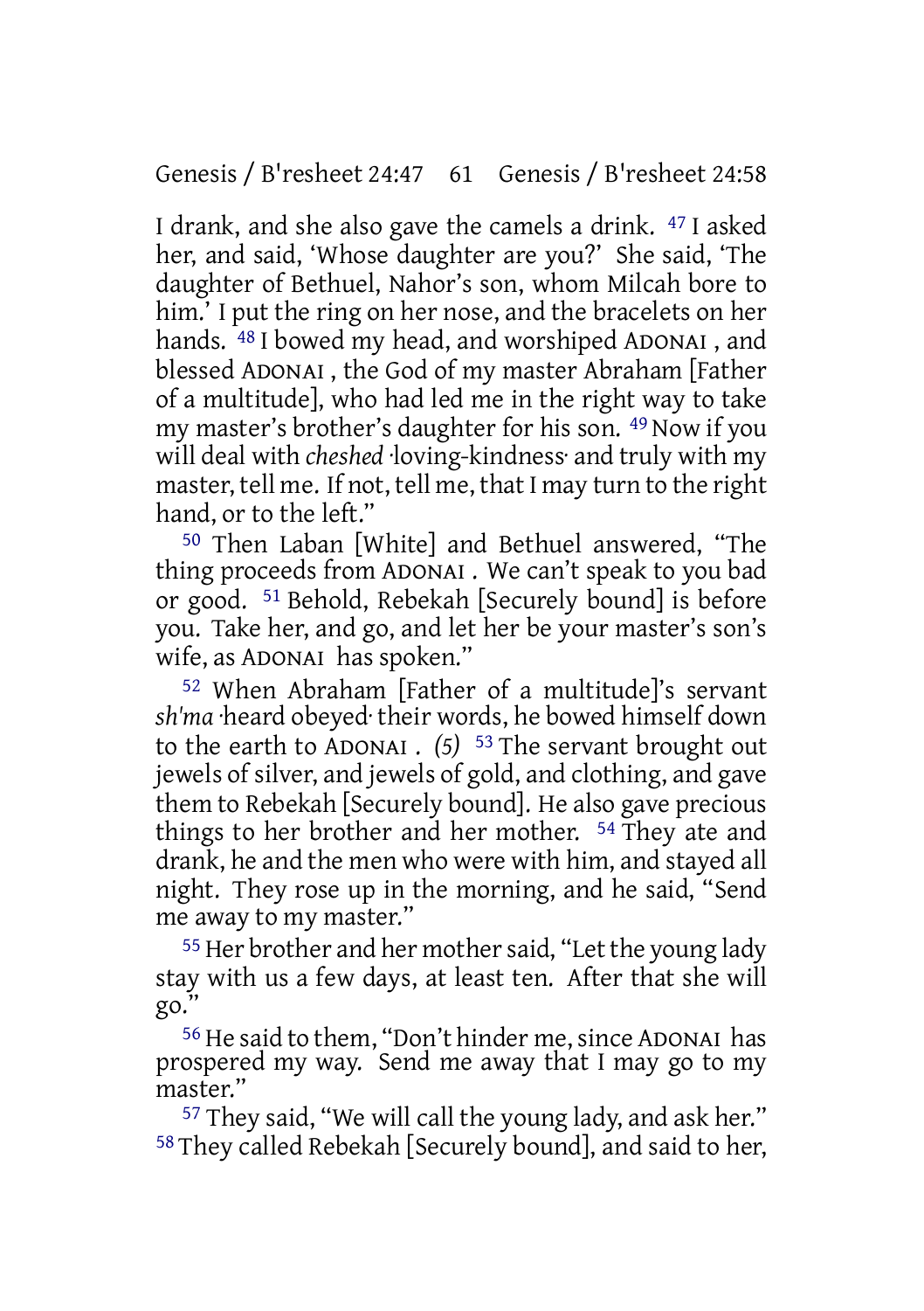I drank, and she also gave the camels a drink. 47 I asked her, and said, 'Whose daughter are you?' She said, 'The daughter of Bethuel, Nahor's son, whom Milcah bore to him.' I put the ring on her nose, and the bracelets on her hands. 48 I bowed my head, and worshiped ADONAI , and blessed ADONAI , the God of my master Abraham [Father of a multitude], who had led me in the right way to take my master's brother's daughter for his son. 49 Now if you will deal with *cheshed* ·loving-kindness· and truly with my master, tell me. If not, tell me, that I may turn to the right hand, or to the left."

50 Then Laban [White] and Bethuel answered, "The thing proceeds from ADONAI . We can't speak to you bad or good. 51 Behold, Rebekah [Securely bound] is before you. Take her, and go, and let her be your master's son's wife, as ADONAI has spoken."

52 When Abraham [Father of a multitude]'s servant *sh'ma* ·heard obeyed· their words, he bowed himself down to the earth to ADONAI . *(5)* 53 The servant brought out jewels of silver, and jewels of gold, and clothing, and gave them to Rebekah [Securely bound]. He also gave precious things to her brother and her mother. 54 They ate and drank, he and the men who were with him, and stayed all night. They rose up in the morning, and he said, "Send me away to my master."

55 Her brother and her mother said, "Let the young lady stay with us a few days, at least ten. After that she will go."

56 He said to them, "Don't hinder me, since ADONAI has prospered my way. Send me away that I may go to my master."

57 They said, "We will call the young lady, and ask her." 58 They called Rebekah [Securely bound], and said to her,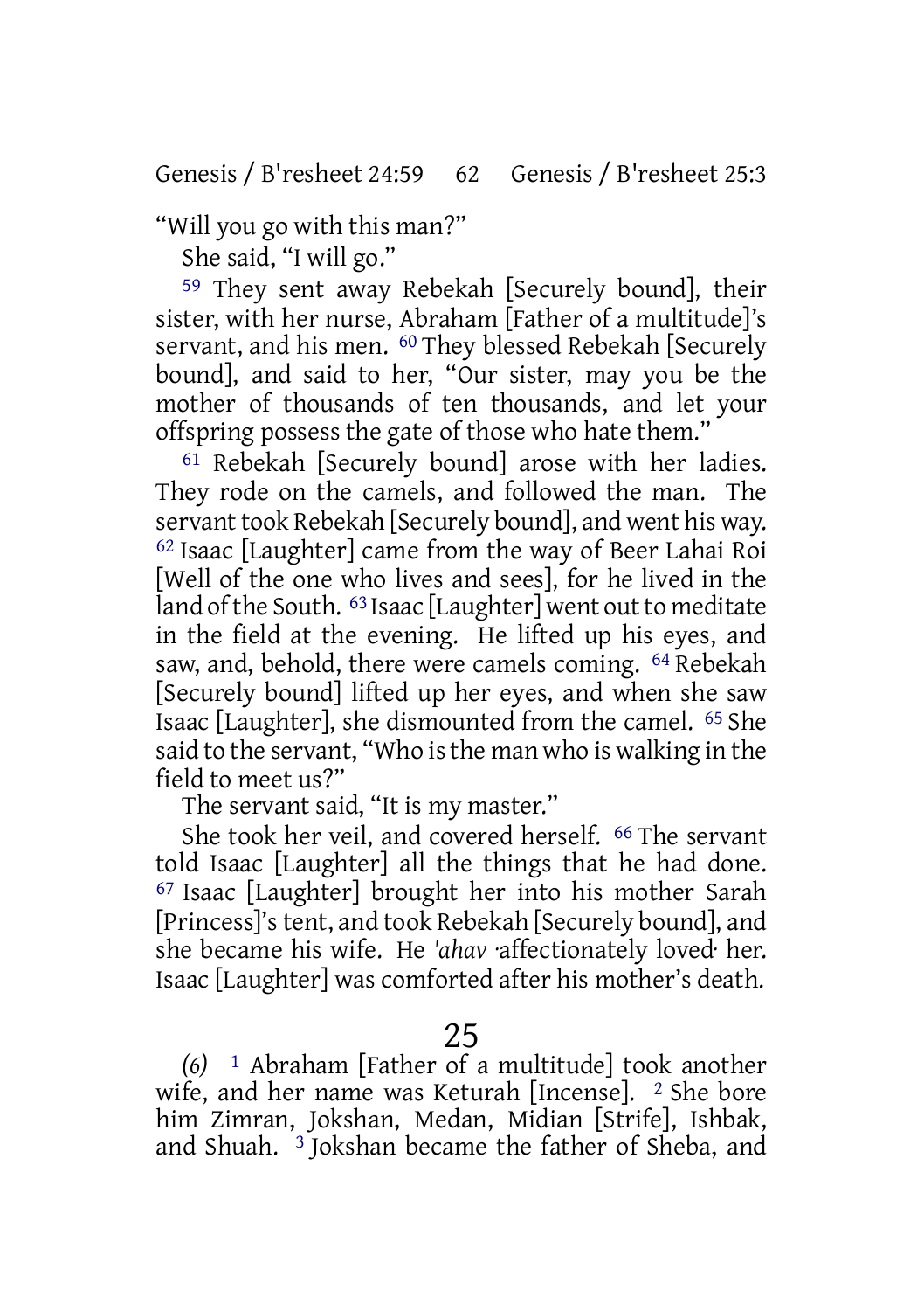"Will you go with this man?"

She said, "I will go."

[59] They sent away Rebekah [Securely bound], their sister, with her nurse, Abraham [Father of a multitude]'s servant, and his men. [60] They blessed Rebekah [Securely bound], and said to her, "Our sister, may you be the mother of thousands of ten thousands, and let your offspring possess the gate of those who hate them."

[61] Rebekah [Securely bound] arose with her ladies. They rode on the camels, and followed the man. The servant took Rebekah [Securely bound], and went his way. [62] Isaac [Laughter] came from the way of Beer Lahai Roi [Well of the one who lives and sees], for he lived in the land of the South. [63] Isaac [Laughter] went out to meditate in the field at the evening. He lifted up his eyes, and saw, and, behold, there were camels coming. [64] Rebekah [Securely bound] lifted up her eyes, and when she saw Isaac [Laughter], she dismounted from the camel. [65] She said to the servant, "Who is the man who is walking in the field to meet us?"

The servant said, "It is my master."

She took her veil, and covered herself. [66] The servant told Isaac [Laughter] all the things that he had done. [67] Isaac [Laughter] brought her into his mother Sarah [Princess]'s tent, and took Rebekah [Securely bound], and she became his wife. He *'ahav* ·affectionately loved· her. Isaac [Laughter] was comforted after his mother's death.

# 25

*(6)* [1] Abraham [Father of a multitude] took another wife, and her name was Keturah [Incense]. [2] She bore him Zimran, Jokshan, Medan, Midian [Strife], Ishbak, and Shuah. [3] Jokshan became the father of Sheba, and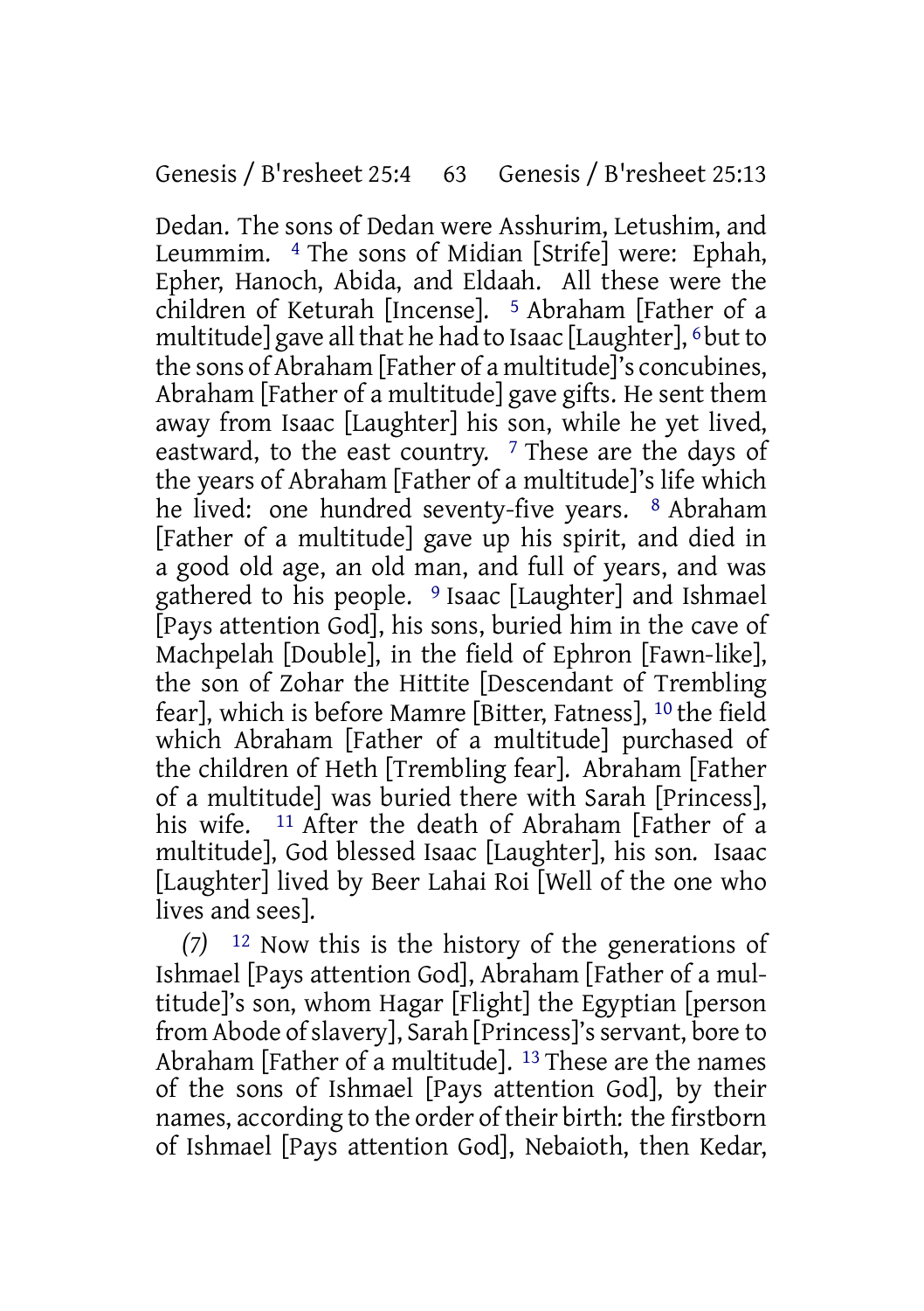Dedan. The sons of Dedan were Asshurim, Letushim, and Leummim. [4] The sons of Midian [Strife] were: Ephah, Epher, Hanoch, Abida, and Eldaah. All these were the children of Keturah [Incense]. [5] Abraham [Father of a multitude] gave all that he had to Isaac [Laughter], [6] but to the sons of Abraham [Father of a multitude]'s concubines, Abraham [Father of a multitude] gave gifts. He sent them away from Isaac [Laughter] his son, while he yet lived, eastward, to the east country. [7] These are the days of the years of Abraham [Father of a multitude]'s life which he lived: one hundred seventy-five years. [8] Abraham [Father of a multitude] gave up his spirit, and died in a good old age, an old man, and full of years, and was gathered to his people. [9] Isaac [Laughter] and Ishmael [Pays attention God], his sons, buried him in the cave of Machpelah [Double], in the field of Ephron [Fawn-like], the son of Zohar the Hittite [Descendant of Trembling fear], which is before Mamre [Bitter, Fatness], [10] the field which Abraham [Father of a multitude] purchased of the children of Heth [Trembling fear]. Abraham [Father of a multitude] was buried there with Sarah [Princess], his wife. [11] After the death of Abraham [Father of a multitude], God blessed Isaac [Laughter], his son. Isaac [Laughter] lived by Beer Lahai Roi [Well of the one who lives and sees].

*(7)* [12] Now this is the history of the generations of Ishmael [Pays attention God], Abraham [Father of a multitude]'s son, whom Hagar [Flight] the Egyptian [person from Abode of slavery], Sarah [Princess]'s servant, bore to Abraham [Father of a multitude]. [13] These are the names of the sons of Ishmael [Pays attention God], by their names, according to the order of their birth: the firstborn of Ishmael [Pays attention God], Nebaioth, then Kedar,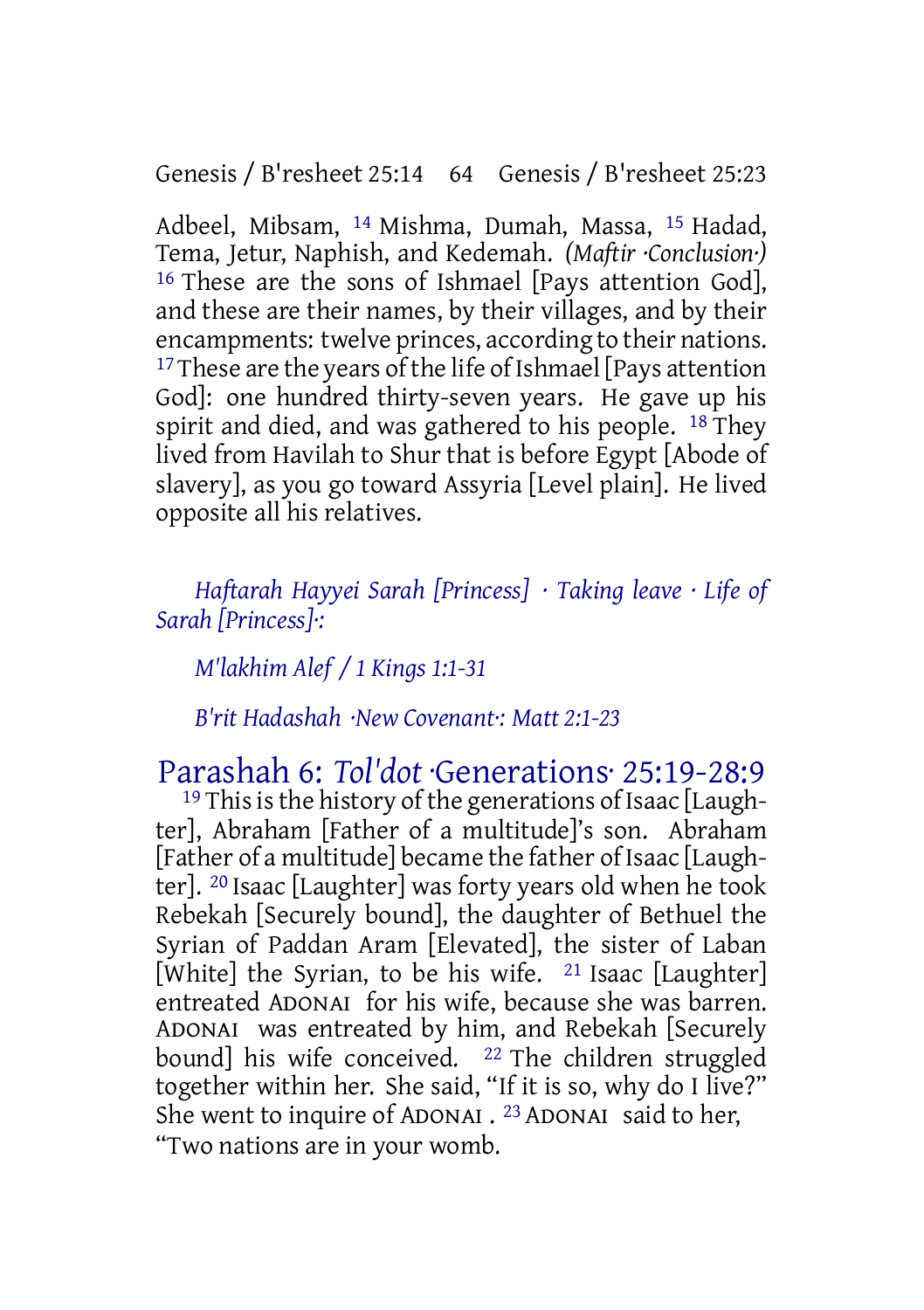Adbeel, Mibsam, [14] Mishma, Dumah, Massa, [15] Hadad, Tema, Jetur, Naphish, and Kedemah. *(Maftir ·Conclusion·)* [16] These are the sons of Ishmael [Pays attention God], and these are their names, by their villages, and by their encampments: twelve princes, according to their nations. [17] These are the years of the life of Ishmael [Pays attention God]: one hundred thirty-seven years. He gave up his spirit and died, and was gathered to his people. [18] They lived from Havilah to Shur that is before Egypt [Abode of slavery], as you go toward Assyria [Level plain]. He lived opposite all his relatives.

*Haftarah Hayyei Sarah [Princess] · Taking leave · Life of Sarah [Princess]·:*

*M'lakhim Alef / 1 Kings 1:1-31*

*B'rit Hadashah ·New Covenant·: Matt 2:1-23*

## Parashah 6: *Tol'dot* ·Generations· 25:19-28:9

[19] This is the history of the generations of Isaac [Laughter], Abraham [Father of a multitude]'s son. Abraham [Father of a multitude] became the father of Isaac [Laughter]. [20] Isaac [Laughter] was forty years old when he took Rebekah [Securely bound], the daughter of Bethuel the Syrian of Paddan Aram [Elevated], the sister of Laban [White] the Syrian, to be his wife. [21] Isaac [Laughter] entreated ADONAI for his wife, because she was barren. ADONAI was entreated by him, and Rebekah [Securely bound] his wife conceived. [22] The children struggled together within her. She said, "If it is so, why do I live?" She went to inquire of ADONAI . [23] ADONAI said to her,
"Two nations are in your womb.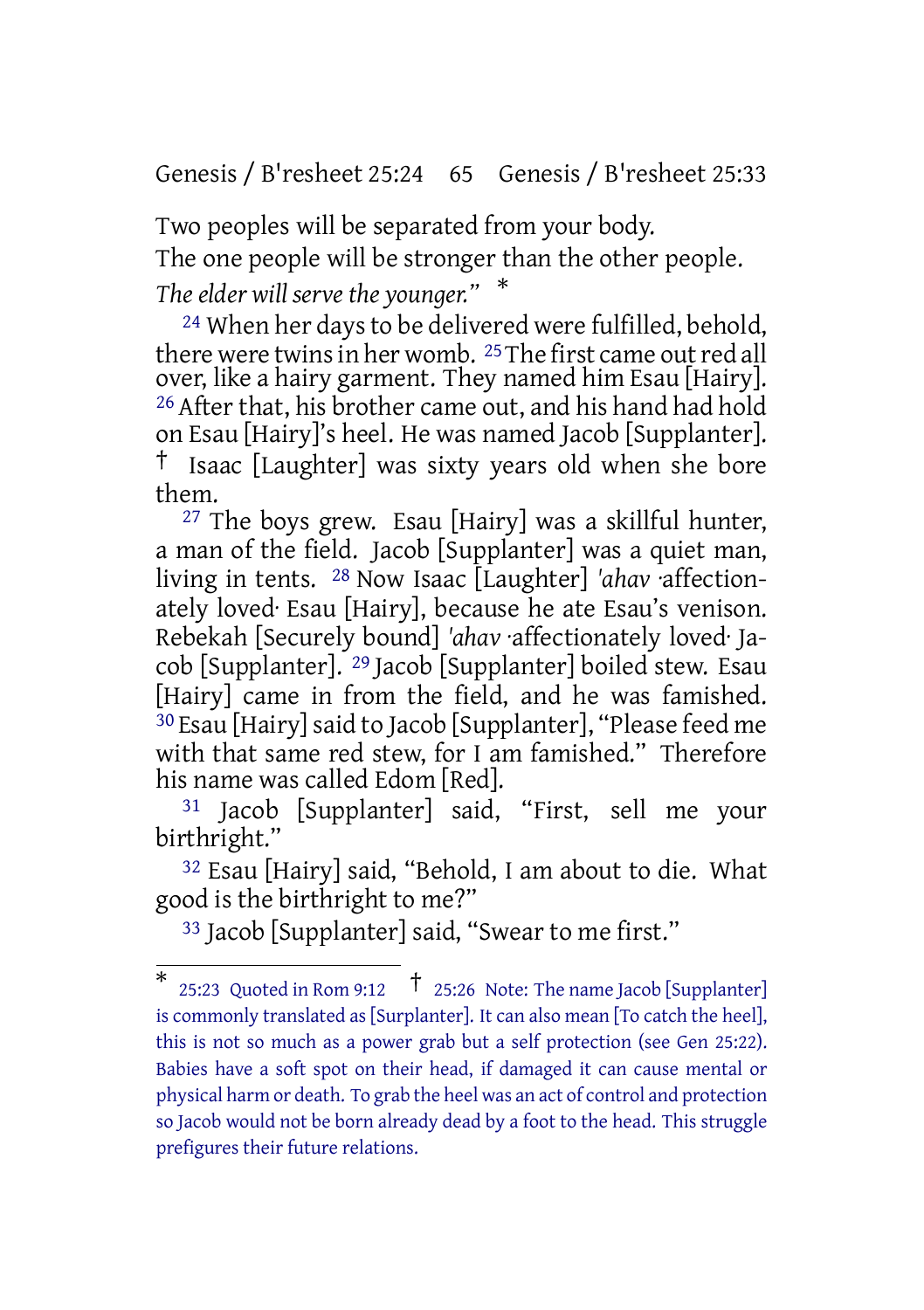Two peoples will be separated from your body.
The one people will be stronger than the other people.
*The elder will serve the younger.”* *

[24] When her days to be delivered were fulfilled, behold, there were twins in her womb. [25] The first came out red all over, like a hairy garment. They named him Esau [Hairy]. [26] After that, his brother came out, and his hand had hold on Esau [Hairy]'s heel. He was named Jacob [Supplanter]. † Isaac [Laughter] was sixty years old when she bore them.

[27] The boys grew. Esau [Hairy] was a skillful hunter, a man of the field. Jacob [Supplanter] was a quiet man, living in tents. [28] Now Isaac [Laughter] *'ahav* ·affectionately loved· Esau [Hairy], because he ate Esau's venison. Rebekah [Securely bound] *'ahav* ·affectionately loved· Jacob [Supplanter]. [29] Jacob [Supplanter] boiled stew. Esau [Hairy] came in from the field, and he was famished. [30] Esau [Hairy] said to Jacob [Supplanter], “Please feed me with that same red stew, for I am famished.” Therefore his name was called Edom [Red].

[31] Jacob [Supplanter] said, “First, sell me your birthright.”

[32] Esau [Hairy] said, “Behold, I am about to die. What good is the birthright to me?”

[33] Jacob [Supplanter] said, “Swear to me first.”

---

* 25:23 Quoted in Rom 9:12 † 25:26 Note: The name Jacob [Supplanter] is commonly translated as [Surplanter]. It can also mean [To catch the heel], this is not so much as a power grab but a self protection (see Gen 25:22). Babies have a soft spot on their head, if damaged it can cause mental or physical harm or death. To grab the heel was an act of control and protection so Jacob would not be born already dead by a foot to the head. This struggle prefigures their future relations.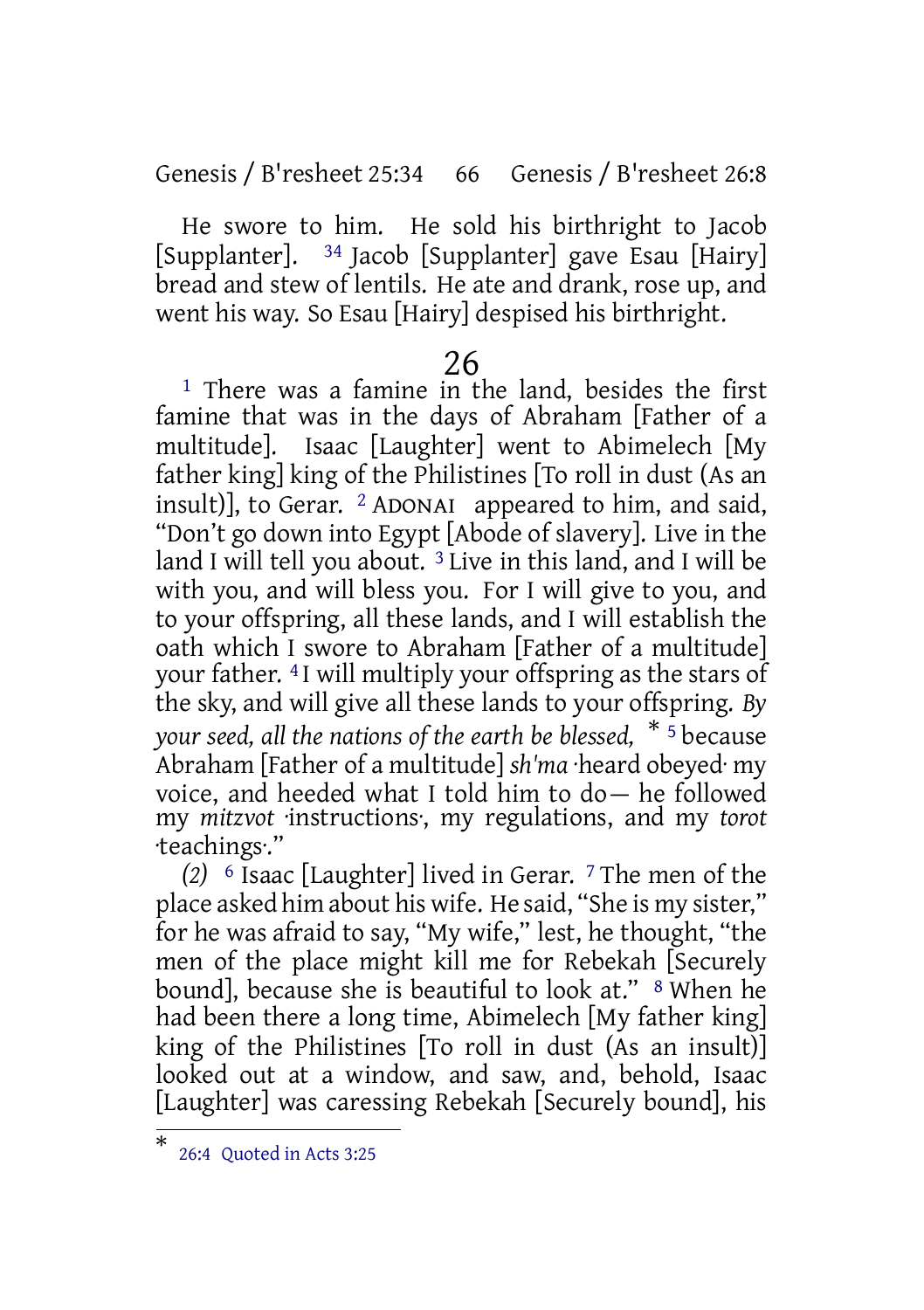He swore to him. He sold his birthright to Jacob [Supplanter]. [34] Jacob [Supplanter] gave Esau [Hairy] bread and stew of lentils. He ate and drank, rose up, and went his way. So Esau [Hairy] despised his birthright.

# 26

[1] There was a famine in the land, besides the first famine that was in the days of Abraham [Father of a multitude]. Isaac [Laughter] went to Abimelech [My father king] king of the Philistines [To roll in dust (As an insult)], to Gerar. [2] ADONAI appeared to him, and said, "Don't go down into Egypt [Abode of slavery]. Live in the land I will tell you about. [3] Live in this land, and I will be with you, and will bless you. For I will give to you, and to your offspring, all these lands, and I will establish the oath which I swore to Abraham [Father of a multitude] your father. [4] I will multiply your offspring as the stars of the sky, and will give all these lands to your offspring. *By your seed, all the nations of the earth be blessed,* * [5] because Abraham [Father of a multitude] *sh'ma* ·heard obeyed· my voice, and heeded what I told him to do— he followed my *mitzvot* ·instructions·, my regulations, and my *torot* ·teachings·."

*(2)* [6] Isaac [Laughter] lived in Gerar. [7] The men of the place asked him about his wife. He said, "She is my sister," for he was afraid to say, "My wife," lest, he thought, "the men of the place might kill me for Rebekah [Securely bound], because she is beautiful to look at." [8] When he had been there a long time, Abimelech [My father king] king of the Philistines [To roll in dust (As an insult)] looked out at a window, and saw, and, behold, Isaac [Laughter] was caressing Rebekah [Securely bound], his

---

* 26:4 Quoted in Acts 3:25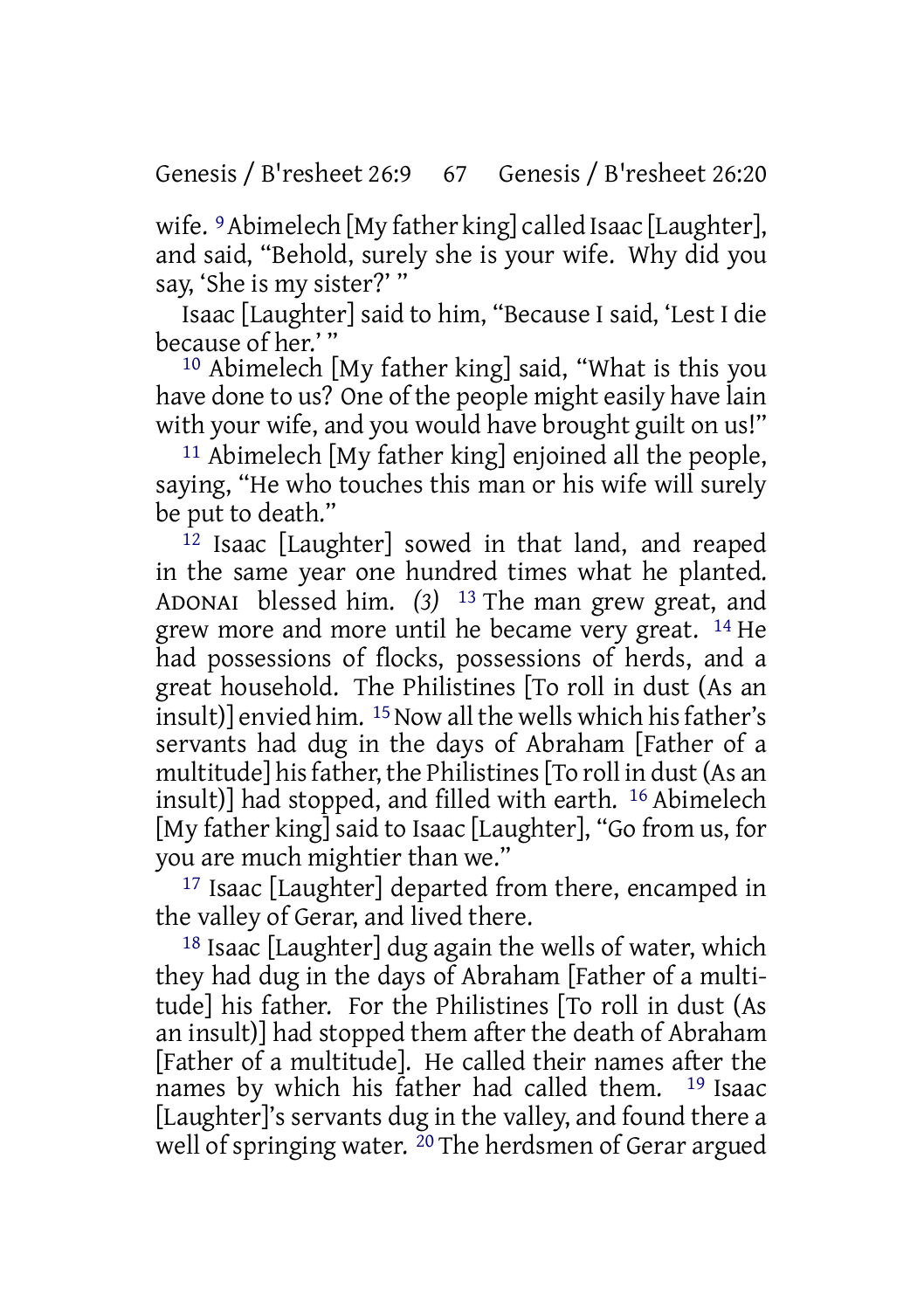wife. [9] Abimelech [My father king] called Isaac [Laughter], and said, "Behold, surely she is your wife. Why did you say, 'She is my sister?' "

Isaac [Laughter] said to him, "Because I said, 'Lest I die because of her.' "

[10] Abimelech [My father king] said, "What is this you have done to us? One of the people might easily have lain with your wife, and you would have brought guilt on us!"

[11] Abimelech [My father king] enjoined all the people, saying, "He who touches this man or his wife will surely be put to death."

[12] Isaac [Laughter] sowed in that land, and reaped in the same year one hundred times what he planted. ADONAI blessed him. *(3)* [13] The man grew great, and grew more and more until he became very great. [14] He had possessions of flocks, possessions of herds, and a great household. The Philistines [To roll in dust (As an insult)] envied him. [15] Now all the wells which his father's servants had dug in the days of Abraham [Father of a multitude] his father, the Philistines [To roll in dust (As an insult)] had stopped, and filled with earth. [16] Abimelech [My father king] said to Isaac [Laughter], "Go from us, for you are much mightier than we."

[17] Isaac [Laughter] departed from there, encamped in the valley of Gerar, and lived there.

[18] Isaac [Laughter] dug again the wells of water, which they had dug in the days of Abraham [Father of a multitude] his father. For the Philistines [To roll in dust (As an insult)] had stopped them after the death of Abraham [Father of a multitude]. He called their names after the names by which his father had called them. [19] Isaac [Laughter]'s servants dug in the valley, and found there a well of springing water. [20] The herdsmen of Gerar argued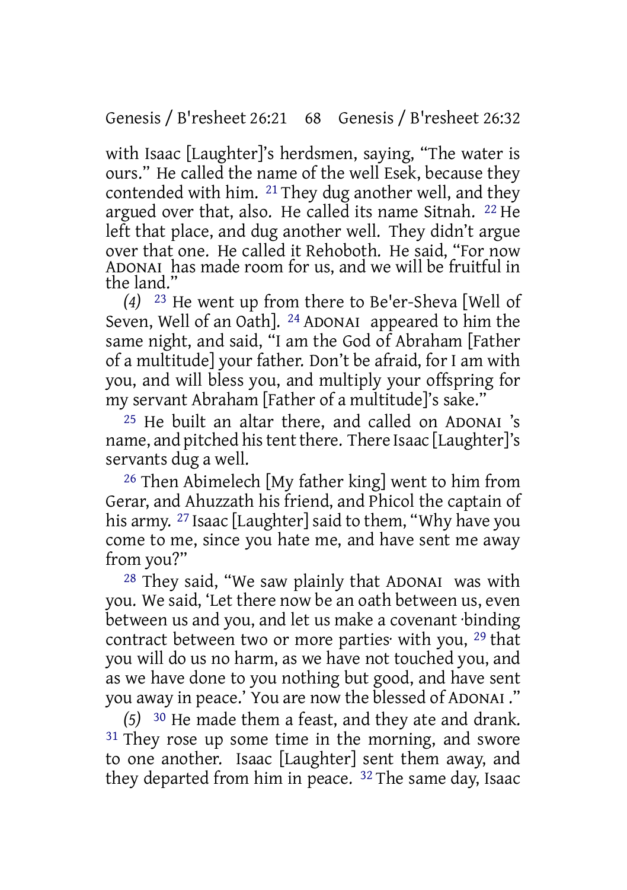with Isaac [Laughter]'s herdsmen, saying, "The water is ours." He called the name of the well Esek, because they contended with him. [21] They dug another well, and they argued over that, also. He called its name Sitnah. [22] He left that place, and dug another well. They didn't argue over that one. He called it Rehoboth. He said, "For now ADONAI has made room for us, and we will be fruitful in the land."

*(4)* [23] He went up from there to Be'er-Sheva [Well of Seven, Well of an Oath]. [24] ADONAI appeared to him the same night, and said, "I am the God of Abraham [Father of a multitude] your father. Don't be afraid, for I am with you, and will bless you, and multiply your offspring for my servant Abraham [Father of a multitude]'s sake."

[25] He built an altar there, and called on ADONAI 's name, and pitched his tent there. There Isaac [Laughter]'s servants dug a well.

[26] Then Abimelech [My father king] went to him from Gerar, and Ahuzzath his friend, and Phicol the captain of his army. [27] Isaac [Laughter] said to them, "Why have you come to me, since you hate me, and have sent me away from you?"

[28] They said, "We saw plainly that ADONAI was with you. We said, 'Let there now be an oath between us, even between us and you, and let us make a covenant ·binding contract between two or more parties· with you, [29] that you will do us no harm, as we have not touched you, and as we have done to you nothing but good, and have sent you away in peace.' You are now the blessed of ADONAI ."

*(5)* [30] He made them a feast, and they ate and drank. [31] They rose up some time in the morning, and swore to one another. Isaac [Laughter] sent them away, and they departed from him in peace. [32] The same day, Isaac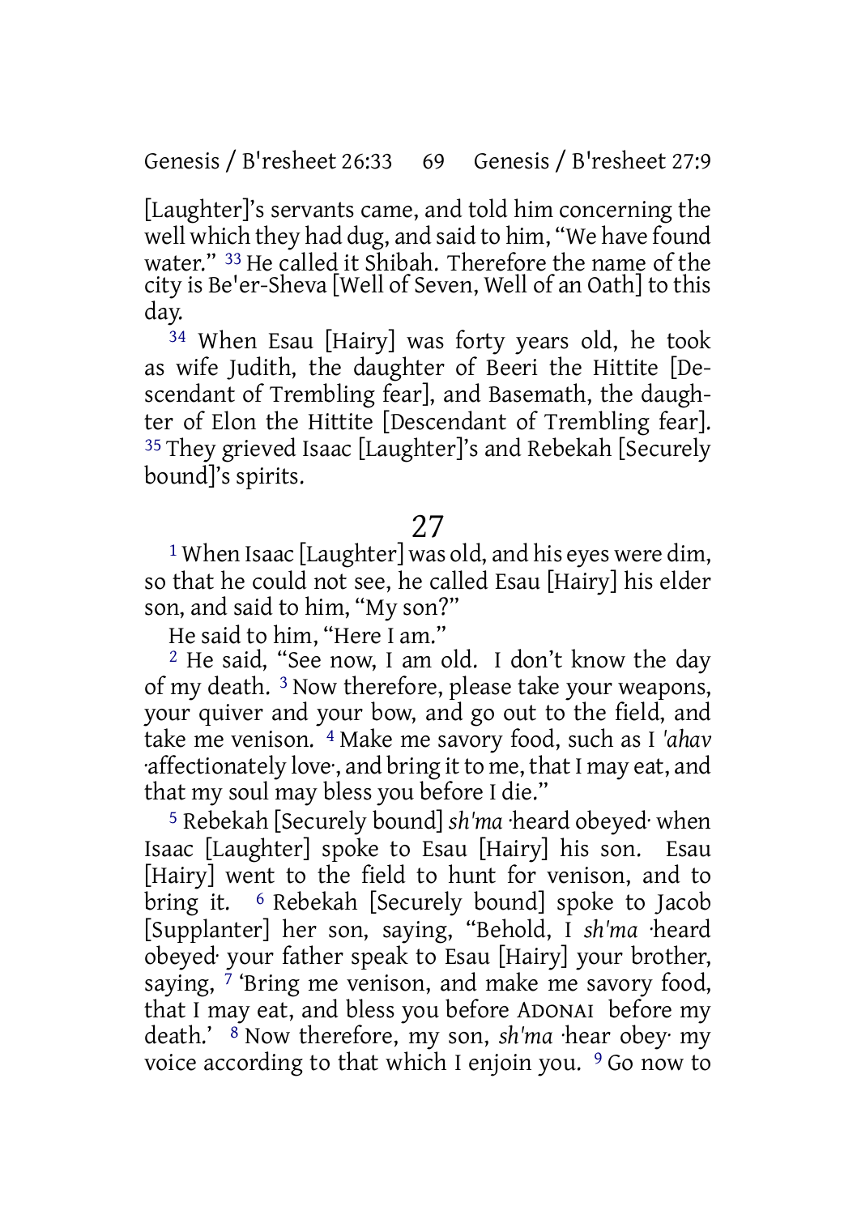[Laughter]'s servants came, and told him concerning the well which they had dug, and said to him, "We have found water." [33] He called it Shibah. Therefore the name of the city is Be'er-Sheva [Well of Seven, Well of an Oath] to this day.

[34] When Esau [Hairy] was forty years old, he took as wife Judith, the daughter of Beeri the Hittite [Descendant of Trembling fear], and Basemath, the daughter of Elon the Hittite [Descendant of Trembling fear]. [35] They grieved Isaac [Laughter]'s and Rebekah [Securely bound]'s spirits.

# 27

[1] When Isaac [Laughter] was old, and his eyes were dim, so that he could not see, he called Esau [Hairy] his elder son, and said to him, "My son?"

He said to him, "Here I am."

[2] He said, "See now, I am old. I don't know the day of my death. [3] Now therefore, please take your weapons, your quiver and your bow, and go out to the field, and take me venison. [4] Make me savory food, such as I *'ahav* ·affectionately love·, and bring it to me, that I may eat, and that my soul may bless you before I die."

[5] Rebekah [Securely bound] *sh'ma* ·heard obeyed· when Isaac [Laughter] spoke to Esau [Hairy] his son. Esau [Hairy] went to the field to hunt for venison, and to bring it. [6] Rebekah [Securely bound] spoke to Jacob [Supplanter] her son, saying, "Behold, I *sh'ma* ·heard obeyed· your father speak to Esau [Hairy] your brother, saying, [7] 'Bring me venison, and make me savory food, that I may eat, and bless you before ADONAI before my death.' [8] Now therefore, my son, *sh'ma* ·hear obey· my voice according to that which I enjoin you. [9] Go now to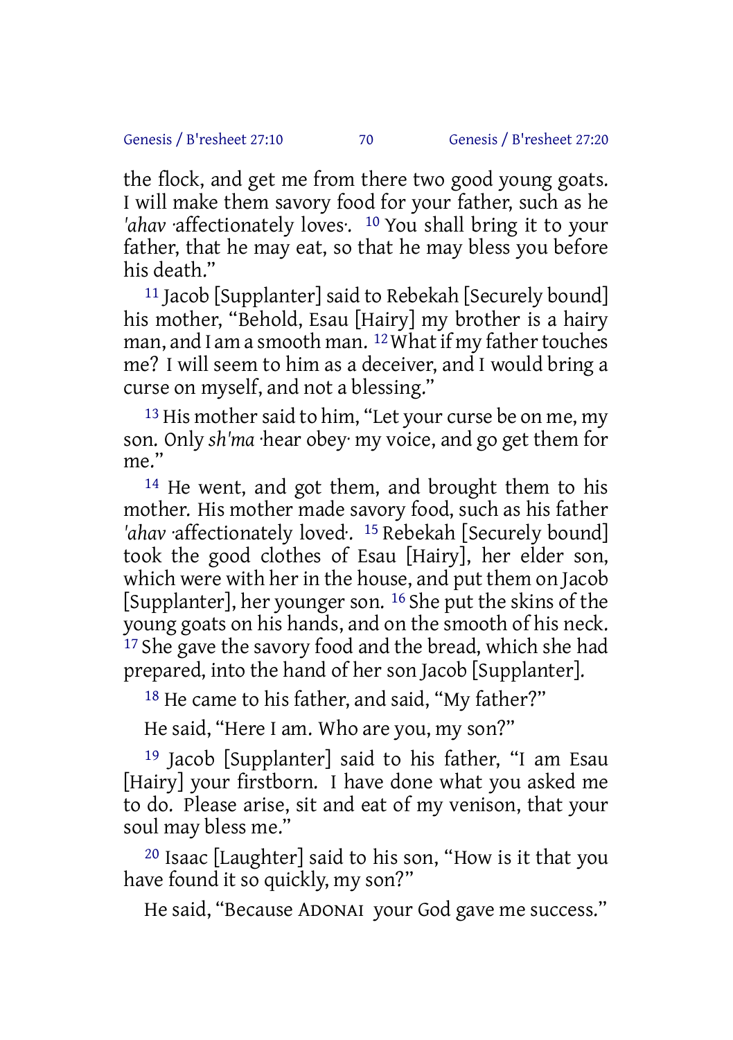the flock, and get me from there two good young goats. I will make them savory food for your father, such as he *'ahav* ·affectionately loves·. [10] You shall bring it to your father, that he may eat, so that he may bless you before his death."

[11] Jacob [Supplanter] said to Rebekah [Securely bound] his mother, "Behold, Esau [Hairy] my brother is a hairy man, and I am a smooth man. [12] What if my father touches me? I will seem to him as a deceiver, and I would bring a curse on myself, and not a blessing."

[13] His mother said to him, "Let your curse be on me, my son. Only *sh'ma* ·hear obey· my voice, and go get them for me."

[14] He went, and got them, and brought them to his mother. His mother made savory food, such as his father *'ahav* ·affectionately loved·. [15] Rebekah [Securely bound] took the good clothes of Esau [Hairy], her elder son, which were with her in the house, and put them on Jacob [Supplanter], her younger son. [16] She put the skins of the young goats on his hands, and on the smooth of his neck. [17] She gave the savory food and the bread, which she had prepared, into the hand of her son Jacob [Supplanter].

[18] He came to his father, and said, "My father?"

He said, "Here I am. Who are you, my son?"

[19] Jacob [Supplanter] said to his father, "I am Esau [Hairy] your firstborn. I have done what you asked me to do. Please arise, sit and eat of my venison, that your soul may bless me."

[20] Isaac [Laughter] said to his son, "How is it that you have found it so quickly, my son?"

He said, "Because ADONAI your God gave me success."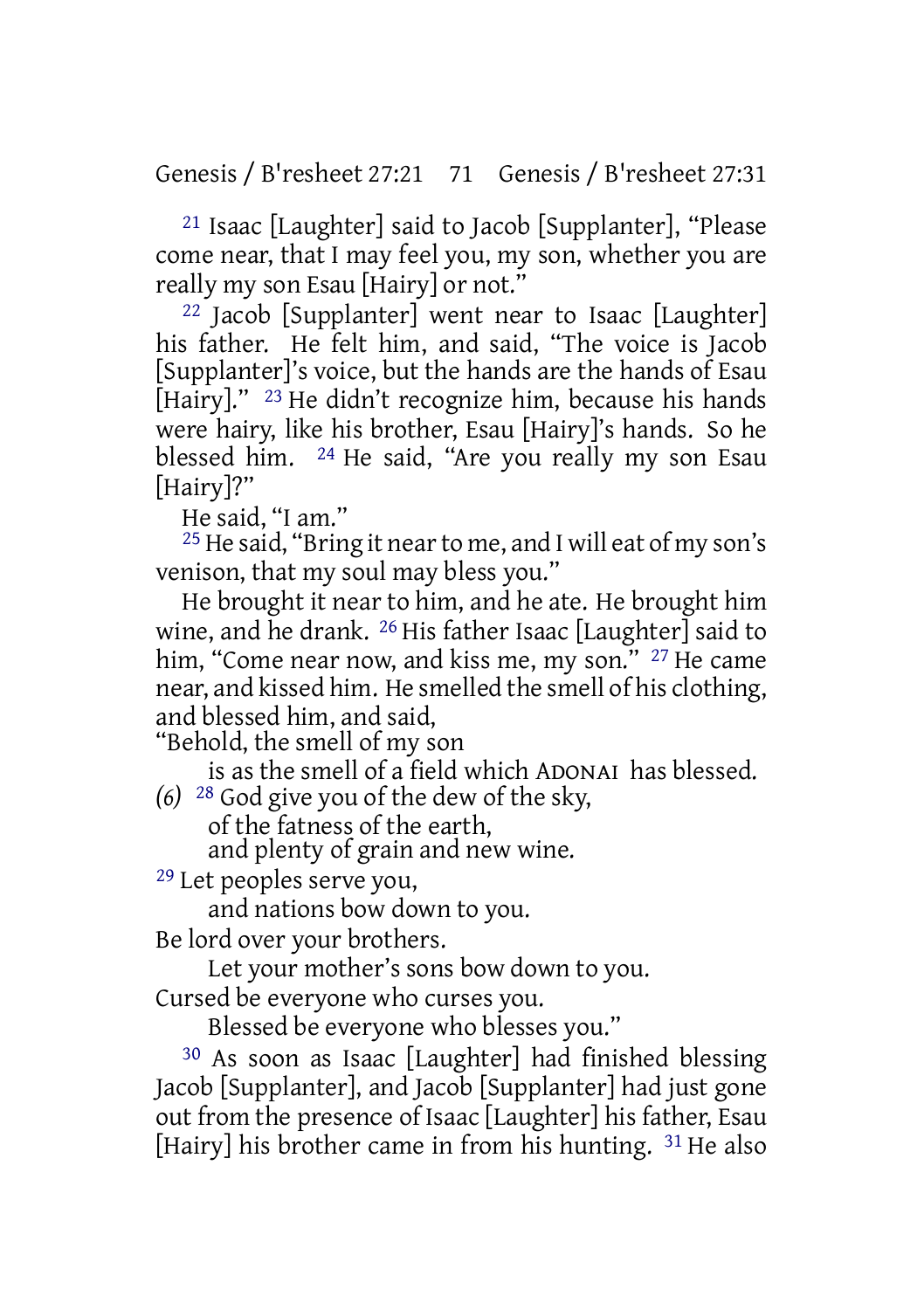[21] Isaac [Laughter] said to Jacob [Supplanter], "Please come near, that I may feel you, my son, whether you are really my son Esau [Hairy] or not."

[22] Jacob [Supplanter] went near to Isaac [Laughter] his father. He felt him, and said, "The voice is Jacob [Supplanter]'s voice, but the hands are the hands of Esau [Hairy]." [23] He didn't recognize him, because his hands were hairy, like his brother, Esau [Hairy]'s hands. So he blessed him. [24] He said, "Are you really my son Esau [Hairy]?"

He said, "I am."

[25] He said, "Bring it near to me, and I will eat of my son's venison, that my soul may bless you."

He brought it near to him, and he ate. He brought him wine, and he drank. [26] His father Isaac [Laughter] said to him, "Come near now, and kiss me, my son." [27] He came near, and kissed him. He smelled the smell of his clothing, and blessed him, and said,

"Behold, the smell of my son
  is as the smell of a field which ADONAI has blessed.
*(6)* [28] God give you of the dew of the sky,
  of the fatness of the earth,
  and plenty of grain and new wine.
[29] Let peoples serve you,
  and nations bow down to you.
Be lord over your brothers.
  Let your mother's sons bow down to you.
Cursed be everyone who curses you.
  Blessed be everyone who blesses you."

[30] As soon as Isaac [Laughter] had finished blessing Jacob [Supplanter], and Jacob [Supplanter] had just gone out from the presence of Isaac [Laughter] his father, Esau [Hairy] his brother came in from his hunting. [31] He also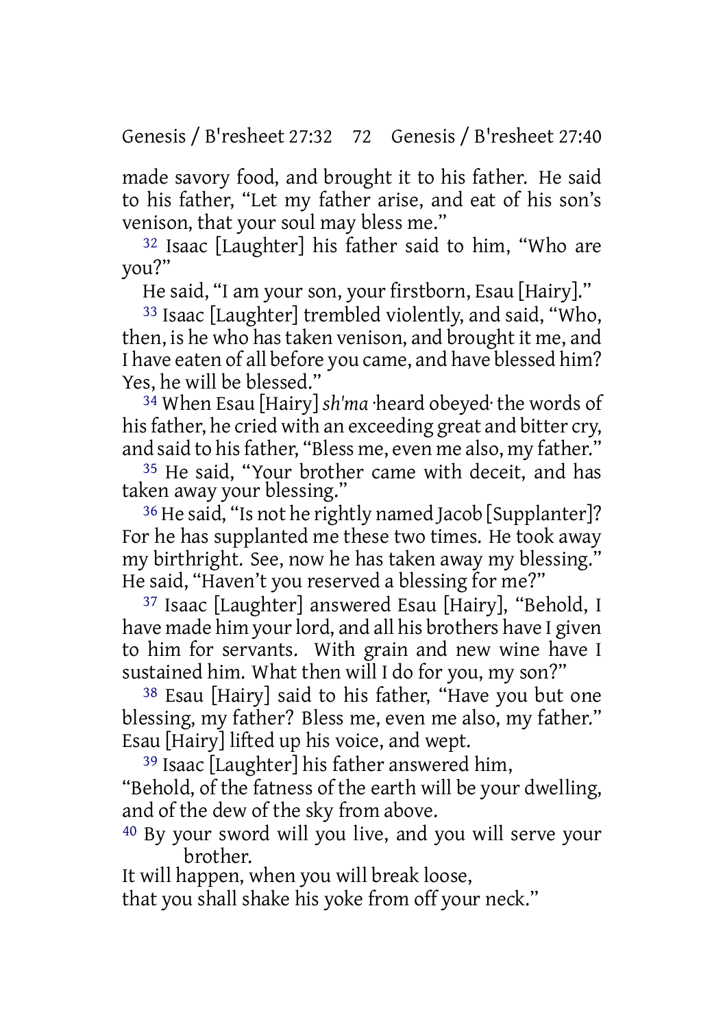made savory food, and brought it to his father. He said to his father, "Let my father arise, and eat of his son's venison, that your soul may bless me."

32 Isaac [Laughter] his father said to him, "Who are you?"

He said, "I am your son, your firstborn, Esau [Hairy]."

33 Isaac [Laughter] trembled violently, and said, "Who, then, is he who has taken venison, and brought it me, and I have eaten of all before you came, and have blessed him? Yes, he will be blessed."

34 When Esau [Hairy] *sh'ma* ·heard obeyed· the words of his father, he cried with an exceeding great and bitter cry, and said to his father, "Bless me, even me also, my father."

35 He said, "Your brother came with deceit, and has taken away your blessing."

36 He said, "Is not he rightly named Jacob [Supplanter]? For he has supplanted me these two times. He took away my birthright. See, now he has taken away my blessing." He said, "Haven't you reserved a blessing for me?"

37 Isaac [Laughter] answered Esau [Hairy], "Behold, I have made him your lord, and all his brothers have I given to him for servants. With grain and new wine have I sustained him. What then will I do for you, my son?"

38 Esau [Hairy] said to his father, "Have you but one blessing, my father? Bless me, even me also, my father." Esau [Hairy] lifted up his voice, and wept.

39 Isaac [Laughter] his father answered him,
"Behold, of the fatness of the earth will be your dwelling,
and of the dew of the sky from above.

40 By your sword will you live, and you will serve your brother.
It will happen, when you will break loose,
that you shall shake his yoke from off your neck."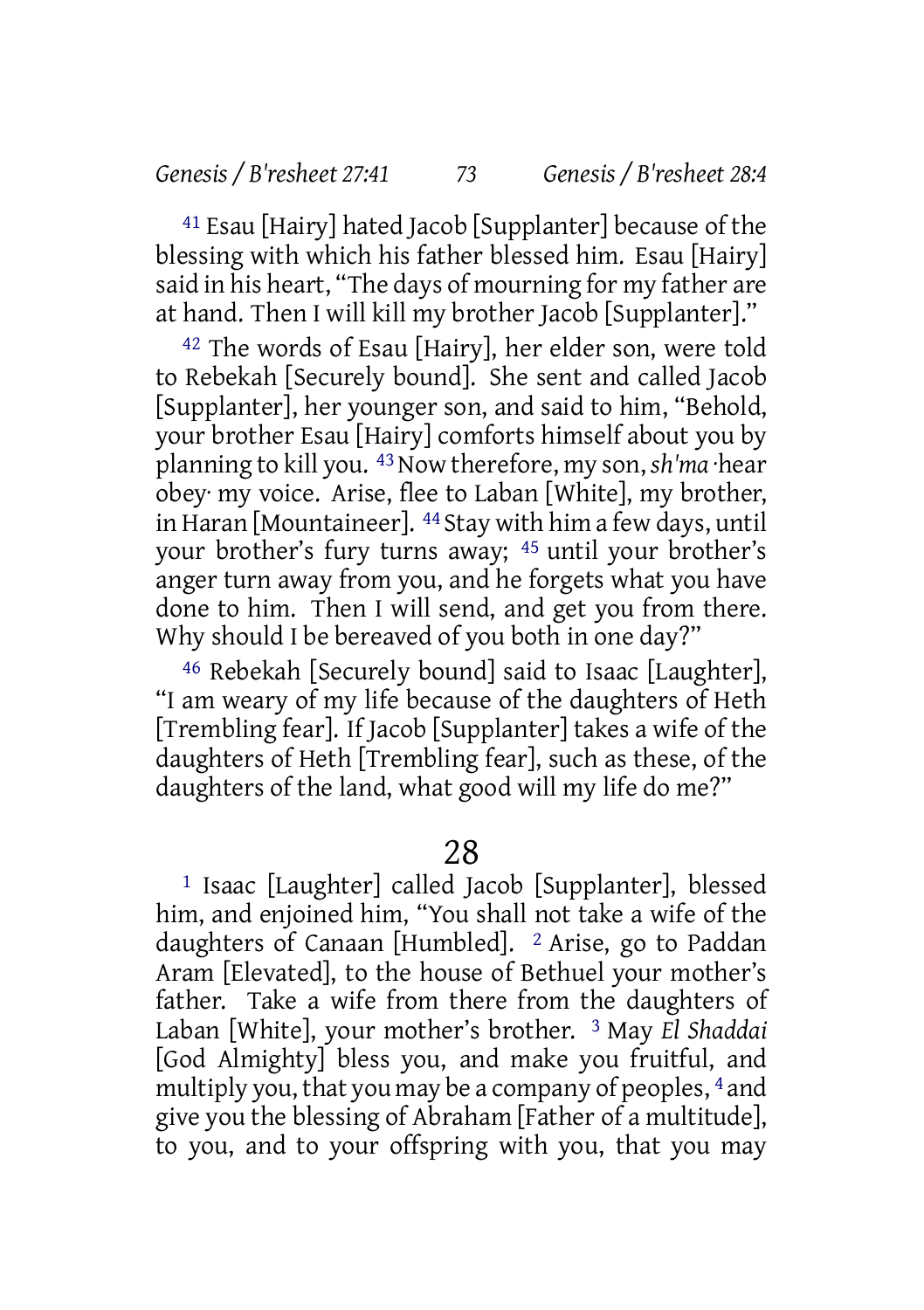[41] Esau [Hairy] hated Jacob [Supplanter] because of the blessing with which his father blessed him. Esau [Hairy] said in his heart, "The days of mourning for my father are at hand. Then I will kill my brother Jacob [Supplanter]."

[42] The words of Esau [Hairy], her elder son, were told to Rebekah [Securely bound]. She sent and called Jacob [Supplanter], her younger son, and said to him, "Behold, your brother Esau [Hairy] comforts himself about you by planning to kill you. [43] Now therefore, my son, *sh'ma* ·hear obey· my voice. Arise, flee to Laban [White], my brother, in Haran [Mountaineer]. [44] Stay with him a few days, until your brother's fury turns away; [45] until your brother's anger turn away from you, and he forgets what you have done to him. Then I will send, and get you from there. Why should I be bereaved of you both in one day?"

[46] Rebekah [Securely bound] said to Isaac [Laughter], "I am weary of my life because of the daughters of Heth [Trembling fear]. If Jacob [Supplanter] takes a wife of the daughters of Heth [Trembling fear], such as these, of the daughters of the land, what good will my life do me?"

# 28

[1] Isaac [Laughter] called Jacob [Supplanter], blessed him, and enjoined him, "You shall not take a wife of the daughters of Canaan [Humbled]. [2] Arise, go to Paddan Aram [Elevated], to the house of Bethuel your mother's father. Take a wife from there from the daughters of Laban [White], your mother's brother. [3] May *El Shaddai* [God Almighty] bless you, and make you fruitful, and multiply you, that you may be a company of peoples, [4] and give you the blessing of Abraham [Father of a multitude], to you, and to your offspring with you, that you may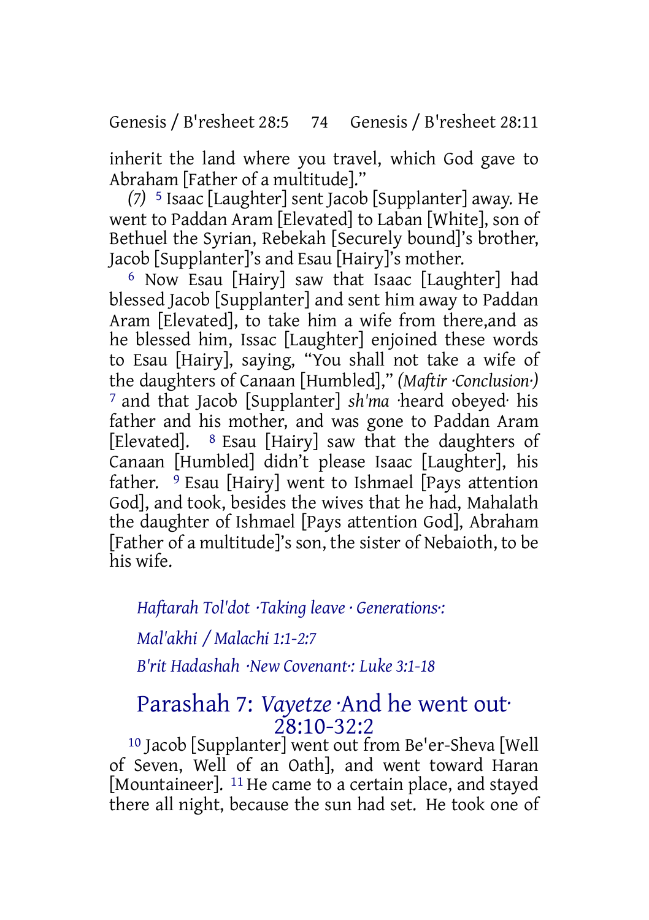inherit the land where you travel, which God gave to Abraham [Father of a multitude]."

*(7)* [5] Isaac [Laughter] sent Jacob [Supplanter] away. He went to Paddan Aram [Elevated] to Laban [White], son of Bethuel the Syrian, Rebekah [Securely bound]'s brother, Jacob [Supplanter]'s and Esau [Hairy]'s mother.

[6] Now Esau [Hairy] saw that Isaac [Laughter] had blessed Jacob [Supplanter] and sent him away to Paddan Aram [Elevated], to take him a wife from there,and as he blessed him, Issac [Laughter] enjoined these words to Esau [Hairy], saying, "You shall not take a wife of the daughters of Canaan [Humbled]," *(Maftir ·Conclusion·)* [7] and that Jacob [Supplanter] *sh'ma* ·heard obeyed· his father and his mother, and was gone to Paddan Aram [Elevated]. [8] Esau [Hairy] saw that the daughters of Canaan [Humbled] didn't please Isaac [Laughter], his father. [9] Esau [Hairy] went to Ishmael [Pays attention God], and took, besides the wives that he had, Mahalath the daughter of Ishmael [Pays attention God], Abraham [Father of a multitude]'s son, the sister of Nebaioth, to be his wife.

*Haftarah Tol'dot ·Taking leave · Generations·:*

*Mal'akhi / Malachi 1:1-2:7*

*B'rit Hadashah ·New Covenant·: Luke 3:1-18*

## Parashah 7: *Vayetze* ·And he went out· 28:10-32:2

[10] Jacob [Supplanter] went out from Be'er-Sheva [Well of Seven, Well of an Oath], and went toward Haran [Mountaineer]. [11] He came to a certain place, and stayed there all night, because the sun had set. He took one of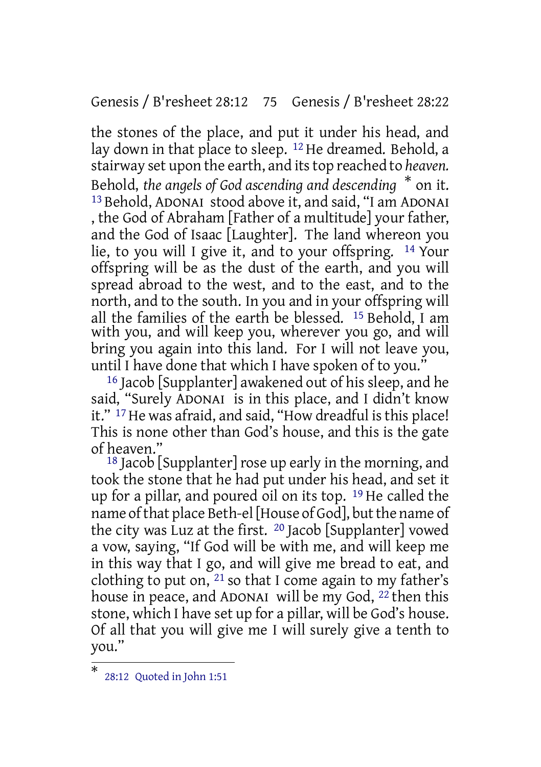the stones of the place, and put it under his head, and lay down in that place to sleep. [12] He dreamed. Behold, a stairway set upon the earth, and its top reached to *heaven.* Behold, *the angels of God ascending and descending* [*] on it. [13] Behold, ADONAI stood above it, and said, "I am ADONAI, the God of Abraham [Father of a multitude] your father, and the God of Isaac [Laughter]. The land whereon you lie, to you will I give it, and to your offspring. [14] Your offspring will be as the dust of the earth, and you will spread abroad to the west, and to the east, and to the north, and to the south. In you and in your offspring will all the families of the earth be blessed. [15] Behold, I am with you, and will keep you, wherever you go, and will bring you again into this land. For I will not leave you, until I have done that which I have spoken of to you."

[16] Jacob [Supplanter] awakened out of his sleep, and he said, "Surely ADONAI is in this place, and I didn't know it." [17] He was afraid, and said, "How dreadful is this place! This is none other than God's house, and this is the gate of heaven."

[18] Jacob [Supplanter] rose up early in the morning, and took the stone that he had put under his head, and set it up for a pillar, and poured oil on its top. [19] He called the name of that place Beth-el [House of God], but the name of the city was Luz at the first. [20] Jacob [Supplanter] vowed a vow, saying, "If God will be with me, and will keep me in this way that I go, and will give me bread to eat, and clothing to put on, [21] so that I come again to my father's house in peace, and ADONAI will be my God, [22] then this stone, which I have set up for a pillar, will be God's house. Of all that you will give me I will surely give a tenth to you."

---

* 28:12 Quoted in John 1:51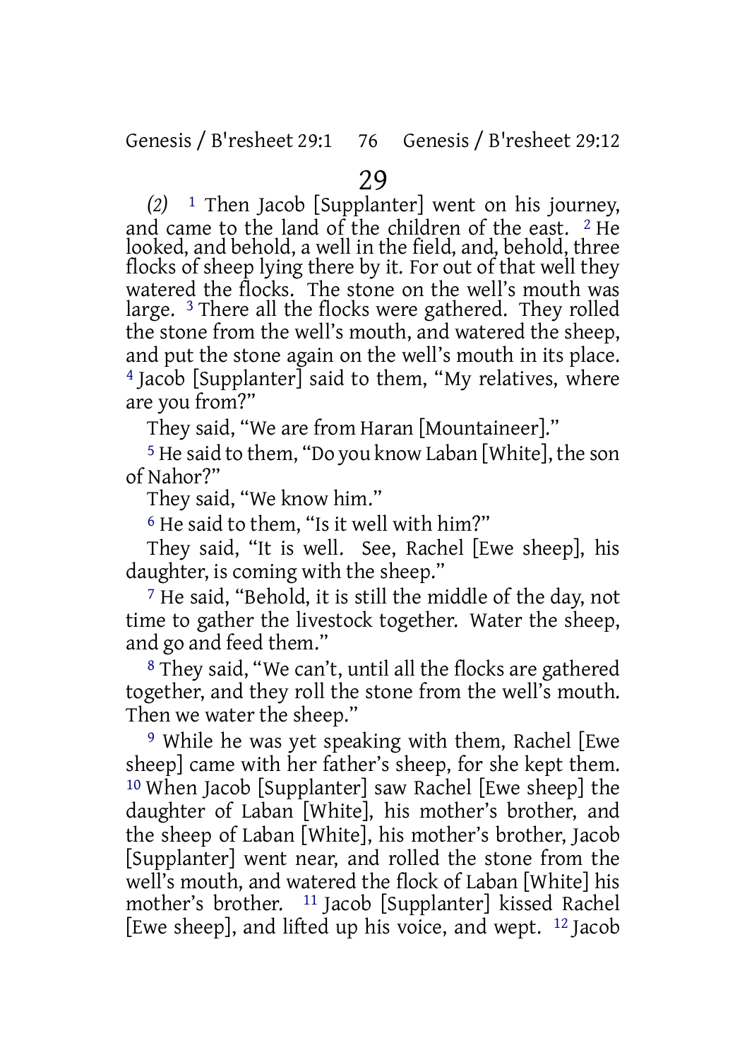# 29

*(2)* 1 Then Jacob [Supplanter] went on his journey, and came to the land of the children of the east. 2 He looked, and behold, a well in the field, and, behold, three flocks of sheep lying there by it. For out of that well they watered the flocks. The stone on the well's mouth was large. 3 There all the flocks were gathered. They rolled the stone from the well's mouth, and watered the sheep, and put the stone again on the well's mouth in its place. 4 Jacob [Supplanter] said to them, "My relatives, where are you from?"

They said, "We are from Haran [Mountaineer]."

5 He said to them, "Do you know Laban [White], the son of Nahor?"

They said, "We know him."

6 He said to them, "Is it well with him?"

They said, "It is well. See, Rachel [Ewe sheep], his daughter, is coming with the sheep."

7 He said, "Behold, it is still the middle of the day, not time to gather the livestock together. Water the sheep, and go and feed them."

8 They said, "We can't, until all the flocks are gathered together, and they roll the stone from the well's mouth. Then we water the sheep."

9 While he was yet speaking with them, Rachel [Ewe sheep] came with her father's sheep, for she kept them. 10 When Jacob [Supplanter] saw Rachel [Ewe sheep] the daughter of Laban [White], his mother's brother, and the sheep of Laban [White], his mother's brother, Jacob [Supplanter] went near, and rolled the stone from the well's mouth, and watered the flock of Laban [White] his mother's brother. 11 Jacob [Supplanter] kissed Rachel [Ewe sheep], and lifted up his voice, and wept. 12 Jacob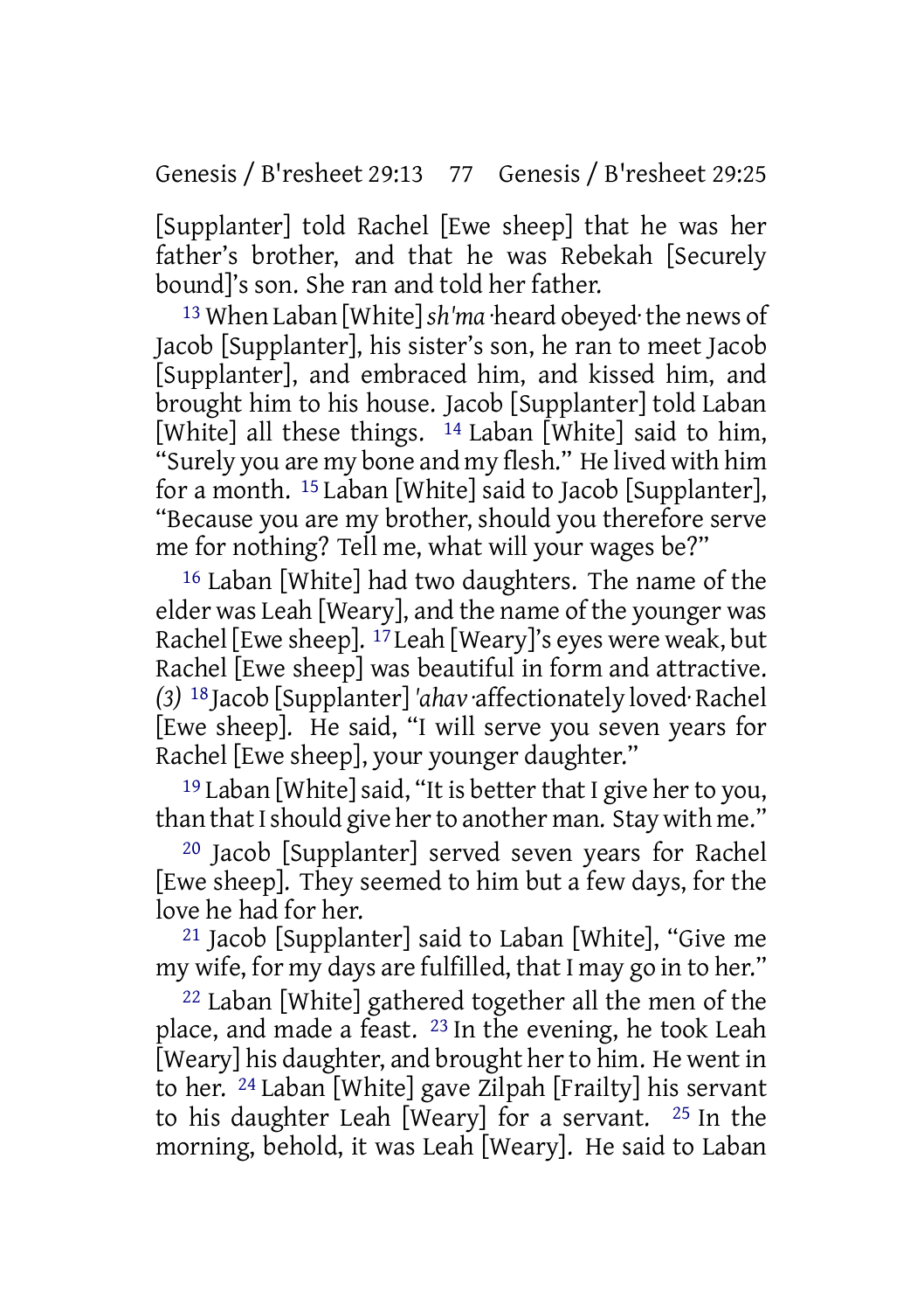[Supplanter] told Rachel [Ewe sheep] that he was her father's brother, and that he was Rebekah [Securely bound]'s son. She ran and told her father.

[13] When Laban [White] *sh'ma* ·heard obeyed· the news of Jacob [Supplanter], his sister's son, he ran to meet Jacob [Supplanter], and embraced him, and kissed him, and brought him to his house. Jacob [Supplanter] told Laban [White] all these things. [14] Laban [White] said to him, "Surely you are my bone and my flesh." He lived with him for a month. [15] Laban [White] said to Jacob [Supplanter], "Because you are my brother, should you therefore serve me for nothing? Tell me, what will your wages be?"

[16] Laban [White] had two daughters. The name of the elder was Leah [Weary], and the name of the younger was Rachel [Ewe sheep]. [17] Leah [Weary]'s eyes were weak, but Rachel [Ewe sheep] was beautiful in form and attractive. *(3)* [18] Jacob [Supplanter] *'ahav* ·affectionately loved· Rachel [Ewe sheep]. He said, "I will serve you seven years for Rachel [Ewe sheep], your younger daughter."

[19] Laban [White] said, "It is better that I give her to you, than that I should give her to another man. Stay with me."

[20] Jacob [Supplanter] served seven years for Rachel [Ewe sheep]. They seemed to him but a few days, for the love he had for her.

[21] Jacob [Supplanter] said to Laban [White], "Give me my wife, for my days are fulfilled, that I may go in to her."

[22] Laban [White] gathered together all the men of the place, and made a feast. [23] In the evening, he took Leah [Weary] his daughter, and brought her to him. He went in to her. [24] Laban [White] gave Zilpah [Frailty] his servant to his daughter Leah [Weary] for a servant. [25] In the morning, behold, it was Leah [Weary]. He said to Laban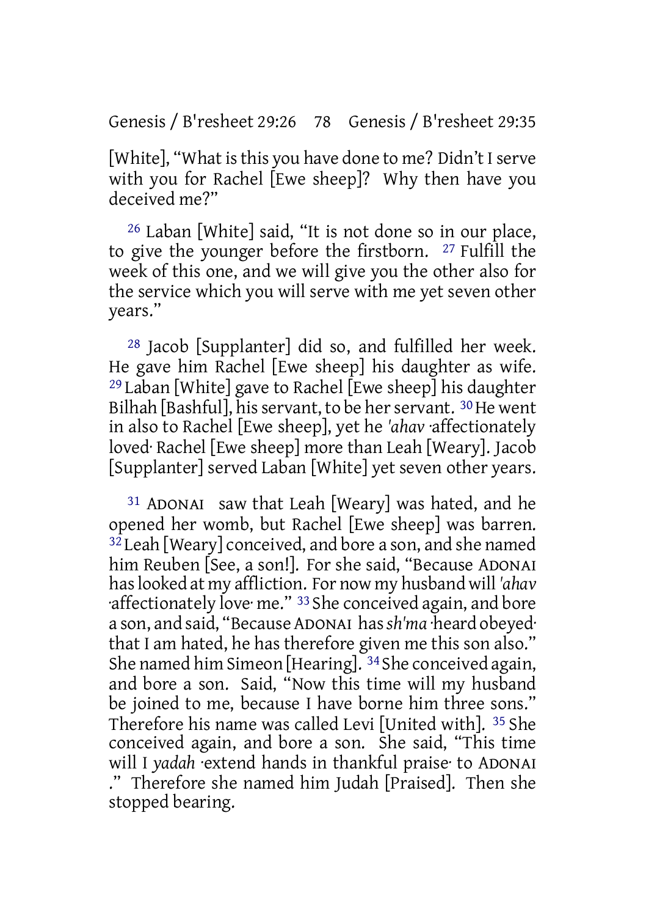[White], “What is this you have done to me? Didn’t I serve with you for Rachel [Ewe sheep]? Why then have you deceived me?”

26 Laban [White] said, “It is not done so in our place, to give the younger before the firstborn. 27 Fulfill the week of this one, and we will give you the other also for the service which you will serve with me yet seven other years.”

28 Jacob [Supplanter] did so, and fulfilled her week. He gave him Rachel [Ewe sheep] his daughter as wife. 29 Laban [White] gave to Rachel [Ewe sheep] his daughter Bilhah [Bashful], his servant, to be her servant. 30 He went in also to Rachel [Ewe sheep], yet he *'ahav* ·affectionately loved· Rachel [Ewe sheep] more than Leah [Weary]. Jacob [Supplanter] served Laban [White] yet seven other years.

31 ADONAI saw that Leah [Weary] was hated, and he opened her womb, but Rachel [Ewe sheep] was barren. 32 Leah [Weary] conceived, and bore a son, and she named him Reuben [See, a son!]. For she said, “Because ADONAI has looked at my affliction. For now my husband will *'ahav* ·affectionately love· me.” 33 She conceived again, and bore a son, and said, “Because ADONAI has *sh'ma* ·heard obeyed· that I am hated, he has therefore given me this son also.” She named him Simeon [Hearing]. 34 She conceived again, and bore a son. Said, “Now this time will my husband be joined to me, because I have borne him three sons.” Therefore his name was called Levi [United with]. 35 She conceived again, and bore a son. She said, “This time will I *yadah* ·extend hands in thankful praise· to ADONAI .” Therefore she named him Judah [Praised]. Then she stopped bearing.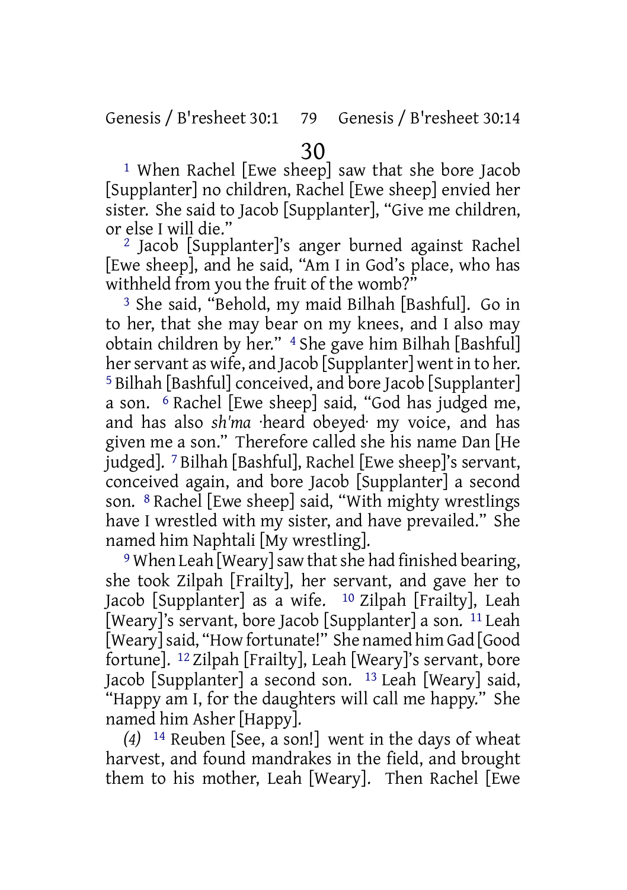# 30

[1] When Rachel [Ewe sheep] saw that she bore Jacob [Supplanter] no children, Rachel [Ewe sheep] envied her sister. She said to Jacob [Supplanter], “Give me children, or else I will die.”

[2] Jacob [Supplanter]’s anger burned against Rachel [Ewe sheep], and he said, “Am I in God’s place, who has withheld from you the fruit of the womb?”

[3] She said, “Behold, my maid Bilhah [Bashful]. Go in to her, that she may bear on my knees, and I also may obtain children by her.” [4] She gave him Bilhah [Bashful] her servant as wife, and Jacob [Supplanter] went in to her. [5] Bilhah [Bashful] conceived, and bore Jacob [Supplanter] a son. [6] Rachel [Ewe sheep] said, “God has judged me, and has also *sh'ma* ·heard obeyed· my voice, and has given me a son.” Therefore called she his name Dan [He judged]. [7] Bilhah [Bashful], Rachel [Ewe sheep]’s servant, conceived again, and bore Jacob [Supplanter] a second son. [8] Rachel [Ewe sheep] said, “With mighty wrestlings have I wrestled with my sister, and have prevailed.” She named him Naphtali [My wrestling].

[9] When Leah [Weary] saw that she had finished bearing, she took Zilpah [Frailty], her servant, and gave her to Jacob [Supplanter] as a wife. [10] Zilpah [Frailty], Leah [Weary]’s servant, bore Jacob [Supplanter] a son. [11] Leah [Weary] said, “How fortunate!” She named him Gad [Good fortune]. [12] Zilpah [Frailty], Leah [Weary]’s servant, bore Jacob [Supplanter] a second son. [13] Leah [Weary] said, “Happy am I, for the daughters will call me happy.” She named him Asher [Happy].

*(4)* [14] Reuben [See, a son!] went in the days of wheat harvest, and found mandrakes in the field, and brought them to his mother, Leah [Weary]. Then Rachel [Ewe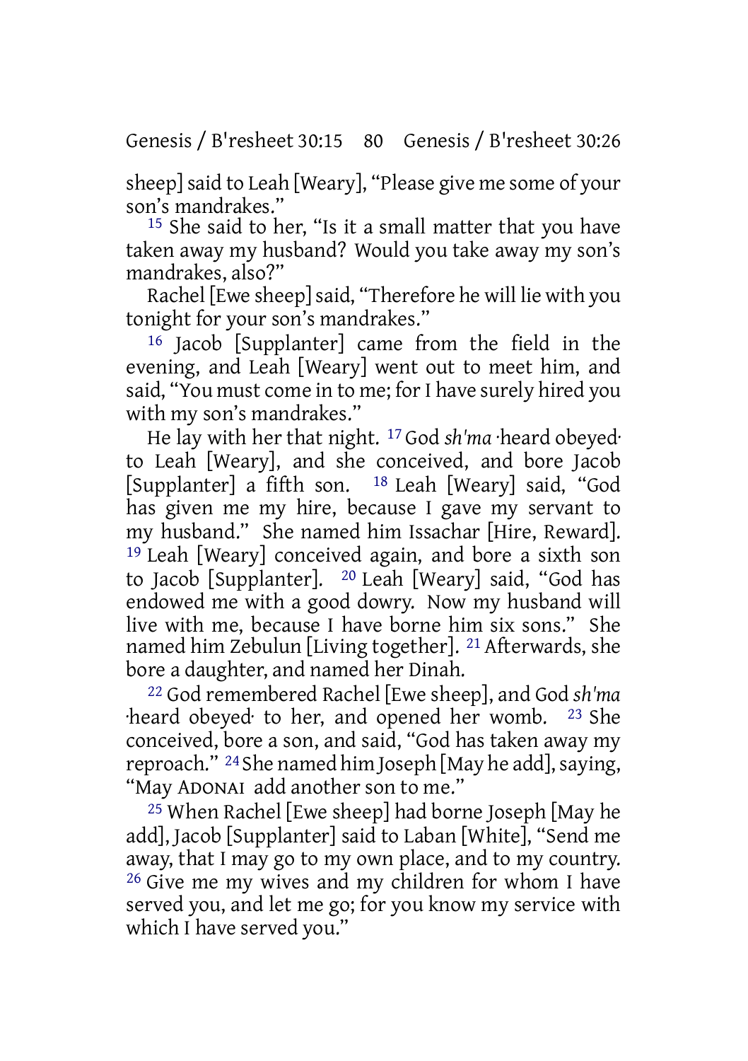sheep] said to Leah [Weary], "Please give me some of your son's mandrakes."

[15] She said to her, "Is it a small matter that you have taken away my husband? Would you take away my son's mandrakes, also?"

Rachel [Ewe sheep] said, "Therefore he will lie with you tonight for your son's mandrakes."

[16] Jacob [Supplanter] came from the field in the evening, and Leah [Weary] went out to meet him, and said, "You must come in to me; for I have surely hired you with my son's mandrakes."

He lay with her that night. [17] God *sh'ma* ·heard obeyed· to Leah [Weary], and she conceived, and bore Jacob [Supplanter] a fifth son. [18] Leah [Weary] said, "God has given me my hire, because I gave my servant to my husband." She named him Issachar [Hire, Reward]. [19] Leah [Weary] conceived again, and bore a sixth son to Jacob [Supplanter]. [20] Leah [Weary] said, "God has endowed me with a good dowry. Now my husband will live with me, because I have borne him six sons." She named him Zebulun [Living together]. [21] Afterwards, she bore a daughter, and named her Dinah.

[22] God remembered Rachel [Ewe sheep], and God *sh'ma* ·heard obeyed· to her, and opened her womb. [23] She conceived, bore a son, and said, "God has taken away my reproach." [24] She named him Joseph [May he add], saying, "May ADONAI add another son to me."

[25] When Rachel [Ewe sheep] had borne Joseph [May he add], Jacob [Supplanter] said to Laban [White], "Send me away, that I may go to my own place, and to my country. [26] Give me my wives and my children for whom I have served you, and let me go; for you know my service with which I have served you."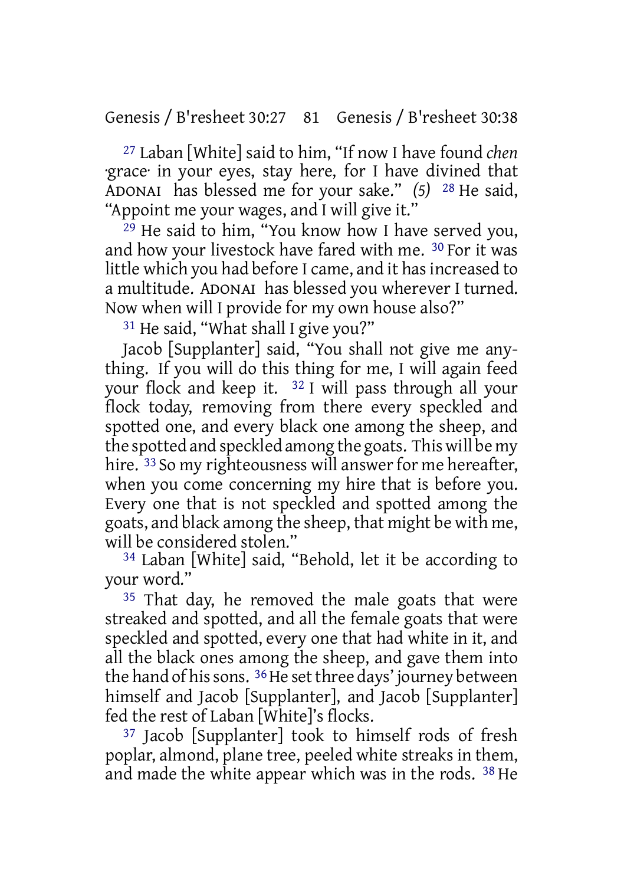[27] Laban [White] said to him, "If now I have found *chen* ·grace· in your eyes, stay here, for I have divined that ADONAI has blessed me for your sake." *(5)* [28] He said, "Appoint me your wages, and I will give it."

[29] He said to him, "You know how I have served you, and how your livestock have fared with me. [30] For it was little which you had before I came, and it has increased to a multitude. ADONAI has blessed you wherever I turned. Now when will I provide for my own house also?"

[31] He said, "What shall I give you?"

Jacob [Supplanter] said, "You shall not give me anything. If you will do this thing for me, I will again feed your flock and keep it. [32] I will pass through all your flock today, removing from there every speckled and spotted one, and every black one among the sheep, and the spotted and speckled among the goats. This will be my hire. [33] So my righteousness will answer for me hereafter, when you come concerning my hire that is before you. Every one that is not speckled and spotted among the goats, and black among the sheep, that might be with me, will be considered stolen."

[34] Laban [White] said, "Behold, let it be according to your word."

[35] That day, he removed the male goats that were streaked and spotted, and all the female goats that were speckled and spotted, every one that had white in it, and all the black ones among the sheep, and gave them into the hand of his sons. [36] He set three days' journey between himself and Jacob [Supplanter], and Jacob [Supplanter] fed the rest of Laban [White]'s flocks.

[37] Jacob [Supplanter] took to himself rods of fresh poplar, almond, plane tree, peeled white streaks in them, and made the white appear which was in the rods. [38] He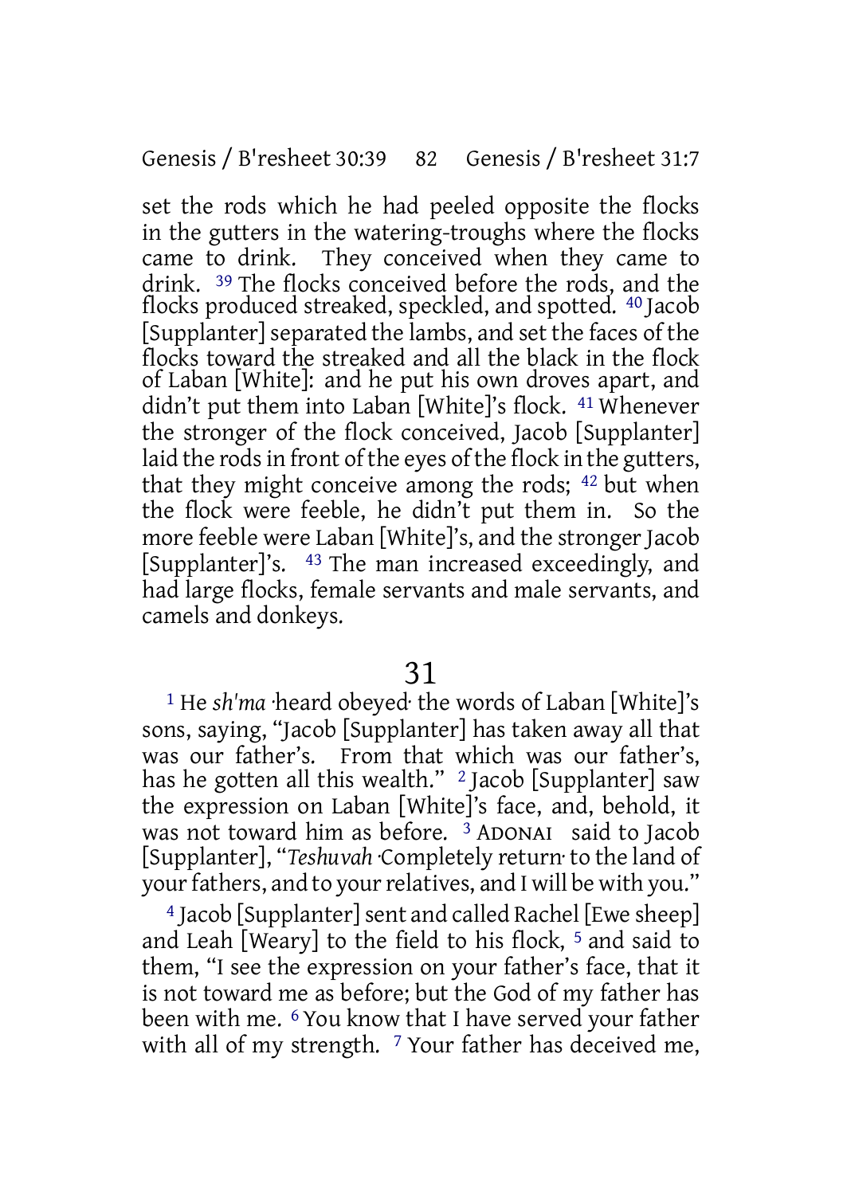set the rods which he had peeled opposite the flocks in the gutters in the watering-troughs where the flocks came to drink. They conceived when they came to drink. 39 The flocks conceived before the rods, and the flocks produced streaked, speckled, and spotted. 40 Jacob [Supplanter] separated the lambs, and set the faces of the flocks toward the streaked and all the black in the flock of Laban [White]: and he put his own droves apart, and didn't put them into Laban [White]'s flock. 41 Whenever the stronger of the flock conceived, Jacob [Supplanter] laid the rods in front of the eyes of the flock in the gutters, that they might conceive among the rods; 42 but when the flock were feeble, he didn't put them in. So the more feeble were Laban [White]'s, and the stronger Jacob [Supplanter]'s. 43 The man increased exceedingly, and had large flocks, female servants and male servants, and camels and donkeys.

# 31

1 He *sh'ma* ·heard obeyed· the words of Laban [White]'s sons, saying, "Jacob [Supplanter] has taken away all that was our father's. From that which was our father's, has he gotten all this wealth." 2 Jacob [Supplanter] saw the expression on Laban [White]'s face, and, behold, it was not toward him as before. 3 ADONAI said to Jacob [Supplanter], "*Teshuvah* ·Completely return· to the land of your fathers, and to your relatives, and I will be with you."

4 Jacob [Supplanter] sent and called Rachel [Ewe sheep] and Leah [Weary] to the field to his flock, 5 and said to them, "I see the expression on your father's face, that it is not toward me as before; but the God of my father has been with me. 6 You know that I have served your father with all of my strength. 7 Your father has deceived me,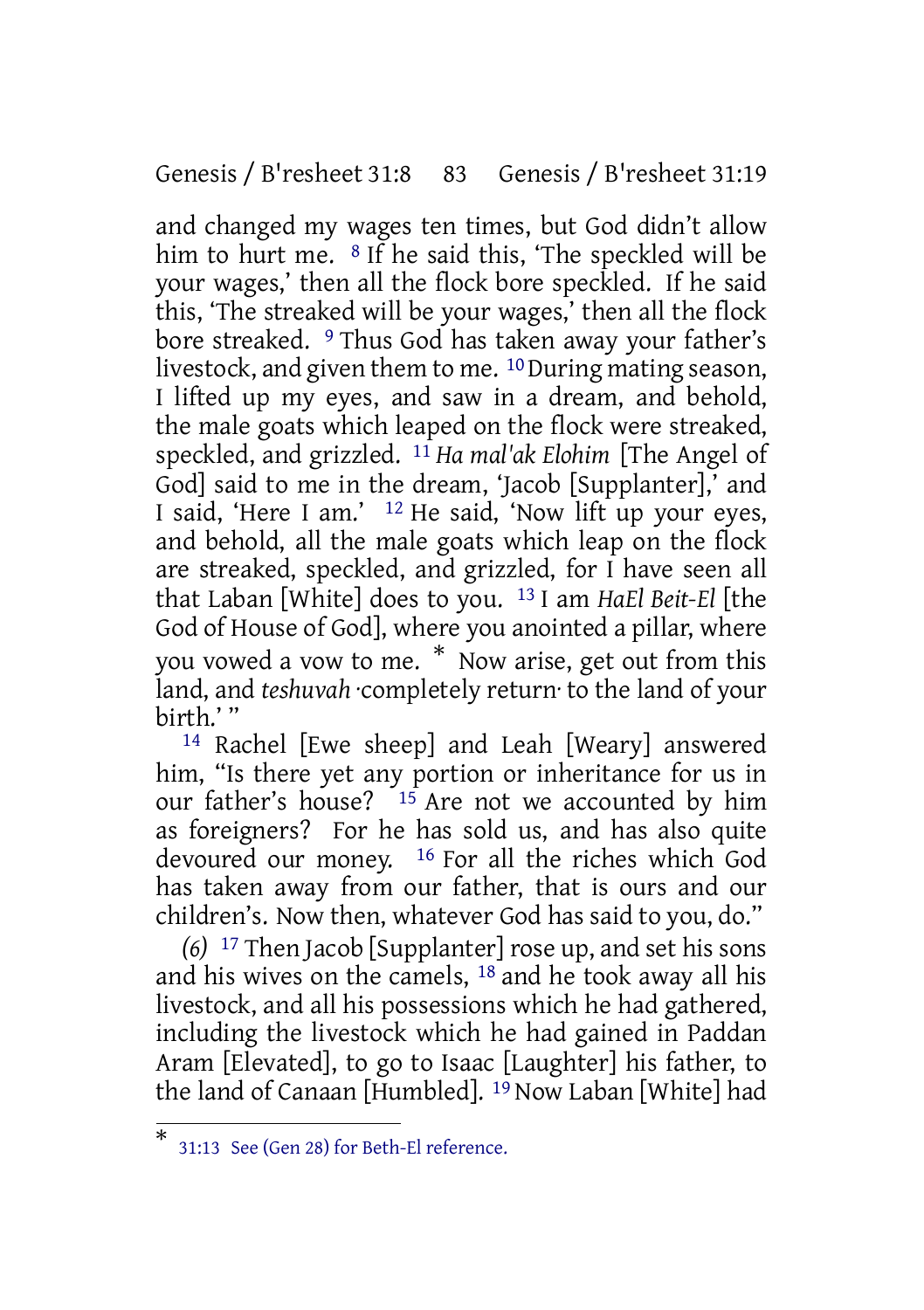and changed my wages ten times, but God didn't allow him to hurt me. [8] If he said this, 'The speckled will be your wages,' then all the flock bore speckled. If he said this, 'The streaked will be your wages,' then all the flock bore streaked. [9] Thus God has taken away your father's livestock, and given them to me. [10] During mating season, I lifted up my eyes, and saw in a dream, and behold, the male goats which leaped on the flock were streaked, speckled, and grizzled. [11] *Ha mal'ak Elohim* [The Angel of God] said to me in the dream, 'Jacob [Supplanter],' and I said, 'Here I am.' [12] He said, 'Now lift up your eyes, and behold, all the male goats which leap on the flock are streaked, speckled, and grizzled, for I have seen all that Laban [White] does to you. [13] I am *HaEl Beit-El* [the God of House of God], where you anointed a pillar, where you vowed a vow to me. * Now arise, get out from this land, and *teshuvah* ·completely return· to the land of your birth.' "

[14] Rachel [Ewe sheep] and Leah [Weary] answered him, "Is there yet any portion or inheritance for us in our father's house? [15] Are not we accounted by him as foreigners? For he has sold us, and has also quite devoured our money. [16] For all the riches which God has taken away from our father, that is ours and our children's. Now then, whatever God has said to you, do."

*(6)* [17] Then Jacob [Supplanter] rose up, and set his sons and his wives on the camels, [18] and he took away all his livestock, and all his possessions which he had gathered, including the livestock which he had gained in Paddan Aram [Elevated], to go to Isaac [Laughter] his father, to the land of Canaan [Humbled]. [19] Now Laban [White] had

---

* 31:13 See (Gen 28) for Beth-El reference.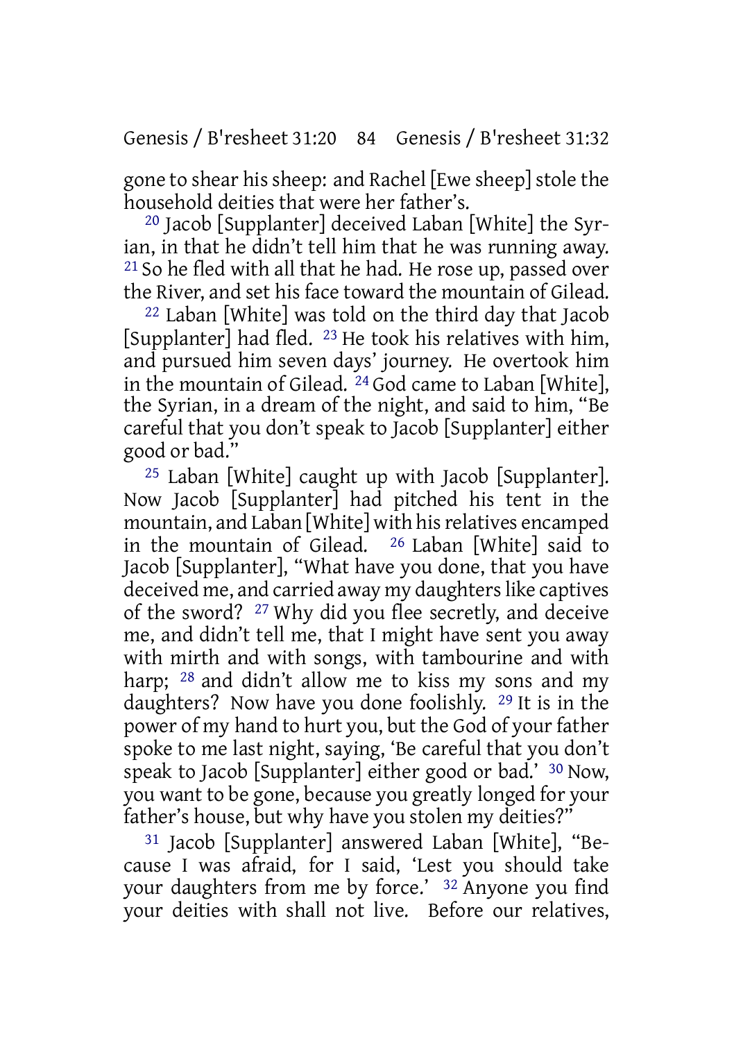gone to shear his sheep: and Rachel [Ewe sheep] stole the household deities that were her father's.

[20] Jacob [Supplanter] deceived Laban [White] the Syrian, in that he didn't tell him that he was running away. [21] So he fled with all that he had. He rose up, passed over the River, and set his face toward the mountain of Gilead.

[22] Laban [White] was told on the third day that Jacob [Supplanter] had fled. [23] He took his relatives with him, and pursued him seven days' journey. He overtook him in the mountain of Gilead. [24] God came to Laban [White], the Syrian, in a dream of the night, and said to him, "Be careful that you don't speak to Jacob [Supplanter] either good or bad."

[25] Laban [White] caught up with Jacob [Supplanter]. Now Jacob [Supplanter] had pitched his tent in the mountain, and Laban [White] with his relatives encamped in the mountain of Gilead. [26] Laban [White] said to Jacob [Supplanter], "What have you done, that you have deceived me, and carried away my daughters like captives of the sword? [27] Why did you flee secretly, and deceive me, and didn't tell me, that I might have sent you away with mirth and with songs, with tambourine and with harp; [28] and didn't allow me to kiss my sons and my daughters? Now have you done foolishly. [29] It is in the power of my hand to hurt you, but the God of your father spoke to me last night, saying, 'Be careful that you don't speak to Jacob [Supplanter] either good or bad.' [30] Now, you want to be gone, because you greatly longed for your father's house, but why have you stolen my deities?"

[31] Jacob [Supplanter] answered Laban [White], "Because I was afraid, for I said, 'Lest you should take your daughters from me by force.' [32] Anyone you find your deities with shall not live. Before our relatives,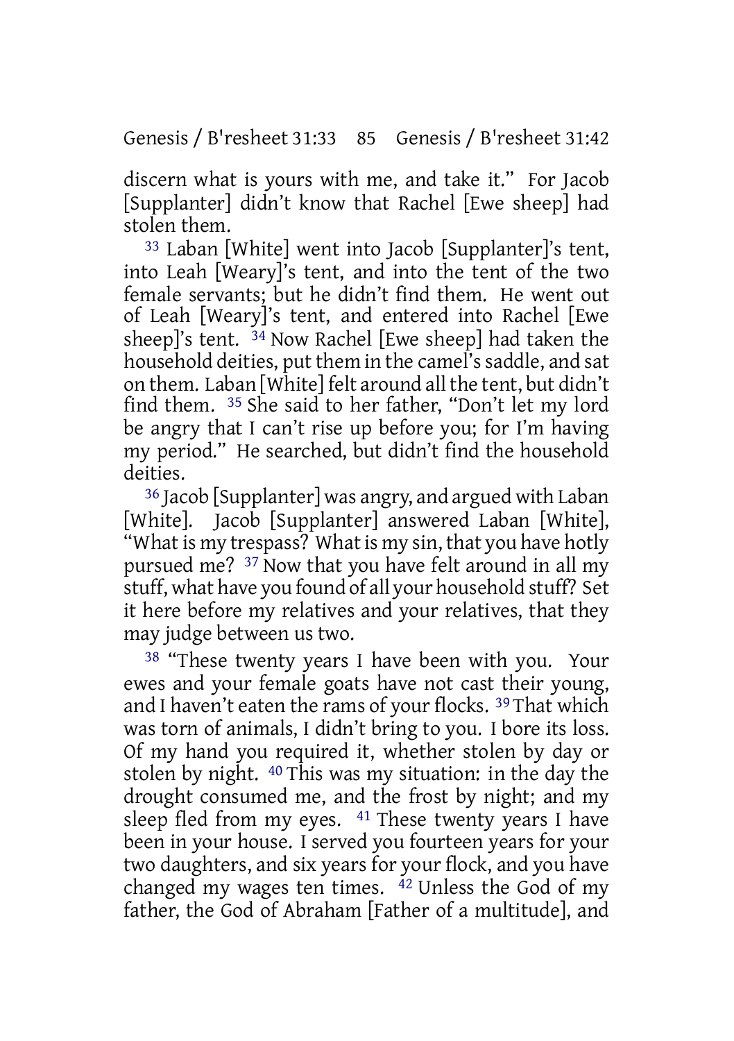discern what is yours with me, and take it." For Jacob [Supplanter] didn't know that Rachel [Ewe sheep] had stolen them.

33 Laban [White] went into Jacob [Supplanter]'s tent, into Leah [Weary]'s tent, and into the tent of the two female servants; but he didn't find them. He went out of Leah [Weary]'s tent, and entered into Rachel [Ewe sheep]'s tent. 34 Now Rachel [Ewe sheep] had taken the household deities, put them in the camel's saddle, and sat on them. Laban [White] felt around all the tent, but didn't find them. 35 She said to her father, "Don't let my lord be angry that I can't rise up before you; for I'm having my period." He searched, but didn't find the household deities.

36 Jacob [Supplanter] was angry, and argued with Laban [White]. Jacob [Supplanter] answered Laban [White], "What is my trespass? What is my sin, that you have hotly pursued me? 37 Now that you have felt around in all my stuff, what have you found of all your household stuff? Set it here before my relatives and your relatives, that they may judge between us two.

38 "These twenty years I have been with you. Your ewes and your female goats have not cast their young, and I haven't eaten the rams of your flocks. 39 That which was torn of animals, I didn't bring to you. I bore its loss. Of my hand you required it, whether stolen by day or stolen by night. 40 This was my situation: in the day the drought consumed me, and the frost by night; and my sleep fled from my eyes. 41 These twenty years I have been in your house. I served you fourteen years for your two daughters, and six years for your flock, and you have changed my wages ten times. 42 Unless the God of my father, the God of Abraham [Father of a multitude], and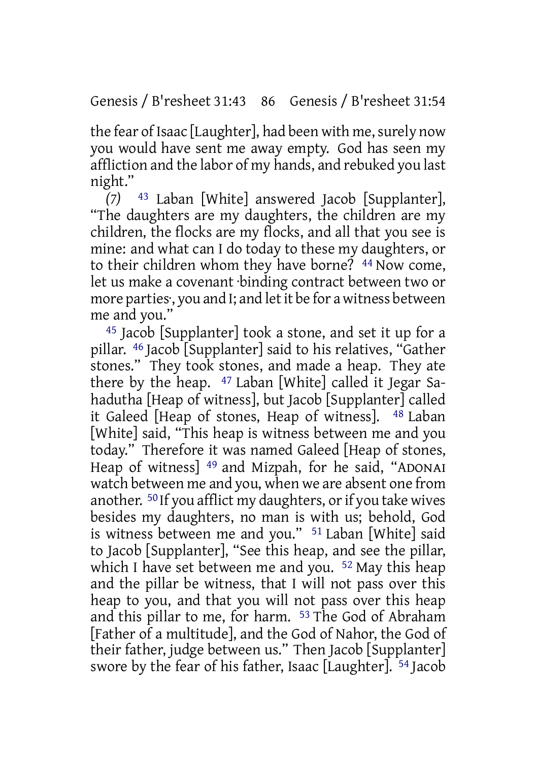the fear of Isaac [Laughter], had been with me, surely now you would have sent me away empty. God has seen my affliction and the labor of my hands, and rebuked you last night."

*(7)* [43] Laban [White] answered Jacob [Supplanter], "The daughters are my daughters, the children are my children, the flocks are my flocks, and all that you see is mine: and what can I do today to these my daughters, or to their children whom they have borne? [44] Now come, let us make a covenant ·binding contract between two or more parties·, you and I; and let it be for a witness between me and you."

[45] Jacob [Supplanter] took a stone, and set it up for a pillar. [46] Jacob [Supplanter] said to his relatives, "Gather stones." They took stones, and made a heap. They ate there by the heap. [47] Laban [White] called it Jegar Sahadutha [Heap of witness], but Jacob [Supplanter] called it Galeed [Heap of stones, Heap of witness]. [48] Laban [White] said, "This heap is witness between me and you today." Therefore it was named Galeed [Heap of stones, Heap of witness] [49] and Mizpah, for he said, "ADONAI watch between me and you, when we are absent one from another. [50] If you afflict my daughters, or if you take wives besides my daughters, no man is with us; behold, God is witness between me and you." [51] Laban [White] said to Jacob [Supplanter], "See this heap, and see the pillar, which I have set between me and you. [52] May this heap and the pillar be witness, that I will not pass over this heap to you, and that you will not pass over this heap and this pillar to me, for harm. [53] The God of Abraham [Father of a multitude], and the God of Nahor, the God of their father, judge between us." Then Jacob [Supplanter] swore by the fear of his father, Isaac [Laughter]. [54] Jacob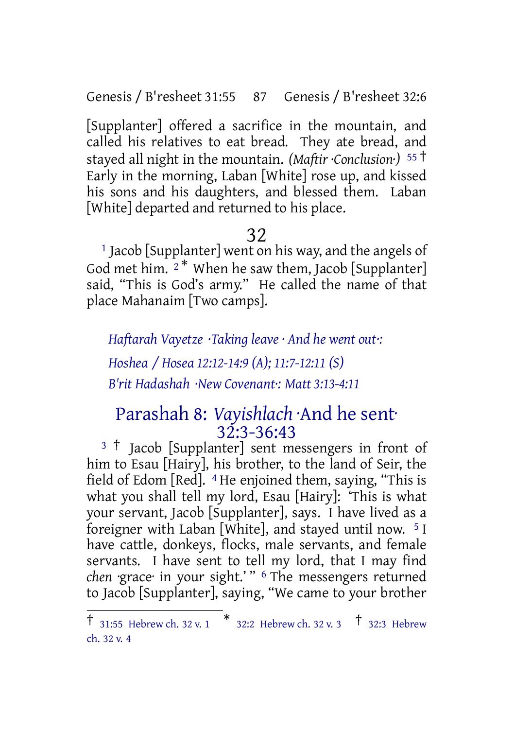[Supplanter] offered a sacrifice in the mountain, and called his relatives to eat bread. They ate bread, and stayed all night in the mountain. *(Maftir ·Conclusion·)* [55] † Early in the morning, Laban [White] rose up, and kissed his sons and his daughters, and blessed them. Laban [White] departed and returned to his place.

# 32

[1] Jacob [Supplanter] went on his way, and the angels of God met him. [2] * When he saw them, Jacob [Supplanter] said, "This is God's army." He called the name of that place Mahanaim [Two camps].

*Haftarah Vayetze ·Taking leave · And he went out·:*

*Hoshea / Hosea 12:12-14:9 (A); 11:7-12:11 (S)*

*B'rit Hadashah ·New Covenant·: Matt 3:13-4:11*

## Parashah 8: *Vayishlach* ·And he sent· 32:3-36:43

[3] † Jacob [Supplanter] sent messengers in front of him to Esau [Hairy], his brother, to the land of Seir, the field of Edom [Red]. [4] He enjoined them, saying, "This is what you shall tell my lord, Esau [Hairy]: 'This is what your servant, Jacob [Supplanter], says. I have lived as a foreigner with Laban [White], and stayed until now. [5] I have cattle, donkeys, flocks, male servants, and female servants. I have sent to tell my lord, that I may find *chen* ·grace· in your sight.' " [6] The messengers returned to Jacob [Supplanter], saying, "We came to your brother

---

† 31:55 Hebrew ch. 32 v. 1 * 32:2 Hebrew ch. 32 v. 3 † 32:3 Hebrew ch. 32 v. 4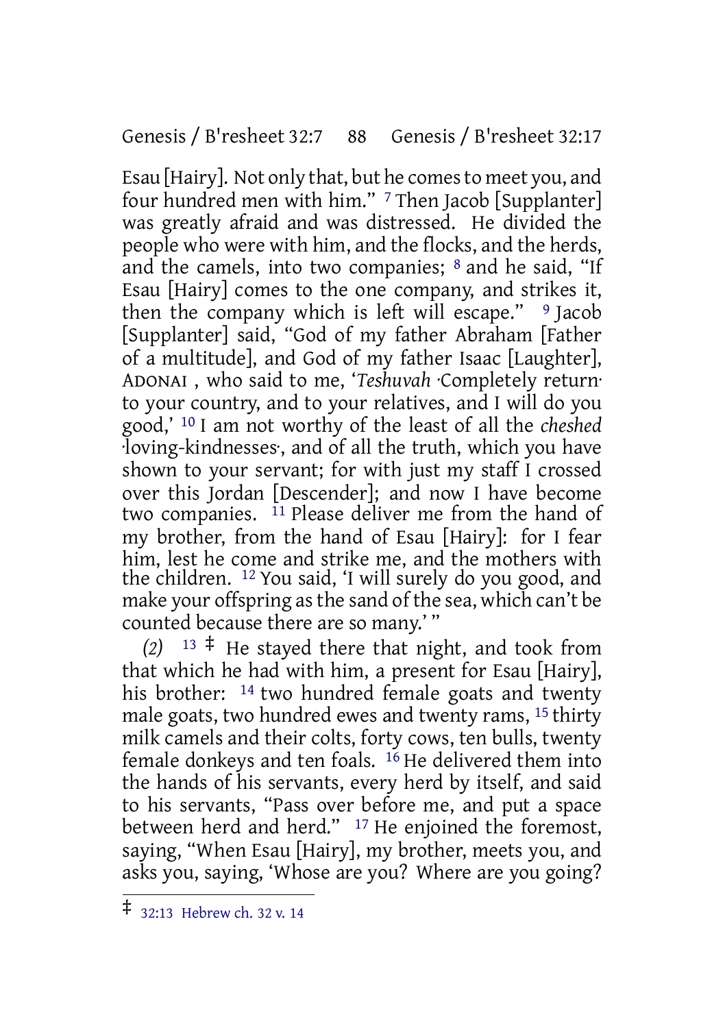Esau [Hairy]. Not only that, but he comes to meet you, and four hundred men with him." [7] Then Jacob [Supplanter] was greatly afraid and was distressed. He divided the people who were with him, and the flocks, and the herds, and the camels, into two companies; [8] and he said, "If Esau [Hairy] comes to the one company, and strikes it, then the company which is left will escape." [9] Jacob [Supplanter] said, "God of my father Abraham [Father of a multitude], and God of my father Isaac [Laughter], ADONAI , who said to me, '*Teshuvah* ·Completely return· to your country, and to your relatives, and I will do you good,' [10] I am not worthy of the least of all the *cheshed* ·loving-kindnesses·, and of all the truth, which you have shown to your servant; for with just my staff I crossed over this Jordan [Descender]; and now I have become two companies. [11] Please deliver me from the hand of my brother, from the hand of Esau [Hairy]: for I fear him, lest he come and strike me, and the mothers with the children. [12] You said, 'I will surely do you good, and make your offspring as the sand of the sea, which can't be counted because there are so many.' "

*(2)* [13] ‡ He stayed there that night, and took from that which he had with him, a present for Esau [Hairy], his brother: [14] two hundred female goats and twenty male goats, two hundred ewes and twenty rams, [15] thirty milk camels and their colts, forty cows, ten bulls, twenty female donkeys and ten foals. [16] He delivered them into the hands of his servants, every herd by itself, and said to his servants, "Pass over before me, and put a space between herd and herd." [17] He enjoined the foremost, saying, "When Esau [Hairy], my brother, meets you, and asks you, saying, 'Whose are you? Where are you going?

---

‡ 32:13 Hebrew ch. 32 v. 14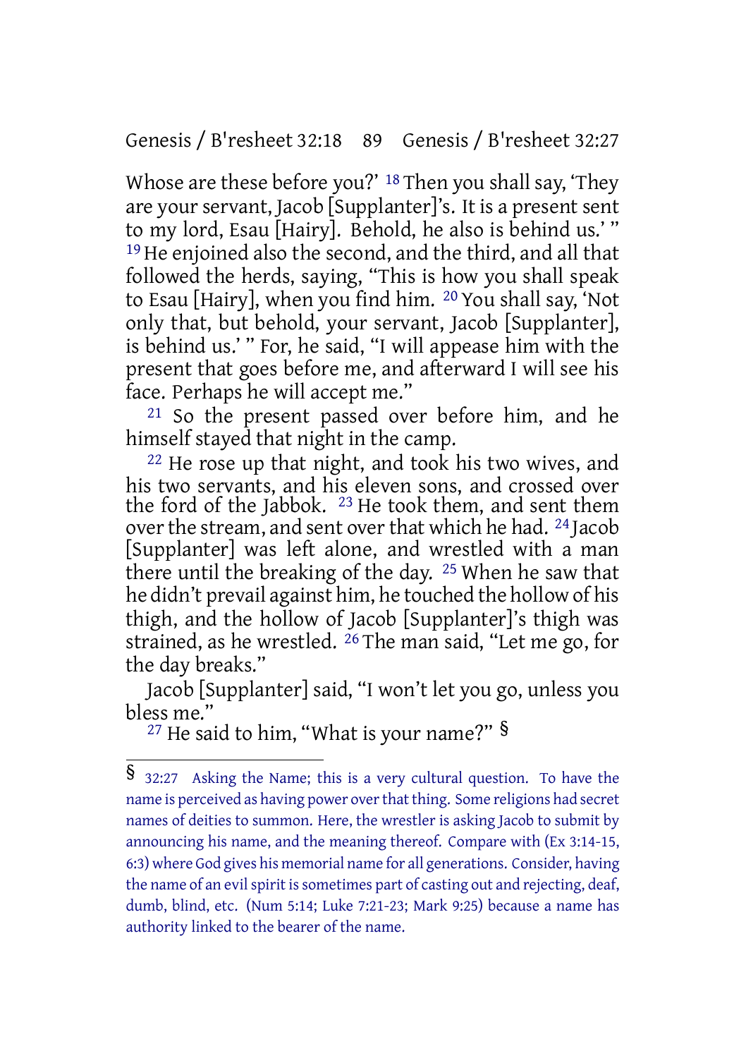Whose are these before you?' [18] Then you shall say, 'They are your servant, Jacob [Supplanter]'s. It is a present sent to my lord, Esau [Hairy]. Behold, he also is behind us.' " [19] He enjoined also the second, and the third, and all that followed the herds, saying, "This is how you shall speak to Esau [Hairy], when you find him. [20] You shall say, 'Not only that, but behold, your servant, Jacob [Supplanter], is behind us.' " For, he said, "I will appease him with the present that goes before me, and afterward I will see his face. Perhaps he will accept me."

[21] So the present passed over before him, and he himself stayed that night in the camp.

[22] He rose up that night, and took his two wives, and his two servants, and his eleven sons, and crossed over the ford of the Jabbok. [23] He took them, and sent them over the stream, and sent over that which he had. [24] Jacob [Supplanter] was left alone, and wrestled with a man there until the breaking of the day. [25] When he saw that he didn't prevail against him, he touched the hollow of his thigh, and the hollow of Jacob [Supplanter]'s thigh was strained, as he wrestled. [26] The man said, "Let me go, for the day breaks."

Jacob [Supplanter] said, "I won't let you go, unless you bless me."

[27] He said to him, "What is your name?" §

---

§ 32:27 Asking the Name; this is a very cultural question. To have the name is perceived as having power over that thing. Some religions had secret names of deities to summon. Here, the wrestler is asking Jacob to submit by announcing his name, and the meaning thereof. Compare with (Ex 3:14-15, 6:3) where God gives his memorial name for all generations. Consider, having the name of an evil spirit is sometimes part of casting out and rejecting, deaf, dumb, blind, etc. (Num 5:14; Luke 7:21-23; Mark 9:25) because a name has authority linked to the bearer of the name.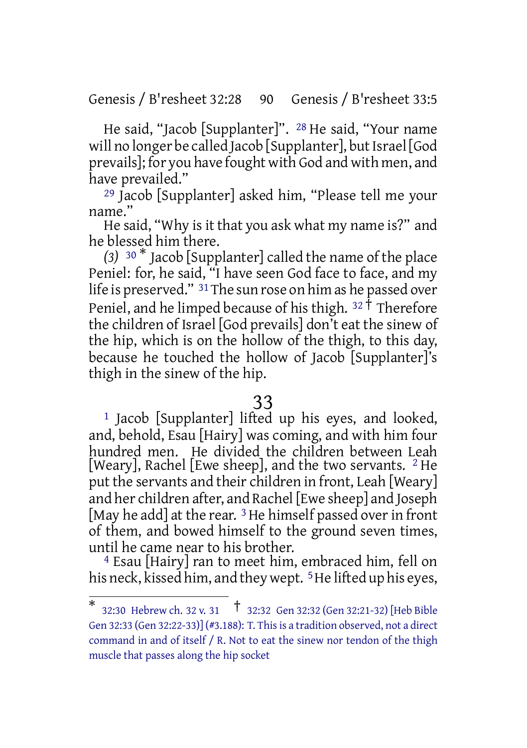He said, "Jacob [Supplanter]". [28] He said, "Your name will no longer be called Jacob [Supplanter], but Israel [God prevails]; for you have fought with God and with men, and have prevailed."

[29] Jacob [Supplanter] asked him, "Please tell me your name."

He said, "Why is it that you ask what my name is?" and he blessed him there.

*(3)* [30] * Jacob [Supplanter] called the name of the place Peniel: for, he said, "I have seen God face to face, and my life is preserved." [31] The sun rose on him as he passed over Peniel, and he limped because of his thigh. [32] † Therefore the children of Israel [God prevails] don't eat the sinew of the hip, which is on the hollow of the thigh, to this day, because he touched the hollow of Jacob [Supplanter]'s thigh in the sinew of the hip.

# 33

[1] Jacob [Supplanter] lifted up his eyes, and looked, and, behold, Esau [Hairy] was coming, and with him four hundred men. He divided the children between Leah [Weary], Rachel [Ewe sheep], and the two servants. [2] He put the servants and their children in front, Leah [Weary] and her children after, and Rachel [Ewe sheep] and Joseph [May he add] at the rear. [3] He himself passed over in front of them, and bowed himself to the ground seven times, until he came near to his brother.

[4] Esau [Hairy] ran to meet him, embraced him, fell on his neck, kissed him, and they wept. [5] He lifted up his eyes,

---

\* 32:30 Hebrew ch. 32 v. 31 † 32:32 Gen 32:32 (Gen 32:21-32) [Heb Bible Gen 32:33 (Gen 32:22-33)] (#3.188): T. This is a tradition observed, not a direct command in and of itself / R. Not to eat the sinew nor tendon of the thigh muscle that passes along the hip socket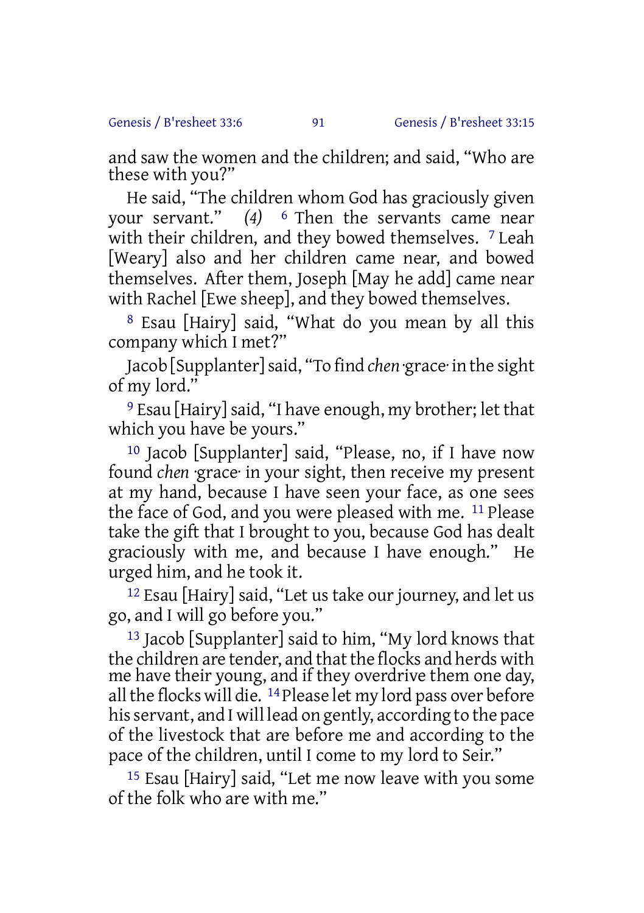and saw the women and the children; and said, "Who are these with you?"

He said, "The children whom God has graciously given your servant." *(4)* [6] Then the servants came near with their children, and they bowed themselves. [7] Leah [Weary] also and her children came near, and bowed themselves. After them, Joseph [May he add] came near with Rachel [Ewe sheep], and they bowed themselves.

[8] Esau [Hairy] said, "What do you mean by all this company which I met?"

Jacob [Supplanter] said, "To find *chen* ·grace· in the sight of my lord."

[9] Esau [Hairy] said, "I have enough, my brother; let that which you have be yours."

[10] Jacob [Supplanter] said, "Please, no, if I have now found *chen* ·grace· in your sight, then receive my present at my hand, because I have seen your face, as one sees the face of God, and you were pleased with me. [11] Please take the gift that I brought to you, because God has dealt graciously with me, and because I have enough." He urged him, and he took it.

[12] Esau [Hairy] said, "Let us take our journey, and let us go, and I will go before you."

[13] Jacob [Supplanter] said to him, "My lord knows that the children are tender, and that the flocks and herds with me have their young, and if they overdrive them one day, all the flocks will die. [14] Please let my lord pass over before his servant, and I will lead on gently, according to the pace of the livestock that are before me and according to the pace of the children, until I come to my lord to Seir."

[15] Esau [Hairy] said, "Let me now leave with you some of the folk who are with me."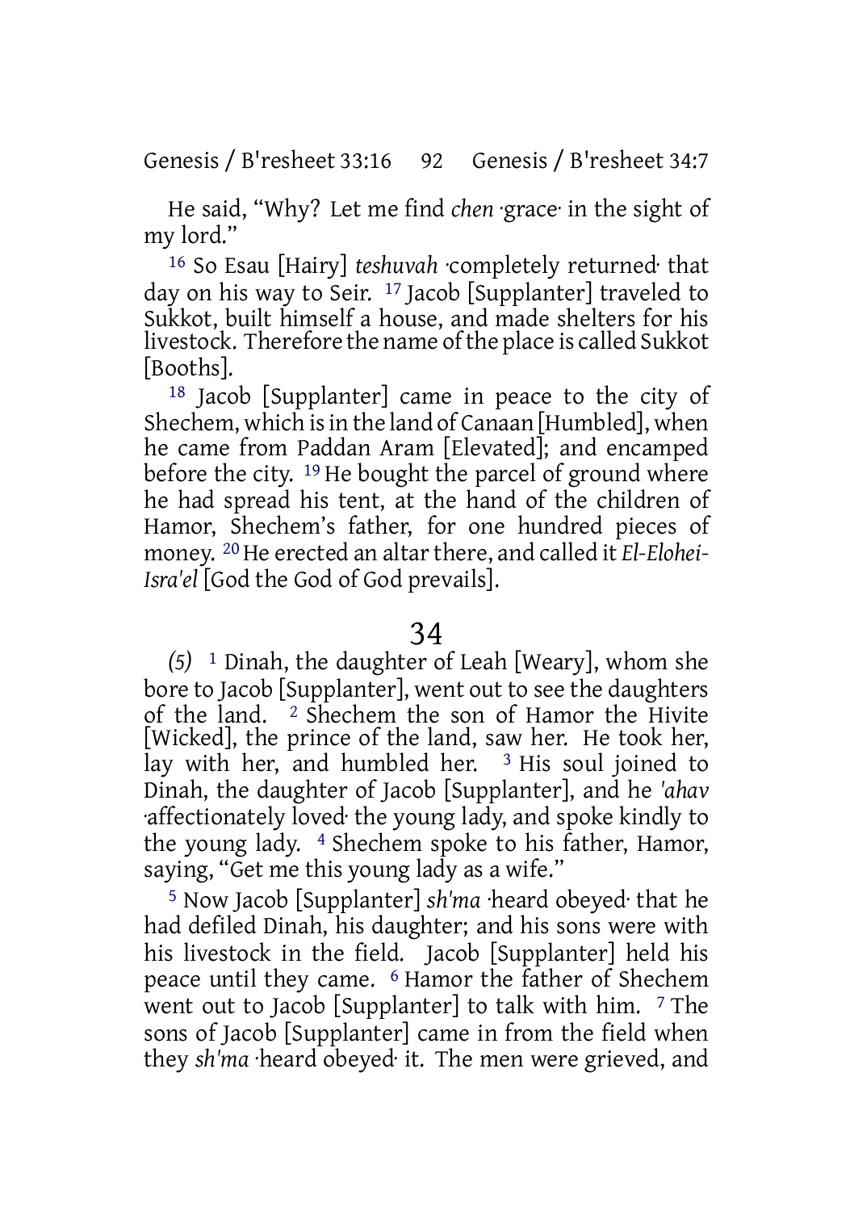He said, “Why? Let me find *chen* ·grace· in the sight of my lord.”

16 So Esau [Hairy] *teshuvah* ·completely returned· that day on his way to Seir. 17 Jacob [Supplanter] traveled to Sukkot, built himself a house, and made shelters for his livestock. Therefore the name of the place is called Sukkot [Booths].

18 Jacob [Supplanter] came in peace to the city of Shechem, which is in the land of Canaan [Humbled], when he came from Paddan Aram [Elevated]; and encamped before the city. 19 He bought the parcel of ground where he had spread his tent, at the hand of the children of Hamor, Shechem’s father, for one hundred pieces of money. 20 He erected an altar there, and called it *El-Elohei-Isra'el* [God the God of God prevails].

# 34

*(5)* 1 Dinah, the daughter of Leah [Weary], whom she bore to Jacob [Supplanter], went out to see the daughters of the land. 2 Shechem the son of Hamor the Hivite [Wicked], the prince of the land, saw her. He took her, lay with her, and humbled her. 3 His soul joined to Dinah, the daughter of Jacob [Supplanter], and he *'ahav* ·affectionately loved· the young lady, and spoke kindly to the young lady. 4 Shechem spoke to his father, Hamor, saying, “Get me this young lady as a wife.”

5 Now Jacob [Supplanter] *sh'ma* ·heard obeyed· that he had defiled Dinah, his daughter; and his sons were with his livestock in the field. Jacob [Supplanter] held his peace until they came. 6 Hamor the father of Shechem went out to Jacob [Supplanter] to talk with him. 7 The sons of Jacob [Supplanter] came in from the field when they *sh'ma* ·heard obeyed· it. The men were grieved, and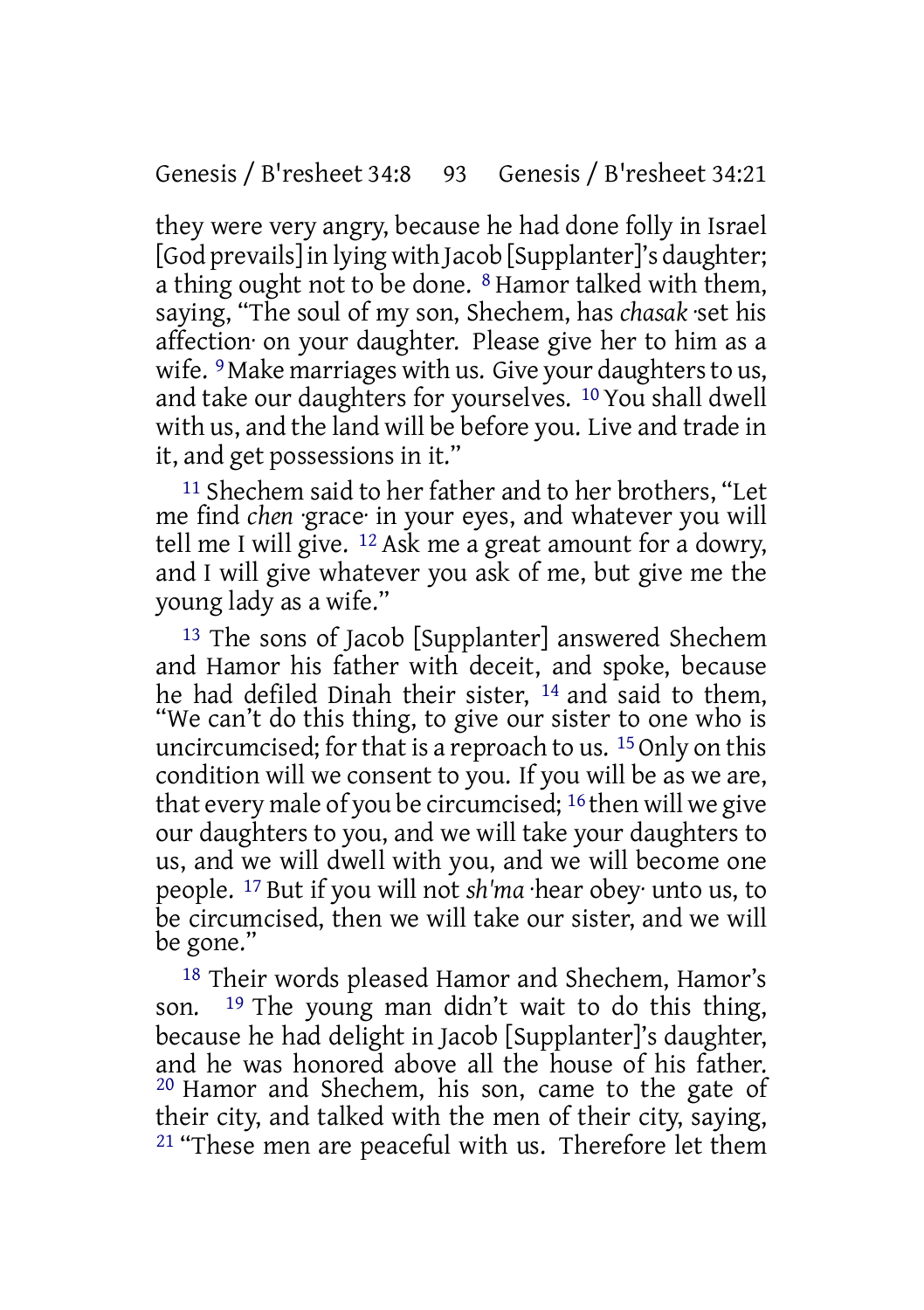they were very angry, because he had done folly in Israel [God prevails] in lying with Jacob [Supplanter]'s daughter; a thing ought not to be done. [8] Hamor talked with them, saying, "The soul of my son, Shechem, has *chasak* ·set his affection· on your daughter. Please give her to him as a wife. [9] Make marriages with us. Give your daughters to us, and take our daughters for yourselves. [10] You shall dwell with us, and the land will be before you. Live and trade in it, and get possessions in it."

[11] Shechem said to her father and to her brothers, "Let me find *chen* ·grace· in your eyes, and whatever you will tell me I will give. [12] Ask me a great amount for a dowry, and I will give whatever you ask of me, but give me the young lady as a wife."

[13] The sons of Jacob [Supplanter] answered Shechem and Hamor his father with deceit, and spoke, because he had defiled Dinah their sister, [14] and said to them, "We can't do this thing, to give our sister to one who is uncircumcised; for that is a reproach to us. [15] Only on this condition will we consent to you. If you will be as we are, that every male of you be circumcised; [16] then will we give our daughters to you, and we will take your daughters to us, and we will dwell with you, and we will become one people. [17] But if you will not *sh'ma* ·hear obey· unto us, to be circumcised, then we will take our sister, and we will be gone."

[18] Their words pleased Hamor and Shechem, Hamor's son. [19] The young man didn't wait to do this thing, because he had delight in Jacob [Supplanter]'s daughter, and he was honored above all the house of his father. [20] Hamor and Shechem, his son, came to the gate of their city, and talked with the men of their city, saying, [21] "These men are peaceful with us. Therefore let them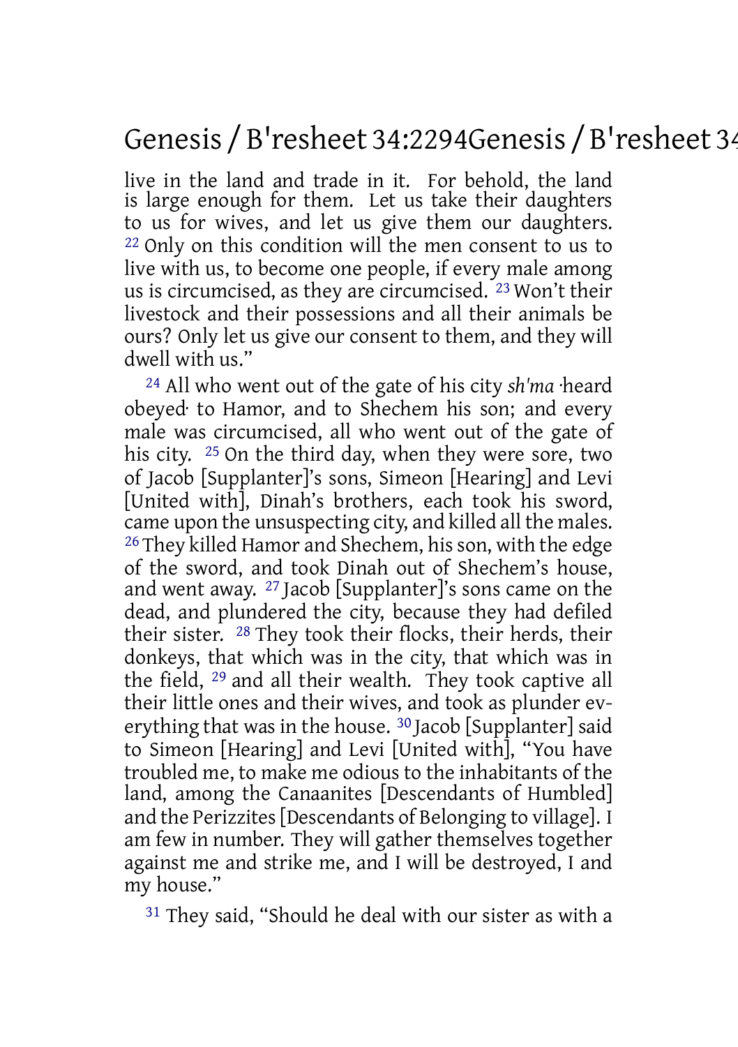live in the land and trade in it. For behold, the land is large enough for them. Let us take their daughters to us for wives, and let us give them our daughters. 22 Only on this condition will the men consent to us to live with us, to become one people, if every male among us is circumcised, as they are circumcised. 23 Won't their livestock and their possessions and all their animals be ours? Only let us give our consent to them, and they will dwell with us."

24 All who went out of the gate of his city *sh'ma* ·heard obeyed· to Hamor, and to Shechem his son; and every male was circumcised, all who went out of the gate of his city. 25 On the third day, when they were sore, two of Jacob [Supplanter]'s sons, Simeon [Hearing] and Levi [United with], Dinah's brothers, each took his sword, came upon the unsuspecting city, and killed all the males. 26 They killed Hamor and Shechem, his son, with the edge of the sword, and took Dinah out of Shechem's house, and went away. 27 Jacob [Supplanter]'s sons came on the dead, and plundered the city, because they had defiled their sister. 28 They took their flocks, their herds, their donkeys, that which was in the city, that which was in the field, 29 and all their wealth. They took captive all their little ones and their wives, and took as plunder everything that was in the house. 30 Jacob [Supplanter] said to Simeon [Hearing] and Levi [United with], "You have troubled me, to make me odious to the inhabitants of the land, among the Canaanites [Descendants of Humbled] and the Perizzites [Descendants of Belonging to village]. I am few in number. They will gather themselves together against me and strike me, and I will be destroyed, I and my house."

31 They said, "Should he deal with our sister as with a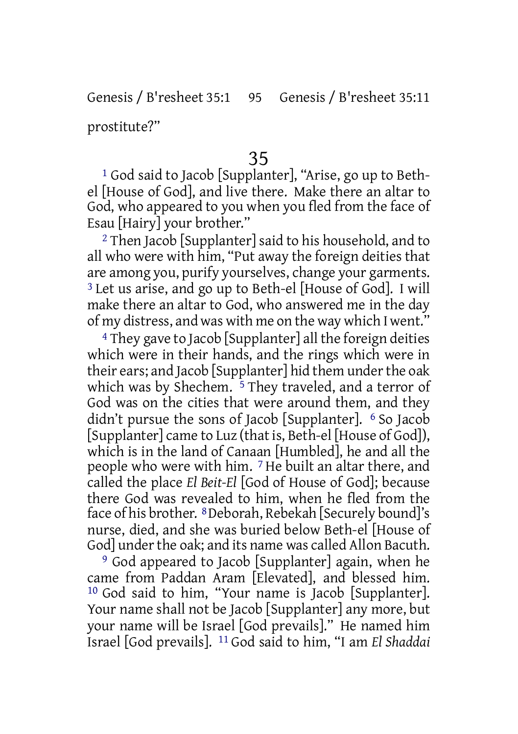prostitute?"

# 35

[1] God said to Jacob [Supplanter], "Arise, go up to Beth-el [House of God], and live there. Make there an altar to God, who appeared to you when you fled from the face of Esau [Hairy] your brother."

[2] Then Jacob [Supplanter] said to his household, and to all who were with him, "Put away the foreign deities that are among you, purify yourselves, change your garments. [3] Let us arise, and go up to Beth-el [House of God]. I will make there an altar to God, who answered me in the day of my distress, and was with me on the way which I went."

[4] They gave to Jacob [Supplanter] all the foreign deities which were in their hands, and the rings which were in their ears; and Jacob [Supplanter] hid them under the oak which was by Shechem. [5] They traveled, and a terror of God was on the cities that were around them, and they didn't pursue the sons of Jacob [Supplanter]. [6] So Jacob [Supplanter] came to Luz (that is, Beth-el [House of God]), which is in the land of Canaan [Humbled], he and all the people who were with him. [7] He built an altar there, and called the place *El Beit-El* [God of House of God]; because there God was revealed to him, when he fled from the face of his brother. [8] Deborah, Rebekah [Securely bound]'s nurse, died, and she was buried below Beth-el [House of God] under the oak; and its name was called Allon Bacuth.

[9] God appeared to Jacob [Supplanter] again, when he came from Paddan Aram [Elevated], and blessed him. [10] God said to him, "Your name is Jacob [Supplanter]. Your name shall not be Jacob [Supplanter] any more, but your name will be Israel [God prevails]." He named him Israel [God prevails]. [11] God said to him, "I am *El Shaddai*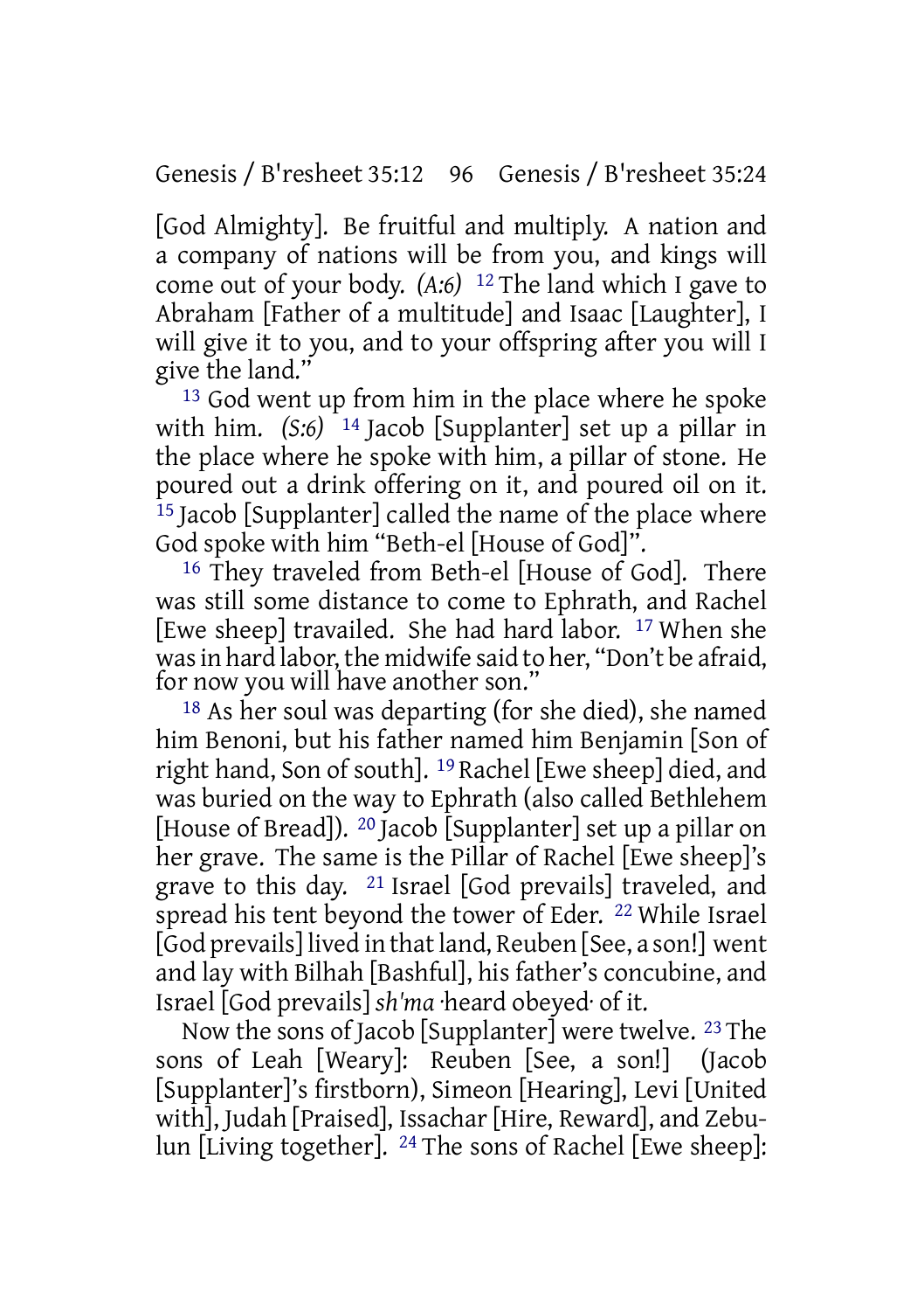[God Almighty]. Be fruitful and multiply. A nation and a company of nations will be from you, and kings will come out of your body. *(A:6)* 12 The land which I gave to Abraham [Father of a multitude] and Isaac [Laughter], I will give it to you, and to your offspring after you will I give the land."

13 God went up from him in the place where he spoke with him. *(S:6)* 14 Jacob [Supplanter] set up a pillar in the place where he spoke with him, a pillar of stone. He poured out a drink offering on it, and poured oil on it. 15 Jacob [Supplanter] called the name of the place where God spoke with him "Beth-el [House of God]".

16 They traveled from Beth-el [House of God]. There was still some distance to come to Ephrath, and Rachel [Ewe sheep] travailed. She had hard labor. 17 When she was in hard labor, the midwife said to her, "Don't be afraid, for now you will have another son."

18 As her soul was departing (for she died), she named him Benoni, but his father named him Benjamin [Son of right hand, Son of south]. 19 Rachel [Ewe sheep] died, and was buried on the way to Ephrath (also called Bethlehem [House of Bread]). 20 Jacob [Supplanter] set up a pillar on her grave. The same is the Pillar of Rachel [Ewe sheep]'s grave to this day. 21 Israel [God prevails] traveled, and spread his tent beyond the tower of Eder. 22 While Israel [God prevails] lived in that land, Reuben [See, a son!] went and lay with Bilhah [Bashful], his father's concubine, and Israel [God prevails] *sh'ma* ·heard obeyed· of it.

Now the sons of Jacob [Supplanter] were twelve. 23 The sons of Leah [Weary]: Reuben [See, a son!] (Jacob [Supplanter]'s firstborn), Simeon [Hearing], Levi [United with], Judah [Praised], Issachar [Hire, Reward], and Zebulun [Living together]. 24 The sons of Rachel [Ewe sheep]: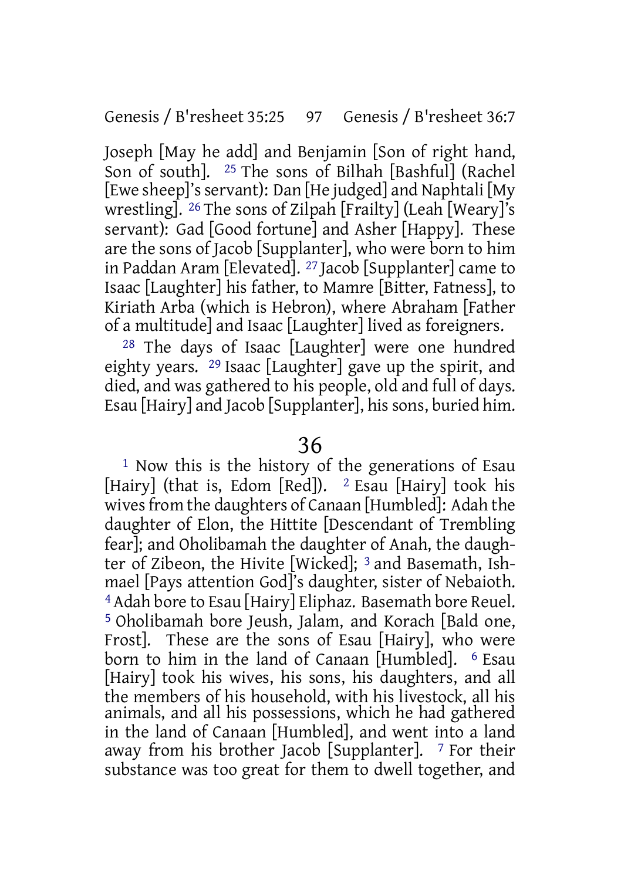Joseph [May he add] and Benjamin [Son of right hand, Son of south]. [25] The sons of Bilhah [Bashful] (Rachel [Ewe sheep]'s servant): Dan [He judged] and Naphtali [My wrestling]. [26] The sons of Zilpah [Frailty] (Leah [Weary]'s servant): Gad [Good fortune] and Asher [Happy]. These are the sons of Jacob [Supplanter], who were born to him in Paddan Aram [Elevated]. [27] Jacob [Supplanter] came to Isaac [Laughter] his father, to Mamre [Bitter, Fatness], to Kiriath Arba (which is Hebron), where Abraham [Father of a multitude] and Isaac [Laughter] lived as foreigners.

[28] The days of Isaac [Laughter] were one hundred eighty years. [29] Isaac [Laughter] gave up the spirit, and died, and was gathered to his people, old and full of days. Esau [Hairy] and Jacob [Supplanter], his sons, buried him.

## 36

[1] Now this is the history of the generations of Esau [Hairy] (that is, Edom [Red]). [2] Esau [Hairy] took his wives from the daughters of Canaan [Humbled]: Adah the daughter of Elon, the Hittite [Descendant of Trembling fear]; and Oholibamah the daughter of Anah, the daughter of Zibeon, the Hivite [Wicked]; [3] and Basemath, Ishmael [Pays attention God]'s daughter, sister of Nebaioth. [4] Adah bore to Esau [Hairy] Eliphaz. Basemath bore Reuel. [5] Oholibamah bore Jeush, Jalam, and Korach [Bald one, Frost]. These are the sons of Esau [Hairy], who were born to him in the land of Canaan [Humbled]. [6] Esau [Hairy] took his wives, his sons, his daughters, and all the members of his household, with his livestock, all his animals, and all his possessions, which he had gathered in the land of Canaan [Humbled], and went into a land away from his brother Jacob [Supplanter]. [7] For their substance was too great for them to dwell together, and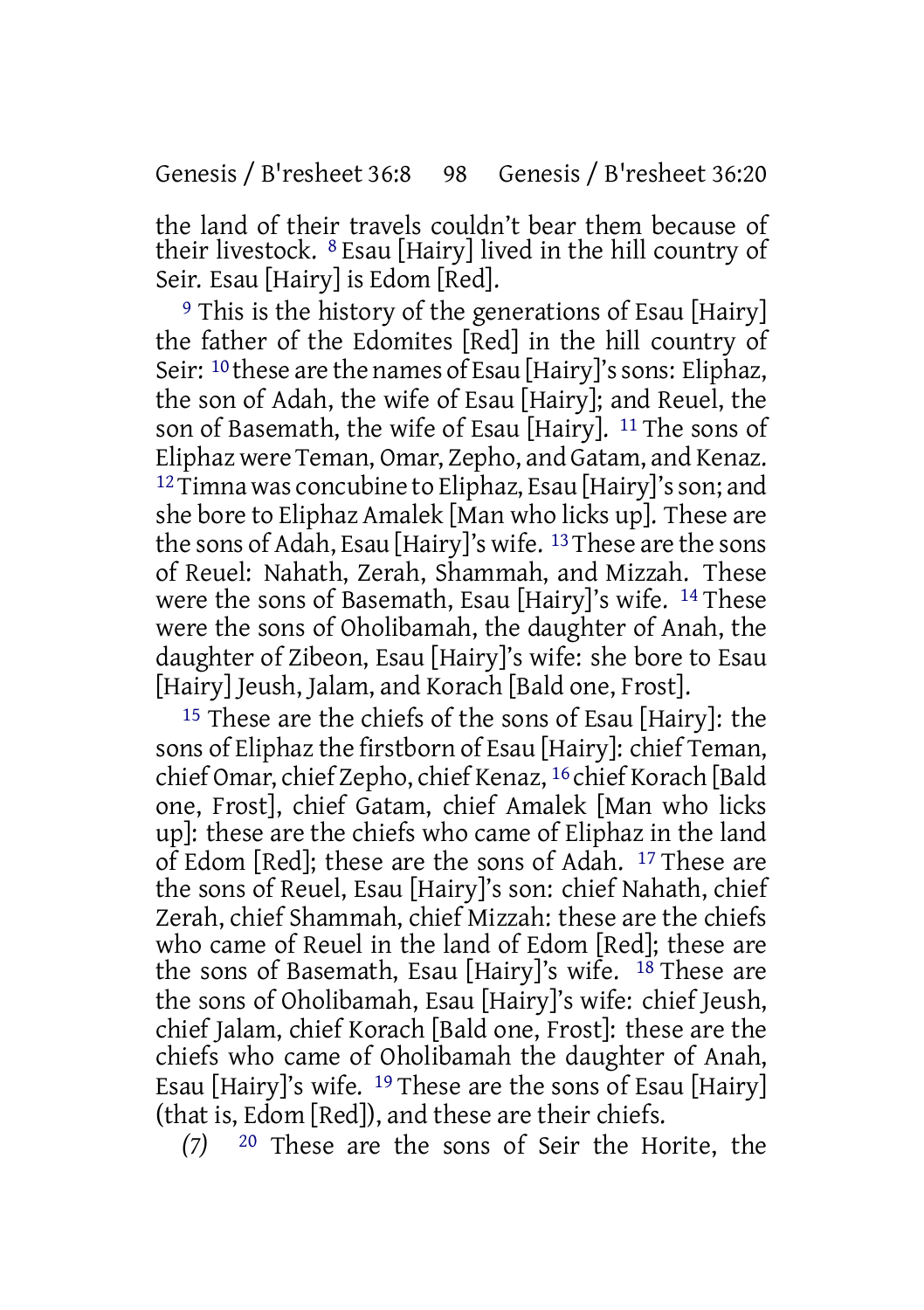the land of their travels couldn’t bear them because of their livestock. [8] Esau [Hairy] lived in the hill country of Seir. Esau [Hairy] is Edom [Red].

[9] This is the history of the generations of Esau [Hairy] the father of the Edomites [Red] in the hill country of Seir: [10] these are the names of Esau [Hairy]'s sons: Eliphaz, the son of Adah, the wife of Esau [Hairy]; and Reuel, the son of Basemath, the wife of Esau [Hairy]. [11] The sons of Eliphaz were Teman, Omar, Zepho, and Gatam, and Kenaz. [12] Timna was concubine to Eliphaz, Esau [Hairy]'s son; and she bore to Eliphaz Amalek [Man who licks up]. These are the sons of Adah, Esau [Hairy]'s wife. [13] These are the sons of Reuel: Nahath, Zerah, Shammah, and Mizzah. These were the sons of Basemath, Esau [Hairy]'s wife. [14] These were the sons of Oholibamah, the daughter of Anah, the daughter of Zibeon, Esau [Hairy]'s wife: she bore to Esau [Hairy] Jeush, Jalam, and Korach [Bald one, Frost].

[15] These are the chiefs of the sons of Esau [Hairy]: the sons of Eliphaz the firstborn of Esau [Hairy]: chief Teman, chief Omar, chief Zepho, chief Kenaz, [16] chief Korach [Bald one, Frost], chief Gatam, chief Amalek [Man who licks up]: these are the chiefs who came of Eliphaz in the land of Edom [Red]; these are the sons of Adah. [17] These are the sons of Reuel, Esau [Hairy]'s son: chief Nahath, chief Zerah, chief Shammah, chief Mizzah: these are the chiefs who came of Reuel in the land of Edom [Red]; these are the sons of Basemath, Esau [Hairy]'s wife. [18] These are the sons of Oholibamah, Esau [Hairy]'s wife: chief Jeush, chief Jalam, chief Korach [Bald one, Frost]: these are the chiefs who came of Oholibamah the daughter of Anah, Esau [Hairy]'s wife. [19] These are the sons of Esau [Hairy] (that is, Edom [Red]), and these are their chiefs.

*(7)* [20] These are the sons of Seir the Horite, the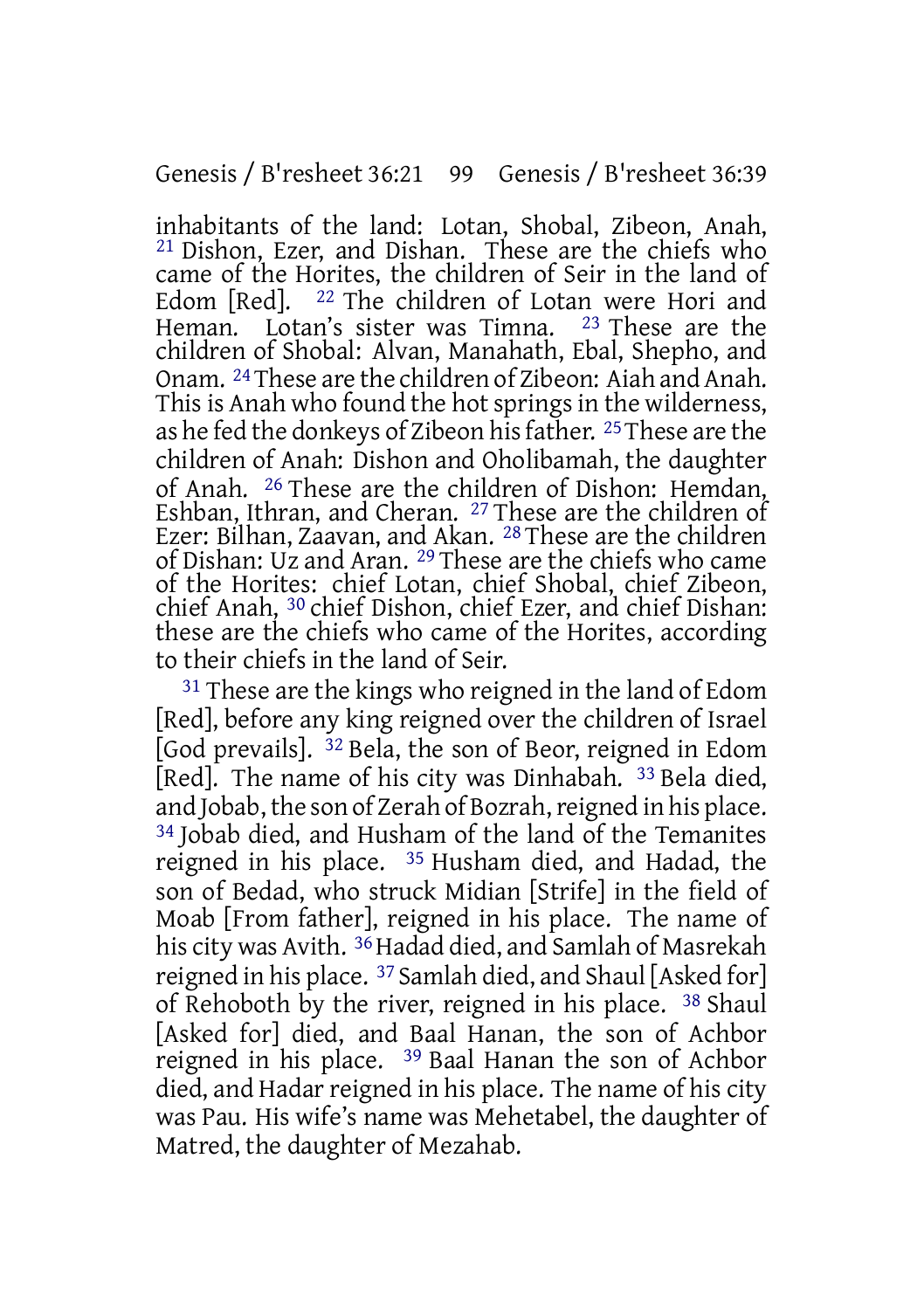inhabitants of the land: Lotan, Shobal, Zibeon, Anah, [21] Dishon, Ezer, and Dishan. These are the chiefs who came of the Horites, the children of Seir in the land of Edom [Red]. [22] The children of Lotan were Hori and Heman. Lotan's sister was Timna. [23] These are the children of Shobal: Alvan, Manahath, Ebal, Shepho, and Onam. [24] These are the children of Zibeon: Aiah and Anah. This is Anah who found the hot springs in the wilderness, as he fed the donkeys of Zibeon his father. [25] These are the children of Anah: Dishon and Oholibamah, the daughter of Anah. [26] These are the children of Dishon: Hemdan, Eshban, Ithran, and Cheran. [27] These are the children of Ezer: Bilhan, Zaavan, and Akan. [28] These are the children of Dishan: Uz and Aran. [29] These are the chiefs who came of the Horites: chief Lotan, chief Shobal, chief Zibeon, chief Anah, [30] chief Dishon, chief Ezer, and chief Dishan: these are the chiefs who came of the Horites, according to their chiefs in the land of Seir.

[31] These are the kings who reigned in the land of Edom [Red], before any king reigned over the children of Israel [God prevails]. [32] Bela, the son of Beor, reigned in Edom [Red]. The name of his city was Dinhabah. [33] Bela died, and Jobab, the son of Zerah of Bozrah, reigned in his place. [34] Jobab died, and Husham of the land of the Temanites reigned in his place. [35] Husham died, and Hadad, the son of Bedad, who struck Midian [Strife] in the field of Moab [From father], reigned in his place. The name of his city was Avith. [36] Hadad died, and Samlah of Masrekah reigned in his place. [37] Samlah died, and Shaul [Asked for] of Rehoboth by the river, reigned in his place. [38] Shaul [Asked for] died, and Baal Hanan, the son of Achbor reigned in his place. [39] Baal Hanan the son of Achbor died, and Hadar reigned in his place. The name of his city was Pau. His wife's name was Mehetabel, the daughter of Matred, the daughter of Mezahab.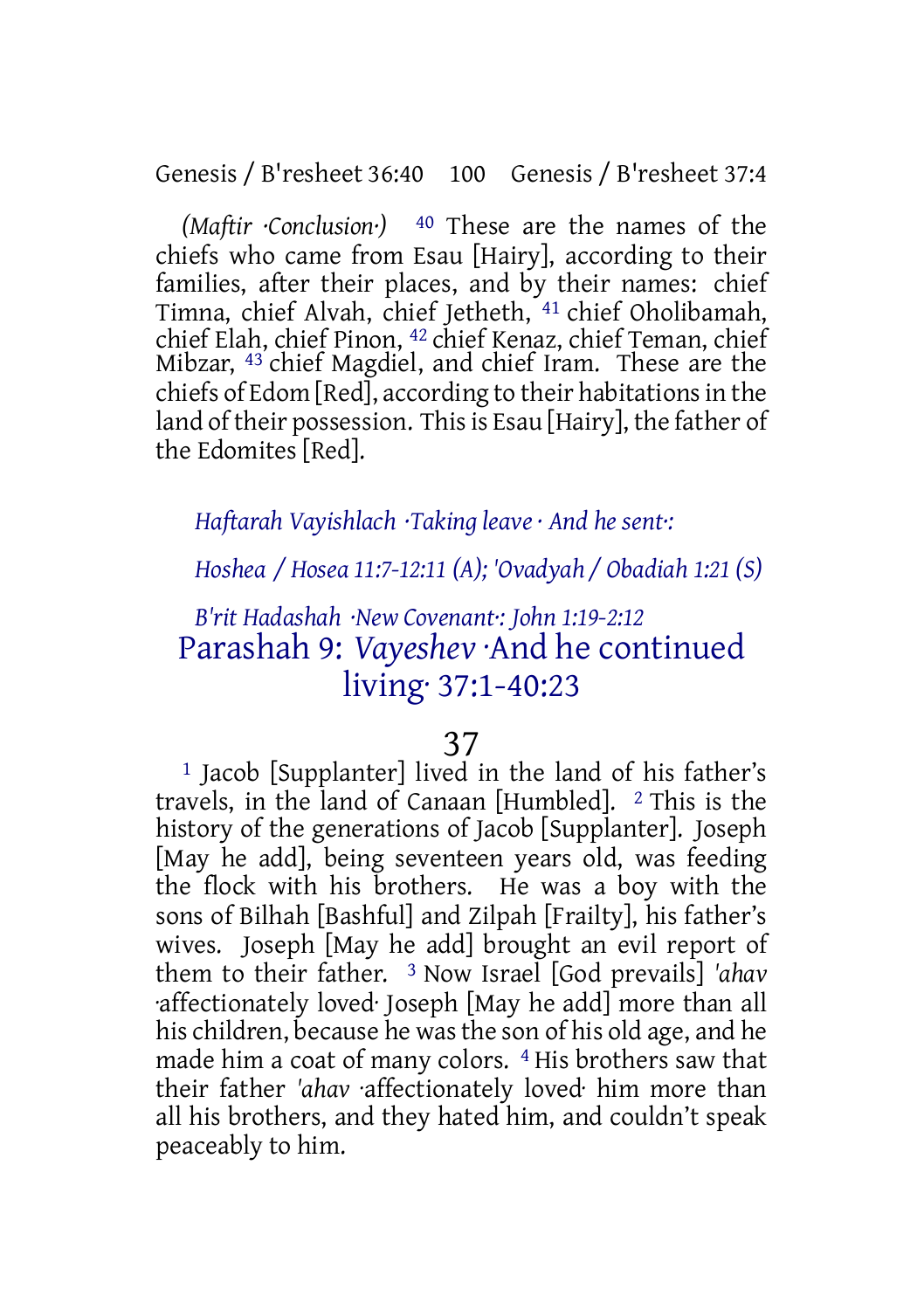*(Maftir ·Conclusion·)* [40] These are the names of the chiefs who came from Esau [Hairy], according to their families, after their places, and by their names: chief Timna, chief Alvah, chief Jetheth, [41] chief Oholibamah, chief Elah, chief Pinon, [42] chief Kenaz, chief Teman, chief Mibzar, [43] chief Magdiel, and chief Iram. These are the chiefs of Edom [Red], according to their habitations in the land of their possession. This is Esau [Hairy], the father of the Edomites [Red].

*Haftarah Vayishlach ·Taking leave · And he sent·:*

*Hoshea / Hosea 11:7-12:11 (A); 'Ovadyah / Obadiah 1:21 (S)*

*B'rit Hadashah ·New Covenant·: John 1:19-2:12*

## Parashah 9: *Vayeshev* ·And he continued living· 37:1-40:23

### 37

[1] Jacob [Supplanter] lived in the land of his father's travels, in the land of Canaan [Humbled]. [2] This is the history of the generations of Jacob [Supplanter]. Joseph [May he add], being seventeen years old, was feeding the flock with his brothers. He was a boy with the sons of Bilhah [Bashful] and Zilpah [Frailty], his father's wives. Joseph [May he add] brought an evil report of them to their father. [3] Now Israel [God prevails] *'ahav* ·affectionately loved· Joseph [May he add] more than all his children, because he was the son of his old age, and he made him a coat of many colors. [4] His brothers saw that their father *'ahav* ·affectionately loved· him more than all his brothers, and they hated him, and couldn't speak peaceably to him.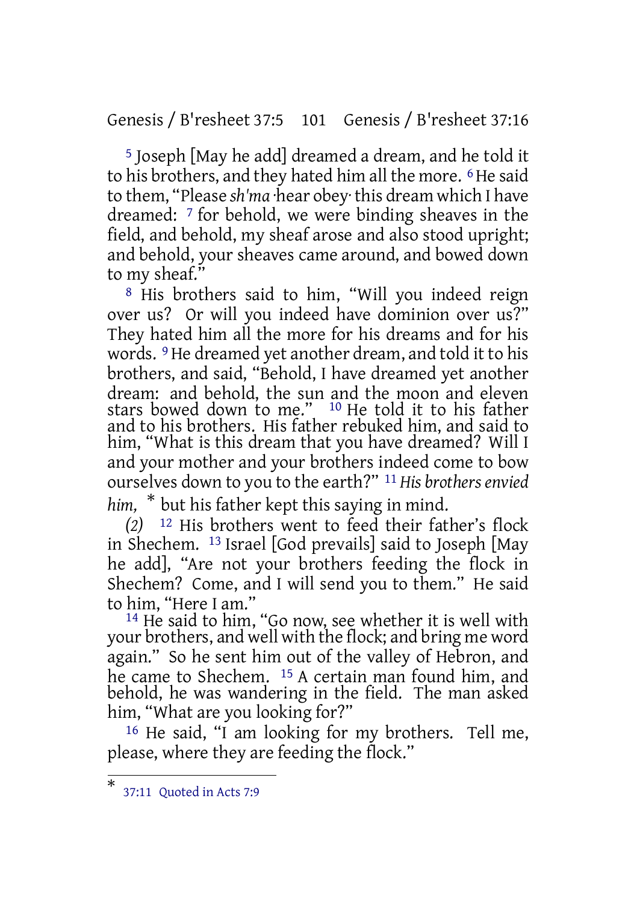[5] Joseph [May he add] dreamed a dream, and he told it to his brothers, and they hated him all the more. [6] He said to them, "Please *sh'ma* ·hear obey· this dream which I have dreamed: [7] for behold, we were binding sheaves in the field, and behold, my sheaf arose and also stood upright; and behold, your sheaves came around, and bowed down to my sheaf."

[8] His brothers said to him, "Will you indeed reign over us? Or will you indeed have dominion over us?" They hated him all the more for his dreams and for his words. [9] He dreamed yet another dream, and told it to his brothers, and said, "Behold, I have dreamed yet another dream: and behold, the sun and the moon and eleven stars bowed down to me." [10] He told it to his father and to his brothers. His father rebuked him, and said to him, "What is this dream that you have dreamed? Will I and your mother and your brothers indeed come to bow ourselves down to you to the earth?" [11] *His brothers envied him,* * but his father kept this saying in mind.

*(2)* [12] His brothers went to feed their father's flock in Shechem. [13] Israel [God prevails] said to Joseph [May he add], "Are not your brothers feeding the flock in Shechem? Come, and I will send you to them." He said to him, "Here I am."

[14] He said to him, "Go now, see whether it is well with your brothers, and well with the flock; and bring me word again." So he sent him out of the valley of Hebron, and he came to Shechem. [15] A certain man found him, and behold, he was wandering in the field. The man asked him, "What are you looking for?"

[16] He said, "I am looking for my brothers. Tell me, please, where they are feeding the flock."

---

* 37:11 Quoted in Acts 7:9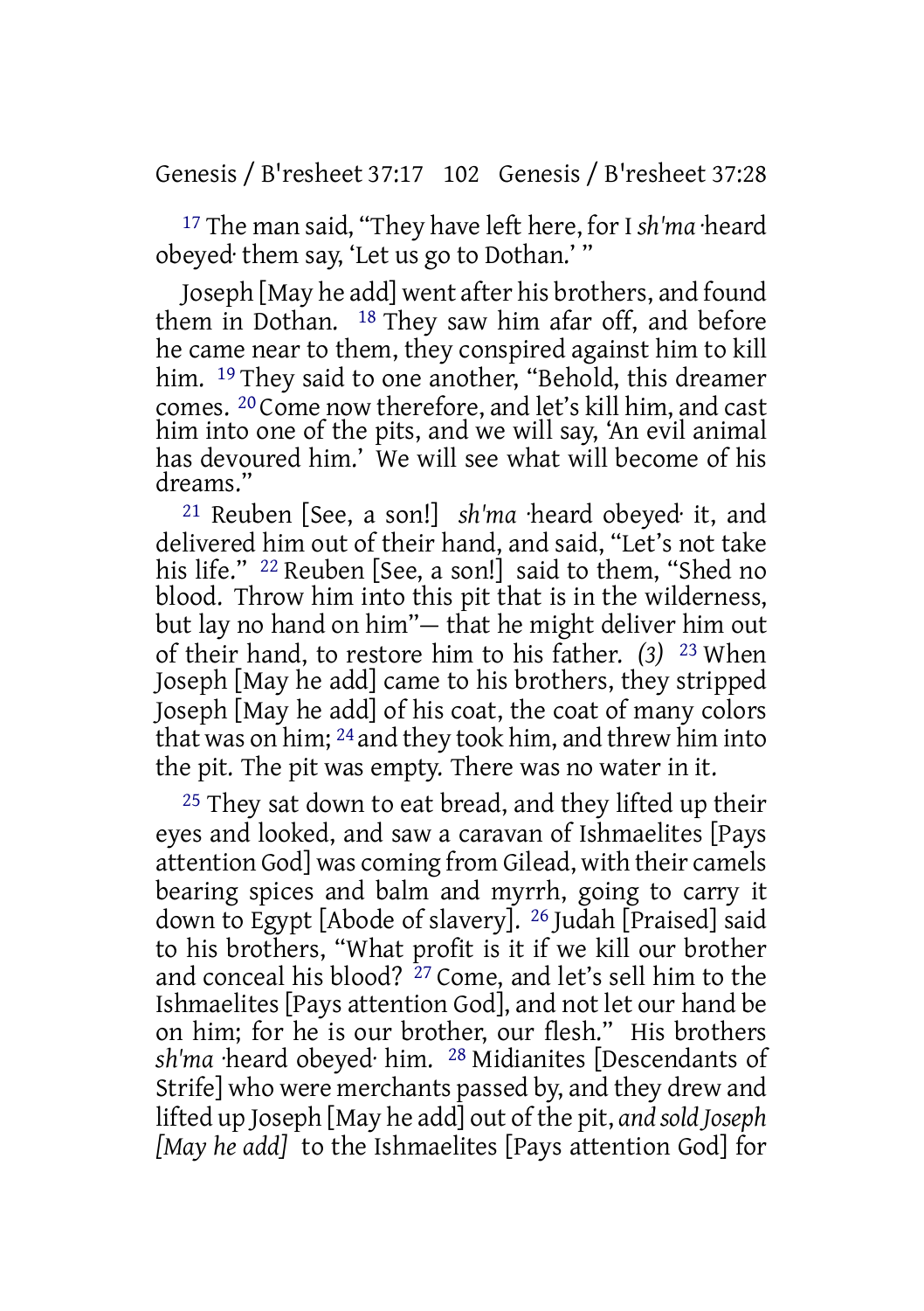[17] The man said, "They have left here, for I *sh'ma* ·heard obeyed· them say, 'Let us go to Dothan.' "

Joseph [May he add] went after his brothers, and found them in Dothan. [18] They saw him afar off, and before he came near to them, they conspired against him to kill him. [19] They said to one another, "Behold, this dreamer comes. [20] Come now therefore, and let's kill him, and cast him into one of the pits, and we will say, 'An evil animal has devoured him.' We will see what will become of his dreams."

[21] Reuben [See, a son!] *sh'ma* ·heard obeyed· it, and delivered him out of their hand, and said, "Let's not take his life." [22] Reuben [See, a son!] said to them, "Shed no blood. Throw him into this pit that is in the wilderness, but lay no hand on him"— that he might deliver him out of their hand, to restore him to his father. *(3)* [23] When Joseph [May he add] came to his brothers, they stripped Joseph [May he add] of his coat, the coat of many colors that was on him; [24] and they took him, and threw him into the pit. The pit was empty. There was no water in it.

[25] They sat down to eat bread, and they lifted up their eyes and looked, and saw a caravan of Ishmaelites [Pays attention God] was coming from Gilead, with their camels bearing spices and balm and myrrh, going to carry it down to Egypt [Abode of slavery]. [26] Judah [Praised] said to his brothers, "What profit is it if we kill our brother and conceal his blood? [27] Come, and let's sell him to the Ishmaelites [Pays attention God], and not let our hand be on him; for he is our brother, our flesh." His brothers *sh'ma* ·heard obeyed· him. [28] Midianites [Descendants of Strife] who were merchants passed by, and they drew and lifted up Joseph [May he add] out of the pit, *and sold Joseph [May he add]* to the Ishmaelites [Pays attention God] for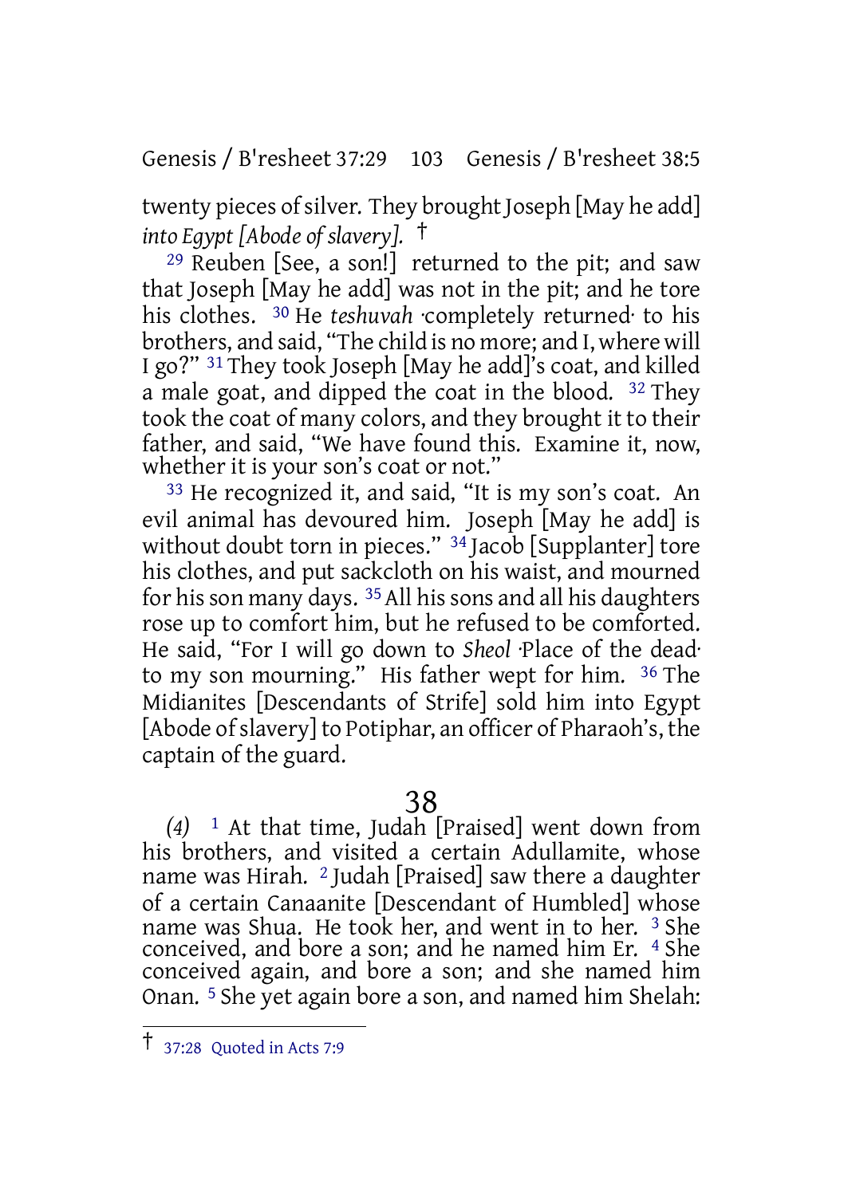twenty pieces of silver. They brought Joseph [May he add] *into Egypt [Abode of slavery].* †

29 Reuben [See, a son!] returned to the pit; and saw that Joseph [May he add] was not in the pit; and he tore his clothes. 30 He *teshuvah* ·completely returned· to his brothers, and said, "The child is no more; and I, where will I go?" 31 They took Joseph [May he add]'s coat, and killed a male goat, and dipped the coat in the blood. 32 They took the coat of many colors, and they brought it to their father, and said, "We have found this. Examine it, now, whether it is your son's coat or not."

33 He recognized it, and said, "It is my son's coat. An evil animal has devoured him. Joseph [May he add] is without doubt torn in pieces." 34 Jacob [Supplanter] tore his clothes, and put sackcloth on his waist, and mourned for his son many days. 35 All his sons and all his daughters rose up to comfort him, but he refused to be comforted. He said, "For I will go down to *Sheol* ·Place of the dead· to my son mourning." His father wept for him. 36 The Midianites [Descendants of Strife] sold him into Egypt [Abode of slavery] to Potiphar, an officer of Pharaoh's, the captain of the guard.

# 38

*(4)* 1 At that time, Judah [Praised] went down from his brothers, and visited a certain Adullamite, whose name was Hirah. 2 Judah [Praised] saw there a daughter of a certain Canaanite [Descendant of Humbled] whose name was Shua. He took her, and went in to her. 3 She conceived, and bore a son; and he named him Er. 4 She conceived again, and bore a son; and she named him Onan. 5 She yet again bore a son, and named him Shelah:

---

† 37:28 Quoted in Acts 7:9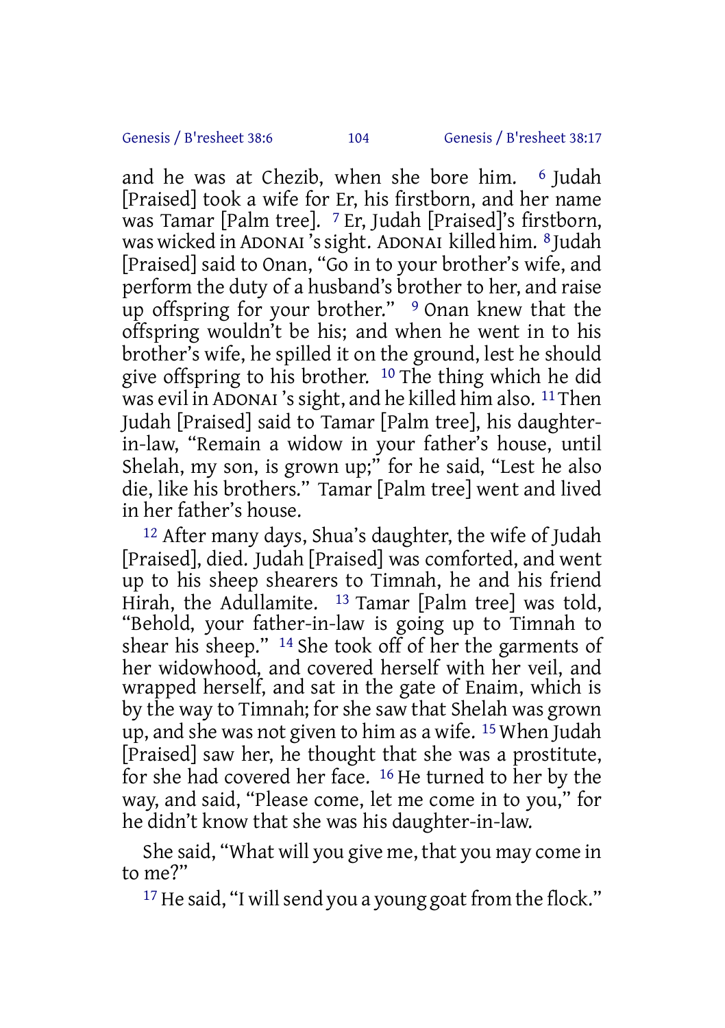and he was at Chezib, when she bore him. [6] Judah [Praised] took a wife for Er, his firstborn, and her name was Tamar [Palm tree]. [7] Er, Judah [Praised]'s firstborn, was wicked in ADONAI 's sight. ADONAI killed him. [8] Judah [Praised] said to Onan, "Go in to your brother's wife, and perform the duty of a husband's brother to her, and raise up offspring for your brother." [9] Onan knew that the offspring wouldn't be his; and when he went in to his brother's wife, he spilled it on the ground, lest he should give offspring to his brother. [10] The thing which he did was evil in ADONAI 's sight, and he killed him also. [11] Then Judah [Praised] said to Tamar [Palm tree], his daughter-in-law, "Remain a widow in your father's house, until Shelah, my son, is grown up;" for he said, "Lest he also die, like his brothers." Tamar [Palm tree] went and lived in her father's house.

[12] After many days, Shua's daughter, the wife of Judah [Praised], died. Judah [Praised] was comforted, and went up to his sheep shearers to Timnah, he and his friend Hirah, the Adullamite. [13] Tamar [Palm tree] was told, "Behold, your father-in-law is going up to Timnah to shear his sheep." [14] She took off of her the garments of her widowhood, and covered herself with her veil, and wrapped herself, and sat in the gate of Enaim, which is by the way to Timnah; for she saw that Shelah was grown up, and she was not given to him as a wife. [15] When Judah [Praised] saw her, he thought that she was a prostitute, for she had covered her face. [16] He turned to her by the way, and said, "Please come, let me come in to you," for he didn't know that she was his daughter-in-law.

She said, "What will you give me, that you may come in to me?"

[17] He said, "I will send you a young goat from the flock."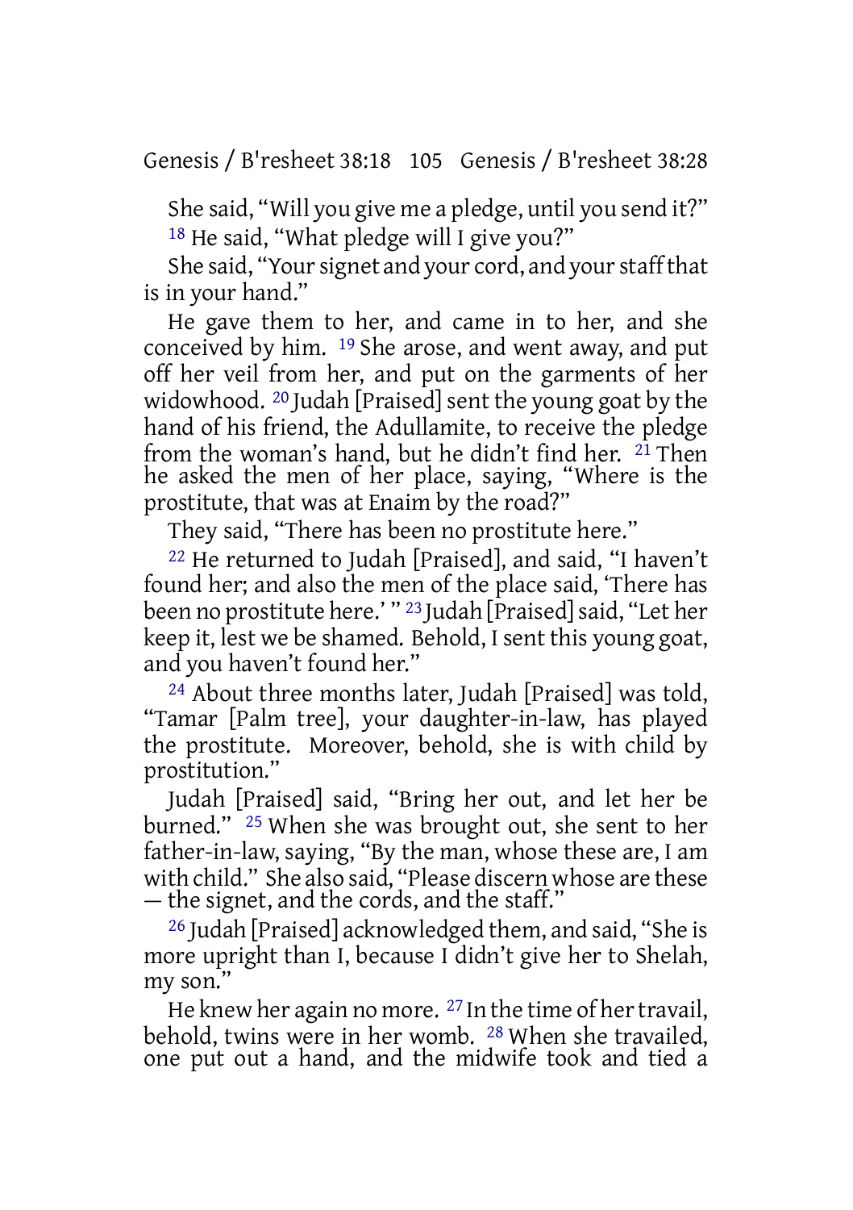She said, "Will you give me a pledge, until you send it?" [18] He said, "What pledge will I give you?"

She said, "Your signet and your cord, and your staff that is in your hand."

He gave them to her, and came in to her, and she conceived by him. [19] She arose, and went away, and put off her veil from her, and put on the garments of her widowhood. [20] Judah [Praised] sent the young goat by the hand of his friend, the Adullamite, to receive the pledge from the woman's hand, but he didn't find her. [21] Then he asked the men of her place, saying, "Where is the prostitute, that was at Enaim by the road?"

They said, "There has been no prostitute here."

[22] He returned to Judah [Praised], and said, "I haven't found her; and also the men of the place said, 'There has been no prostitute here.' " [23] Judah [Praised] said, "Let her keep it, lest we be shamed. Behold, I sent this young goat, and you haven't found her."

[24] About three months later, Judah [Praised] was told, "Tamar [Palm tree], your daughter-in-law, has played the prostitute. Moreover, behold, she is with child by prostitution."

Judah [Praised] said, "Bring her out, and let her be burned." [25] When she was brought out, she sent to her father-in-law, saying, "By the man, whose these are, I am with child." She also said, "Please discern whose are these — the signet, and the cords, and the staff."

[26] Judah [Praised] acknowledged them, and said, "She is more upright than I, because I didn't give her to Shelah, my son."

He knew her again no more. [27] In the time of her travail, behold, twins were in her womb. [28] When she travailed, one put out a hand, and the midwife took and tied a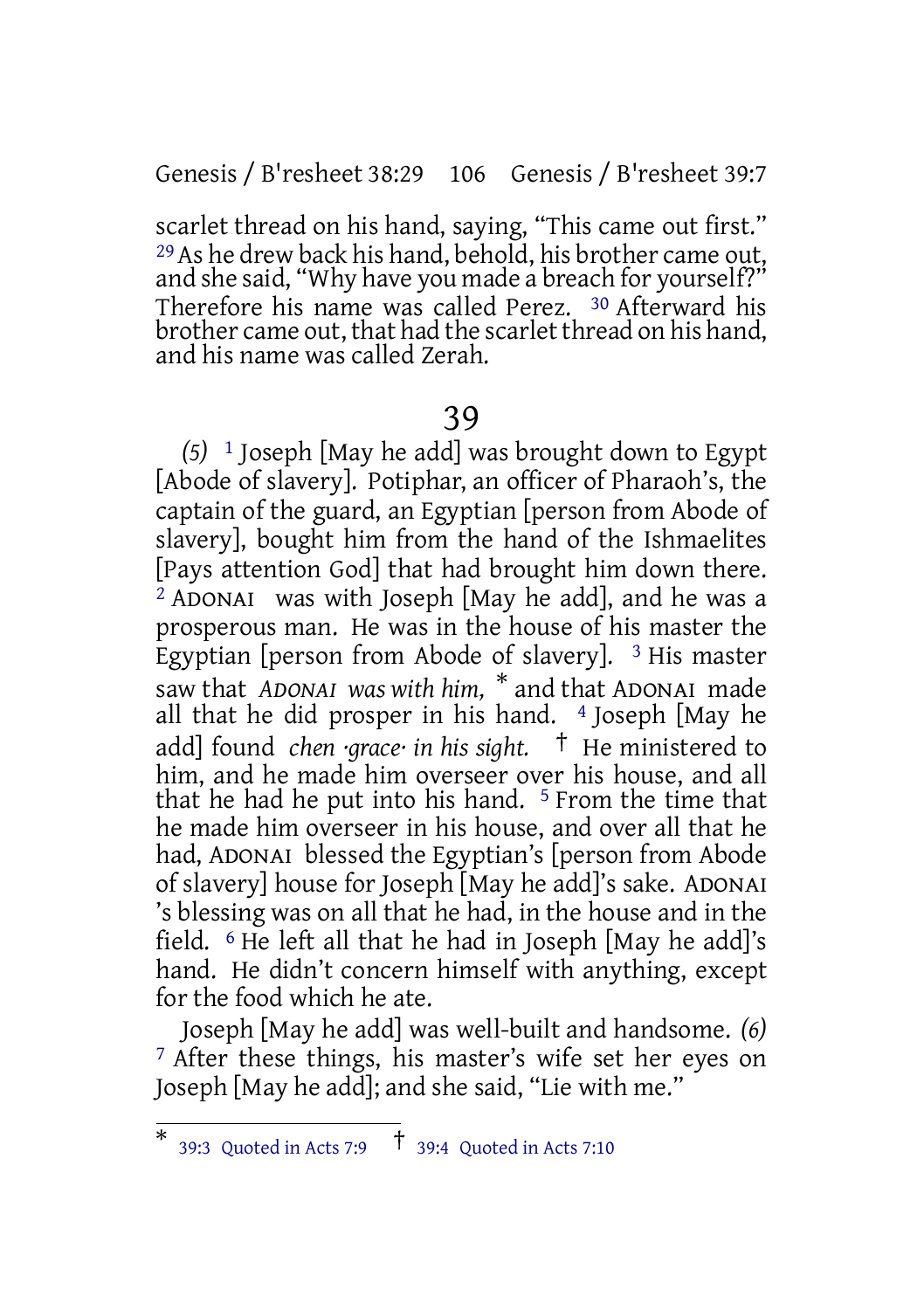scarlet thread on his hand, saying, "This came out first." [29] As he drew back his hand, behold, his brother came out, and she said, "Why have you made a breach for yourself?" Therefore his name was called Perez. [30] Afterward his brother came out, that had the scarlet thread on his hand, and his name was called Zerah.

# 39

*(5)* [1] Joseph [May he add] was brought down to Egypt [Abode of slavery]. Potiphar, an officer of Pharaoh's, the captain of the guard, an Egyptian [person from Abode of slavery], bought him from the hand of the Ishmaelites [Pays attention God] that had brought him down there. [2] ADONAI was with Joseph [May he add], and he was a prosperous man. He was in the house of his master the Egyptian [person from Abode of slavery]. [3] His master saw that *ADONAI was with him,* [*] and that ADONAI made all that he did prosper in his hand. [4] Joseph [May he add] found *chen ·grace· in his sight.* [†] He ministered to him, and he made him overseer over his house, and all that he had he put into his hand. [5] From the time that he made him overseer in his house, and over all that he had, ADONAI blessed the Egyptian's [person from Abode of slavery] house for Joseph [May he add]'s sake. ADONAI 's blessing was on all that he had, in the house and in the field. [6] He left all that he had in Joseph [May he add]'s hand. He didn't concern himself with anything, except for the food which he ate.

Joseph [May he add] was well-built and handsome. *(6)* [7] After these things, his master's wife set her eyes on Joseph [May he add]; and she said, "Lie with me."

---

[*] 39:3 Quoted in Acts 7:9 [†] 39:4 Quoted in Acts 7:10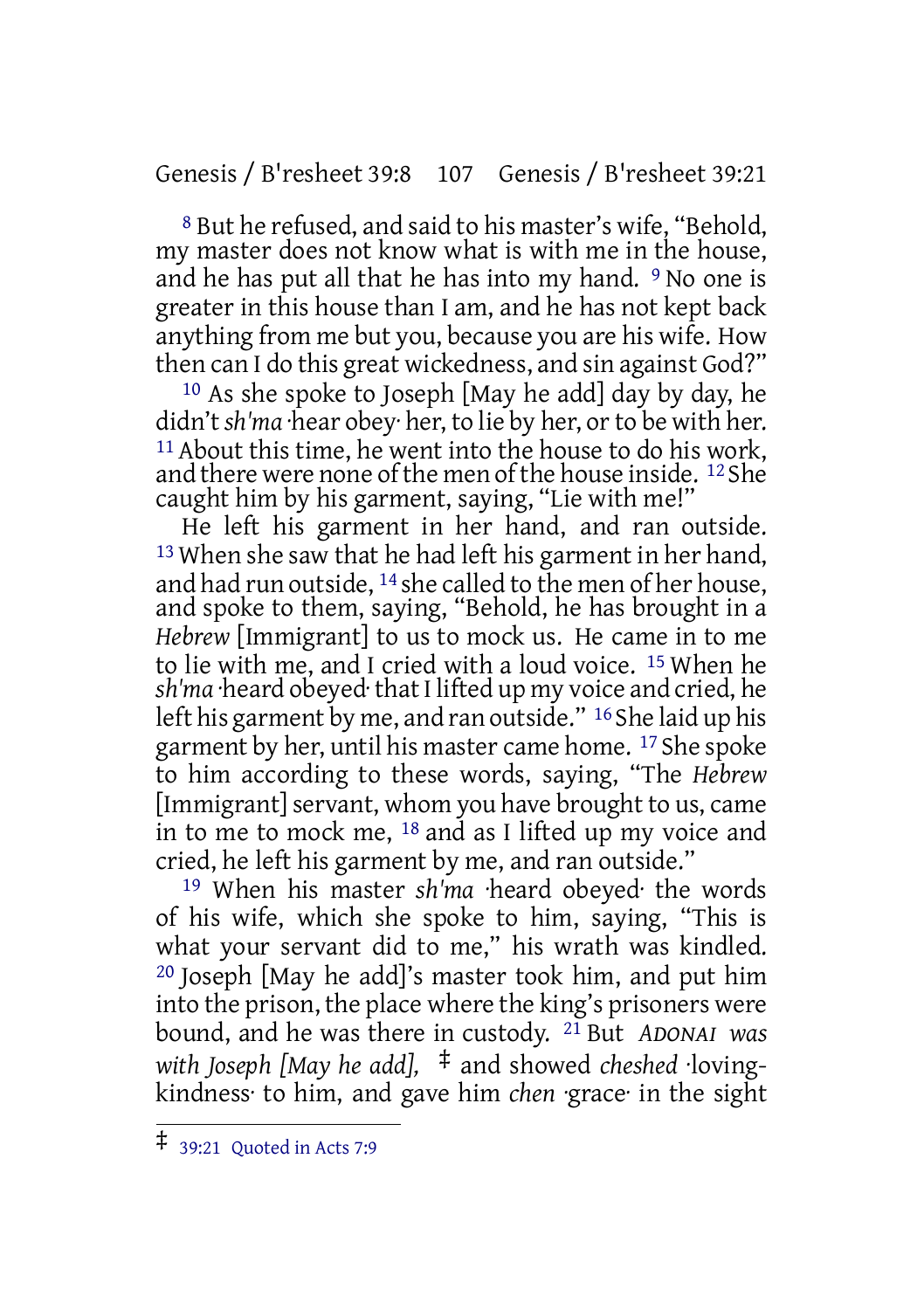[8] But he refused, and said to his master's wife, "Behold, my master does not know what is with me in the house, and he has put all that he has into my hand. [9] No one is greater in this house than I am, and he has not kept back anything from me but you, because you are his wife. How then can I do this great wickedness, and sin against God?"

[10] As she spoke to Joseph [May he add] day by day, he didn't *sh'ma* ·hear obey· her, to lie by her, or to be with her. [11] About this time, he went into the house to do his work, and there were none of the men of the house inside. [12] She caught him by his garment, saying, "Lie with me!"

He left his garment in her hand, and ran outside. [13] When she saw that he had left his garment in her hand, and had run outside, [14] she called to the men of her house, and spoke to them, saying, "Behold, he has brought in a *Hebrew* [Immigrant] to us to mock us. He came in to me to lie with me, and I cried with a loud voice. [15] When he *sh'ma* ·heard obeyed· that I lifted up my voice and cried, he left his garment by me, and ran outside." [16] She laid up his garment by her, until his master came home. [17] She spoke to him according to these words, saying, "The *Hebrew* [Immigrant] servant, whom you have brought to us, came in to me to mock me, [18] and as I lifted up my voice and cried, he left his garment by me, and ran outside."

[19] When his master *sh'ma* ·heard obeyed· the words of his wife, which she spoke to him, saying, "This is what your servant did to me," his wrath was kindled. [20] Joseph [May he add]'s master took him, and put him into the prison, the place where the king's prisoners were bound, and he was there in custody. [21] But *ADONAI was with Joseph [May he add],* ‡ and showed *cheshed* ·loving-kindness· to him, and gave him *chen* ·grace· in the sight

---

‡ 39:21 Quoted in Acts 7:9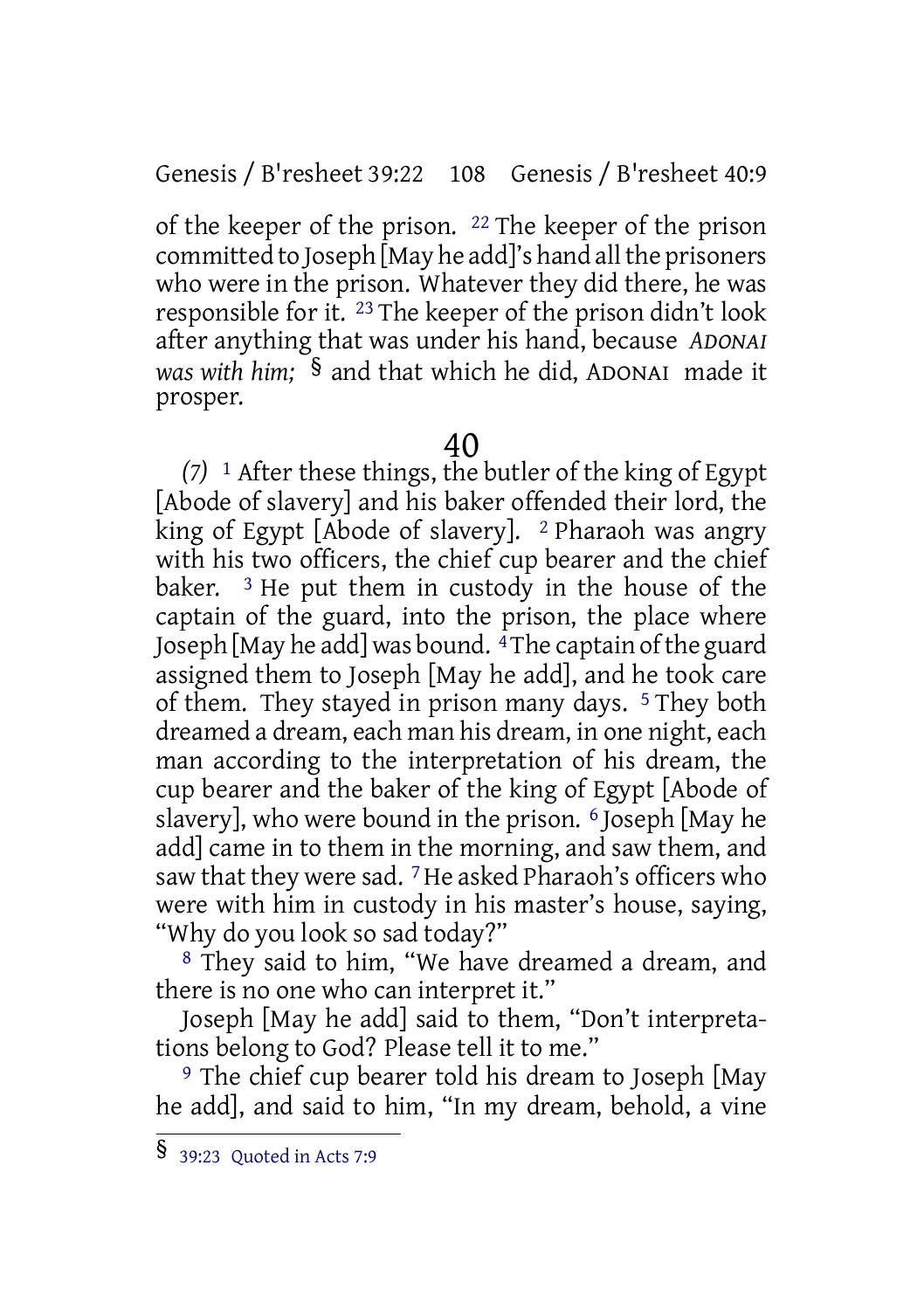of the keeper of the prison. [22] The keeper of the prison committed to Joseph [May he add]'s hand all the prisoners who were in the prison. Whatever they did there, he was responsible for it. [23] The keeper of the prison didn't look after anything that was under his hand, because *ADONAI was with him;* § and that which he did, ADONAI made it prosper.

# 40

*(7)* [1] After these things, the butler of the king of Egypt [Abode of slavery] and his baker offended their lord, the king of Egypt [Abode of slavery]. [2] Pharaoh was angry with his two officers, the chief cup bearer and the chief baker. [3] He put them in custody in the house of the captain of the guard, into the prison, the place where Joseph [May he add] was bound. [4] The captain of the guard assigned them to Joseph [May he add], and he took care of them. They stayed in prison many days. [5] They both dreamed a dream, each man his dream, in one night, each man according to the interpretation of his dream, the cup bearer and the baker of the king of Egypt [Abode of slavery], who were bound in the prison. [6] Joseph [May he add] came in to them in the morning, and saw them, and saw that they were sad. [7] He asked Pharaoh's officers who were with him in custody in his master's house, saying, "Why do you look so sad today?"

[8] They said to him, "We have dreamed a dream, and there is no one who can interpret it."

Joseph [May he add] said to them, "Don't interpretations belong to God? Please tell it to me."

[9] The chief cup bearer told his dream to Joseph [May he add], and said to him, "In my dream, behold, a vine

---

§ 39:23 Quoted in Acts 7:9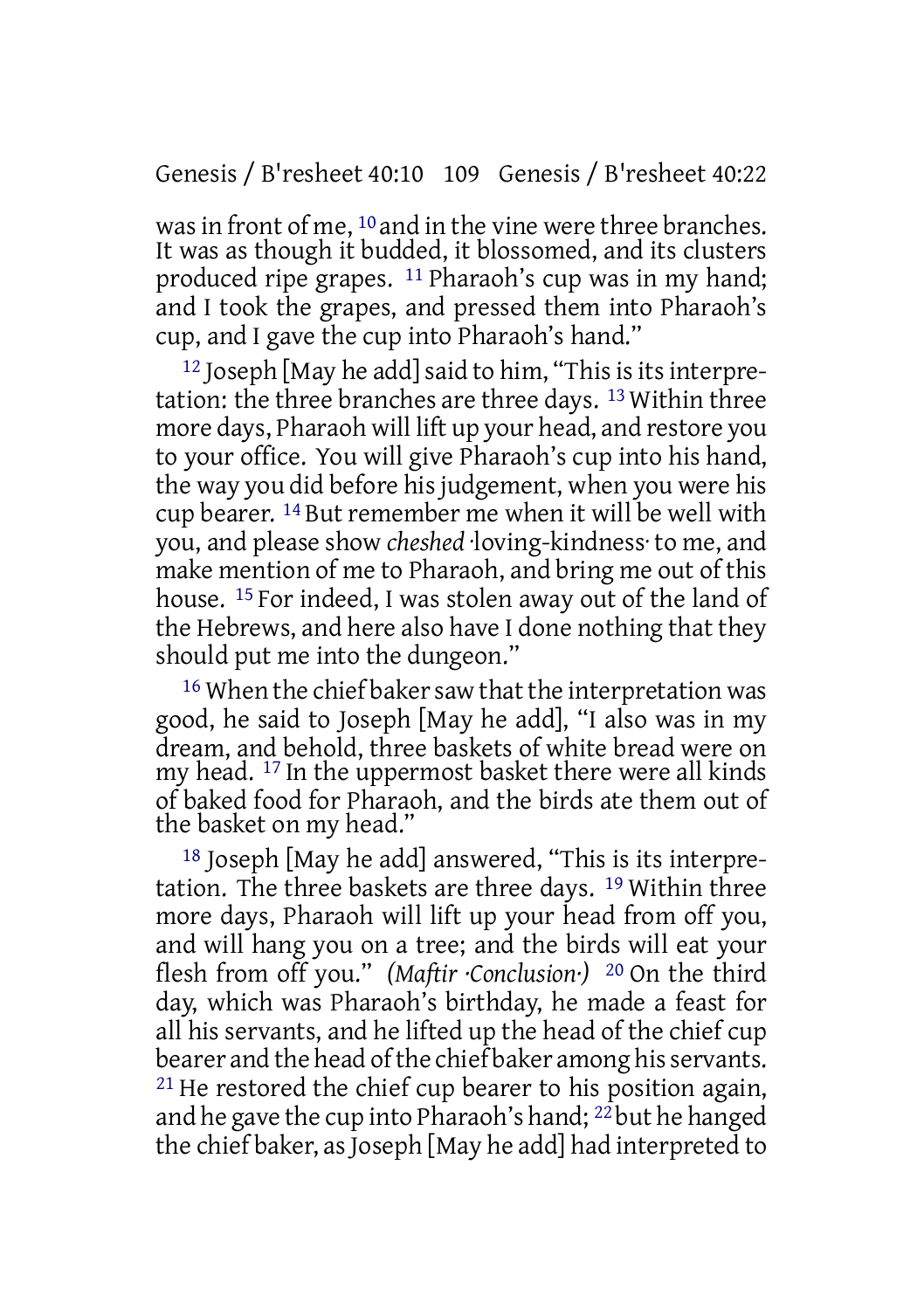was in front of me, [10] and in the vine were three branches. It was as though it budded, it blossomed, and its clusters produced ripe grapes. [11] Pharaoh's cup was in my hand; and I took the grapes, and pressed them into Pharaoh's cup, and I gave the cup into Pharaoh's hand."

[12] Joseph [May he add] said to him, "This is its interpretation: the three branches are three days. [13] Within three more days, Pharaoh will lift up your head, and restore you to your office. You will give Pharaoh's cup into his hand, the way you did before his judgement, when you were his cup bearer. [14] But remember me when it will be well with you, and please show *cheshed* ·loving-kindness· to me, and make mention of me to Pharaoh, and bring me out of this house. [15] For indeed, I was stolen away out of the land of the Hebrews, and here also have I done nothing that they should put me into the dungeon."

[16] When the chief baker saw that the interpretation was good, he said to Joseph [May he add], "I also was in my dream, and behold, three baskets of white bread were on my head. [17] In the uppermost basket there were all kinds of baked food for Pharaoh, and the birds ate them out of the basket on my head."

[18] Joseph [May he add] answered, "This is its interpretation. The three baskets are three days. [19] Within three more days, Pharaoh will lift up your head from off you, and will hang you on a tree; and the birds will eat your flesh from off you." *(Maftir ·Conclusion·)* [20] On the third day, which was Pharaoh's birthday, he made a feast for all his servants, and he lifted up the head of the chief cup bearer and the head of the chief baker among his servants. [21] He restored the chief cup bearer to his position again, and he gave the cup into Pharaoh's hand; [22] but he hanged the chief baker, as Joseph [May he add] had interpreted to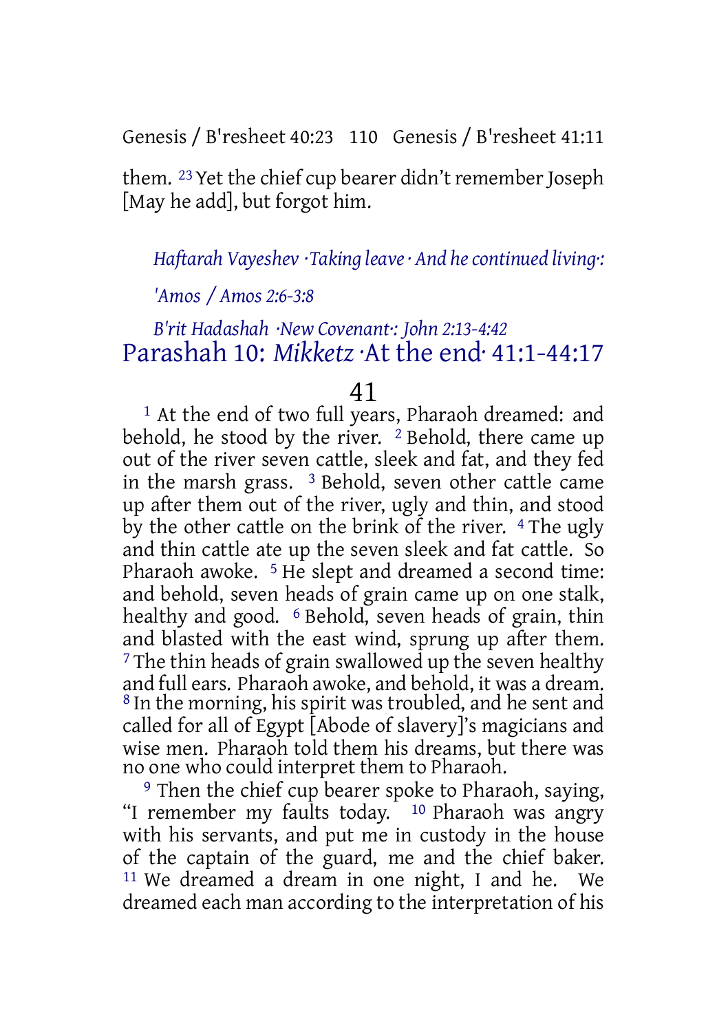them. [23] Yet the chief cup bearer didn't remember Joseph [May he add], but forgot him.

*Haftarah Vayeshev ·Taking leave · And he continued living·:*

*'Amos / Amos 2:6-3:8*

*B'rit Hadashah ·New Covenant·: John 2:13-4:42*

## Parashah 10: *Mikketz* ·At the end· 41:1-44:17

### 41

[1] At the end of two full years, Pharaoh dreamed: and behold, he stood by the river. [2] Behold, there came up out of the river seven cattle, sleek and fat, and they fed in the marsh grass. [3] Behold, seven other cattle came up after them out of the river, ugly and thin, and stood by the other cattle on the brink of the river. [4] The ugly and thin cattle ate up the seven sleek and fat cattle. So Pharaoh awoke. [5] He slept and dreamed a second time: and behold, seven heads of grain came up on one stalk, healthy and good. [6] Behold, seven heads of grain, thin and blasted with the east wind, sprung up after them. [7] The thin heads of grain swallowed up the seven healthy and full ears. Pharaoh awoke, and behold, it was a dream. [8] In the morning, his spirit was troubled, and he sent and called for all of Egypt [Abode of slavery]'s magicians and wise men. Pharaoh told them his dreams, but there was no one who could interpret them to Pharaoh.

[9] Then the chief cup bearer spoke to Pharaoh, saying, "I remember my faults today. [10] Pharaoh was angry with his servants, and put me in custody in the house of the captain of the guard, me and the chief baker. [11] We dreamed a dream in one night, I and he. We dreamed each man according to the interpretation of his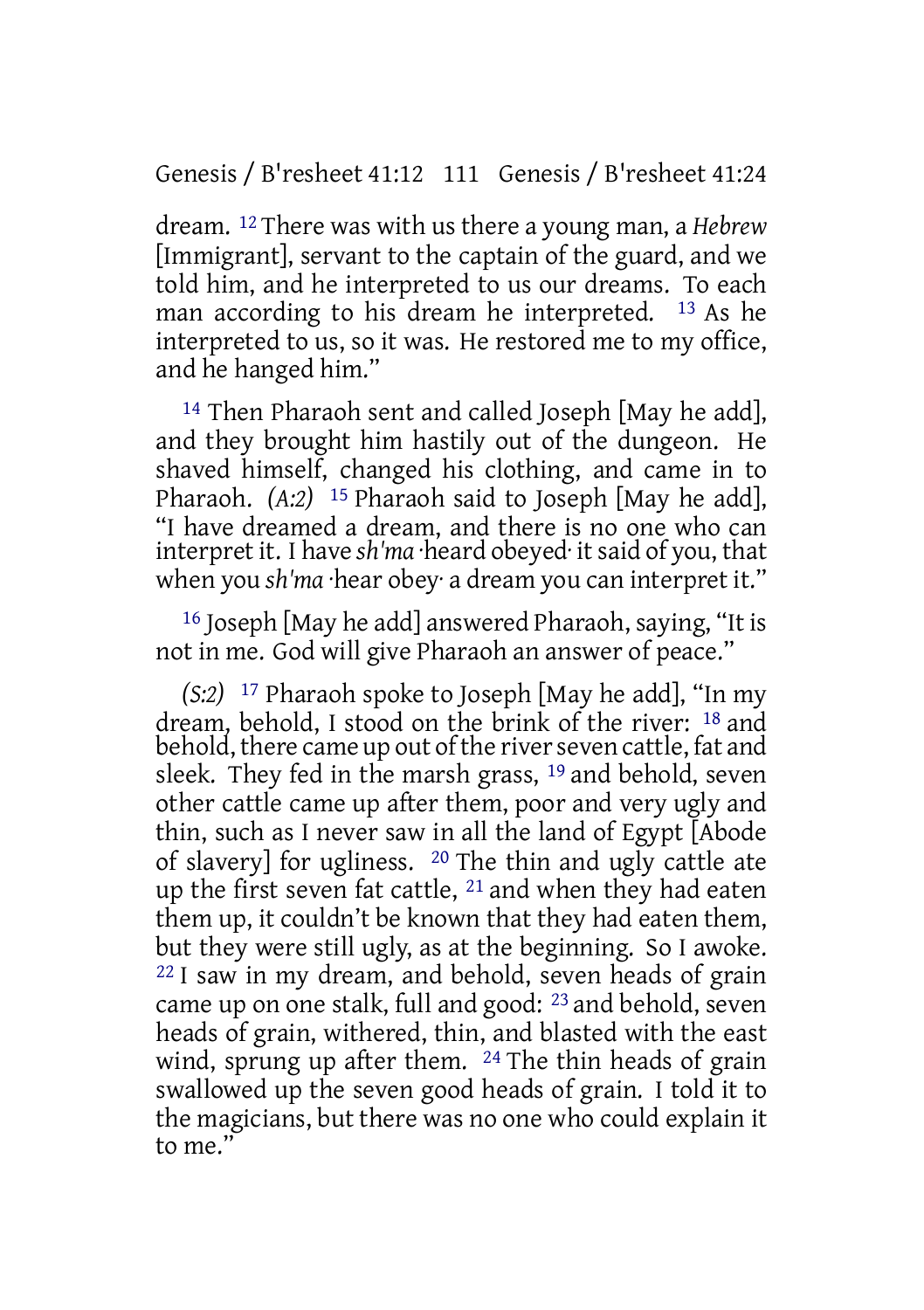dream. 12 There was with us there a young man, a *Hebrew* [Immigrant], servant to the captain of the guard, and we told him, and he interpreted to us our dreams. To each man according to his dream he interpreted. 13 As he interpreted to us, so it was. He restored me to my office, and he hanged him."

14 Then Pharaoh sent and called Joseph [May he add], and they brought him hastily out of the dungeon. He shaved himself, changed his clothing, and came in to Pharaoh. *(A:2)* 15 Pharaoh said to Joseph [May he add], "I have dreamed a dream, and there is no one who can interpret it. I have *sh'ma* ·heard obeyed· it said of you, that when you *sh'ma* ·hear obey· a dream you can interpret it."

16 Joseph [May he add] answered Pharaoh, saying, "It is not in me. God will give Pharaoh an answer of peace."

*(S:2)* 17 Pharaoh spoke to Joseph [May he add], "In my dream, behold, I stood on the brink of the river: 18 and behold, there came up out of the river seven cattle, fat and sleek. They fed in the marsh grass, 19 and behold, seven other cattle came up after them, poor and very ugly and thin, such as I never saw in all the land of Egypt [Abode of slavery] for ugliness. 20 The thin and ugly cattle ate up the first seven fat cattle, 21 and when they had eaten them up, it couldn't be known that they had eaten them, but they were still ugly, as at the beginning. So I awoke. 22 I saw in my dream, and behold, seven heads of grain came up on one stalk, full and good: 23 and behold, seven heads of grain, withered, thin, and blasted with the east wind, sprung up after them. 24 The thin heads of grain swallowed up the seven good heads of grain. I told it to the magicians, but there was no one who could explain it to me."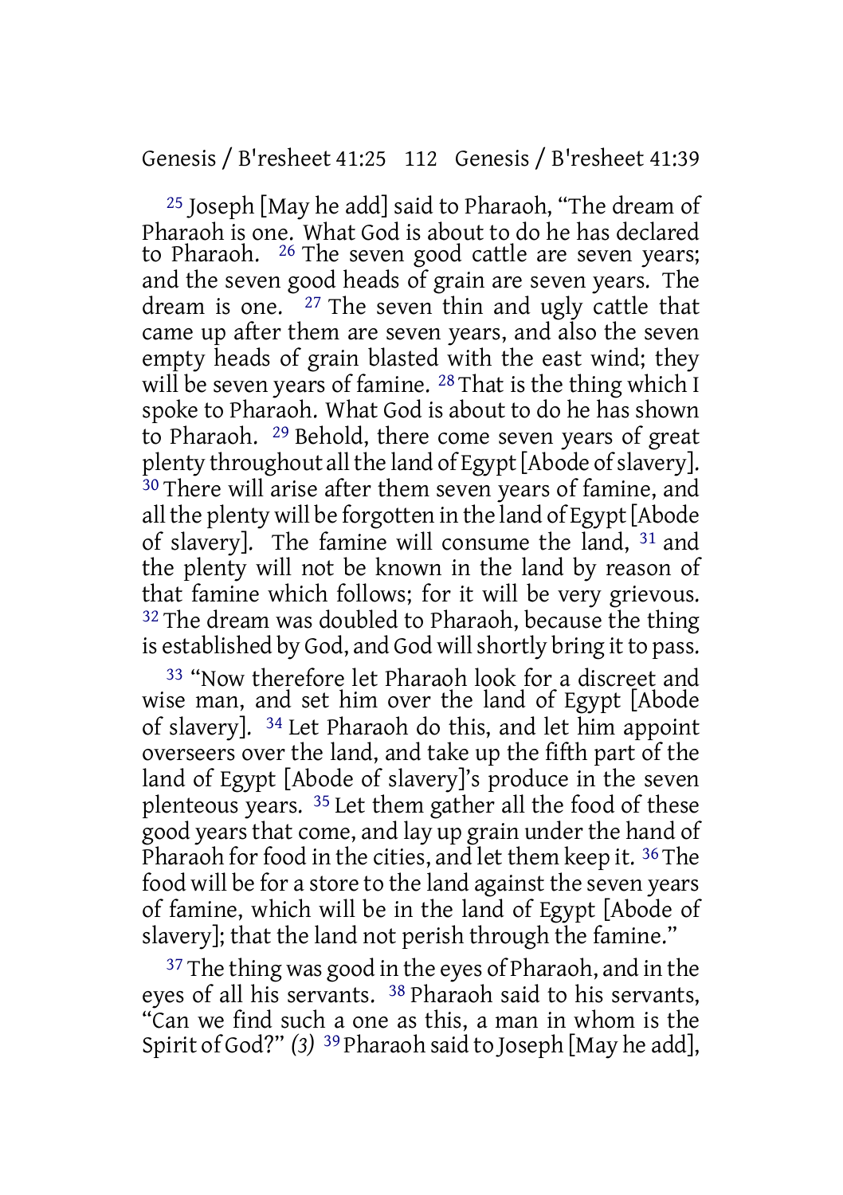25 Joseph [May he add] said to Pharaoh, “The dream of Pharaoh is one. What God is about to do he has declared to Pharaoh. 26 The seven good cattle are seven years; and the seven good heads of grain are seven years. The dream is one. 27 The seven thin and ugly cattle that came up after them are seven years, and also the seven empty heads of grain blasted with the east wind; they will be seven years of famine. 28 That is the thing which I spoke to Pharaoh. What God is about to do he has shown to Pharaoh. 29 Behold, there come seven years of great plenty throughout all the land of Egypt [Abode of slavery]. 30 There will arise after them seven years of famine, and all the plenty will be forgotten in the land of Egypt [Abode of slavery]. The famine will consume the land, 31 and the plenty will not be known in the land by reason of that famine which follows; for it will be very grievous. 32 The dream was doubled to Pharaoh, because the thing is established by God, and God will shortly bring it to pass.

33 “Now therefore let Pharaoh look for a discreet and wise man, and set him over the land of Egypt [Abode of slavery]. 34 Let Pharaoh do this, and let him appoint overseers over the land, and take up the fifth part of the land of Egypt [Abode of slavery]'s produce in the seven plenteous years. 35 Let them gather all the food of these good years that come, and lay up grain under the hand of Pharaoh for food in the cities, and let them keep it. 36 The food will be for a store to the land against the seven years of famine, which will be in the land of Egypt [Abode of slavery]; that the land not perish through the famine.”

37 The thing was good in the eyes of Pharaoh, and in the eyes of all his servants. 38 Pharaoh said to his servants, “Can we find such a one as this, a man in whom is the Spirit of God?” *(3)* 39 Pharaoh said to Joseph [May he add],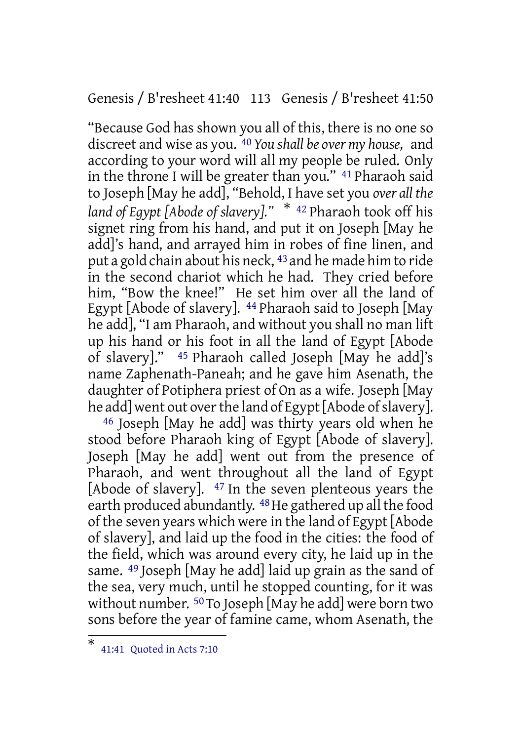"Because God has shown you all of this, there is no one so discreet and wise as you. [40] *You shall be over my house,* and according to your word will all my people be ruled. Only in the throne I will be greater than you." [41] Pharaoh said to Joseph [May he add], "Behold, I have set you *over all the land of Egypt [Abode of slavery]."* * [42] Pharaoh took off his signet ring from his hand, and put it on Joseph [May he add]'s hand, and arrayed him in robes of fine linen, and put a gold chain about his neck, [43] and he made him to ride in the second chariot which he had. They cried before him, "Bow the knee!" He set him over all the land of Egypt [Abode of slavery]. [44] Pharaoh said to Joseph [May he add], "I am Pharaoh, and without you shall no man lift up his hand or his foot in all the land of Egypt [Abode of slavery]." [45] Pharaoh called Joseph [May he add]'s name Zaphenath-Paneah; and he gave him Asenath, the daughter of Potiphera priest of On as a wife. Joseph [May he add] went out over the land of Egypt [Abode of slavery].

[46] Joseph [May he add] was thirty years old when he stood before Pharaoh king of Egypt [Abode of slavery]. Joseph [May he add] went out from the presence of Pharaoh, and went throughout all the land of Egypt [Abode of slavery]. [47] In the seven plenteous years the earth produced abundantly. [48] He gathered up all the food of the seven years which were in the land of Egypt [Abode of slavery], and laid up the food in the cities: the food of the field, which was around every city, he laid up in the same. [49] Joseph [May he add] laid up grain as the sand of the sea, very much, until he stopped counting, for it was without number. [50] To Joseph [May he add] were born two sons before the year of famine came, whom Asenath, the

---

* 41:41 Quoted in Acts 7:10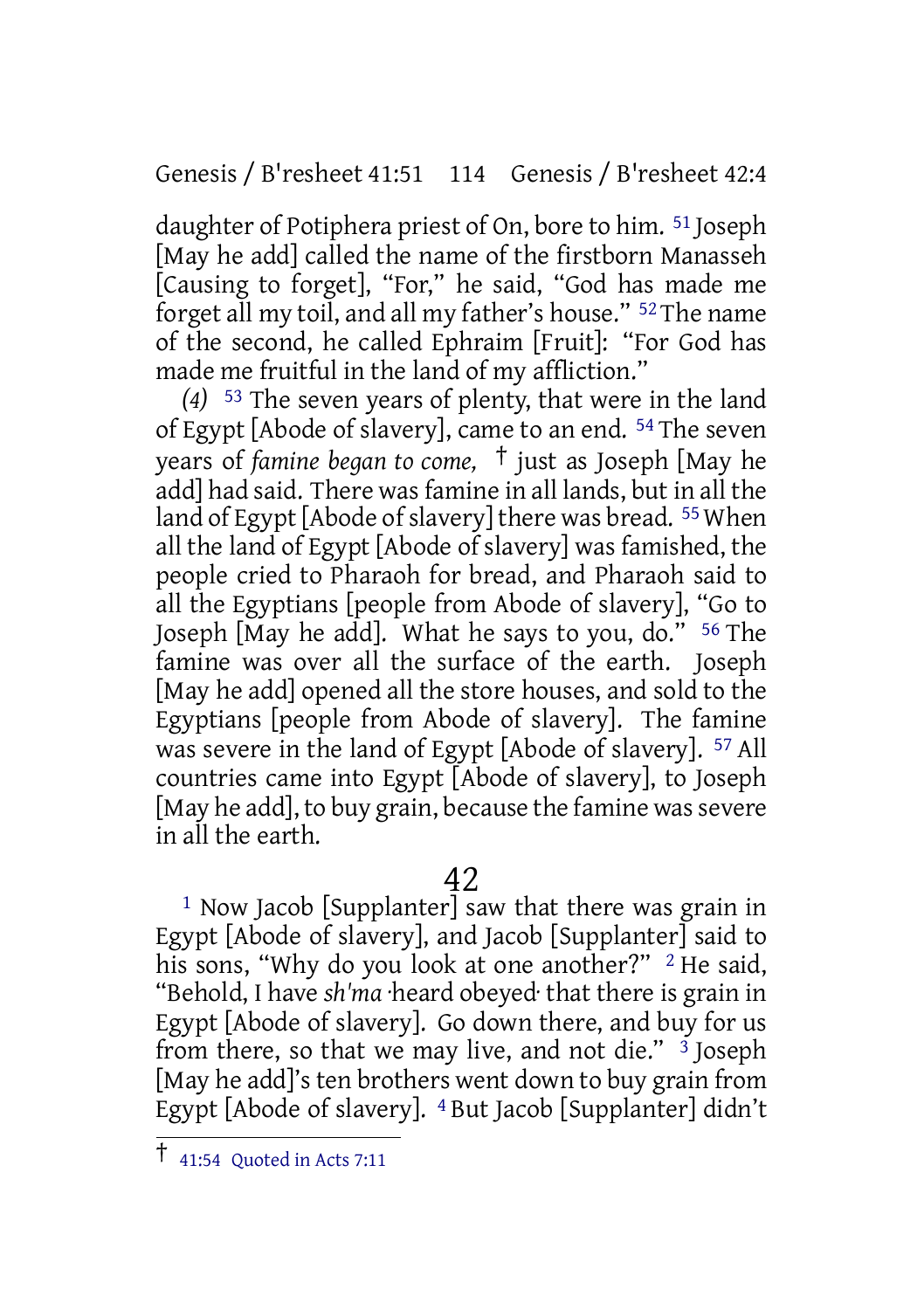daughter of Potiphera priest of On, bore to him. [51] Joseph [May he add] called the name of the firstborn Manasseh [Causing to forget], "For," he said, "God has made me forget all my toil, and all my father's house." [52] The name of the second, he called Ephraim [Fruit]: "For God has made me fruitful in the land of my affliction."

*(4)* [53] The seven years of plenty, that were in the land of Egypt [Abode of slavery], came to an end. [54] The seven years of *famine began to come,* † just as Joseph [May he add] had said. There was famine in all lands, but in all the land of Egypt [Abode of slavery] there was bread. [55] When all the land of Egypt [Abode of slavery] was famished, the people cried to Pharaoh for bread, and Pharaoh said to all the Egyptians [people from Abode of slavery], "Go to Joseph [May he add]. What he says to you, do." [56] The famine was over all the surface of the earth. Joseph [May he add] opened all the store houses, and sold to the Egyptians [people from Abode of slavery]. The famine was severe in the land of Egypt [Abode of slavery]. [57] All countries came into Egypt [Abode of slavery], to Joseph [May he add], to buy grain, because the famine was severe in all the earth.

## 42

[1] Now Jacob [Supplanter] saw that there was grain in Egypt [Abode of slavery], and Jacob [Supplanter] said to his sons, "Why do you look at one another?" [2] He said, "Behold, I have *sh'ma* ·heard obeyed· that there is grain in Egypt [Abode of slavery]. Go down there, and buy for us from there, so that we may live, and not die." [3] Joseph [May he add]'s ten brothers went down to buy grain from Egypt [Abode of slavery]. [4] But Jacob [Supplanter] didn't

† 41:54 Quoted in Acts 7:11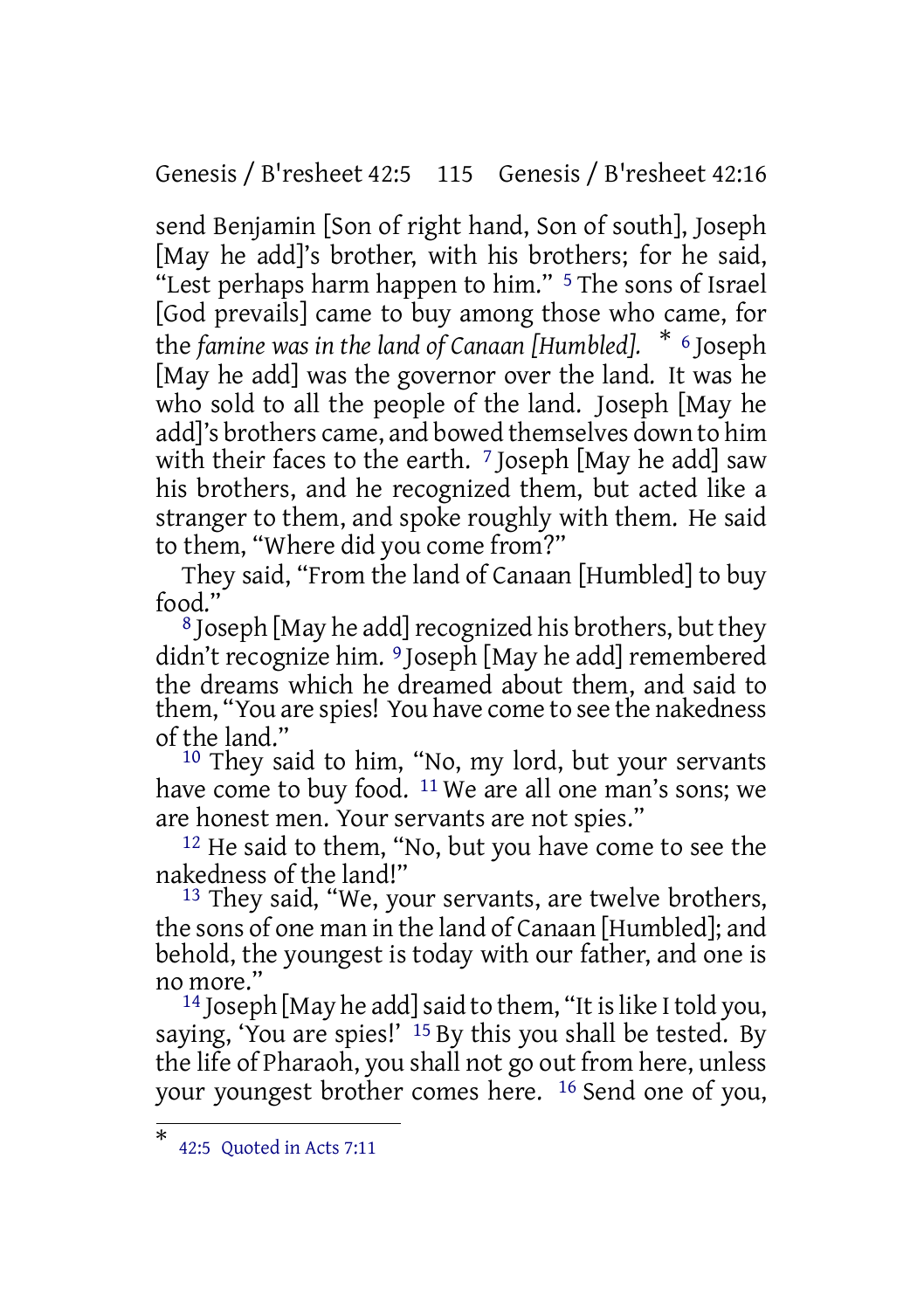send Benjamin [Son of right hand, Son of south], Joseph [May he add]'s brother, with his brothers; for he said, "Lest perhaps harm happen to him." [5] The sons of Israel [God prevails] came to buy among those who came, for the *famine was in the land of Canaan [Humbled].* * [6] Joseph [May he add] was the governor over the land. It was he who sold to all the people of the land. Joseph [May he add]'s brothers came, and bowed themselves down to him with their faces to the earth. [7] Joseph [May he add] saw his brothers, and he recognized them, but acted like a stranger to them, and spoke roughly with them. He said to them, "Where did you come from?"

They said, "From the land of Canaan [Humbled] to buy food."

[8] Joseph [May he add] recognized his brothers, but they didn't recognize him. [9] Joseph [May he add] remembered the dreams which he dreamed about them, and said to them, "You are spies! You have come to see the nakedness of the land."

[10] They said to him, "No, my lord, but your servants have come to buy food. [11] We are all one man's sons; we are honest men. Your servants are not spies."

[12] He said to them, "No, but you have come to see the nakedness of the land!"

[13] They said, "We, your servants, are twelve brothers, the sons of one man in the land of Canaan [Humbled]; and behold, the youngest is today with our father, and one is no more."

[14] Joseph [May he add] said to them, "It is like I told you, saying, 'You are spies!' [15] By this you shall be tested. By the life of Pharaoh, you shall not go out from here, unless your youngest brother comes here. [16] Send one of you,

---

* 42:5 Quoted in Acts 7:11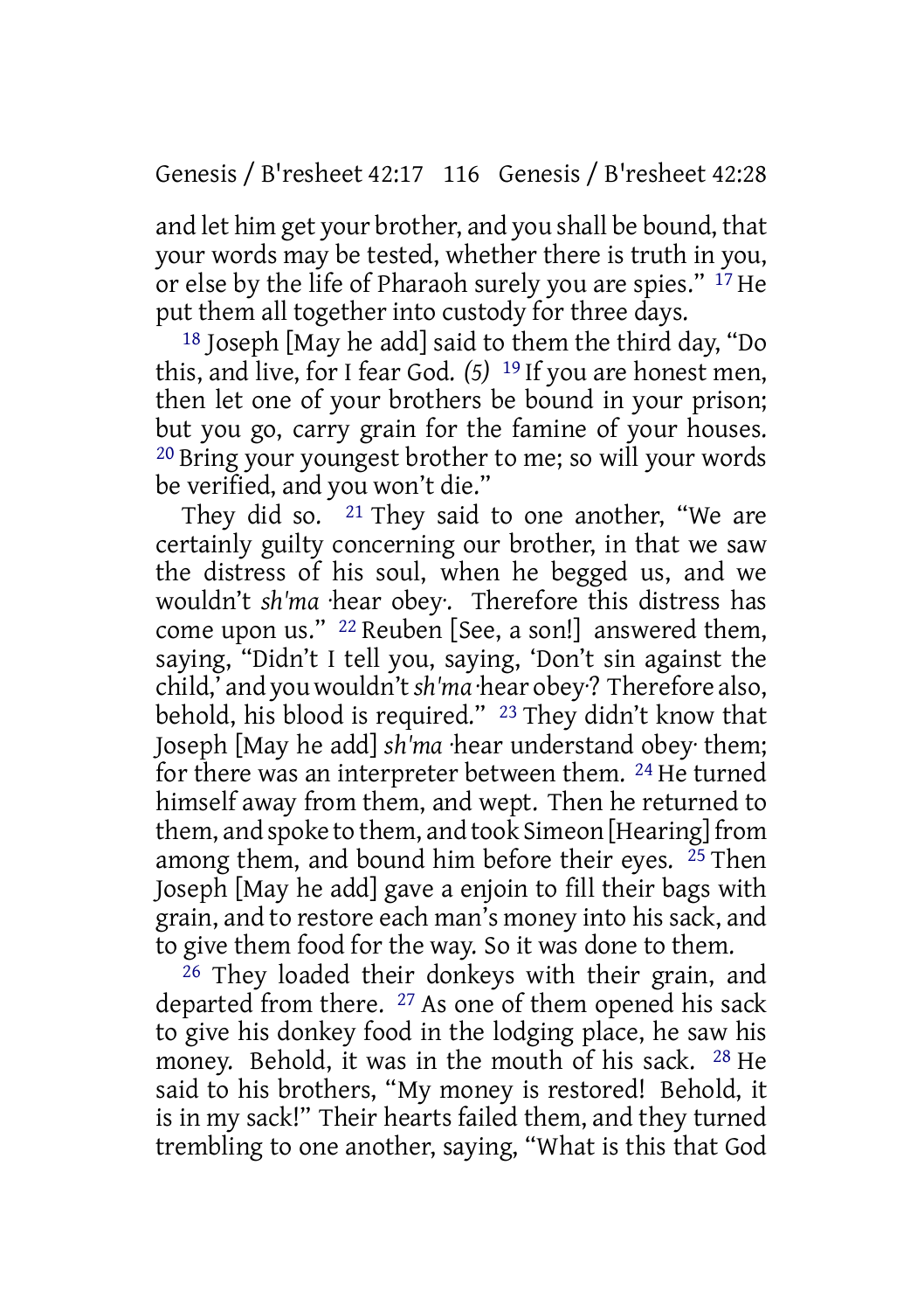and let him get your brother, and you shall be bound, that your words may be tested, whether there is truth in you, or else by the life of Pharaoh surely you are spies." 17 He put them all together into custody for three days.

18 Joseph [May he add] said to them the third day, "Do this, and live, for I fear God. *(5)* 19 If you are honest men, then let one of your brothers be bound in your prison; but you go, carry grain for the famine of your houses. 20 Bring your youngest brother to me; so will your words be verified, and you won't die."

They did so. 21 They said to one another, "We are certainly guilty concerning our brother, in that we saw the distress of his soul, when he begged us, and we wouldn't *sh'ma* ·hear obey·. Therefore this distress has come upon us." 22 Reuben [See, a son!] answered them, saying, "Didn't I tell you, saying, 'Don't sin against the child,' and you wouldn't *sh'ma* ·hear obey·? Therefore also, behold, his blood is required." 23 They didn't know that Joseph [May he add] *sh'ma* ·hear understand obey· them; for there was an interpreter between them. 24 He turned himself away from them, and wept. Then he returned to them, and spoke to them, and took Simeon [Hearing] from among them, and bound him before their eyes. 25 Then Joseph [May he add] gave a enjoin to fill their bags with grain, and to restore each man's money into his sack, and to give them food for the way. So it was done to them.

26 They loaded their donkeys with their grain, and departed from there. 27 As one of them opened his sack to give his donkey food in the lodging place, he saw his money. Behold, it was in the mouth of his sack. 28 He said to his brothers, "My money is restored! Behold, it is in my sack!" Their hearts failed them, and they turned trembling to one another, saying, "What is this that God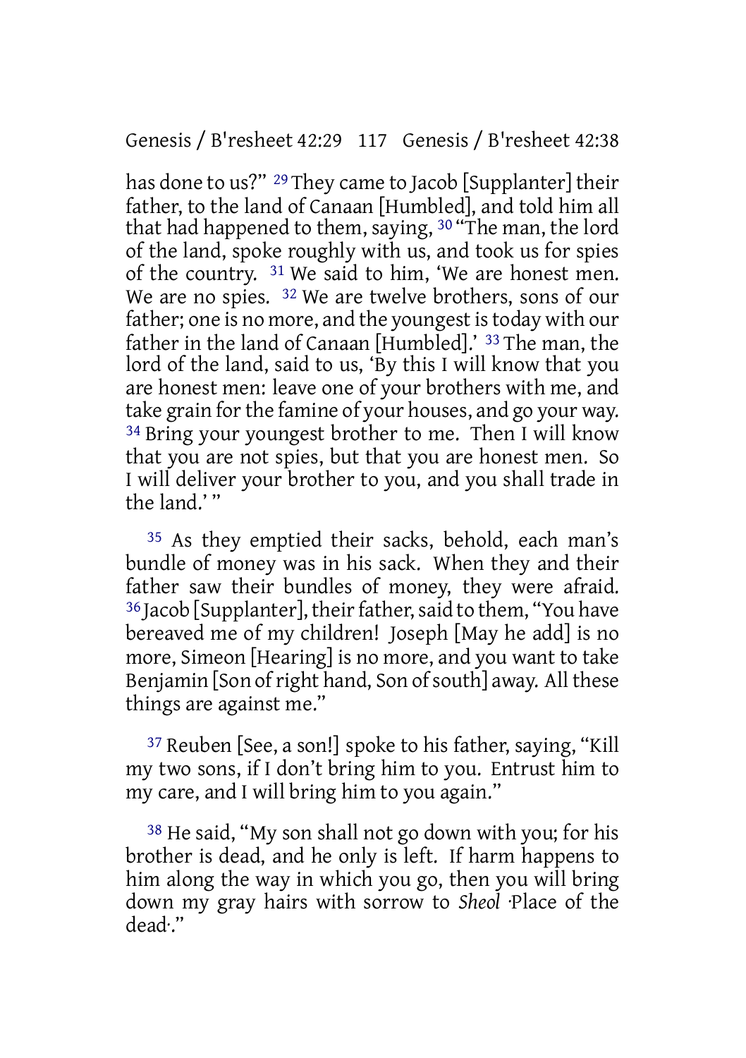has done to us?" [29] They came to Jacob [Supplanter] their father, to the land of Canaan [Humbled], and told him all that had happened to them, saying, [30] "The man, the lord of the land, spoke roughly with us, and took us for spies of the country. [31] We said to him, 'We are honest men. We are no spies. [32] We are twelve brothers, sons of our father; one is no more, and the youngest is today with our father in the land of Canaan [Humbled].' [33] The man, the lord of the land, said to us, 'By this I will know that you are honest men: leave one of your brothers with me, and take grain for the famine of your houses, and go your way. [34] Bring your youngest brother to me. Then I will know that you are not spies, but that you are honest men. So I will deliver your brother to you, and you shall trade in the land.' "

[35] As they emptied their sacks, behold, each man's bundle of money was in his sack. When they and their father saw their bundles of money, they were afraid. [36] Jacob [Supplanter], their father, said to them, "You have bereaved me of my children! Joseph [May he add] is no more, Simeon [Hearing] is no more, and you want to take Benjamin [Son of right hand, Son of south] away. All these things are against me."

[37] Reuben [See, a son!] spoke to his father, saying, "Kill my two sons, if I don't bring him to you. Entrust him to my care, and I will bring him to you again."

[38] He said, "My son shall not go down with you; for his brother is dead, and he only is left. If harm happens to him along the way in which you go, then you will bring down my gray hairs with sorrow to *Sheol* ·Place of the dead·."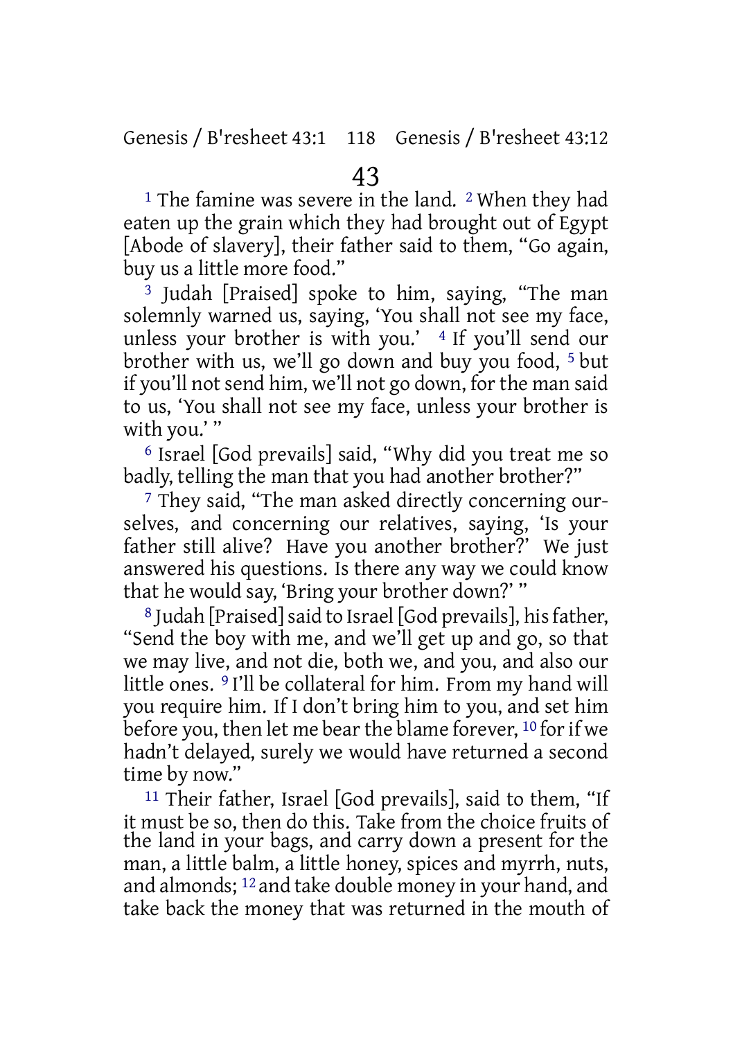# 43

[1] The famine was severe in the land. [2] When they had eaten up the grain which they had brought out of Egypt [Abode of slavery], their father said to them, "Go again, buy us a little more food."

[3] Judah [Praised] spoke to him, saying, "The man solemnly warned us, saying, 'You shall not see my face, unless your brother is with you.' [4] If you'll send our brother with us, we'll go down and buy you food, [5] but if you'll not send him, we'll not go down, for the man said to us, 'You shall not see my face, unless your brother is with you.' "

[6] Israel [God prevails] said, "Why did you treat me so badly, telling the man that you had another brother?"

[7] They said, "The man asked directly concerning ourselves, and concerning our relatives, saying, 'Is your father still alive? Have you another brother?' We just answered his questions. Is there any way we could know that he would say, 'Bring your brother down?' "

[8] Judah [Praised] said to Israel [God prevails], his father, "Send the boy with me, and we'll get up and go, so that we may live, and not die, both we, and you, and also our little ones. [9] I'll be collateral for him. From my hand will you require him. If I don't bring him to you, and set him before you, then let me bear the blame forever, [10] for if we hadn't delayed, surely we would have returned a second time by now."

[11] Their father, Israel [God prevails], said to them, "If it must be so, then do this. Take from the choice fruits of the land in your bags, and carry down a present for the man, a little balm, a little honey, spices and myrrh, nuts, and almonds; [12] and take double money in your hand, and take back the money that was returned in the mouth of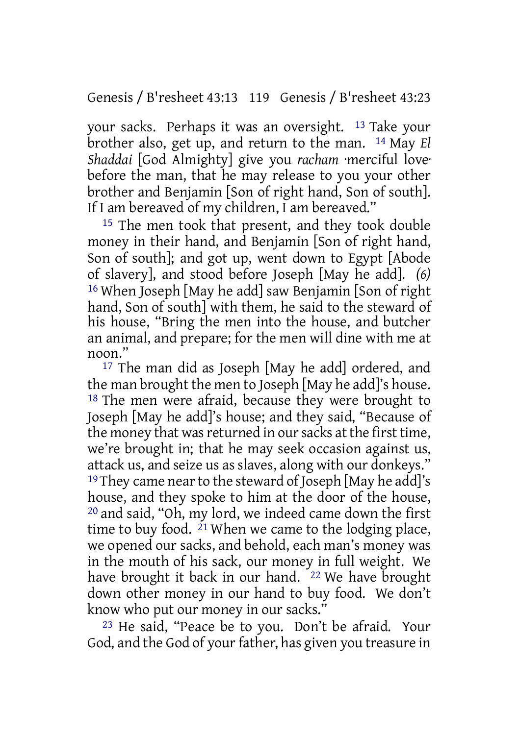your sacks. Perhaps it was an oversight. [13] Take your brother also, get up, and return to the man. [14] May *El Shaddai* [God Almighty] give you *racham* ·merciful love· before the man, that he may release to you your other brother and Benjamin [Son of right hand, Son of south]. If I am bereaved of my children, I am bereaved."

[15] The men took that present, and they took double money in their hand, and Benjamin [Son of right hand, Son of south]; and got up, went down to Egypt [Abode of slavery], and stood before Joseph [May he add]. *(6)* [16] When Joseph [May he add] saw Benjamin [Son of right hand, Son of south] with them, he said to the steward of his house, "Bring the men into the house, and butcher an animal, and prepare; for the men will dine with me at noon."

[17] The man did as Joseph [May he add] ordered, and the man brought the men to Joseph [May he add]'s house. [18] The men were afraid, because they were brought to Joseph [May he add]'s house; and they said, "Because of the money that was returned in our sacks at the first time, we're brought in; that he may seek occasion against us, attack us, and seize us as slaves, along with our donkeys." [19] They came near to the steward of Joseph [May he add]'s house, and they spoke to him at the door of the house, [20] and said, "Oh, my lord, we indeed came down the first time to buy food. [21] When we came to the lodging place, we opened our sacks, and behold, each man's money was in the mouth of his sack, our money in full weight. We have brought it back in our hand. [22] We have brought down other money in our hand to buy food. We don't know who put our money in our sacks."

[23] He said, "Peace be to you. Don't be afraid. Your God, and the God of your father, has given you treasure in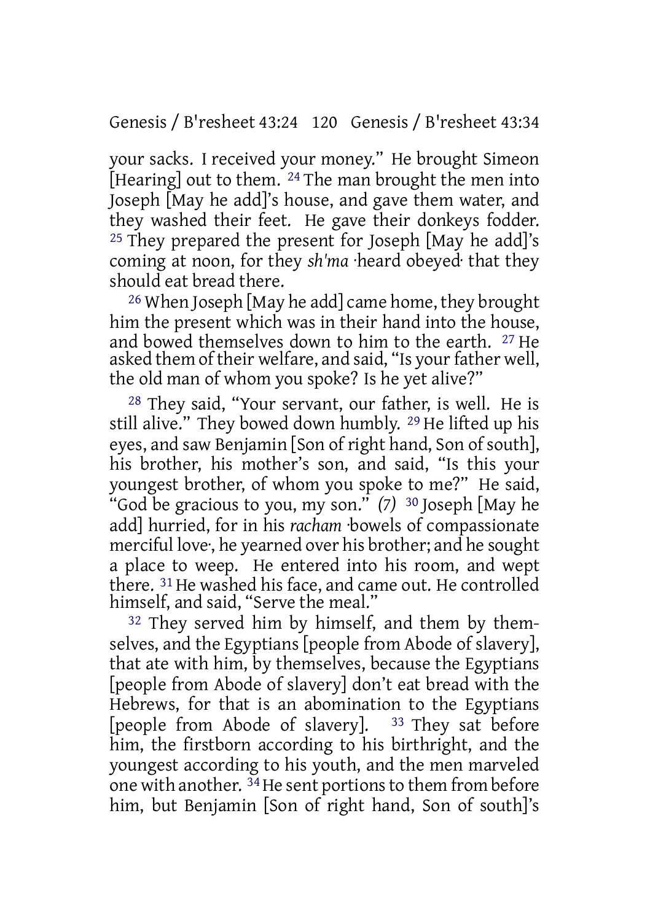your sacks. I received your money." He brought Simeon [Hearing] out to them. [24] The man brought the men into Joseph [May he add]'s house, and gave them water, and they washed their feet. He gave their donkeys fodder. [25] They prepared the present for Joseph [May he add]'s coming at noon, for they *sh'ma* ·heard obeyed· that they should eat bread there.

[26] When Joseph [May he add] came home, they brought him the present which was in their hand into the house, and bowed themselves down to him to the earth. [27] He asked them of their welfare, and said, "Is your father well, the old man of whom you spoke? Is he yet alive?"

[28] They said, "Your servant, our father, is well. He is still alive." They bowed down humbly. [29] He lifted up his eyes, and saw Benjamin [Son of right hand, Son of south], his brother, his mother's son, and said, "Is this your youngest brother, of whom you spoke to me?" He said, "God be gracious to you, my son." *(7)* [30] Joseph [May he add] hurried, for in his *racham* ·bowels of compassionate merciful love·, he yearned over his brother; and he sought a place to weep. He entered into his room, and wept there. [31] He washed his face, and came out. He controlled himself, and said, "Serve the meal."

[32] They served him by himself, and them by themselves, and the Egyptians [people from Abode of slavery], that ate with him, by themselves, because the Egyptians [people from Abode of slavery] don't eat bread with the Hebrews, for that is an abomination to the Egyptians [people from Abode of slavery]. [33] They sat before him, the firstborn according to his birthright, and the youngest according to his youth, and the men marveled one with another. [34] He sent portions to them from before him, but Benjamin [Son of right hand, Son of south]'s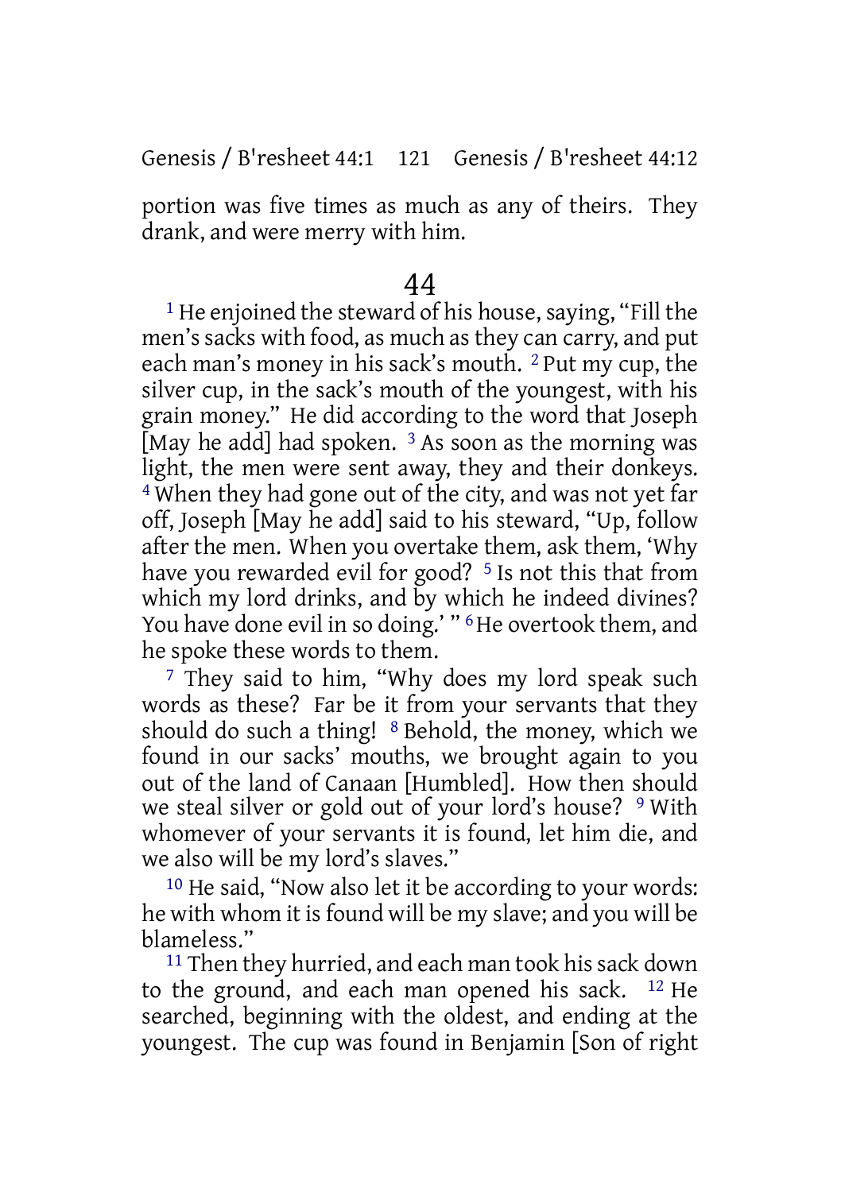portion was five times as much as any of theirs. They drank, and were merry with him.

# 44

[1] He enjoined the steward of his house, saying, "Fill the men's sacks with food, as much as they can carry, and put each man's money in his sack's mouth. [2] Put my cup, the silver cup, in the sack's mouth of the youngest, with his grain money." He did according to the word that Joseph [May he add] had spoken. [3] As soon as the morning was light, the men were sent away, they and their donkeys. [4] When they had gone out of the city, and was not yet far off, Joseph [May he add] said to his steward, "Up, follow after the men. When you overtake them, ask them, 'Why have you rewarded evil for good? [5] Is not this that from which my lord drinks, and by which he indeed divines? You have done evil in so doing.' " [6] He overtook them, and he spoke these words to them.

[7] They said to him, "Why does my lord speak such words as these? Far be it from your servants that they should do such a thing! [8] Behold, the money, which we found in our sacks' mouths, we brought again to you out of the land of Canaan [Humbled]. How then should we steal silver or gold out of your lord's house? [9] With whomever of your servants it is found, let him die, and we also will be my lord's slaves."

[10] He said, "Now also let it be according to your words: he with whom it is found will be my slave; and you will be blameless."

[11] Then they hurried, and each man took his sack down to the ground, and each man opened his sack. [12] He searched, beginning with the oldest, and ending at the youngest. The cup was found in Benjamin [Son of right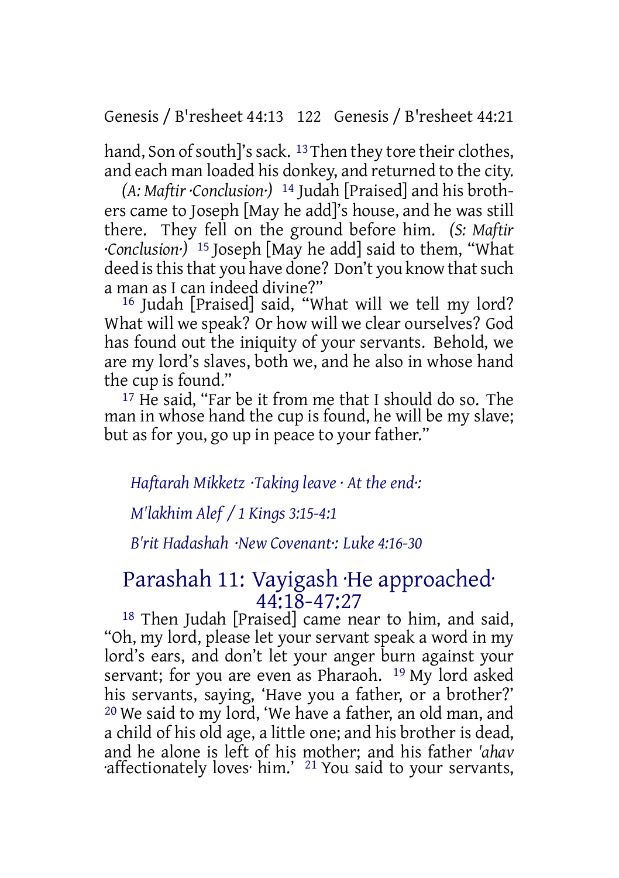hand, Son of south]'s sack. [13] Then they tore their clothes, and each man loaded his donkey, and returned to the city.

*(A: Maftir ·Conclusion·)* [14] Judah [Praised] and his brothers came to Joseph [May he add]'s house, and he was still there. They fell on the ground before him. *(S: Maftir ·Conclusion·)* [15] Joseph [May he add] said to them, "What deed is this that you have done? Don't you know that such a man as I can indeed divine?"

[16] Judah [Praised] said, "What will we tell my lord? What will we speak? Or how will we clear ourselves? God has found out the iniquity of your servants. Behold, we are my lord's slaves, both we, and he also in whose hand the cup is found."

[17] He said, "Far be it from me that I should do so. The man in whose hand the cup is found, he will be my slave; but as for you, go up in peace to your father."

*Haftarah Mikketz ·Taking leave · At the end·:*

*M'lakhim Alef / 1 Kings 3:15-4:1*

*B'rit Hadashah ·New Covenant·: Luke 4:16-30*

## Parashah 11: Vayigash ·He approached· 44:18-47:27

[18] Then Judah [Praised] came near to him, and said, "Oh, my lord, please let your servant speak a word in my lord's ears, and don't let your anger burn against your servant; for you are even as Pharaoh. [19] My lord asked his servants, saying, 'Have you a father, or a brother?' [20] We said to my lord, 'We have a father, an old man, and a child of his old age, a little one; and his brother is dead, and he alone is left of his mother; and his father *'ahav* ·affectionately loves· him.' [21] You said to your servants,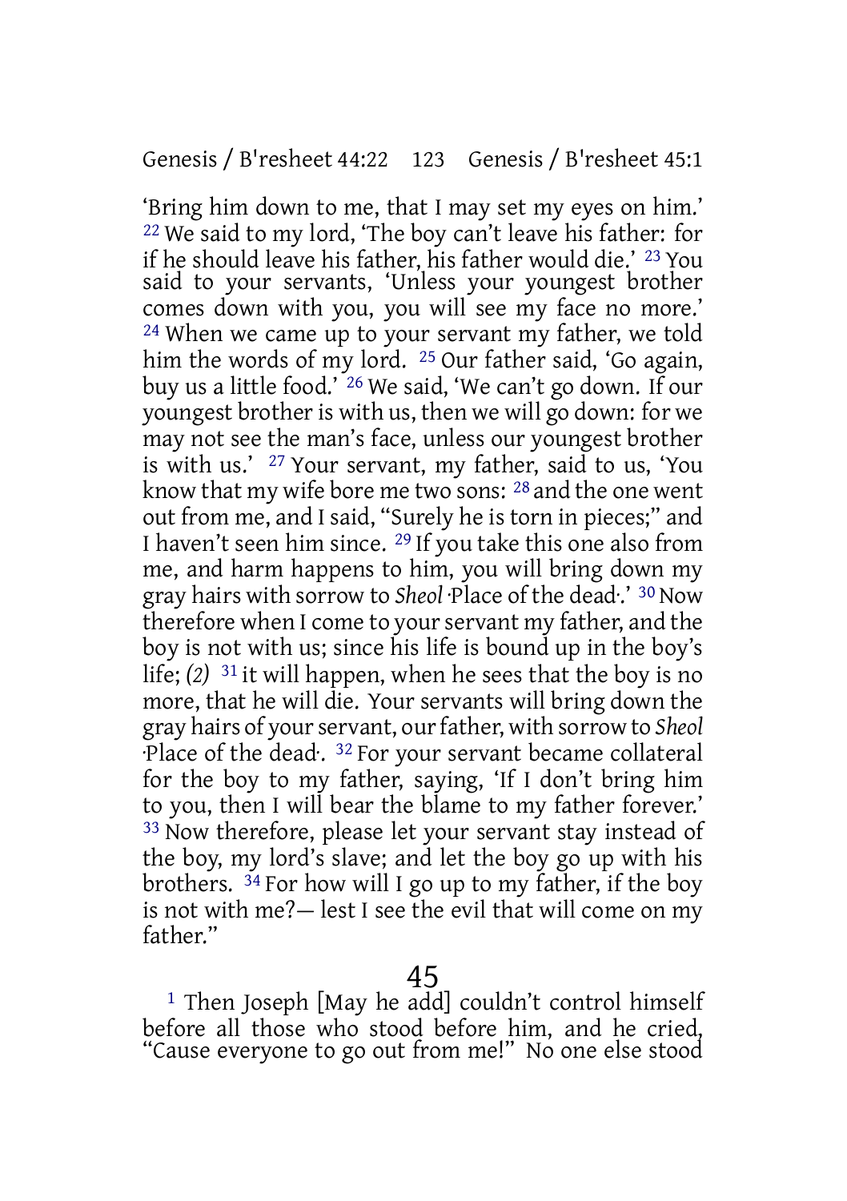'Bring him down to me, that I may set my eyes on him.' [22] We said to my lord, 'The boy can't leave his father: for if he should leave his father, his father would die.' [23] You said to your servants, 'Unless your youngest brother comes down with you, you will see my face no more.' [24] When we came up to your servant my father, we told him the words of my lord. [25] Our father said, 'Go again, buy us a little food.' [26] We said, 'We can't go down. If our youngest brother is with us, then we will go down: for we may not see the man's face, unless our youngest brother is with us.' [27] Your servant, my father, said to us, 'You know that my wife bore me two sons: [28] and the one went out from me, and I said, "Surely he is torn in pieces;" and I haven't seen him since. [29] If you take this one also from me, and harm happens to him, you will bring down my gray hairs with sorrow to *Sheol* ·Place of the dead·.' [30] Now therefore when I come to your servant my father, and the boy is not with us; since his life is bound up in the boy's life; *(2)* [31] it will happen, when he sees that the boy is no more, that he will die. Your servants will bring down the gray hairs of your servant, our father, with sorrow to *Sheol* ·Place of the dead·. [32] For your servant became collateral for the boy to my father, saying, 'If I don't bring him to you, then I will bear the blame to my father forever.' [33] Now therefore, please let your servant stay instead of the boy, my lord's slave; and let the boy go up with his brothers. [34] For how will I go up to my father, if the boy is not with me?— lest I see the evil that will come on my father."

## 45

[1] Then Joseph [May he add] couldn't control himself before all those who stood before him, and he cried, "Cause everyone to go out from me!" No one else stood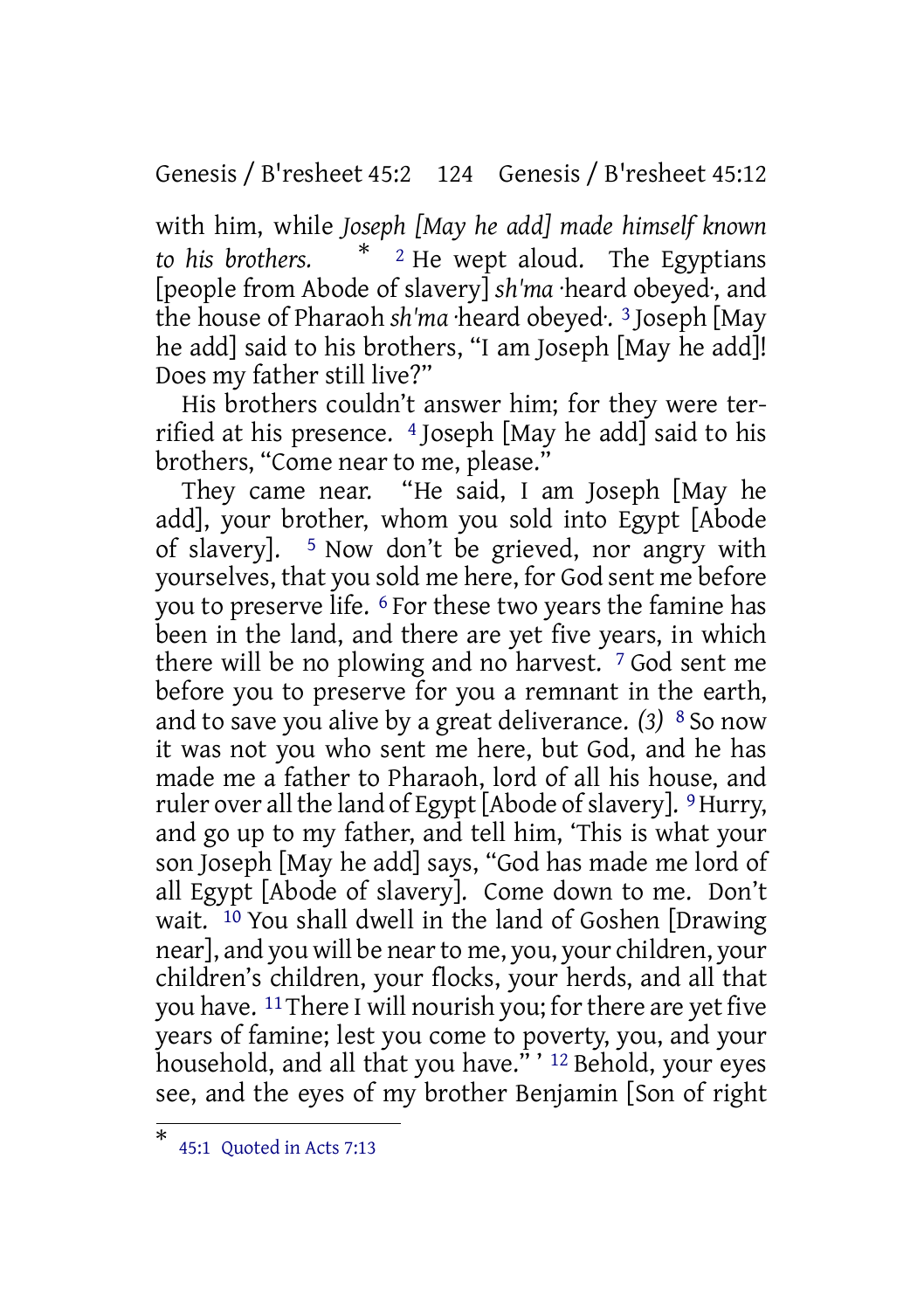with him, while *Joseph [May he add] made himself known to his brothers.* * [2] He wept aloud. The Egyptians [people from Abode of slavery] *sh'ma* ·heard obeyed·, and the house of Pharaoh *sh'ma* ·heard obeyed·. [3] Joseph [May he add] said to his brothers, "I am Joseph [May he add]! Does my father still live?"

His brothers couldn't answer him; for they were terrified at his presence. [4] Joseph [May he add] said to his brothers, "Come near to me, please."

They came near. "He said, I am Joseph [May he add], your brother, whom you sold into Egypt [Abode of slavery]. [5] Now don't be grieved, nor angry with yourselves, that you sold me here, for God sent me before you to preserve life. [6] For these two years the famine has been in the land, and there are yet five years, in which there will be no plowing and no harvest. [7] God sent me before you to preserve for you a remnant in the earth, and to save you alive by a great deliverance. *(3)* [8] So now it was not you who sent me here, but God, and he has made me a father to Pharaoh, lord of all his house, and ruler over all the land of Egypt [Abode of slavery]. [9] Hurry, and go up to my father, and tell him, 'This is what your son Joseph [May he add] says, "God has made me lord of all Egypt [Abode of slavery]. Come down to me. Don't wait. [10] You shall dwell in the land of Goshen [Drawing near], and you will be near to me, you, your children, your children's children, your flocks, your herds, and all that you have. [11] There I will nourish you; for there are yet five years of famine; lest you come to poverty, you, and your household, and all that you have." ' [12] Behold, your eyes see, and the eyes of my brother Benjamin [Son of right

---

* 45:1 Quoted in Acts 7:13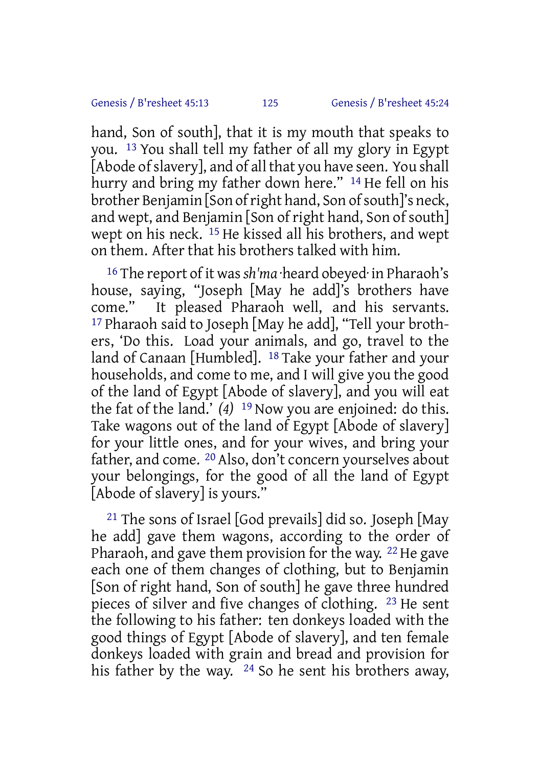hand, Son of south], that it is my mouth that speaks to you. [13] You shall tell my father of all my glory in Egypt [Abode of slavery], and of all that you have seen. You shall hurry and bring my father down here." [14] He fell on his brother Benjamin [Son of right hand, Son of south]'s neck, and wept, and Benjamin [Son of right hand, Son of south] wept on his neck. [15] He kissed all his brothers, and wept on them. After that his brothers talked with him.

[16] The report of it was *sh'ma* ·heard obeyed· in Pharaoh's house, saying, "Joseph [May he add]'s brothers have come." It pleased Pharaoh well, and his servants. [17] Pharaoh said to Joseph [May he add], "Tell your brothers, 'Do this. Load your animals, and go, travel to the land of Canaan [Humbled]. [18] Take your father and your households, and come to me, and I will give you the good of the land of Egypt [Abode of slavery], and you will eat the fat of the land.' *(4)* [19] Now you are enjoined: do this. Take wagons out of the land of Egypt [Abode of slavery] for your little ones, and for your wives, and bring your father, and come. [20] Also, don't concern yourselves about your belongings, for the good of all the land of Egypt [Abode of slavery] is yours."

[21] The sons of Israel [God prevails] did so. Joseph [May he add] gave them wagons, according to the order of Pharaoh, and gave them provision for the way. [22] He gave each one of them changes of clothing, but to Benjamin [Son of right hand, Son of south] he gave three hundred pieces of silver and five changes of clothing. [23] He sent the following to his father: ten donkeys loaded with the good things of Egypt [Abode of slavery], and ten female donkeys loaded with grain and bread and provision for his father by the way. [24] So he sent his brothers away,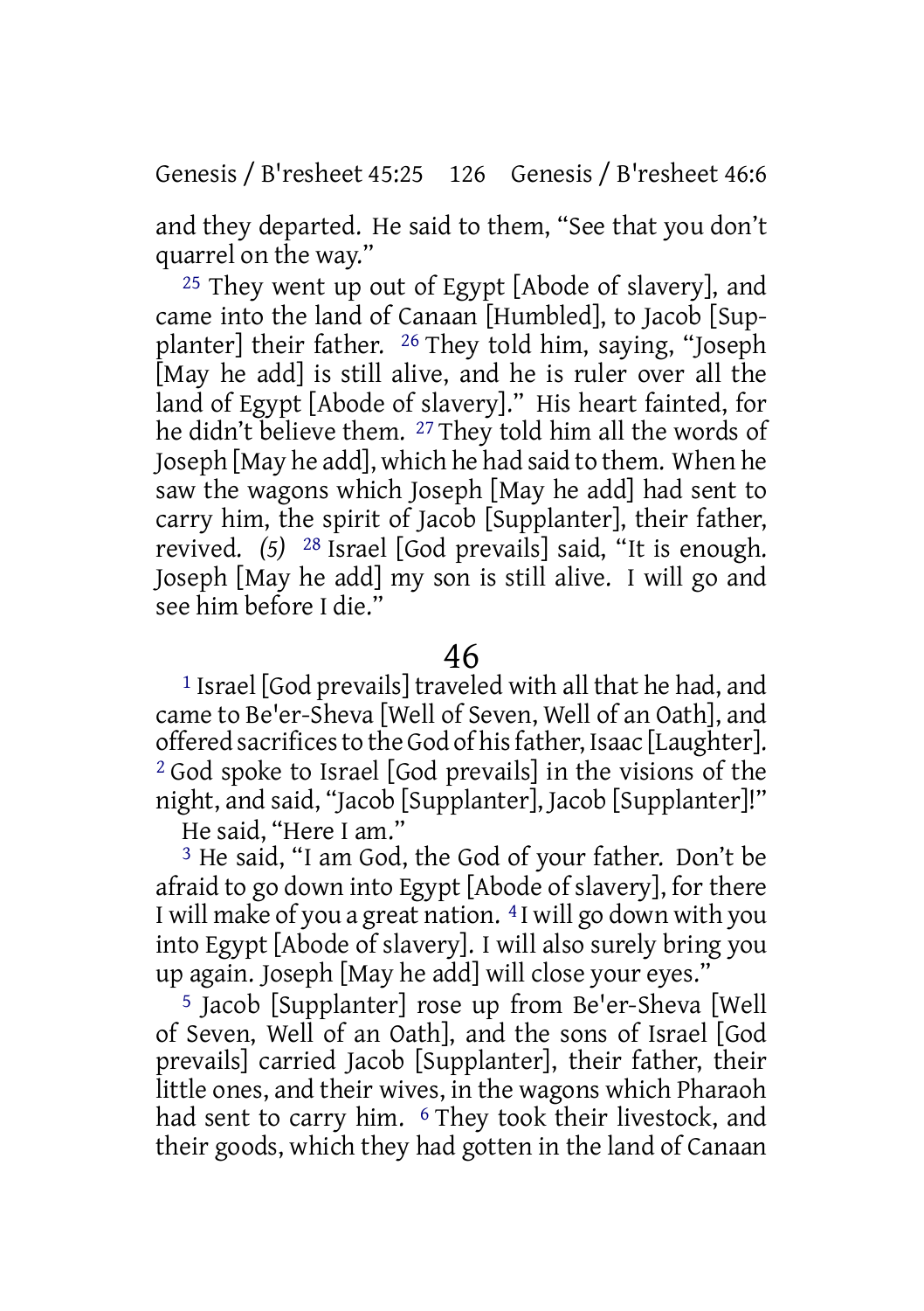and they departed. He said to them, “See that you don’t quarrel on the way.”

[25] They went up out of Egypt [Abode of slavery], and came into the land of Canaan [Humbled], to Jacob [Supplanter] their father. [26] They told him, saying, “Joseph [May he add] is still alive, and he is ruler over all the land of Egypt [Abode of slavery].” His heart fainted, for he didn’t believe them. [27] They told him all the words of Joseph [May he add], which he had said to them. When he saw the wagons which Joseph [May he add] had sent to carry him, the spirit of Jacob [Supplanter], their father, revived. *(5)* [28] Israel [God prevails] said, “It is enough. Joseph [May he add] my son is still alive. I will go and see him before I die.”

## 46

[1] Israel [God prevails] traveled with all that he had, and came to Be'er-Sheva [Well of Seven, Well of an Oath], and offered sacrifices to the God of his father, Isaac [Laughter]. [2] God spoke to Israel [God prevails] in the visions of the night, and said, “Jacob [Supplanter], Jacob [Supplanter]!”

He said, “Here I am.”

[3] He said, “I am God, the God of your father. Don’t be afraid to go down into Egypt [Abode of slavery], for there I will make of you a great nation. [4] I will go down with you into Egypt [Abode of slavery]. I will also surely bring you up again. Joseph [May he add] will close your eyes.”

[5] Jacob [Supplanter] rose up from Be'er-Sheva [Well of Seven, Well of an Oath], and the sons of Israel [God prevails] carried Jacob [Supplanter], their father, their little ones, and their wives, in the wagons which Pharaoh had sent to carry him. [6] They took their livestock, and their goods, which they had gotten in the land of Canaan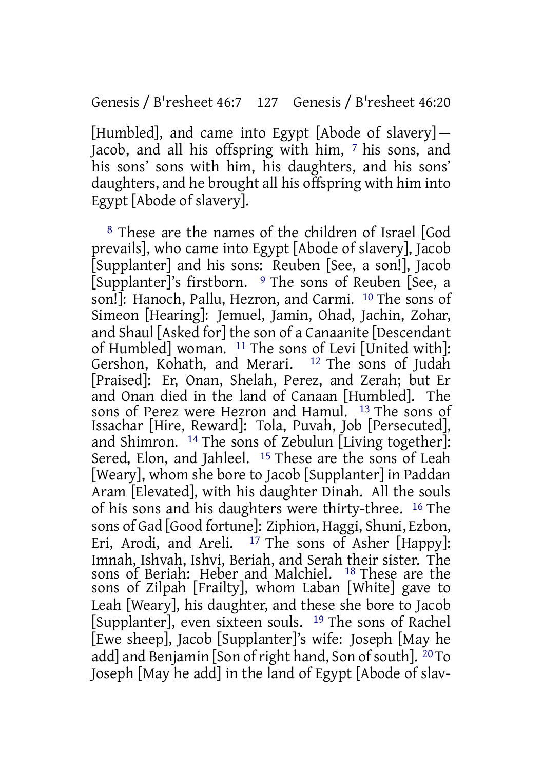[Humbled], and came into Egypt [Abode of slavery]—Jacob, and all his offspring with him, [7] his sons, and his sons' sons with him, his daughters, and his sons' daughters, and he brought all his offspring with him into Egypt [Abode of slavery].

[8] These are the names of the children of Israel [God prevails], who came into Egypt [Abode of slavery], Jacob [Supplanter] and his sons: Reuben [See, a son!], Jacob [Supplanter]'s firstborn. [9] The sons of Reuben [See, a son!]: Hanoch, Pallu, Hezron, and Carmi. [10] The sons of Simeon [Hearing]: Jemuel, Jamin, Ohad, Jachin, Zohar, and Shaul [Asked for] the son of a Canaanite [Descendant of Humbled] woman. [11] The sons of Levi [United with]: Gershon, Kohath, and Merari. [12] The sons of Judah [Praised]: Er, Onan, Shelah, Perez, and Zerah; but Er and Onan died in the land of Canaan [Humbled]. The sons of Perez were Hezron and Hamul. [13] The sons of Issachar [Hire, Reward]: Tola, Puvah, Job [Persecuted], and Shimron. [14] The sons of Zebulun [Living together]: Sered, Elon, and Jahleel. [15] These are the sons of Leah [Weary], whom she bore to Jacob [Supplanter] in Paddan Aram [Elevated], with his daughter Dinah. All the souls of his sons and his daughters were thirty-three. [16] The sons of Gad [Good fortune]: Ziphion, Haggi, Shuni, Ezbon, Eri, Arodi, and Areli. [17] The sons of Asher [Happy]: Imnah, Ishvah, Ishvi, Beriah, and Serah their sister. The sons of Beriah: Heber and Malchiel. [18] These are the sons of Zilpah [Frailty], whom Laban [White] gave to Leah [Weary], his daughter, and these she bore to Jacob [Supplanter], even sixteen souls. [19] The sons of Rachel [Ewe sheep], Jacob [Supplanter]'s wife: Joseph [May he add] and Benjamin [Son of right hand, Son of south]. [20] To Joseph [May he add] in the land of Egypt [Abode of slav-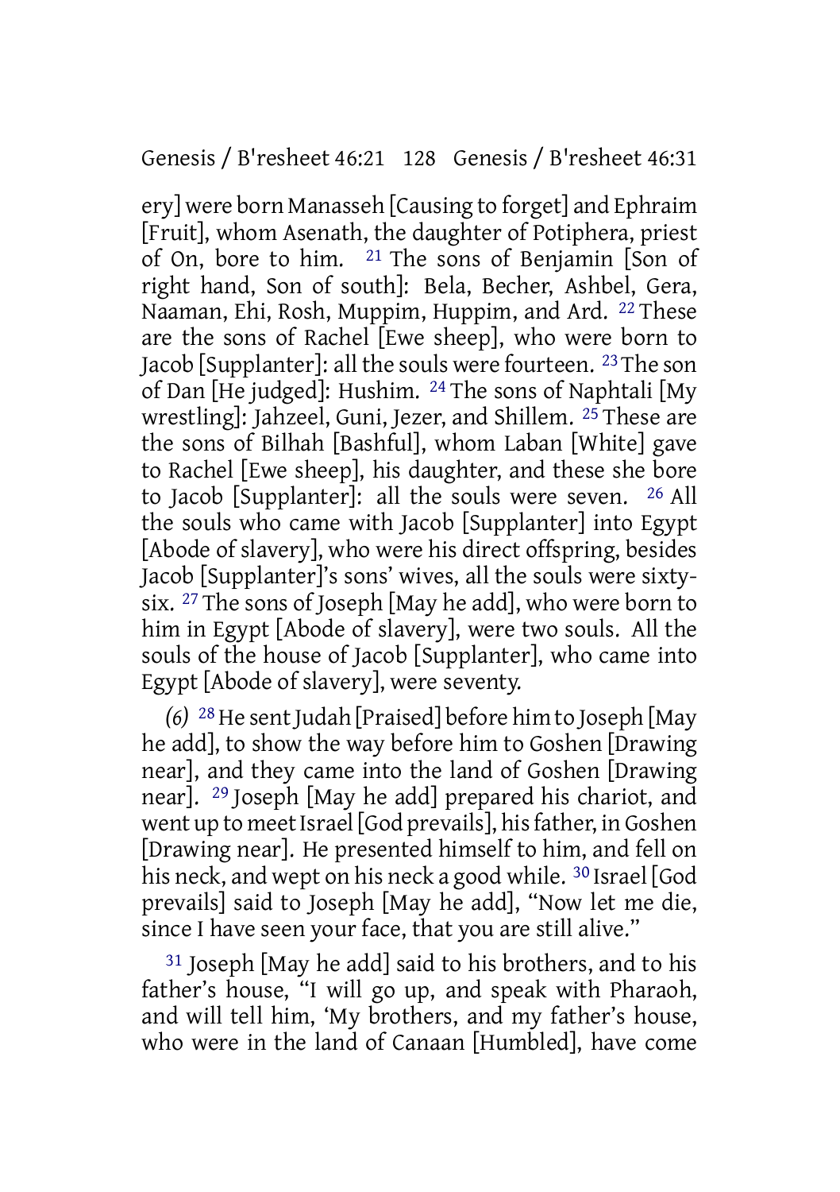ery] were born Manasseh [Causing to forget] and Ephraim [Fruit], whom Asenath, the daughter of Potiphera, priest of On, bore to him. [21] The sons of Benjamin [Son of right hand, Son of south]: Bela, Becher, Ashbel, Gera, Naaman, Ehi, Rosh, Muppim, Huppim, and Ard. [22] These are the sons of Rachel [Ewe sheep], who were born to Jacob [Supplanter]: all the souls were fourteen. [23] The son of Dan [He judged]: Hushim. [24] The sons of Naphtali [My wrestling]: Jahzeel, Guni, Jezer, and Shillem. [25] These are the sons of Bilhah [Bashful], whom Laban [White] gave to Rachel [Ewe sheep], his daughter, and these she bore to Jacob [Supplanter]: all the souls were seven. [26] All the souls who came with Jacob [Supplanter] into Egypt [Abode of slavery], who were his direct offspring, besides Jacob [Supplanter]'s sons' wives, all the souls were sixty-six. [27] The sons of Joseph [May he add], who were born to him in Egypt [Abode of slavery], were two souls. All the souls of the house of Jacob [Supplanter], who came into Egypt [Abode of slavery], were seventy.

*(6)* [28] He sent Judah [Praised] before him to Joseph [May he add], to show the way before him to Goshen [Drawing near], and they came into the land of Goshen [Drawing near]. [29] Joseph [May he add] prepared his chariot, and went up to meet Israel [God prevails], his father, in Goshen [Drawing near]. He presented himself to him, and fell on his neck, and wept on his neck a good while. [30] Israel [God prevails] said to Joseph [May he add], "Now let me die, since I have seen your face, that you are still alive."

[31] Joseph [May he add] said to his brothers, and to his father's house, "I will go up, and speak with Pharaoh, and will tell him, 'My brothers, and my father's house, who were in the land of Canaan [Humbled], have come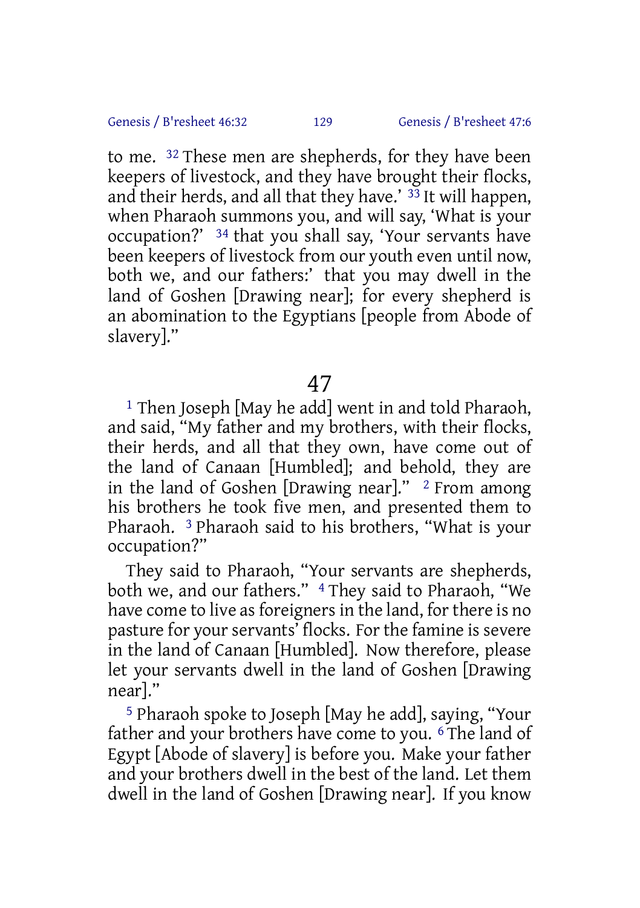to me. [32] These men are shepherds, for they have been keepers of livestock, and they have brought their flocks, and their herds, and all that they have.’ [33] It will happen, when Pharaoh summons you, and will say, ‘What is your occupation?’ [34] that you shall say, ‘Your servants have been keepers of livestock from our youth even until now, both we, and our fathers:’ that you may dwell in the land of Goshen [Drawing near]; for every shepherd is an abomination to the Egyptians [people from Abode of slavery].”

# 47

[1] Then Joseph [May he add] went in and told Pharaoh, and said, “My father and my brothers, with their flocks, their herds, and all that they own, have come out of the land of Canaan [Humbled]; and behold, they are in the land of Goshen [Drawing near].” [2] From among his brothers he took five men, and presented them to Pharaoh. [3] Pharaoh said to his brothers, “What is your occupation?”

They said to Pharaoh, “Your servants are shepherds, both we, and our fathers.” [4] They said to Pharaoh, “We have come to live as foreigners in the land, for there is no pasture for your servants’ flocks. For the famine is severe in the land of Canaan [Humbled]. Now therefore, please let your servants dwell in the land of Goshen [Drawing near].”

[5] Pharaoh spoke to Joseph [May he add], saying, “Your father and your brothers have come to you. [6] The land of Egypt [Abode of slavery] is before you. Make your father and your brothers dwell in the best of the land. Let them dwell in the land of Goshen [Drawing near]. If you know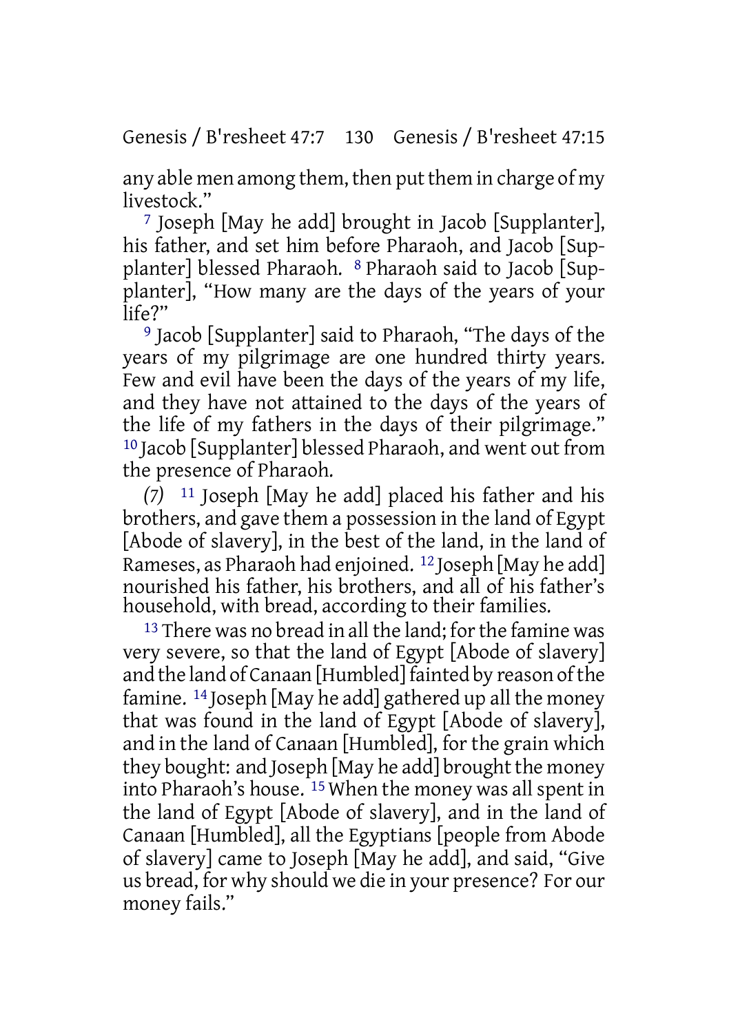any able men among them, then put them in charge of my livestock."

7 Joseph [May he add] brought in Jacob [Supplanter], his father, and set him before Pharaoh, and Jacob [Supplanter] blessed Pharaoh. 8 Pharaoh said to Jacob [Supplanter], "How many are the days of the years of your life?"

9 Jacob [Supplanter] said to Pharaoh, "The days of the years of my pilgrimage are one hundred thirty years. Few and evil have been the days of the years of my life, and they have not attained to the days of the years of the life of my fathers in the days of their pilgrimage." 10 Jacob [Supplanter] blessed Pharaoh, and went out from the presence of Pharaoh.

*(7)* 11 Joseph [May he add] placed his father and his brothers, and gave them a possession in the land of Egypt [Abode of slavery], in the best of the land, in the land of Rameses, as Pharaoh had enjoined. 12 Joseph [May he add] nourished his father, his brothers, and all of his father's household, with bread, according to their families.

13 There was no bread in all the land; for the famine was very severe, so that the land of Egypt [Abode of slavery] and the land of Canaan [Humbled] fainted by reason of the famine. 14 Joseph [May he add] gathered up all the money that was found in the land of Egypt [Abode of slavery], and in the land of Canaan [Humbled], for the grain which they bought: and Joseph [May he add] brought the money into Pharaoh's house. 15 When the money was all spent in the land of Egypt [Abode of slavery], and in the land of Canaan [Humbled], all the Egyptians [people from Abode of slavery] came to Joseph [May he add], and said, "Give us bread, for why should we die in your presence? For our money fails."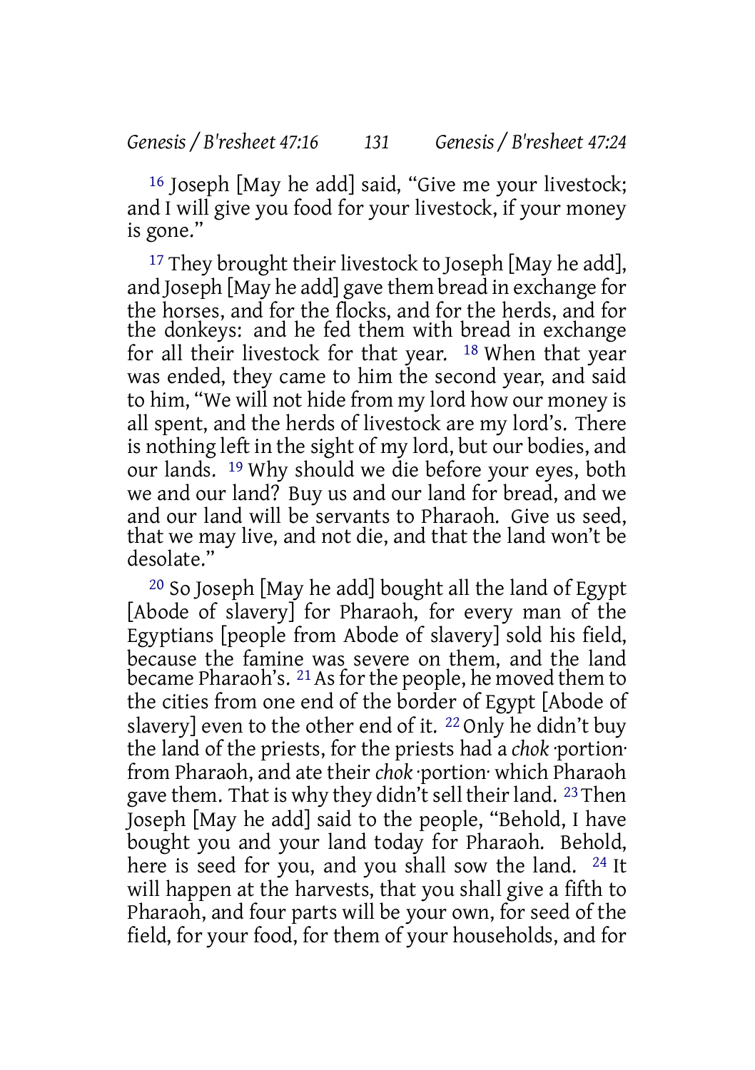[16] Joseph [May he add] said, “Give me your livestock; and I will give you food for your livestock, if your money is gone.”

[17] They brought their livestock to Joseph [May he add], and Joseph [May he add] gave them bread in exchange for the horses, and for the flocks, and for the herds, and for the donkeys: and he fed them with bread in exchange for all their livestock for that year. [18] When that year was ended, they came to him the second year, and said to him, “We will not hide from my lord how our money is all spent, and the herds of livestock are my lord’s. There is nothing left in the sight of my lord, but our bodies, and our lands. [19] Why should we die before your eyes, both we and our land? Buy us and our land for bread, and we and our land will be servants to Pharaoh. Give us seed, that we may live, and not die, and that the land won’t be desolate.”

[20] So Joseph [May he add] bought all the land of Egypt [Abode of slavery] for Pharaoh, for every man of the Egyptians [people from Abode of slavery] sold his field, because the famine was severe on them, and the land became Pharaoh’s. [21] As for the people, he moved them to the cities from one end of the border of Egypt [Abode of slavery] even to the other end of it. [22] Only he didn’t buy the land of the priests, for the priests had a *chok* ·portion· from Pharaoh, and ate their *chok* ·portion· which Pharaoh gave them. That is why they didn’t sell their land. [23] Then Joseph [May he add] said to the people, “Behold, I have bought you and your land today for Pharaoh. Behold, here is seed for you, and you shall sow the land. [24] It will happen at the harvests, that you shall give a fifth to Pharaoh, and four parts will be your own, for seed of the field, for your food, for them of your households, and for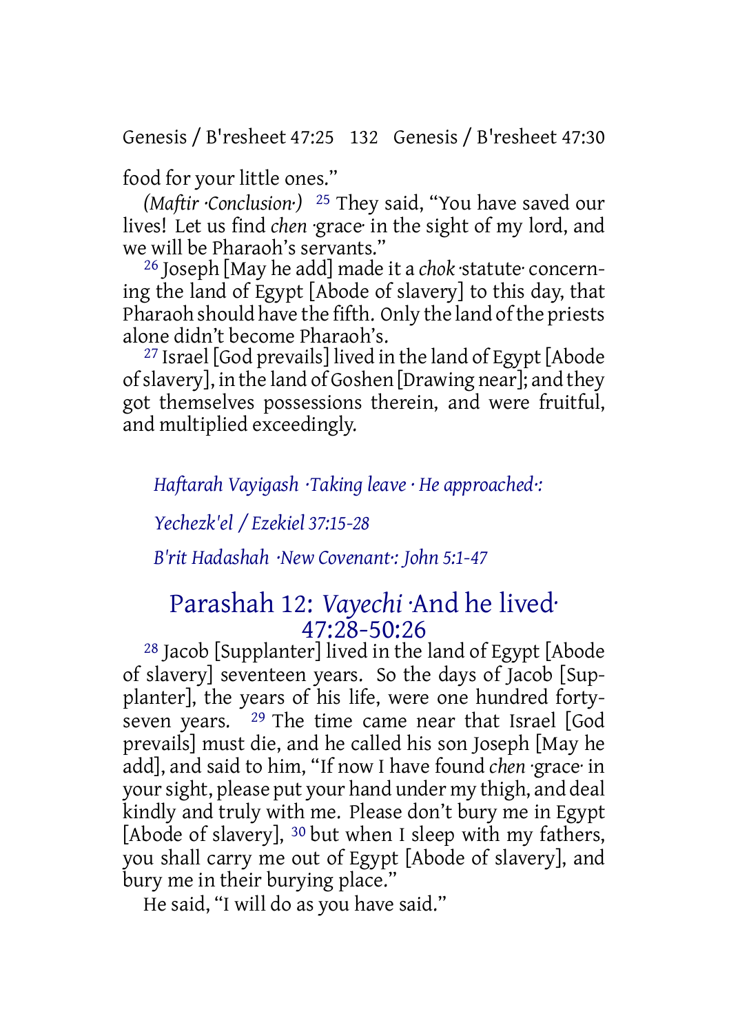food for your little ones."

*(Maftir ·Conclusion·)* [25] They said, "You have saved our lives! Let us find *chen* ·grace· in the sight of my lord, and we will be Pharaoh's servants."

[26] Joseph [May he add] made it a *chok* ·statute· concerning the land of Egypt [Abode of slavery] to this day, that Pharaoh should have the fifth. Only the land of the priests alone didn't become Pharaoh's.

[27] Israel [God prevails] lived in the land of Egypt [Abode of slavery], in the land of Goshen [Drawing near]; and they got themselves possessions therein, and were fruitful, and multiplied exceedingly.

*Haftarah Vayigash ·Taking leave · He approached·:*

*Yechezk'el / Ezekiel 37:15-28*

*B'rit Hadashah ·New Covenant·: John 5:1-47*

## Parashah 12: *Vayechi* ·And he lived· 47:28-50:26

[28] Jacob [Supplanter] lived in the land of Egypt [Abode of slavery] seventeen years. So the days of Jacob [Supplanter], the years of his life, were one hundred forty-seven years. [29] The time came near that Israel [God prevails] must die, and he called his son Joseph [May he add], and said to him, "If now I have found *chen* ·grace· in your sight, please put your hand under my thigh, and deal kindly and truly with me. Please don't bury me in Egypt [Abode of slavery], [30] but when I sleep with my fathers, you shall carry me out of Egypt [Abode of slavery], and bury me in their burying place."

He said, "I will do as you have said."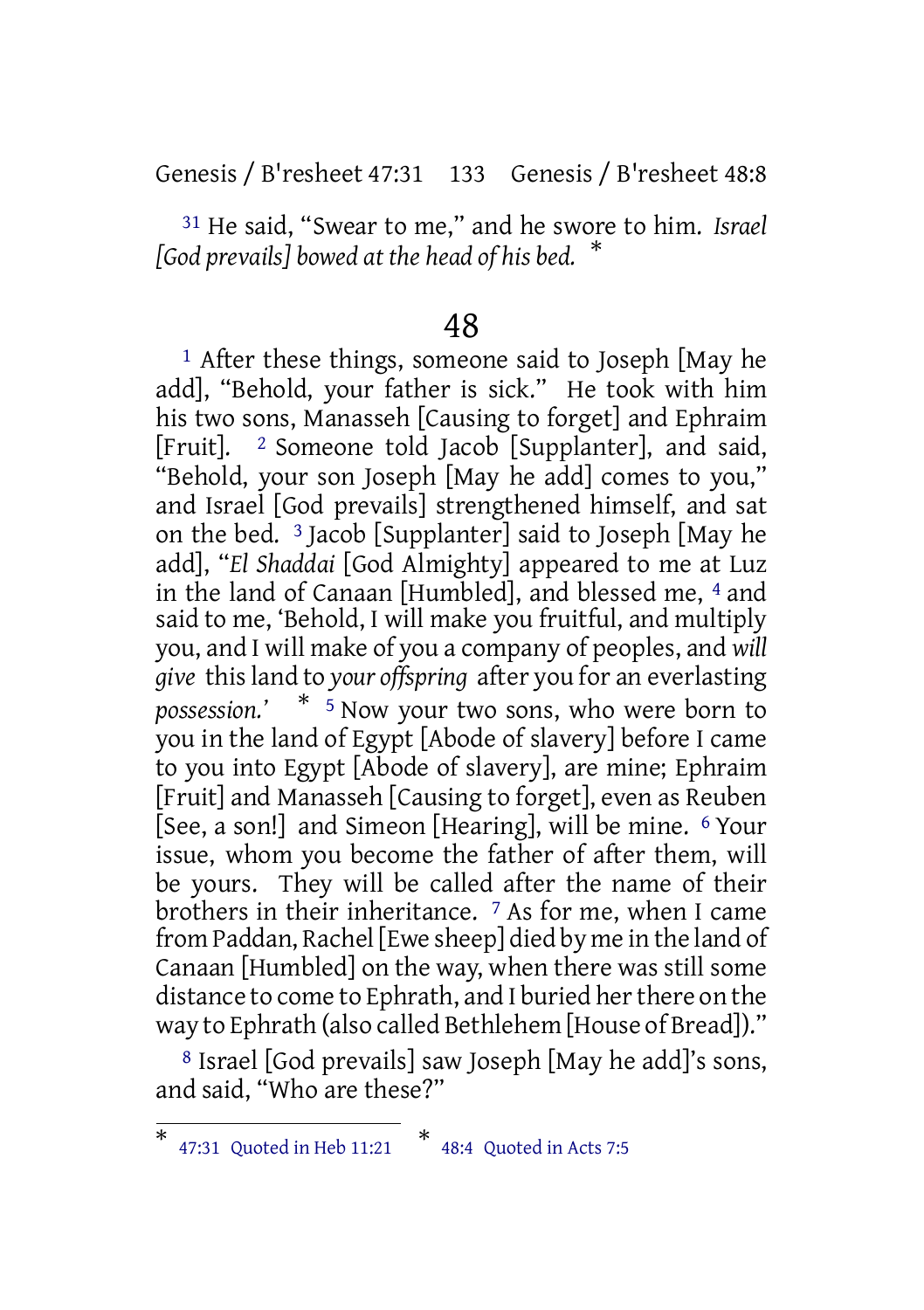[31] He said, "Swear to me," and he swore to him. *Israel [God prevails] bowed at the head of his bed.* *

# 48

[1] After these things, someone said to Joseph [May he add], "Behold, your father is sick." He took with him his two sons, Manasseh [Causing to forget] and Ephraim [Fruit]. [2] Someone told Jacob [Supplanter], and said, "Behold, your son Joseph [May he add] comes to you," and Israel [God prevails] strengthened himself, and sat on the bed. [3] Jacob [Supplanter] said to Joseph [May he add], "*El Shaddai* [God Almighty] appeared to me at Luz in the land of Canaan [Humbled], and blessed me, [4] and said to me, 'Behold, I will make you fruitful, and multiply you, and I will make of you a company of peoples, and *will give* this land to *your offspring* after you for an everlasting *possession.'* * [5] Now your two sons, who were born to you in the land of Egypt [Abode of slavery] before I came to you into Egypt [Abode of slavery], are mine; Ephraim [Fruit] and Manasseh [Causing to forget], even as Reuben [See, a son!] and Simeon [Hearing], will be mine. [6] Your issue, whom you become the father of after them, will be yours. They will be called after the name of their brothers in their inheritance. [7] As for me, when I came from Paddan, Rachel [Ewe sheep] died by me in the land of Canaan [Humbled] on the way, when there was still some distance to come to Ephrath, and I buried her there on the way to Ephrath (also called Bethlehem [House of Bread])."

[8] Israel [God prevails] saw Joseph [May he add]'s sons, and said, "Who are these?"

---

* 47:31 Quoted in Heb 11:21 * 48:4 Quoted in Acts 7:5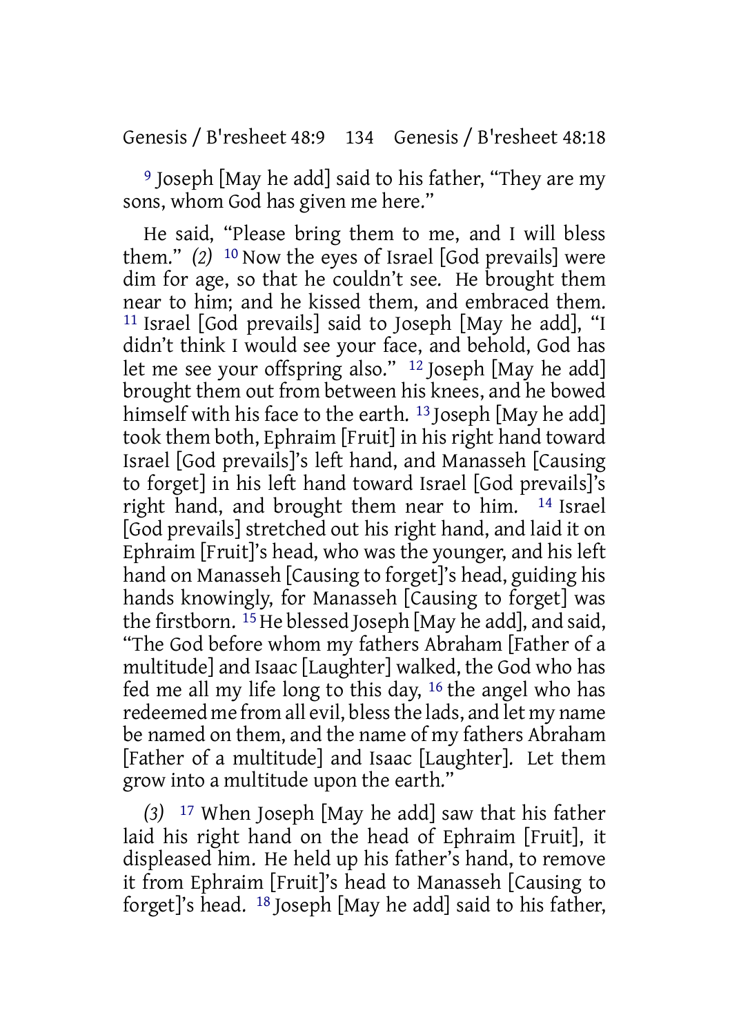[9] Joseph [May he add] said to his father, "They are my sons, whom God has given me here."

He said, "Please bring them to me, and I will bless them." *(2)* [10] Now the eyes of Israel [God prevails] were dim for age, so that he couldn't see. He brought them near to him; and he kissed them, and embraced them. [11] Israel [God prevails] said to Joseph [May he add], "I didn't think I would see your face, and behold, God has let me see your offspring also." [12] Joseph [May he add] brought them out from between his knees, and he bowed himself with his face to the earth. [13] Joseph [May he add] took them both, Ephraim [Fruit] in his right hand toward Israel [God prevails]'s left hand, and Manasseh [Causing to forget] in his left hand toward Israel [God prevails]'s right hand, and brought them near to him. [14] Israel [God prevails] stretched out his right hand, and laid it on Ephraim [Fruit]'s head, who was the younger, and his left hand on Manasseh [Causing to forget]'s head, guiding his hands knowingly, for Manasseh [Causing to forget] was the firstborn. [15] He blessed Joseph [May he add], and said, "The God before whom my fathers Abraham [Father of a multitude] and Isaac [Laughter] walked, the God who has fed me all my life long to this day, [16] the angel who has redeemed me from all evil, bless the lads, and let my name be named on them, and the name of my fathers Abraham [Father of a multitude] and Isaac [Laughter]. Let them grow into a multitude upon the earth."

*(3)* [17] When Joseph [May he add] saw that his father laid his right hand on the head of Ephraim [Fruit], it displeased him. He held up his father's hand, to remove it from Ephraim [Fruit]'s head to Manasseh [Causing to forget]'s head. [18] Joseph [May he add] said to his father,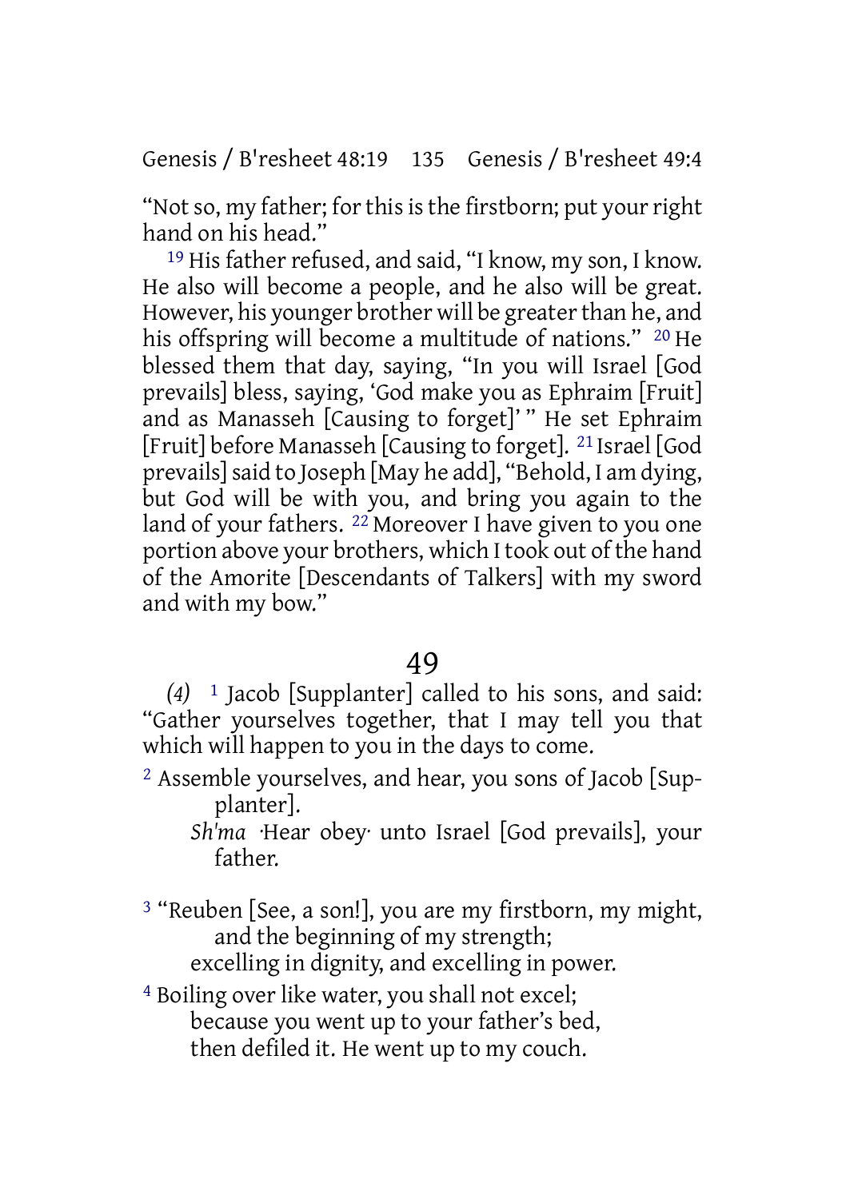"Not so, my father; for this is the firstborn; put your right hand on his head."

[19] His father refused, and said, "I know, my son, I know. He also will become a people, and he also will be great. However, his younger brother will be greater than he, and his offspring will become a multitude of nations." [20] He blessed them that day, saying, "In you will Israel [God prevails] bless, saying, 'God make you as Ephraim [Fruit] and as Manasseh [Causing to forget]' " He set Ephraim [Fruit] before Manasseh [Causing to forget]. [21] Israel [God prevails] said to Joseph [May he add], "Behold, I am dying, but God will be with you, and bring you again to the land of your fathers. [22] Moreover I have given to you one portion above your brothers, which I took out of the hand of the Amorite [Descendants of Talkers] with my sword and with my bow."

## 49

*(4)* [1] Jacob [Supplanter] called to his sons, and said: "Gather yourselves together, that I may tell you that which will happen to you in the days to come.

[2] Assemble yourselves, and hear, you sons of Jacob [Supplanter].
*Sh'ma* ·Hear obey· unto Israel [God prevails], your father.

[3] "Reuben [See, a son!], you are my firstborn, my might, and the beginning of my strength;
excelling in dignity, and excelling in power.

[4] Boiling over like water, you shall not excel;
because you went up to your father's bed,
then defiled it. He went up to my couch.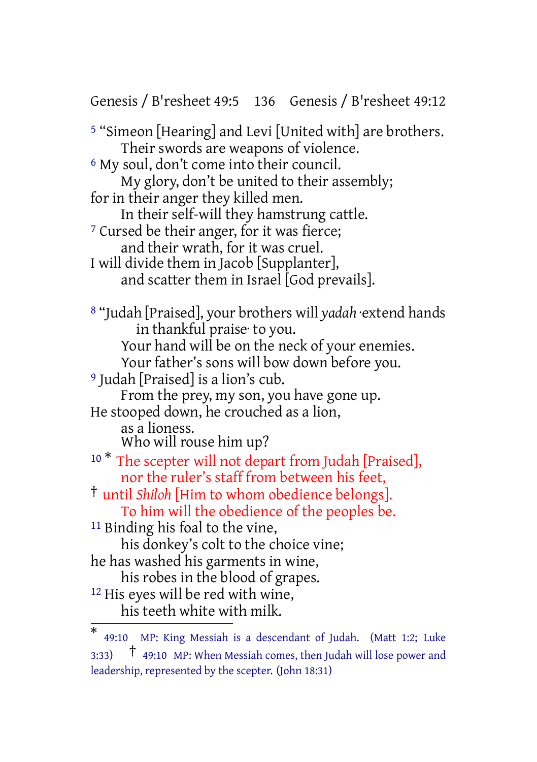[5] "Simeon [Hearing] and Levi [United with] are brothers.
Their swords are weapons of violence.
[6] My soul, don't come into their council.
My glory, don't be united to their assembly;
for in their anger they killed men.
In their self-will they hamstrung cattle.
[7] Cursed be their anger, for it was fierce;
and their wrath, for it was cruel.
I will divide them in Jacob [Supplanter],
and scatter them in Israel [God prevails].

[8] "Judah [Praised], your brothers will *yadah* ·extend hands in thankful praise· to you.
Your hand will be on the neck of your enemies.
Your father's sons will bow down before you.
[9] Judah [Praised] is a lion's cub.
From the prey, my son, you have gone up.
He stooped down, he crouched as a lion,
as a lioness.
Who will rouse him up?
[10] * The scepter will not depart from Judah [Praised],
nor the ruler's staff from between his feet,
† until *Shiloh* [Him to whom obedience belongs].
To him will the obedience of the peoples be.
[11] Binding his foal to the vine,
his donkey's colt to the choice vine;
he has washed his garments in wine,
his robes in the blood of grapes.
[12] His eyes will be red with wine,
his teeth white with milk.

---

* 49:10 MP: King Messiah is a descendant of Judah. (Matt 1:2; Luke 3:33) † 49:10 MP: When Messiah comes, then Judah will lose power and leadership, represented by the scepter. (John 18:31)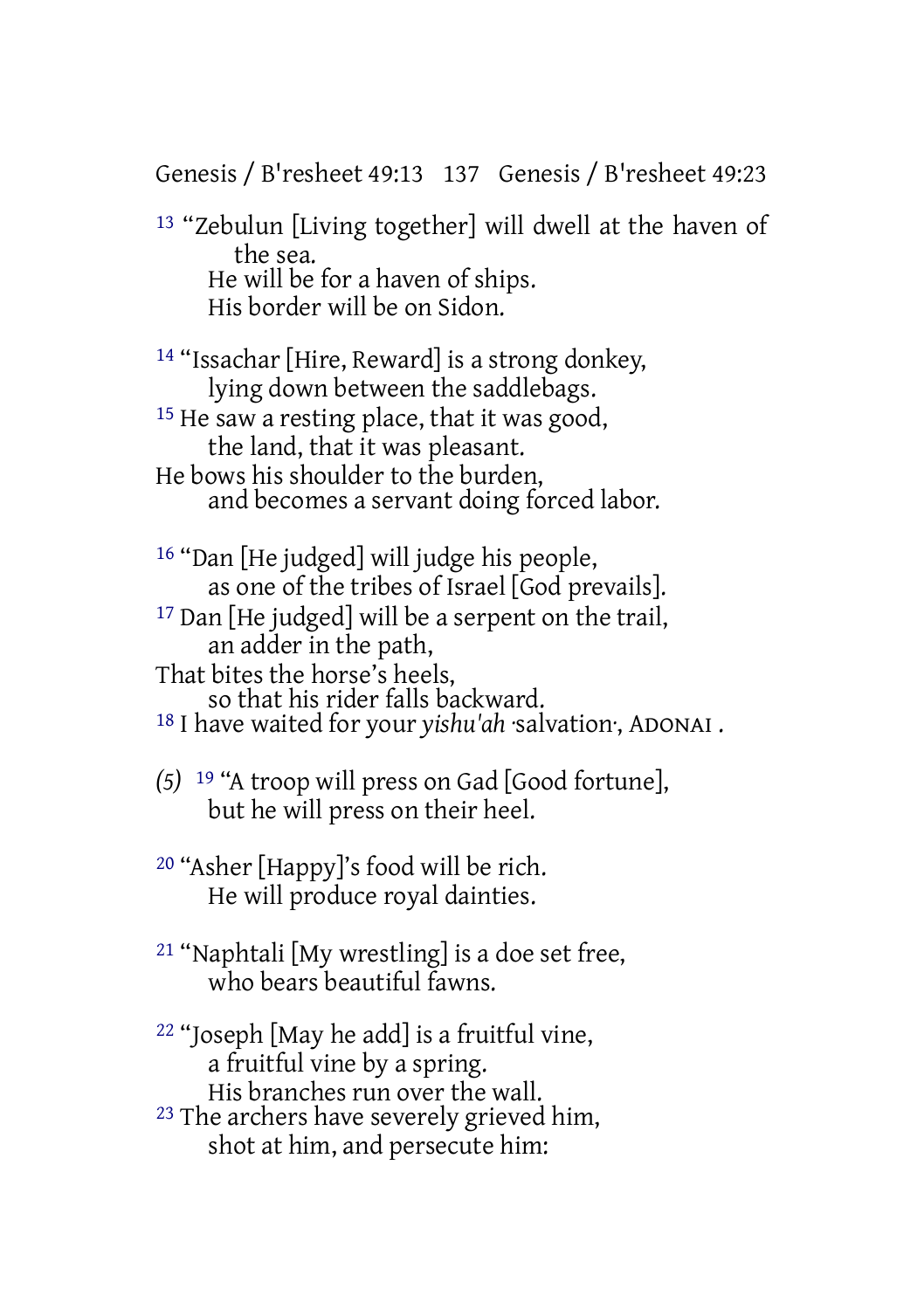13 “Zebulun [Living together] will dwell at the haven of the sea.
He will be for a haven of ships.
His border will be on Sidon.

14 “Issachar [Hire, Reward] is a strong donkey,
lying down between the saddlebags.
15 He saw a resting place, that it was good,
the land, that it was pleasant.
He bows his shoulder to the burden,
and becomes a servant doing forced labor.

16 “Dan [He judged] will judge his people,
as one of the tribes of Israel [God prevails].
17 Dan [He judged] will be a serpent on the trail,
an adder in the path,
That bites the horse’s heels,
so that his rider falls backward.
18 I have waited for your *yishu'ah* ·salvation·, ADONAI .

*(5)* 19 “A troop will press on Gad [Good fortune],
but he will press on their heel.

20 “Asher [Happy]’s food will be rich.
He will produce royal dainties.

21 “Naphtali [My wrestling] is a doe set free,
who bears beautiful fawns.

22 “Joseph [May he add] is a fruitful vine,
a fruitful vine by a spring.
His branches run over the wall.
23 The archers have severely grieved him,
shot at him, and persecute him: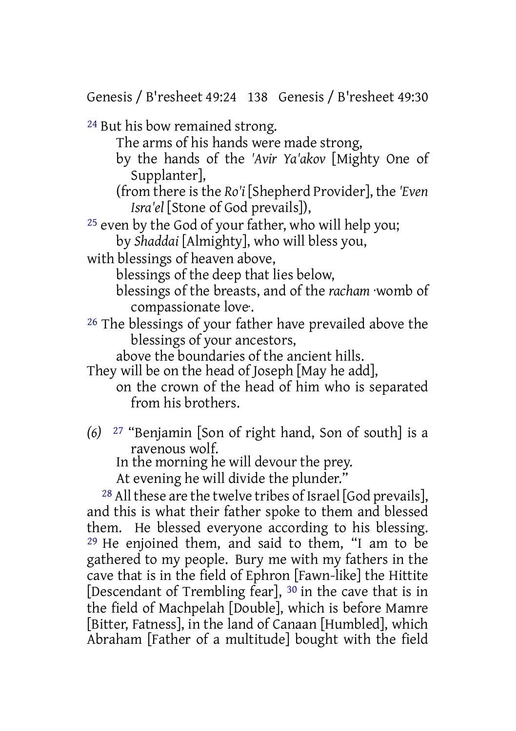[24] But his bow remained strong.
The arms of his hands were made strong,
by the hands of the *'Avir Ya'akov* [Mighty One of Supplanter],
(from there is the *Ro'i* [Shepherd Provider], the *'Even Isra'el* [Stone of God prevails]),
[25] even by the God of your father, who will help you;
by *Shaddai* [Almighty], who will bless you,
with blessings of heaven above,
blessings of the deep that lies below,
blessings of the breasts, and of the *racham* ·womb of compassionate love·.
[26] The blessings of your father have prevailed above the blessings of your ancestors,
above the boundaries of the ancient hills.
They will be on the head of Joseph [May he add],
on the crown of the head of him who is separated from his brothers.

*(6)* [27] "Benjamin [Son of right hand, Son of south] is a ravenous wolf.
In the morning he will devour the prey.
At evening he will divide the plunder."

[28] All these are the twelve tribes of Israel [God prevails], and this is what their father spoke to them and blessed them. He blessed everyone according to his blessing. [29] He enjoined them, and said to them, "I am to be gathered to my people. Bury me with my fathers in the cave that is in the field of Ephron [Fawn-like] the Hittite [Descendant of Trembling fear], [30] in the cave that is in the field of Machpelah [Double], which is before Mamre [Bitter, Fatness], in the land of Canaan [Humbled], which Abraham [Father of a multitude] bought with the field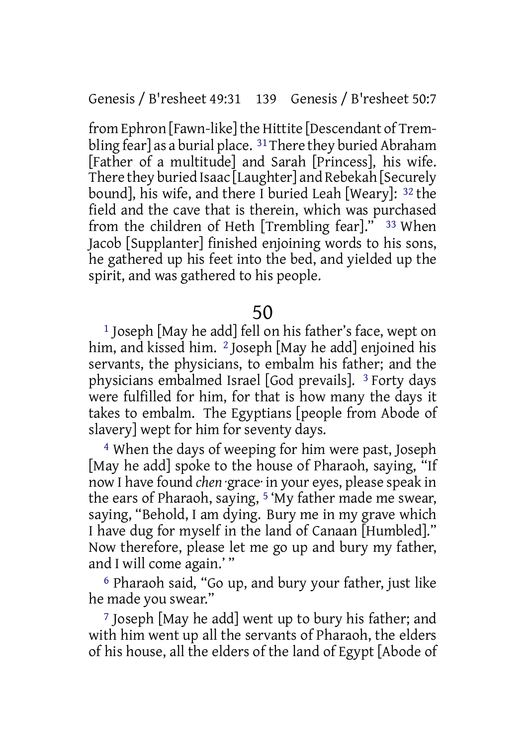from Ephron [Fawn-like] the Hittite [Descendant of Trembling fear] as a burial place. [31] There they buried Abraham [Father of a multitude] and Sarah [Princess], his wife. There they buried Isaac [Laughter] and Rebekah [Securely bound], his wife, and there I buried Leah [Weary]: [32] the field and the cave that is therein, which was purchased from the children of Heth [Trembling fear]." [33] When Jacob [Supplanter] finished enjoining words to his sons, he gathered up his feet into the bed, and yielded up the spirit, and was gathered to his people.

## 50

[1] Joseph [May he add] fell on his father's face, wept on him, and kissed him. [2] Joseph [May he add] enjoined his servants, the physicians, to embalm his father; and the physicians embalmed Israel [God prevails]. [3] Forty days were fulfilled for him, for that is how many the days it takes to embalm. The Egyptians [people from Abode of slavery] wept for him for seventy days.

[4] When the days of weeping for him were past, Joseph [May he add] spoke to the house of Pharaoh, saying, "If now I have found *chen* ·grace· in your eyes, please speak in the ears of Pharaoh, saying, [5] 'My father made me swear, saying, "Behold, I am dying. Bury me in my grave which I have dug for myself in the land of Canaan [Humbled]." Now therefore, please let me go up and bury my father, and I will come again.' "

[6] Pharaoh said, "Go up, and bury your father, just like he made you swear."

[7] Joseph [May he add] went up to bury his father; and with him went up all the servants of Pharaoh, the elders of his house, all the elders of the land of Egypt [Abode of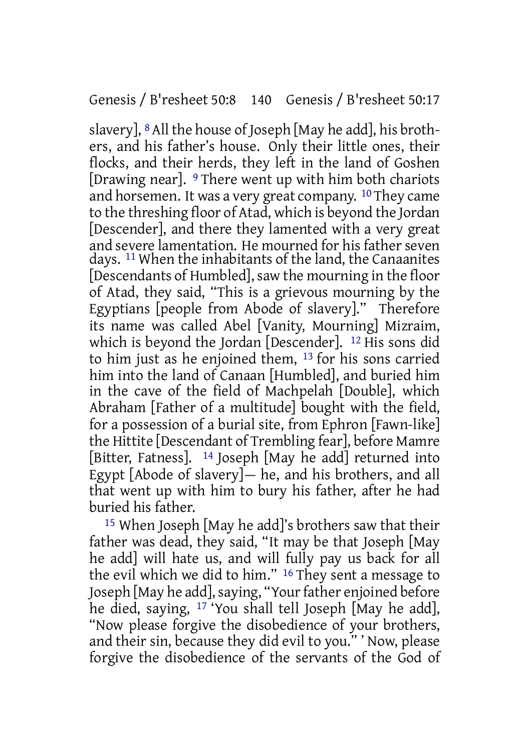slavery], [8] All the house of Joseph [May he add], his brothers, and his father's house. Only their little ones, their flocks, and their herds, they left in the land of Goshen [Drawing near]. [9] There went up with him both chariots and horsemen. It was a very great company. [10] They came to the threshing floor of Atad, which is beyond the Jordan [Descender], and there they lamented with a very great and severe lamentation. He mourned for his father seven days. [11] When the inhabitants of the land, the Canaanites [Descendants of Humbled], saw the mourning in the floor of Atad, they said, "This is a grievous mourning by the Egyptians [people from Abode of slavery]." Therefore its name was called Abel [Vanity, Mourning] Mizraim, which is beyond the Jordan [Descender]. [12] His sons did to him just as he enjoined them, [13] for his sons carried him into the land of Canaan [Humbled], and buried him in the cave of the field of Machpelah [Double], which Abraham [Father of a multitude] bought with the field, for a possession of a burial site, from Ephron [Fawn-like] the Hittite [Descendant of Trembling fear], before Mamre [Bitter, Fatness]. [14] Joseph [May he add] returned into Egypt [Abode of slavery]— he, and his brothers, and all that went up with him to bury his father, after he had buried his father.

[15] When Joseph [May he add]'s brothers saw that their father was dead, they said, "It may be that Joseph [May he add] will hate us, and will fully pay us back for all the evil which we did to him." [16] They sent a message to Joseph [May he add], saying, "Your father enjoined before he died, saying, [17] 'You shall tell Joseph [May he add], "Now please forgive the disobedience of your brothers, and their sin, because they did evil to you." ' Now, please forgive the disobedience of the servants of the God of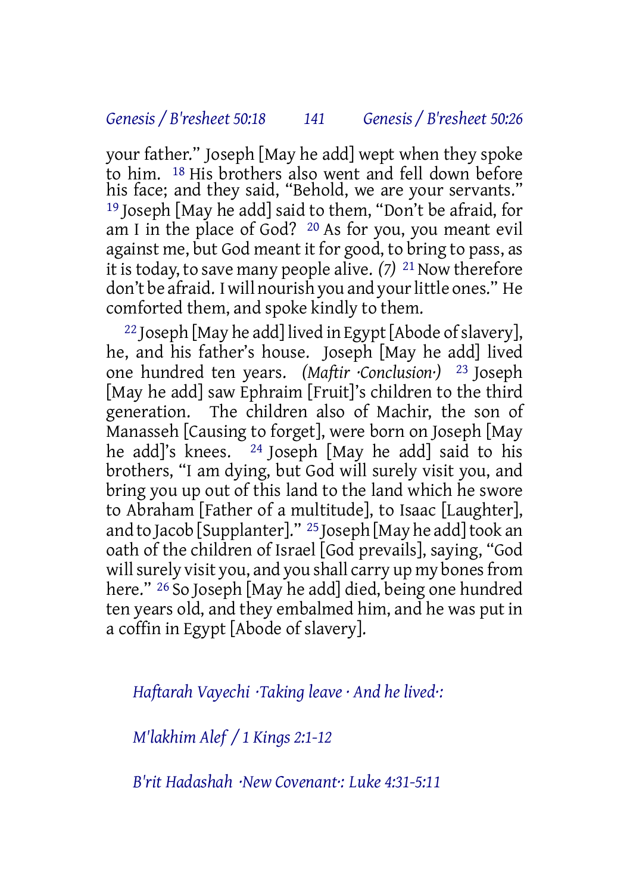your father." Joseph [May he add] wept when they spoke to him. 18 His brothers also went and fell down before his face; and they said, "Behold, we are your servants." 19 Joseph [May he add] said to them, "Don't be afraid, for am I in the place of God? 20 As for you, you meant evil against me, but God meant it for good, to bring to pass, as it is today, to save many people alive. *(7)* 21 Now therefore don't be afraid. I will nourish you and your little ones." He comforted them, and spoke kindly to them.

22 Joseph [May he add] lived in Egypt [Abode of slavery], he, and his father's house. Joseph [May he add] lived one hundred ten years. *(Maftir ·Conclusion·)* 23 Joseph [May he add] saw Ephraim [Fruit]'s children to the third generation. The children also of Machir, the son of Manasseh [Causing to forget], were born on Joseph [May he add]'s knees. 24 Joseph [May he add] said to his brothers, "I am dying, but God will surely visit you, and bring you up out of this land to the land which he swore to Abraham [Father of a multitude], to Isaac [Laughter], and to Jacob [Supplanter]." 25 Joseph [May he add] took an oath of the children of Israel [God prevails], saying, "God will surely visit you, and you shall carry up my bones from here." 26 So Joseph [May he add] died, being one hundred ten years old, and they embalmed him, and he was put in a coffin in Egypt [Abode of slavery].

*Haftarah Vayechi ·Taking leave · And he lived·:*

*M'lakhim Alef / 1 Kings 2:1-12*

*B'rit Hadashah ·New Covenant·: Luke 4:31-5:11*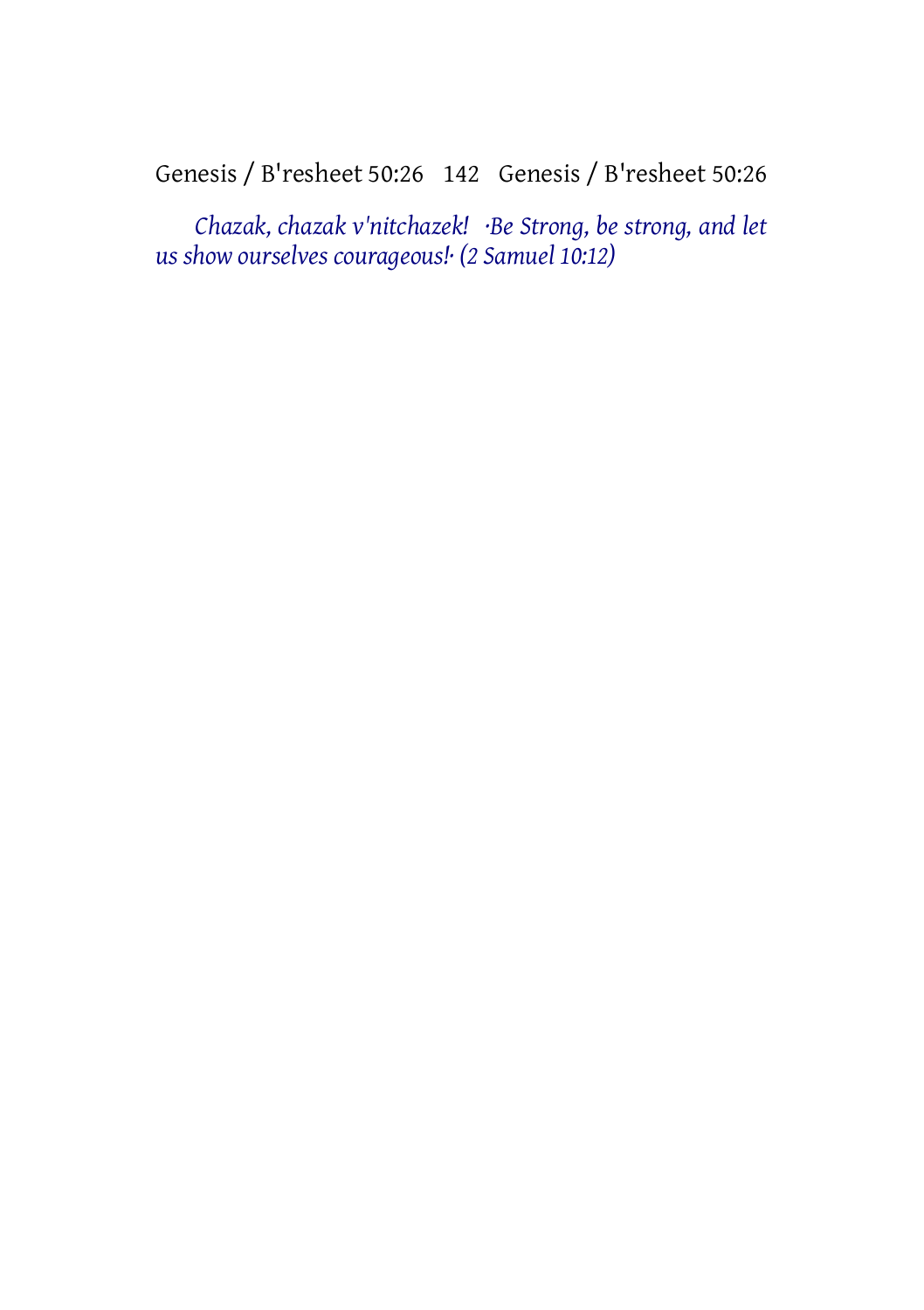*Chazak, chazak v'nitchazek! ·Be Strong, be strong, and let us show ourselves courageous!· (2 Samuel 10:12)*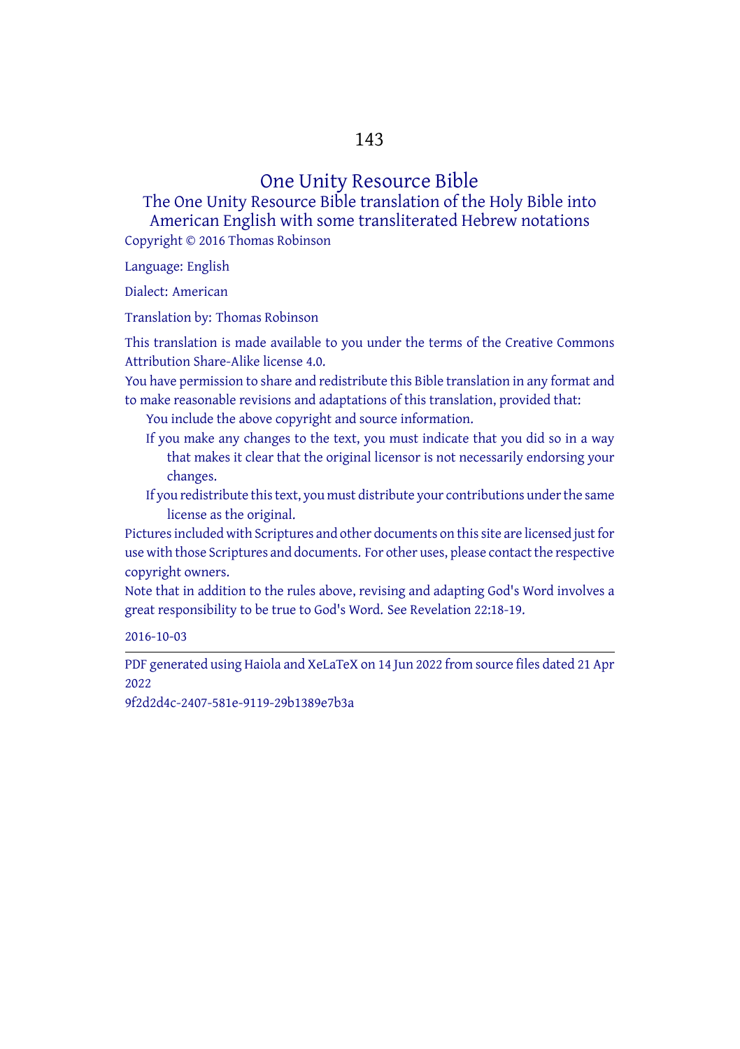# One Unity Resource Bible

## The One Unity Resource Bible translation of the Holy Bible into American English with some transliterated Hebrew notations

Copyright © 2016 Thomas Robinson

Language: English

Dialect: American

Translation by: Thomas Robinson

This translation is made available to you under the terms of the Creative Commons Attribution Share-Alike license 4.0.

You have permission to share and redistribute this Bible translation in any format and to make reasonable revisions and adaptations of this translation, provided that:

- You include the above copyright and source information.
- If you make any changes to the text, you must indicate that you did so in a way that makes it clear that the original licensor is not necessarily endorsing your changes.
- If you redistribute this text, you must distribute your contributions under the same license as the original.

Pictures included with Scriptures and other documents on this site are licensed just for use with those Scriptures and documents. For other uses, please contact the respective copyright owners.

Note that in addition to the rules above, revising and adapting God's Word involves a great responsibility to be true to God's Word. See Revelation 22:18-19.

2016-10-03

---

PDF generated using Haiola and XeLaTeX on 14 Jun 2022 from source files dated 21 Apr 2022

9f2d2d4c-2407-581e-9119-29b1389e7b3a